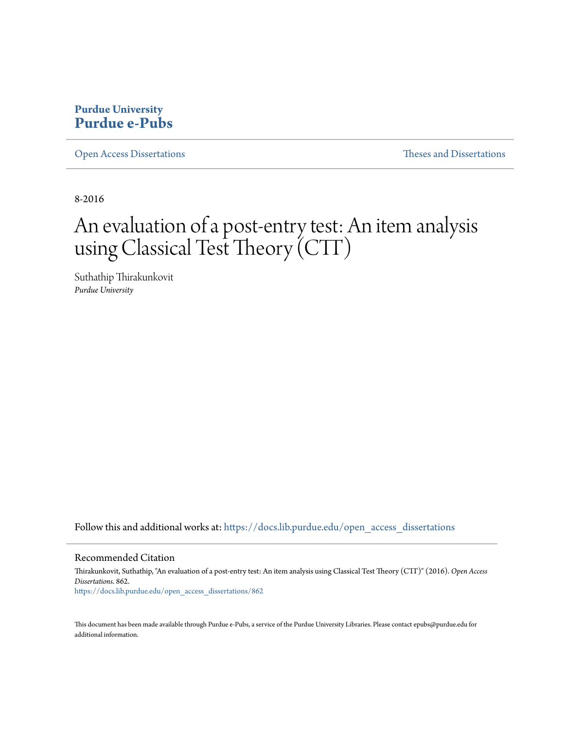**Purdue University**
**Purdue e-Pubs**

Open Access Dissertations | Theses and Dissertations

8-2016

# An evaluation of a post-entry test: An item analysis using Classical Test Theory (CTT)

Suthathip Thirakunkovit
*Purdue University*

Follow this and additional works at: https://docs.lib.purdue.edu/open_access_dissertations

## Recommended Citation

Thirakunkovit, Suthathip, "An evaluation of a post-entry test: An item analysis using Classical Test Theory (CTT)" (2016). *Open Access Dissertations*. 862.
https://docs.lib.purdue.edu/open_access_dissertations/862

This document has been made available through Purdue e-Pubs, a service of the Purdue University Libraries. Please contact epubs@purdue.edu for additional information.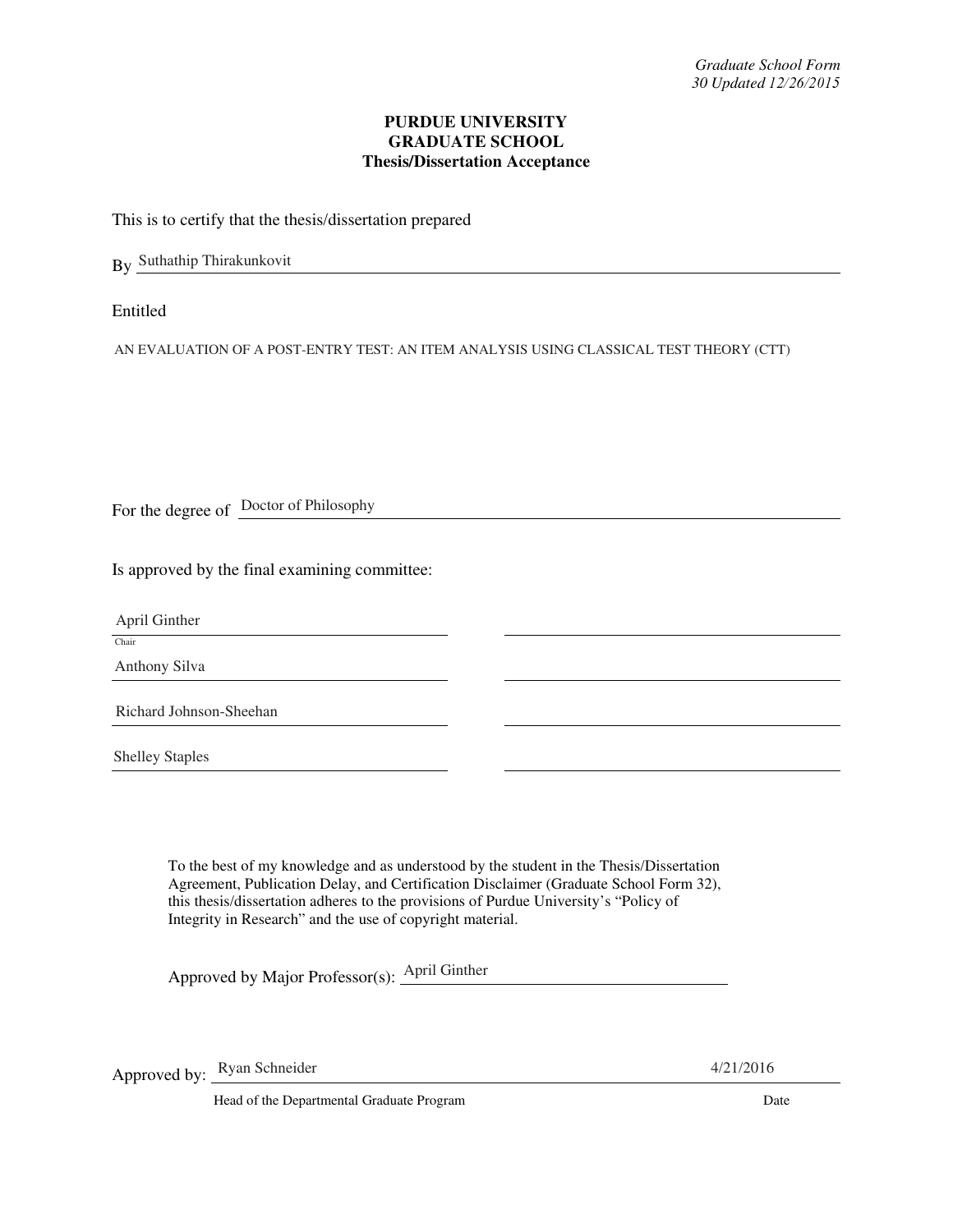*Graduate School Form*
*30 Updated 12/26/2015*

**PURDUE UNIVERSITY**
**GRADUATE SCHOOL**
**Thesis/Dissertation Acceptance**

This is to certify that the thesis/dissertation prepared

By Suthathip Thirakunkovit

Entitled

AN EVALUATION OF A POST-ENTRY TEST: AN ITEM ANALYSIS USING CLASSICAL TEST THEORY (CTT)

For the degree of Doctor of Philosophy

Is approved by the final examining committee:

April Ginther
Chair

Anthony Silva

Richard Johnson-Sheehan

Shelley Staples

To the best of my knowledge and as understood by the student in the Thesis/Dissertation Agreement, Publication Delay, and Certification Disclaimer (Graduate School Form 32), this thesis/dissertation adheres to the provisions of Purdue University's "Policy of Integrity in Research" and the use of copyright material.

Approved by Major Professor(s): April Ginther

Approved by: Ryan Schneider 4/21/2016

Head of the Departmental Graduate Program Date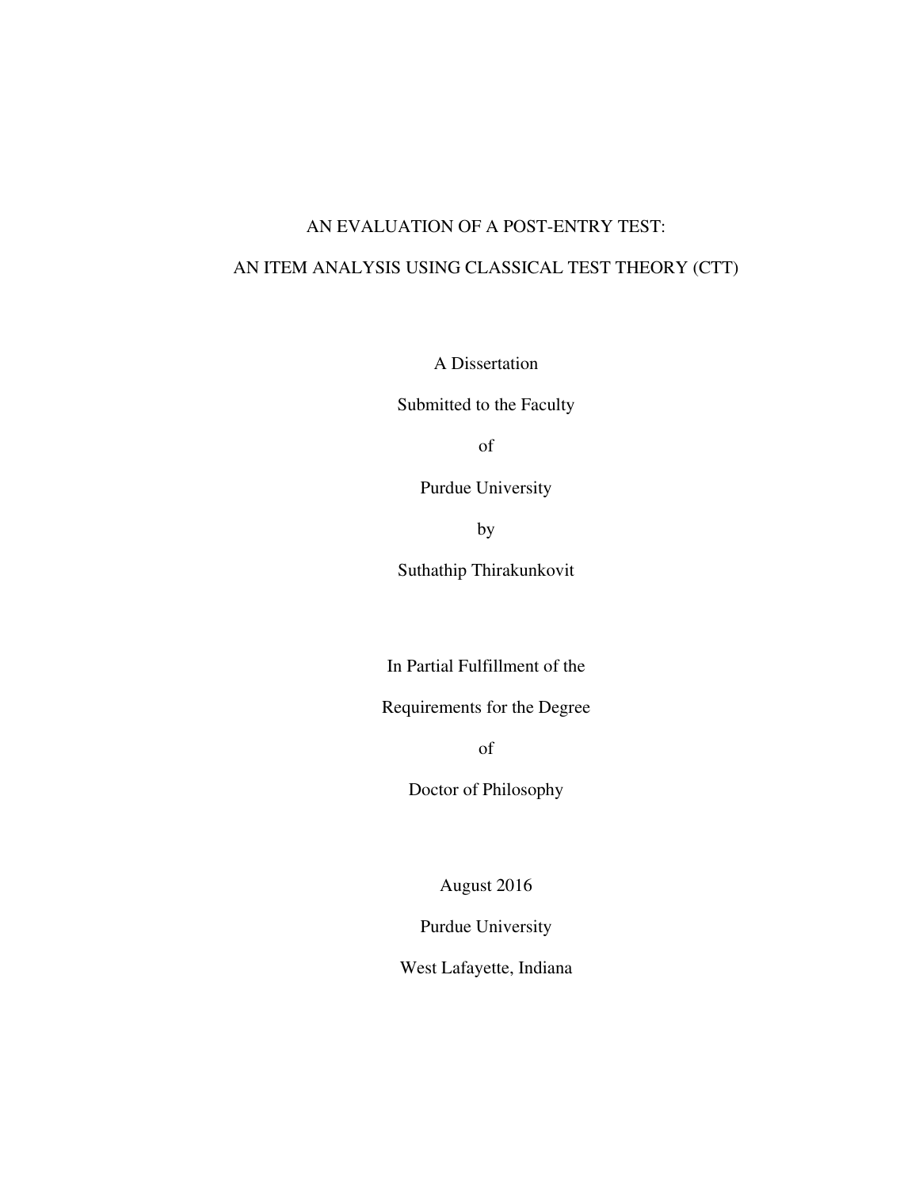# AN EVALUATION OF A POST-ENTRY TEST:

# AN ITEM ANALYSIS USING CLASSICAL TEST THEORY (CTT)

A Dissertation

Submitted to the Faculty

of

Purdue University

by

Suthathip Thirakunkovit

In Partial Fulfillment of the

Requirements for the Degree

of

Doctor of Philosophy

August 2016

Purdue University

West Lafayette, Indiana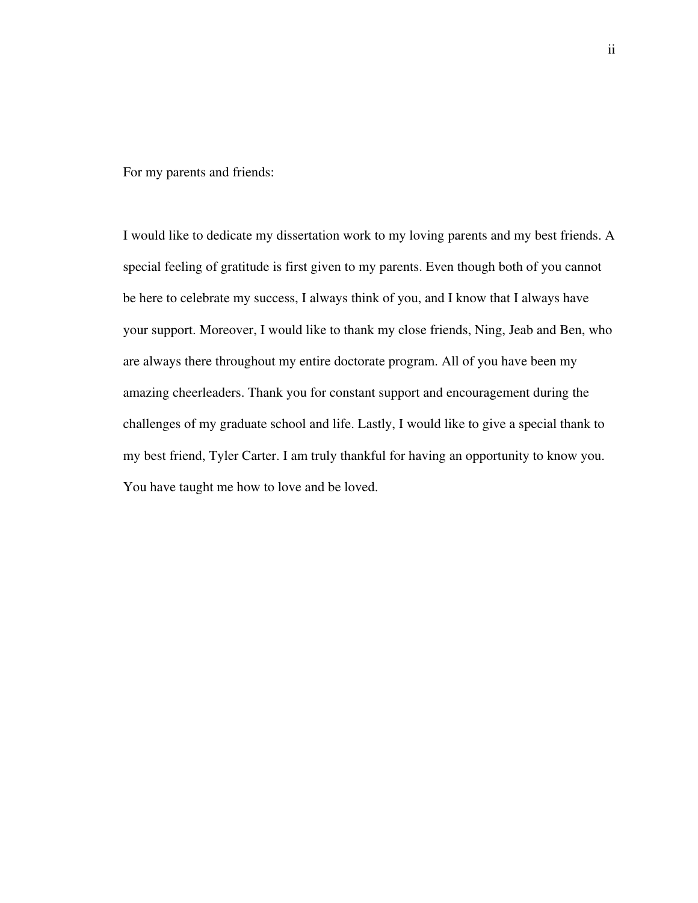For my parents and friends:

I would like to dedicate my dissertation work to my loving parents and my best friends. A special feeling of gratitude is first given to my parents. Even though both of you cannot be here to celebrate my success, I always think of you, and I know that I always have your support. Moreover, I would like to thank my close friends, Ning, Jeab and Ben, who are always there throughout my entire doctorate program. All of you have been my amazing cheerleaders. Thank you for constant support and encouragement during the challenges of my graduate school and life. Lastly, I would like to give a special thank to my best friend, Tyler Carter. I am truly thankful for having an opportunity to know you. You have taught me how to love and be loved.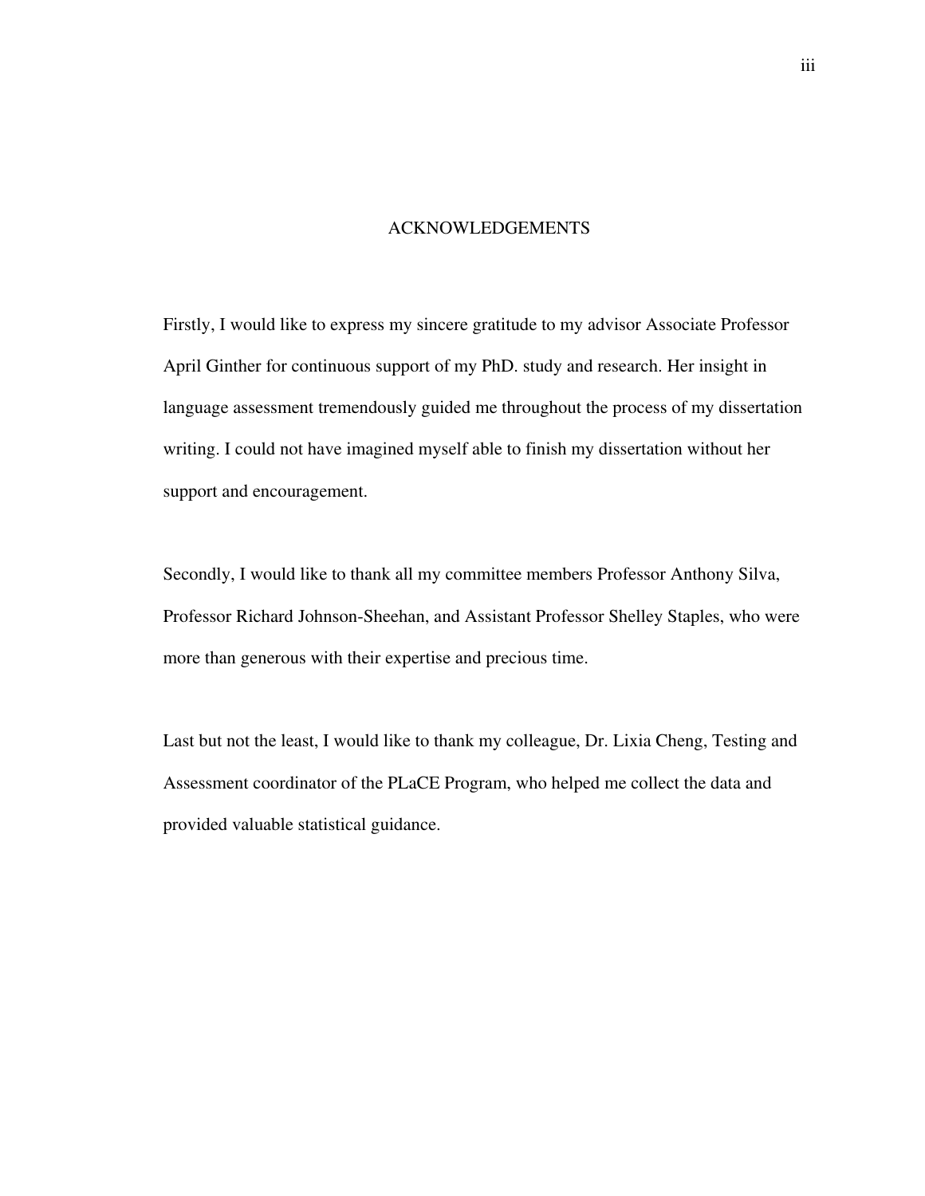# ACKNOWLEDGEMENTS

Firstly, I would like to express my sincere gratitude to my advisor Associate Professor April Ginther for continuous support of my PhD. study and research. Her insight in language assessment tremendously guided me throughout the process of my dissertation writing. I could not have imagined myself able to finish my dissertation without her support and encouragement.

Secondly, I would like to thank all my committee members Professor Anthony Silva, Professor Richard Johnson-Sheehan, and Assistant Professor Shelley Staples, who were more than generous with their expertise and precious time.

Last but not the least, I would like to thank my colleague, Dr. Lixia Cheng, Testing and Assessment coordinator of the PLaCE Program, who helped me collect the data and provided valuable statistical guidance.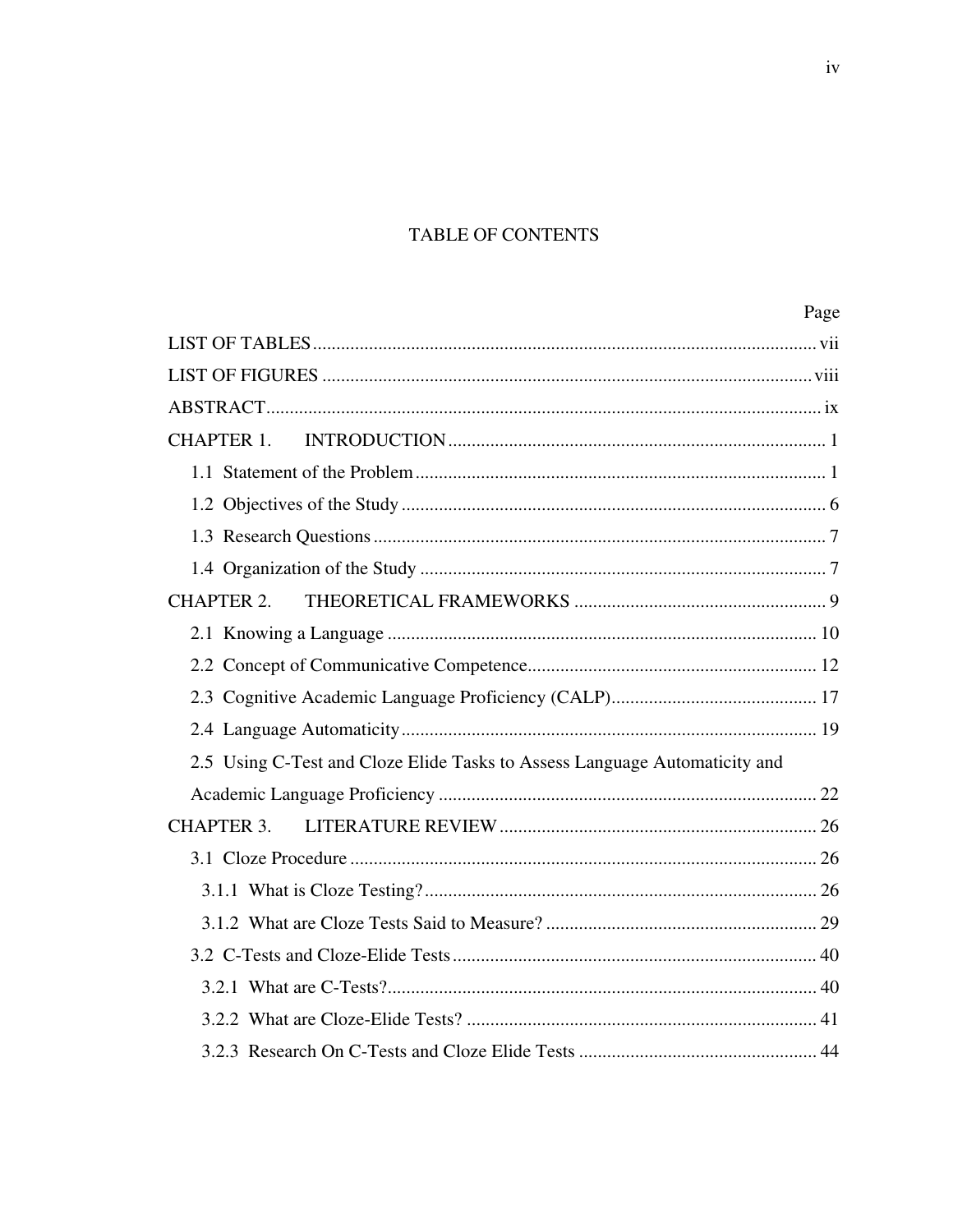# TABLE OF CONTENTS

| | Page |
|---|---|
| LIST OF TABLES | vii |
| LIST OF FIGURES | viii |
| ABSTRACT | ix |
| CHAPTER 1. INTRODUCTION | 1 |
| 1.1 Statement of the Problem | 1 |
| 1.2 Objectives of the Study | 6 |
| 1.3 Research Questions | 7 |
| 1.4 Organization of the Study | 7 |
| CHAPTER 2. THEORETICAL FRAMEWORKS | 9 |
| 2.1 Knowing a Language | 10 |
| 2.2 Concept of Communicative Competence | 12 |
| 2.3 Cognitive Academic Language Proficiency (CALP) | 17 |
| 2.4 Language Automaticity | 19 |
| 2.5 Using C-Test and Cloze Elide Tasks to Assess Language Automaticity and Academic Language Proficiency | 22 |
| CHAPTER 3. LITERATURE REVIEW | 26 |
| 3.1 Cloze Procedure | 26 |
| 3.1.1 What is Cloze Testing? | 26 |
| 3.1.2 What are Cloze Tests Said to Measure? | 29 |
| 3.2 C-Tests and Cloze-Elide Tests | 40 |
| 3.2.1 What are C-Tests? | 40 |
| 3.2.2 What are Cloze-Elide Tests? | 41 |
| 3.2.3 Research On C-Tests and Cloze Elide Tests | 44 |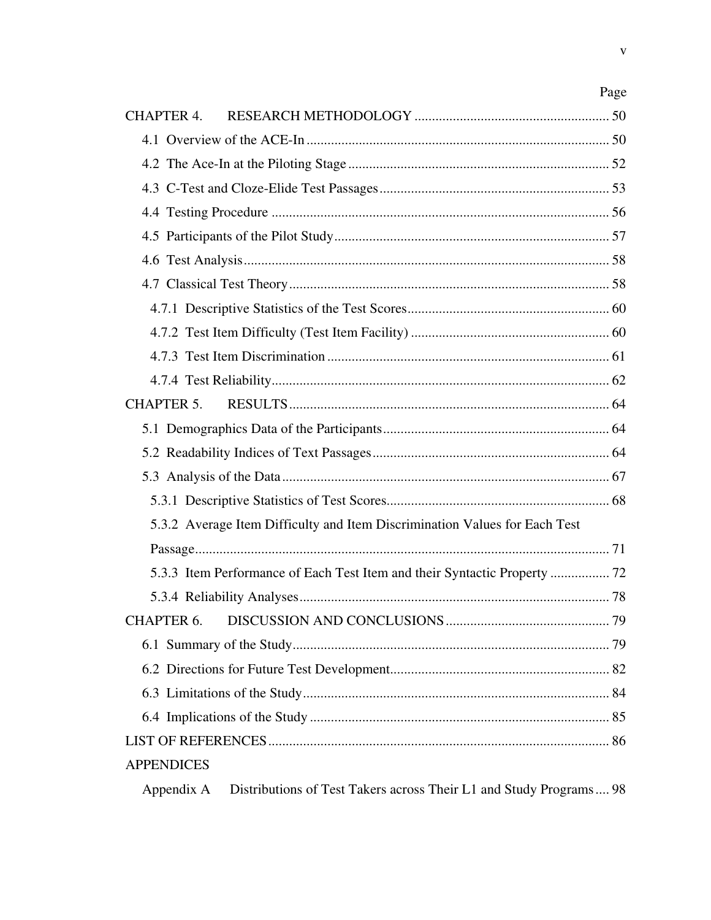Page

CHAPTER 4. RESEARCH METHODOLOGY ........................................................ 50

4.1 Overview of the ACE-In ........................................................................................ 50

4.2 The Ace-In at the Piloting Stage ........................................................................... 52

4.3 C-Test and Cloze-Elide Test Passages .................................................................. 53

4.4 Testing Procedure ................................................................................................. 56

4.5 Participants of the Pilot Study ............................................................................... 57

4.6 Test Analysis .......................................................................................................... 58

4.7 Classical Test Theory ............................................................................................. 58

4.7.1 Descriptive Statistics of the Test Scores ........................................................... 60

4.7.2 Test Item Difficulty (Test Item Facility) .......................................................... 60

4.7.3 Test Item Discrimination .................................................................................. 61

4.7.4 Test Reliability .................................................................................................. 62

CHAPTER 5. RESULTS ............................................................................................ 64

5.1 Demographics Data of the Participants ................................................................. 64

5.2 Readability Indices of Text Passages .................................................................... 64

5.3 Analysis of the Data .............................................................................................. 67

5.3.1 Descriptive Statistics of Test Scores ................................................................. 68

5.3.2 Average Item Difficulty and Item Discrimination Values for Each Test Passage ....................................................................................................................... 71

5.3.3 Item Performance of Each Test Item and their Syntactic Property ................. 72

5.3.4 Reliability Analyses .......................................................................................... 78

CHAPTER 6. DISCUSSION AND CONCLUSIONS ................................................ 79

6.1 Summary of the Study ........................................................................................... 79

6.2 Directions for Future Test Development ............................................................... 82

6.3 Limitations of the Study ........................................................................................ 84

6.4 Implications of the Study ...................................................................................... 85

LIST OF REFERENCES .................................................................................................. 86

APPENDICES

Appendix A Distributions of Test Takers across Their L1 and Study Programs .... 98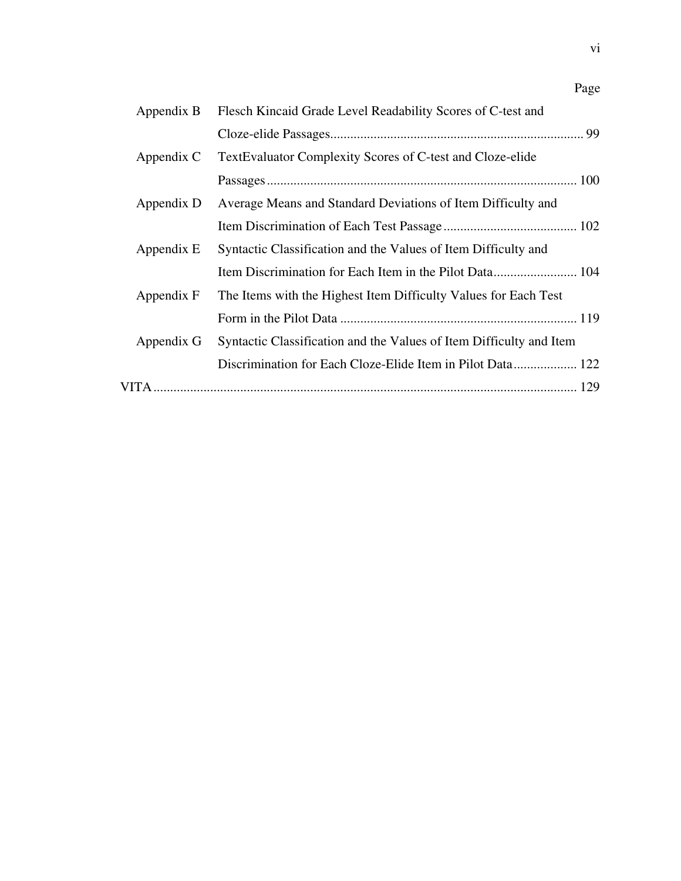| | | Page |
|---|---|---|
| Appendix B | Flesch Kincaid Grade Level Readability Scores of C-test and Cloze-elide Passages | 99 |
| Appendix C | TextEvaluator Complexity Scores of C-test and Cloze-elide Passages | 100 |
| Appendix D | Average Means and Standard Deviations of Item Difficulty and Item Discrimination of Each Test Passage | 102 |
| Appendix E | Syntactic Classification and the Values of Item Difficulty and Item Discrimination for Each Item in the Pilot Data | 104 |
| Appendix F | The Items with the Highest Item Difficulty Values for Each Test Form in the Pilot Data | 119 |
| Appendix G | Syntactic Classification and the Values of Item Difficulty and Item Discrimination for Each Cloze-Elide Item in Pilot Data | 122 |
| VITA | | 129 |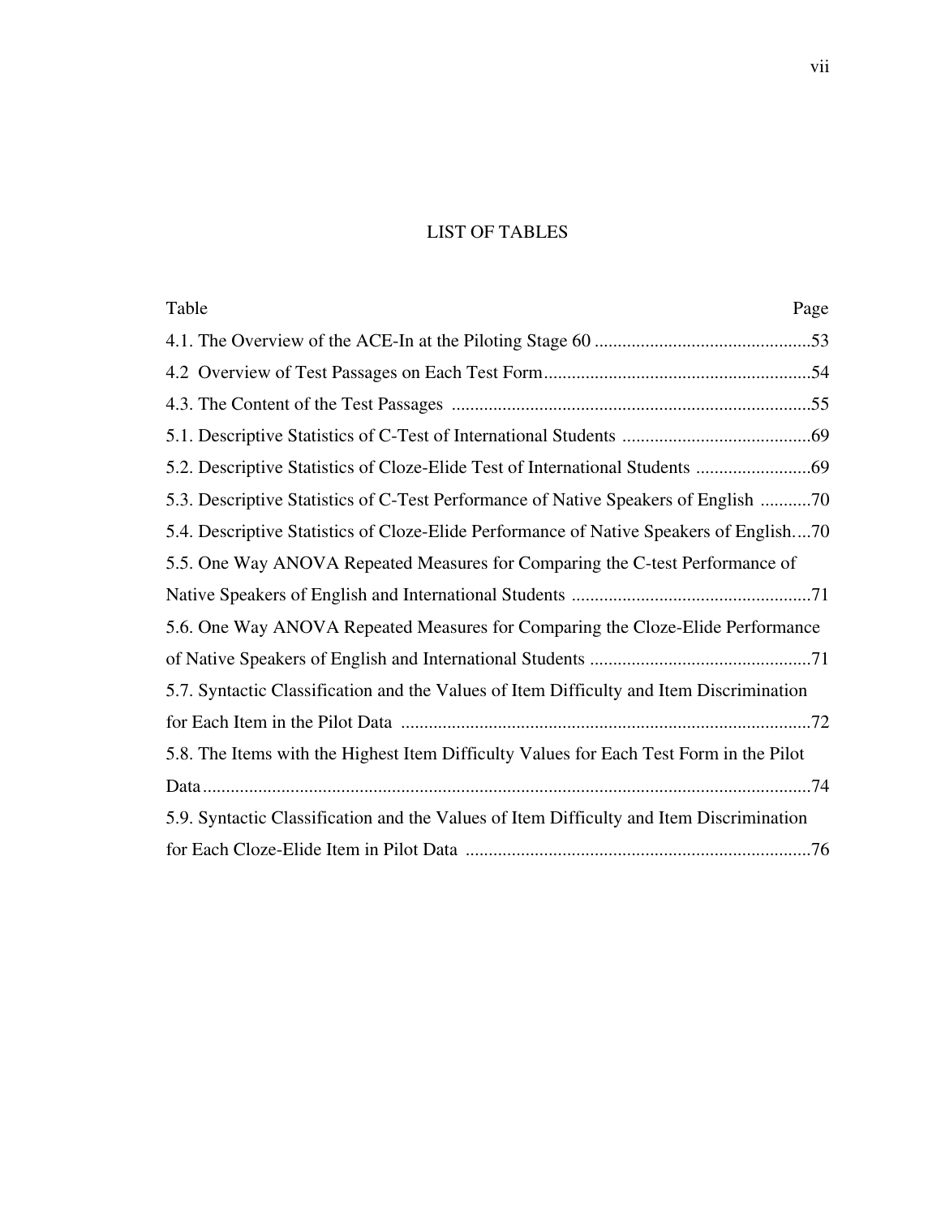# LIST OF TABLES

| Table | Page |
|---|---|
| 4.1. The Overview of the ACE-In at the Piloting Stage 60 | 53 |
| 4.2 Overview of Test Passages on Each Test Form | 54 |
| 4.3. The Content of the Test Passages | 55 |
| 5.1. Descriptive Statistics of C-Test of International Students | 69 |
| 5.2. Descriptive Statistics of Cloze-Elide Test of International Students | 69 |
| 5.3. Descriptive Statistics of C-Test Performance of Native Speakers of English | 70 |
| 5.4. Descriptive Statistics of Cloze-Elide Performance of Native Speakers of English | 70 |
| 5.5. One Way ANOVA Repeated Measures for Comparing the C-test Performance of Native Speakers of English and International Students | 71 |
| 5.6. One Way ANOVA Repeated Measures for Comparing the Cloze-Elide Performance of Native Speakers of English and International Students | 71 |
| 5.7. Syntactic Classification and the Values of Item Difficulty and Item Discrimination for Each Item in the Pilot Data | 72 |
| 5.8. The Items with the Highest Item Difficulty Values for Each Test Form in the Pilot Data | 74 |
| 5.9. Syntactic Classification and the Values of Item Difficulty and Item Discrimination for Each Cloze-Elide Item in Pilot Data | 76 |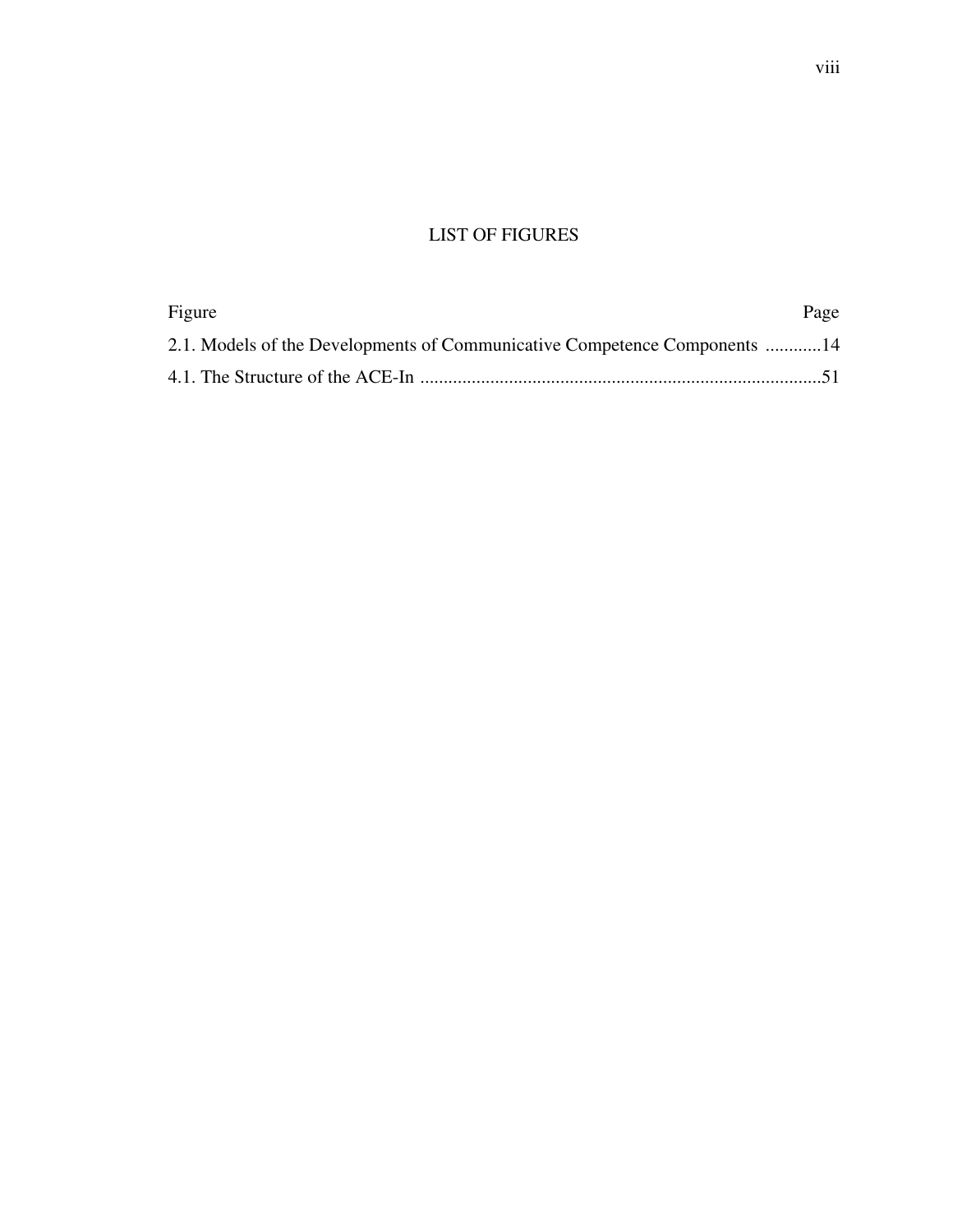# LIST OF FIGURES

| Figure | Page |
| --- | --- |
| 2.1. Models of the Developments of Communicative Competence Components | 14 |
| 4.1. The Structure of the ACE-In | 51 |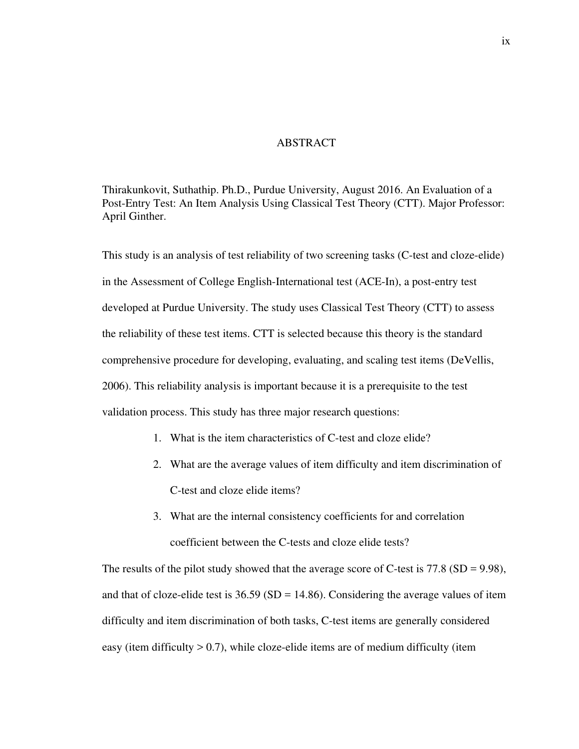# ABSTRACT

Thirakunkovit, Suthathip. Ph.D., Purdue University, August 2016. An Evaluation of a Post-Entry Test: An Item Analysis Using Classical Test Theory (CTT). Major Professor: April Ginther.

This study is an analysis of test reliability of two screening tasks (C-test and cloze-elide) in the Assessment of College English-International test (ACE-In), a post-entry test developed at Purdue University. The study uses Classical Test Theory (CTT) to assess the reliability of these test items. CTT is selected because this theory is the standard comprehensive procedure for developing, evaluating, and scaling test items (DeVellis, 2006). This reliability analysis is important because it is a prerequisite to the test validation process. This study has three major research questions:

1. What is the item characteristics of C-test and cloze elide?
2. What are the average values of item difficulty and item discrimination of C-test and cloze elide items?
3. What are the internal consistency coefficients for and correlation coefficient between the C-tests and cloze elide tests?

The results of the pilot study showed that the average score of C-test is 77.8 (SD = 9.98), and that of cloze-elide test is 36.59 (SD = 14.86). Considering the average values of item difficulty and item discrimination of both tasks, C-test items are generally considered easy (item difficulty > 0.7), while cloze-elide items are of medium difficulty (item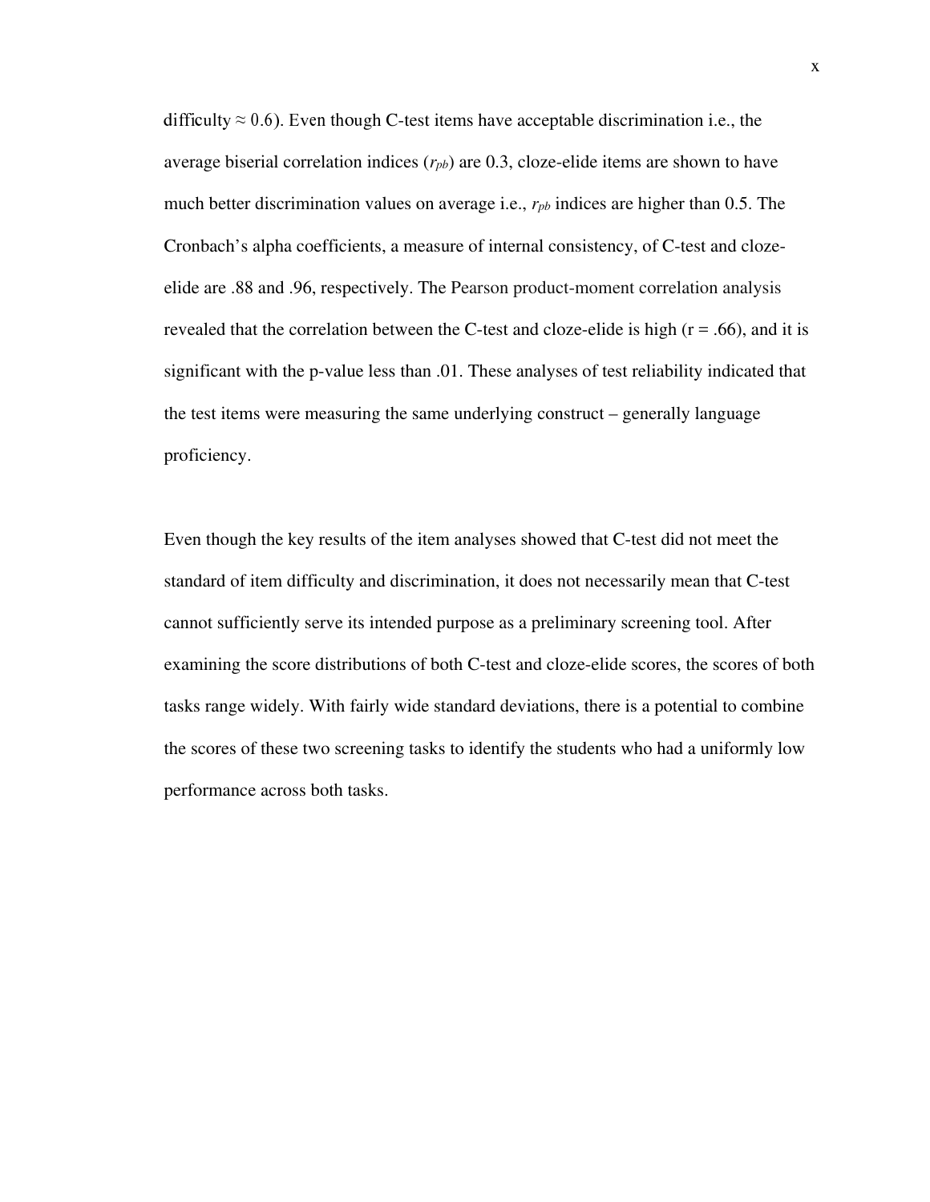difficulty ≈ 0.6). Even though C-test items have acceptable discrimination i.e., the average biserial correlation indices ($r_{pb}$) are 0.3, cloze-elide items are shown to have much better discrimination values on average i.e., $r_{pb}$ indices are higher than 0.5. The Cronbach's alpha coefficients, a measure of internal consistency, of C-test and cloze-elide are .88 and .96, respectively. The Pearson product-moment correlation analysis revealed that the correlation between the C-test and cloze-elide is high ($r = .66$), and it is significant with the p-value less than .01. These analyses of test reliability indicated that the test items were measuring the same underlying construct – generally language proficiency.

Even though the key results of the item analyses showed that C-test did not meet the standard of item difficulty and discrimination, it does not necessarily mean that C-test cannot sufficiently serve its intended purpose as a preliminary screening tool. After examining the score distributions of both C-test and cloze-elide scores, the scores of both tasks range widely. With fairly wide standard deviations, there is a potential to combine the scores of these two screening tasks to identify the students who had a uniformly low performance across both tasks.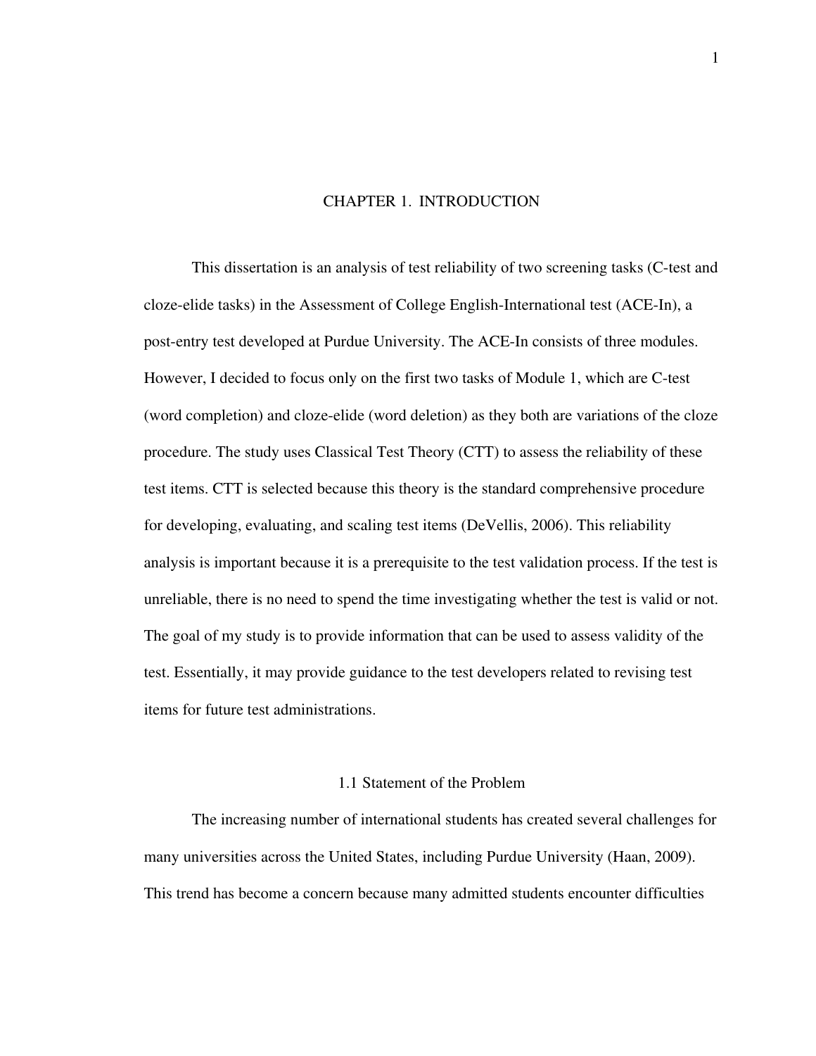# CHAPTER 1. INTRODUCTION

This dissertation is an analysis of test reliability of two screening tasks (C-test and cloze-elide tasks) in the Assessment of College English-International test (ACE-In), a post-entry test developed at Purdue University. The ACE-In consists of three modules. However, I decided to focus only on the first two tasks of Module 1, which are C-test (word completion) and cloze-elide (word deletion) as they both are variations of the cloze procedure. The study uses Classical Test Theory (CTT) to assess the reliability of these test items. CTT is selected because this theory is the standard comprehensive procedure for developing, evaluating, and scaling test items (DeVellis, 2006). This reliability analysis is important because it is a prerequisite to the test validation process. If the test is unreliable, there is no need to spend the time investigating whether the test is valid or not. The goal of my study is to provide information that can be used to assess validity of the test. Essentially, it may provide guidance to the test developers related to revising test items for future test administrations.

## 1.1 Statement of the Problem

The increasing number of international students has created several challenges for many universities across the United States, including Purdue University (Haan, 2009). This trend has become a concern because many admitted students encounter difficulties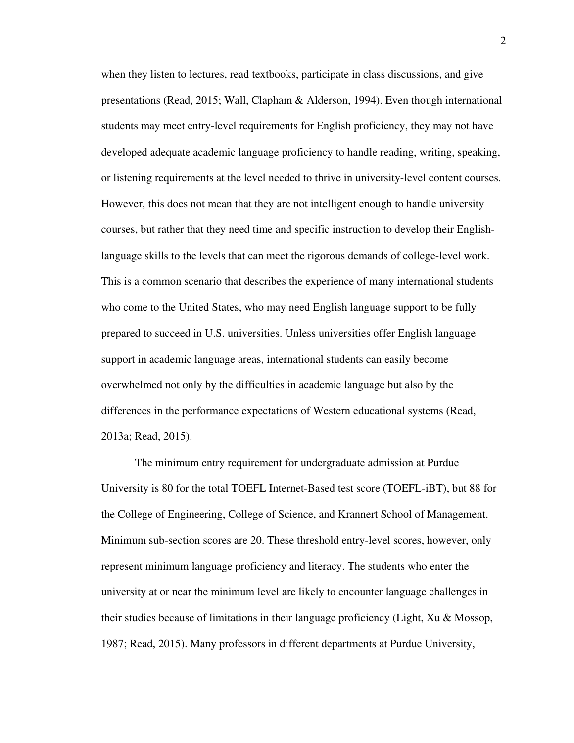when they listen to lectures, read textbooks, participate in class discussions, and give presentations (Read, 2015; Wall, Clapham & Alderson, 1994). Even though international students may meet entry-level requirements for English proficiency, they may not have developed adequate academic language proficiency to handle reading, writing, speaking, or listening requirements at the level needed to thrive in university-level content courses. However, this does not mean that they are not intelligent enough to handle university courses, but rather that they need time and specific instruction to develop their English-language skills to the levels that can meet the rigorous demands of college-level work. This is a common scenario that describes the experience of many international students who come to the United States, who may need English language support to be fully prepared to succeed in U.S. universities. Unless universities offer English language support in academic language areas, international students can easily become overwhelmed not only by the difficulties in academic language but also by the differences in the performance expectations of Western educational systems (Read, 2013a; Read, 2015).

The minimum entry requirement for undergraduate admission at Purdue University is 80 for the total TOEFL Internet-Based test score (TOEFL-iBT), but 88 for the College of Engineering, College of Science, and Krannert School of Management. Minimum sub-section scores are 20. These threshold entry-level scores, however, only represent minimum language proficiency and literacy. The students who enter the university at or near the minimum level are likely to encounter language challenges in their studies because of limitations in their language proficiency (Light, Xu & Mossop, 1987; Read, 2015). Many professors in different departments at Purdue University,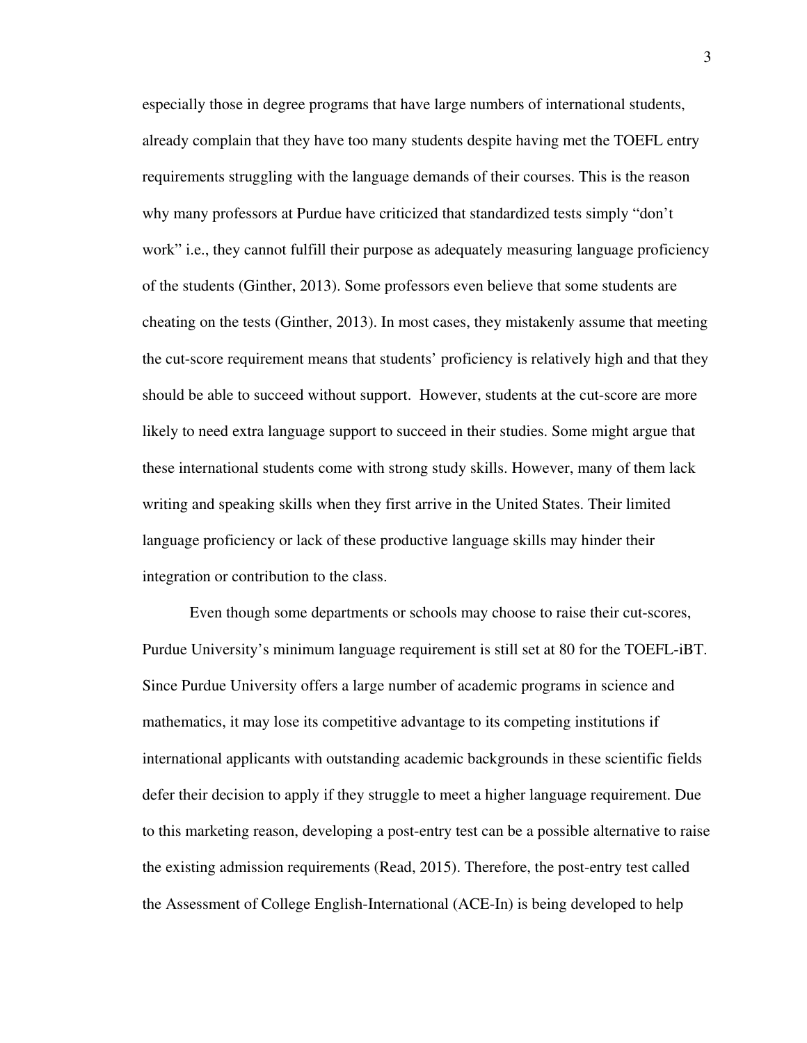especially those in degree programs that have large numbers of international students, already complain that they have too many students despite having met the TOEFL entry requirements struggling with the language demands of their courses. This is the reason why many professors at Purdue have criticized that standardized tests simply “don’t work” i.e., they cannot fulfill their purpose as adequately measuring language proficiency of the students (Ginther, 2013). Some professors even believe that some students are cheating on the tests (Ginther, 2013). In most cases, they mistakenly assume that meeting the cut-score requirement means that students’ proficiency is relatively high and that they should be able to succeed without support. However, students at the cut-score are more likely to need extra language support to succeed in their studies. Some might argue that these international students come with strong study skills. However, many of them lack writing and speaking skills when they first arrive in the United States. Their limited language proficiency or lack of these productive language skills may hinder their integration or contribution to the class.

Even though some departments or schools may choose to raise their cut-scores, Purdue University’s minimum language requirement is still set at 80 for the TOEFL-iBT. Since Purdue University offers a large number of academic programs in science and mathematics, it may lose its competitive advantage to its competing institutions if international applicants with outstanding academic backgrounds in these scientific fields defer their decision to apply if they struggle to meet a higher language requirement. Due to this marketing reason, developing a post-entry test can be a possible alternative to raise the existing admission requirements (Read, 2015). Therefore, the post-entry test called the Assessment of College English-International (ACE-In) is being developed to help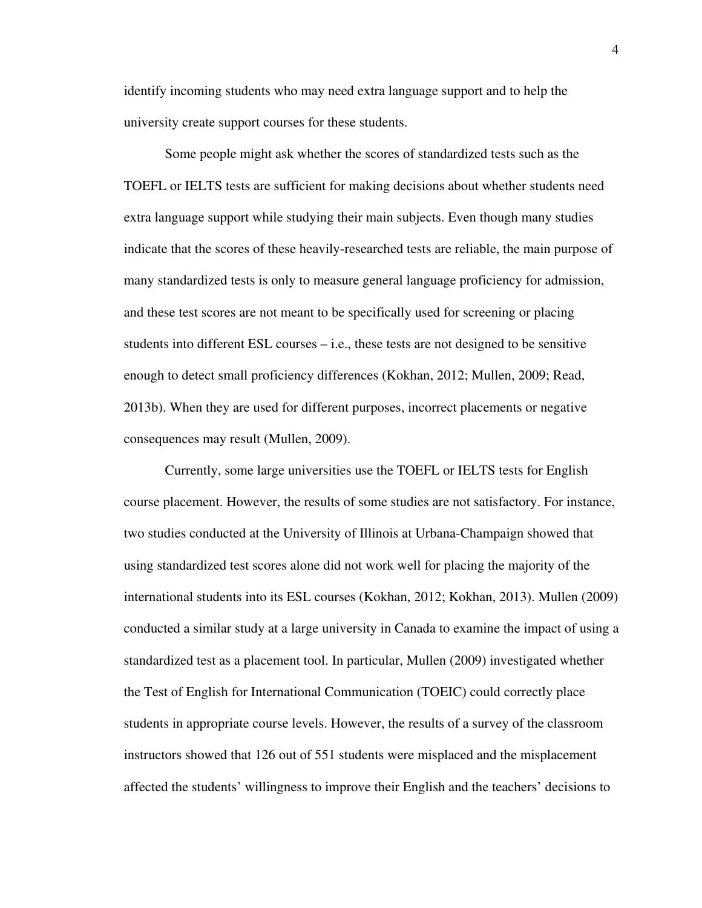identify incoming students who may need extra language support and to help the university create support courses for these students.

Some people might ask whether the scores of standardized tests such as the TOEFL or IELTS tests are sufficient for making decisions about whether students need extra language support while studying their main subjects. Even though many studies indicate that the scores of these heavily-researched tests are reliable, the main purpose of many standardized tests is only to measure general language proficiency for admission, and these test scores are not meant to be specifically used for screening or placing students into different ESL courses – i.e., these tests are not designed to be sensitive enough to detect small proficiency differences (Kokhan, 2012; Mullen, 2009; Read, 2013b). When they are used for different purposes, incorrect placements or negative consequences may result (Mullen, 2009).

Currently, some large universities use the TOEFL or IELTS tests for English course placement. However, the results of some studies are not satisfactory. For instance, two studies conducted at the University of Illinois at Urbana-Champaign showed that using standardized test scores alone did not work well for placing the majority of the international students into its ESL courses (Kokhan, 2012; Kokhan, 2013). Mullen (2009) conducted a similar study at a large university in Canada to examine the impact of using a standardized test as a placement tool. In particular, Mullen (2009) investigated whether the Test of English for International Communication (TOEIC) could correctly place students in appropriate course levels. However, the results of a survey of the classroom instructors showed that 126 out of 551 students were misplaced and the misplacement affected the students' willingness to improve their English and the teachers' decisions to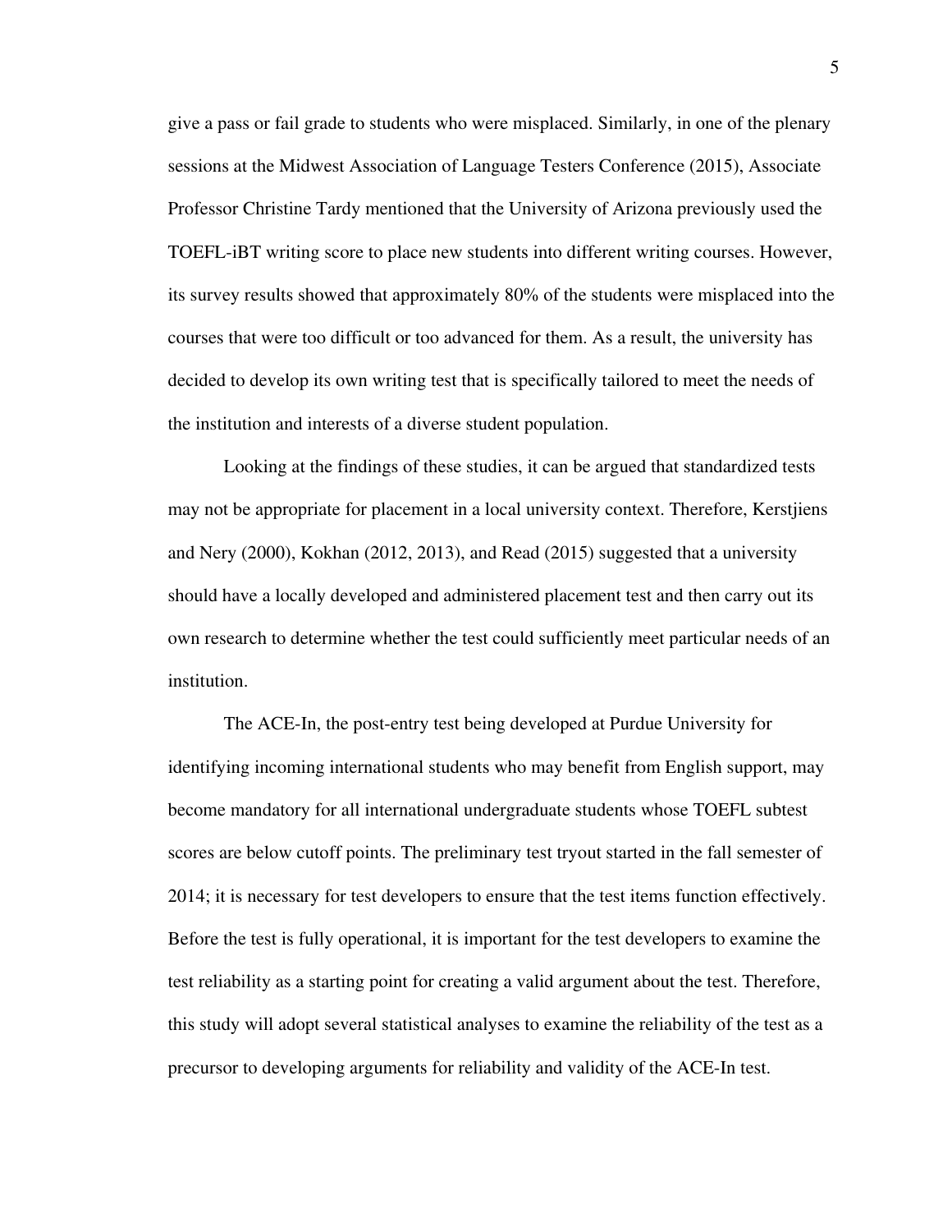give a pass or fail grade to students who were misplaced. Similarly, in one of the plenary sessions at the Midwest Association of Language Testers Conference (2015), Associate Professor Christine Tardy mentioned that the University of Arizona previously used the TOEFL-iBT writing score to place new students into different writing courses. However, its survey results showed that approximately 80% of the students were misplaced into the courses that were too difficult or too advanced for them. As a result, the university has decided to develop its own writing test that is specifically tailored to meet the needs of the institution and interests of a diverse student population.

Looking at the findings of these studies, it can be argued that standardized tests may not be appropriate for placement in a local university context. Therefore, Kerstjiens and Nery (2000), Kokhan (2012, 2013), and Read (2015) suggested that a university should have a locally developed and administered placement test and then carry out its own research to determine whether the test could sufficiently meet particular needs of an institution.

The ACE-In, the post-entry test being developed at Purdue University for identifying incoming international students who may benefit from English support, may become mandatory for all international undergraduate students whose TOEFL subtest scores are below cutoff points. The preliminary test tryout started in the fall semester of 2014; it is necessary for test developers to ensure that the test items function effectively. Before the test is fully operational, it is important for the test developers to examine the test reliability as a starting point for creating a valid argument about the test. Therefore, this study will adopt several statistical analyses to examine the reliability of the test as a precursor to developing arguments for reliability and validity of the ACE-In test.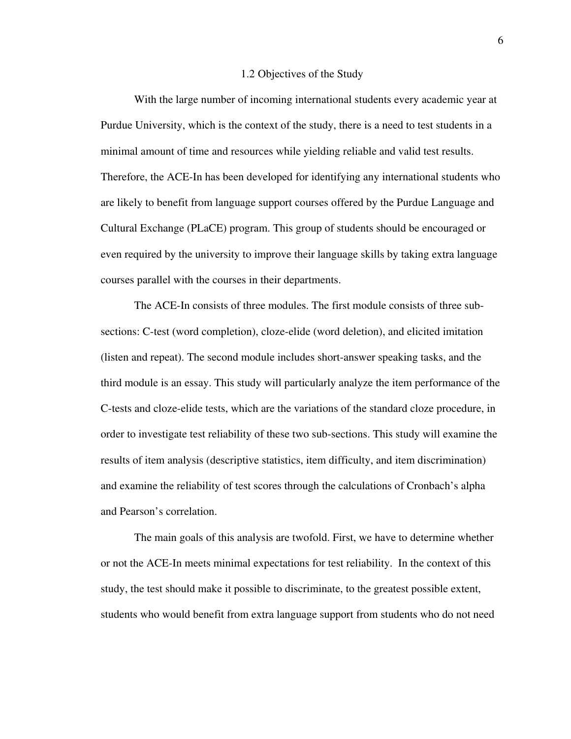## 1.2 Objectives of the Study

With the large number of incoming international students every academic year at Purdue University, which is the context of the study, there is a need to test students in a minimal amount of time and resources while yielding reliable and valid test results. Therefore, the ACE-In has been developed for identifying any international students who are likely to benefit from language support courses offered by the Purdue Language and Cultural Exchange (PLaCE) program. This group of students should be encouraged or even required by the university to improve their language skills by taking extra language courses parallel with the courses in their departments.

The ACE-In consists of three modules. The first module consists of three sub-sections: C-test (word completion), cloze-elide (word deletion), and elicited imitation (listen and repeat). The second module includes short-answer speaking tasks, and the third module is an essay. This study will particularly analyze the item performance of the C-tests and cloze-elide tests, which are the variations of the standard cloze procedure, in order to investigate test reliability of these two sub-sections. This study will examine the results of item analysis (descriptive statistics, item difficulty, and item discrimination) and examine the reliability of test scores through the calculations of Cronbach's alpha and Pearson's correlation.

The main goals of this analysis are twofold. First, we have to determine whether or not the ACE-In meets minimal expectations for test reliability. In the context of this study, the test should make it possible to discriminate, to the greatest possible extent, students who would benefit from extra language support from students who do not need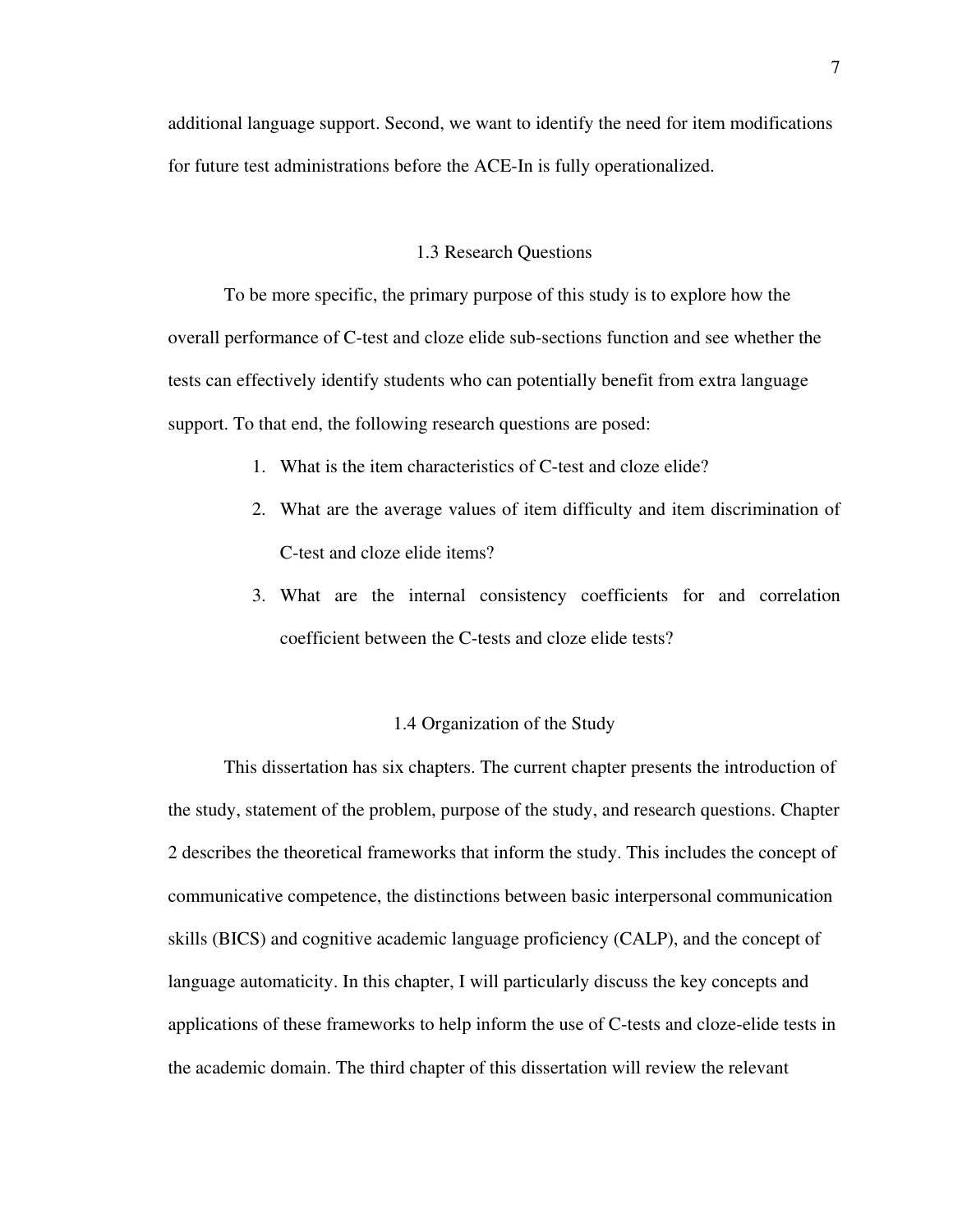additional language support. Second, we want to identify the need for item modifications for future test administrations before the ACE-In is fully operationalized.

## 1.3 Research Questions

To be more specific, the primary purpose of this study is to explore how the overall performance of C-test and cloze elide sub-sections function and see whether the tests can effectively identify students who can potentially benefit from extra language support. To that end, the following research questions are posed:

1. What is the item characteristics of C-test and cloze elide?
2. What are the average values of item difficulty and item discrimination of C-test and cloze elide items?
3. What are the internal consistency coefficients for and correlation coefficient between the C-tests and cloze elide tests?

## 1.4 Organization of the Study

This dissertation has six chapters. The current chapter presents the introduction of the study, statement of the problem, purpose of the study, and research questions. Chapter 2 describes the theoretical frameworks that inform the study. This includes the concept of communicative competence, the distinctions between basic interpersonal communication skills (BICS) and cognitive academic language proficiency (CALP), and the concept of language automaticity. In this chapter, I will particularly discuss the key concepts and applications of these frameworks to help inform the use of C-tests and cloze-elide tests in the academic domain. The third chapter of this dissertation will review the relevant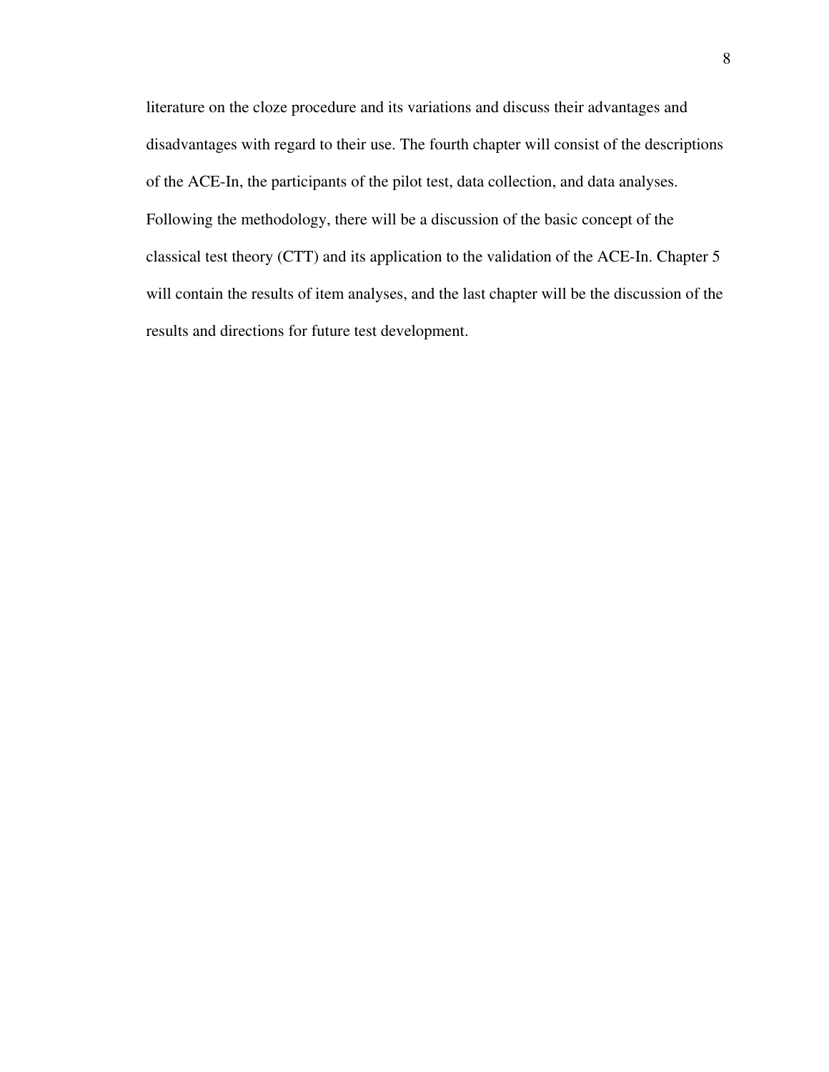literature on the cloze procedure and its variations and discuss their advantages and disadvantages with regard to their use. The fourth chapter will consist of the descriptions of the ACE-In, the participants of the pilot test, data collection, and data analyses. Following the methodology, there will be a discussion of the basic concept of the classical test theory (CTT) and its application to the validation of the ACE-In. Chapter 5 will contain the results of item analyses, and the last chapter will be the discussion of the results and directions for future test development.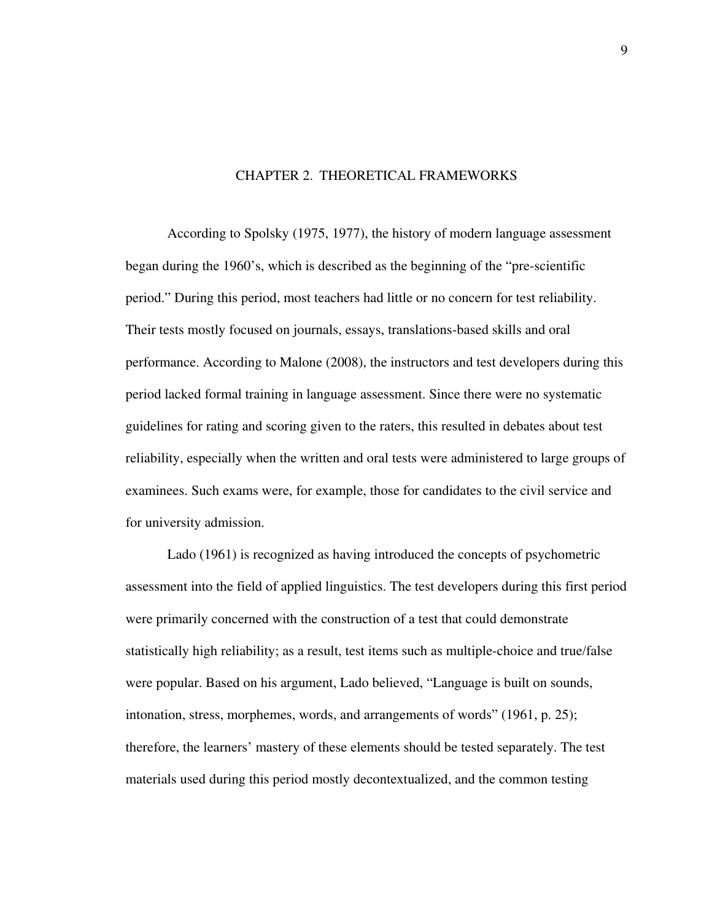# CHAPTER 2. THEORETICAL FRAMEWORKS

According to Spolsky (1975, 1977), the history of modern language assessment began during the 1960's, which is described as the beginning of the "pre-scientific period." During this period, most teachers had little or no concern for test reliability. Their tests mostly focused on journals, essays, translations-based skills and oral performance. According to Malone (2008), the instructors and test developers during this period lacked formal training in language assessment. Since there were no systematic guidelines for rating and scoring given to the raters, this resulted in debates about test reliability, especially when the written and oral tests were administered to large groups of examinees. Such exams were, for example, those for candidates to the civil service and for university admission.

Lado (1961) is recognized as having introduced the concepts of psychometric assessment into the field of applied linguistics. The test developers during this first period were primarily concerned with the construction of a test that could demonstrate statistically high reliability; as a result, test items such as multiple-choice and true/false were popular. Based on his argument, Lado believed, "Language is built on sounds, intonation, stress, morphemes, words, and arrangements of words" (1961, p. 25); therefore, the learners' mastery of these elements should be tested separately. The test materials used during this period mostly decontextualized, and the common testing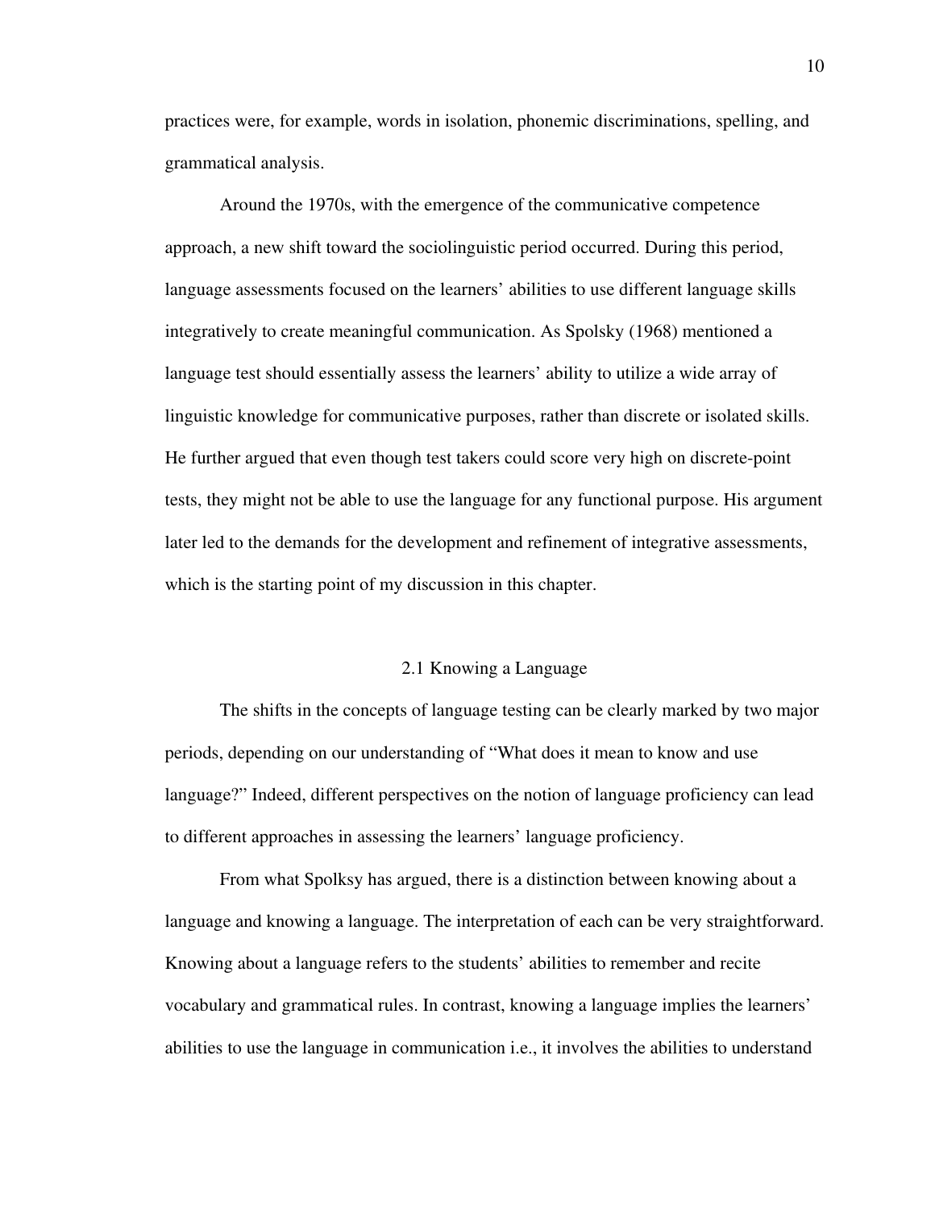practices were, for example, words in isolation, phonemic discriminations, spelling, and grammatical analysis.

Around the 1970s, with the emergence of the communicative competence approach, a new shift toward the sociolinguistic period occurred. During this period, language assessments focused on the learners' abilities to use different language skills integratively to create meaningful communication. As Spolsky (1968) mentioned a language test should essentially assess the learners' ability to utilize a wide array of linguistic knowledge for communicative purposes, rather than discrete or isolated skills. He further argued that even though test takers could score very high on discrete-point tests, they might not be able to use the language for any functional purpose. His argument later led to the demands for the development and refinement of integrative assessments, which is the starting point of my discussion in this chapter.

## 2.1 Knowing a Language

The shifts in the concepts of language testing can be clearly marked by two major periods, depending on our understanding of "What does it mean to know and use language?" Indeed, different perspectives on the notion of language proficiency can lead to different approaches in assessing the learners' language proficiency.

From what Spolksy has argued, there is a distinction between knowing about a language and knowing a language. The interpretation of each can be very straightforward. Knowing about a language refers to the students' abilities to remember and recite vocabulary and grammatical rules. In contrast, knowing a language implies the learners' abilities to use the language in communication i.e., it involves the abilities to understand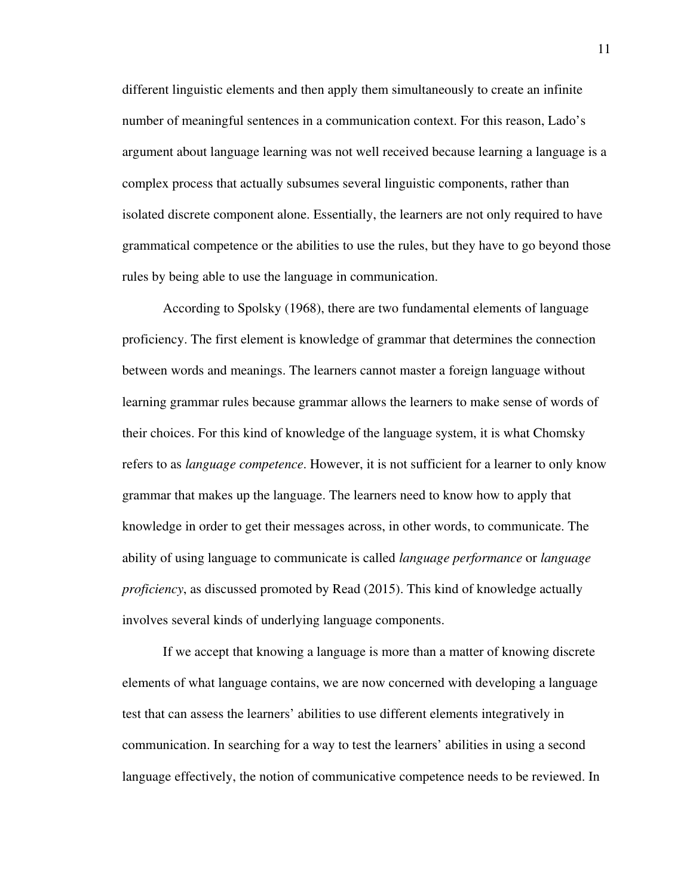different linguistic elements and then apply them simultaneously to create an infinite number of meaningful sentences in a communication context. For this reason, Lado's argument about language learning was not well received because learning a language is a complex process that actually subsumes several linguistic components, rather than isolated discrete component alone. Essentially, the learners are not only required to have grammatical competence or the abilities to use the rules, but they have to go beyond those rules by being able to use the language in communication.

According to Spolsky (1968), there are two fundamental elements of language proficiency. The first element is knowledge of grammar that determines the connection between words and meanings. The learners cannot master a foreign language without learning grammar rules because grammar allows the learners to make sense of words of their choices. For this kind of knowledge of the language system, it is what Chomsky refers to as *language competence*. However, it is not sufficient for a learner to only know grammar that makes up the language. The learners need to know how to apply that knowledge in order to get their messages across, in other words, to communicate. The ability of using language to communicate is called *language performance* or *language proficiency*, as discussed promoted by Read (2015). This kind of knowledge actually involves several kinds of underlying language components.

If we accept that knowing a language is more than a matter of knowing discrete elements of what language contains, we are now concerned with developing a language test that can assess the learners' abilities to use different elements integratively in communication. In searching for a way to test the learners' abilities in using a second language effectively, the notion of communicative competence needs to be reviewed. In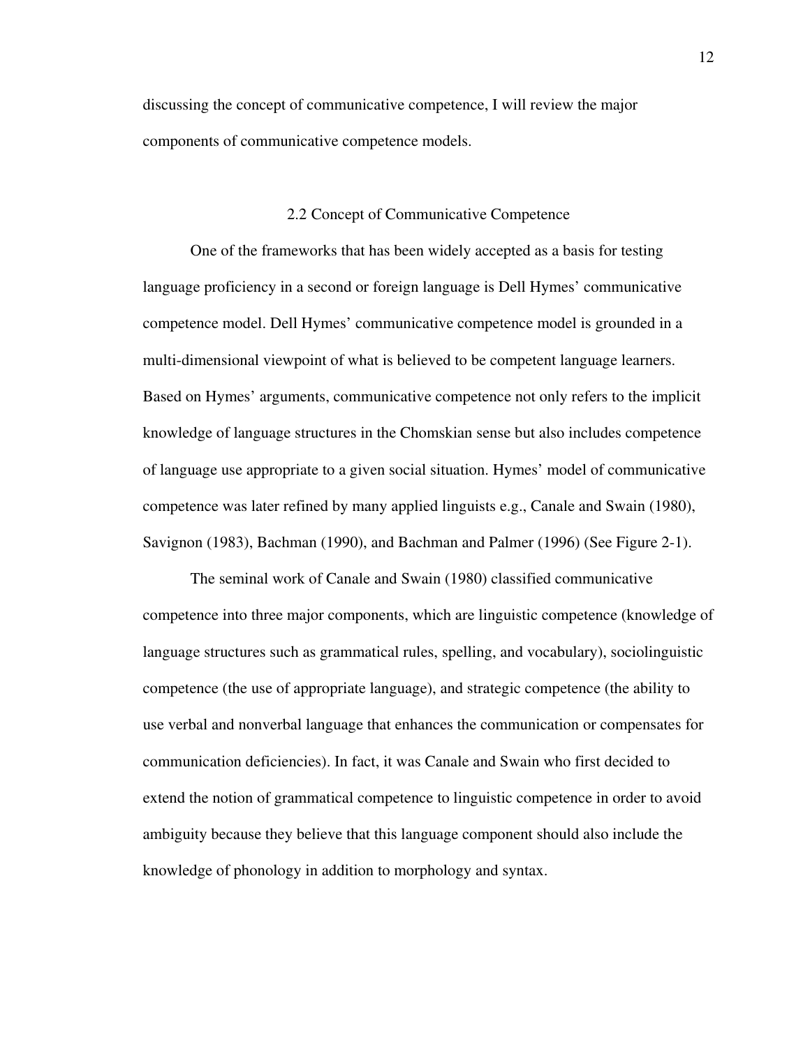discussing the concept of communicative competence, I will review the major components of communicative competence models.

## 2.2 Concept of Communicative Competence

One of the frameworks that has been widely accepted as a basis for testing language proficiency in a second or foreign language is Dell Hymes' communicative competence model. Dell Hymes' communicative competence model is grounded in a multi-dimensional viewpoint of what is believed to be competent language learners. Based on Hymes' arguments, communicative competence not only refers to the implicit knowledge of language structures in the Chomskian sense but also includes competence of language use appropriate to a given social situation. Hymes' model of communicative competence was later refined by many applied linguists e.g., Canale and Swain (1980), Savignon (1983), Bachman (1990), and Bachman and Palmer (1996) (See Figure 2-1).

The seminal work of Canale and Swain (1980) classified communicative competence into three major components, which are linguistic competence (knowledge of language structures such as grammatical rules, spelling, and vocabulary), sociolinguistic competence (the use of appropriate language), and strategic competence (the ability to use verbal and nonverbal language that enhances the communication or compensates for communication deficiencies). In fact, it was Canale and Swain who first decided to extend the notion of grammatical competence to linguistic competence in order to avoid ambiguity because they believe that this language component should also include the knowledge of phonology in addition to morphology and syntax.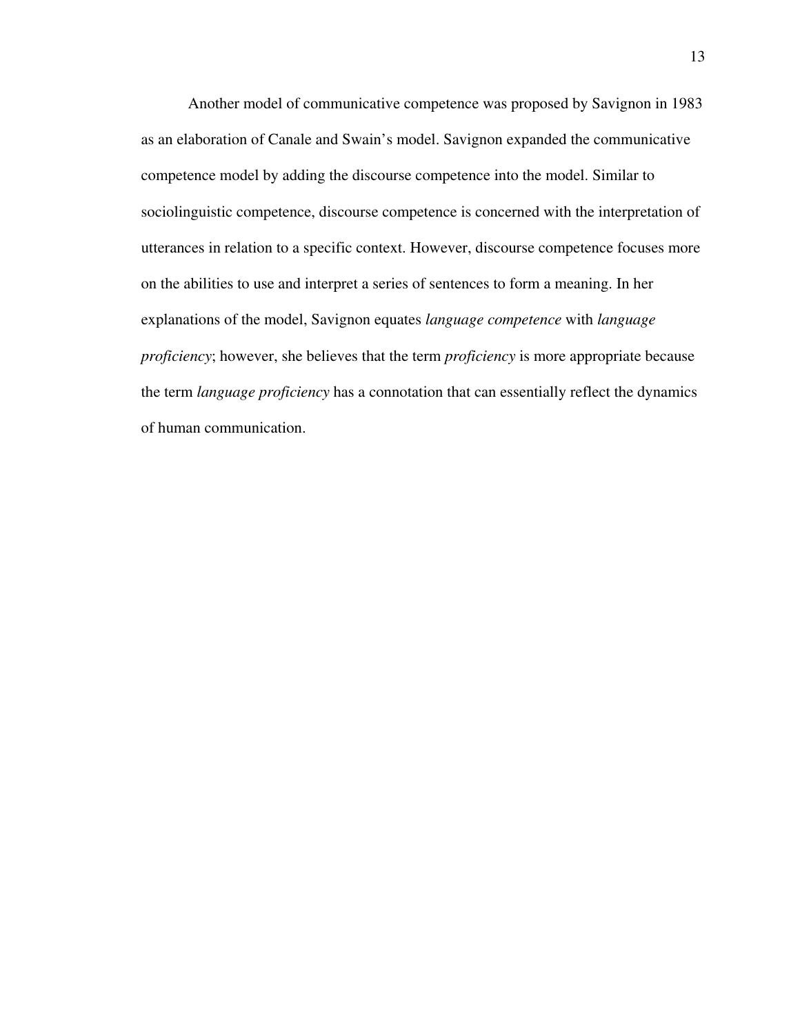Another model of communicative competence was proposed by Savignon in 1983 as an elaboration of Canale and Swain's model. Savignon expanded the communicative competence model by adding the discourse competence into the model. Similar to sociolinguistic competence, discourse competence is concerned with the interpretation of utterances in relation to a specific context. However, discourse competence focuses more on the abilities to use and interpret a series of sentences to form a meaning. In her explanations of the model, Savignon equates *language competence* with *language proficiency*; however, she believes that the term *proficiency* is more appropriate because the term *language proficiency* has a connotation that can essentially reflect the dynamics of human communication.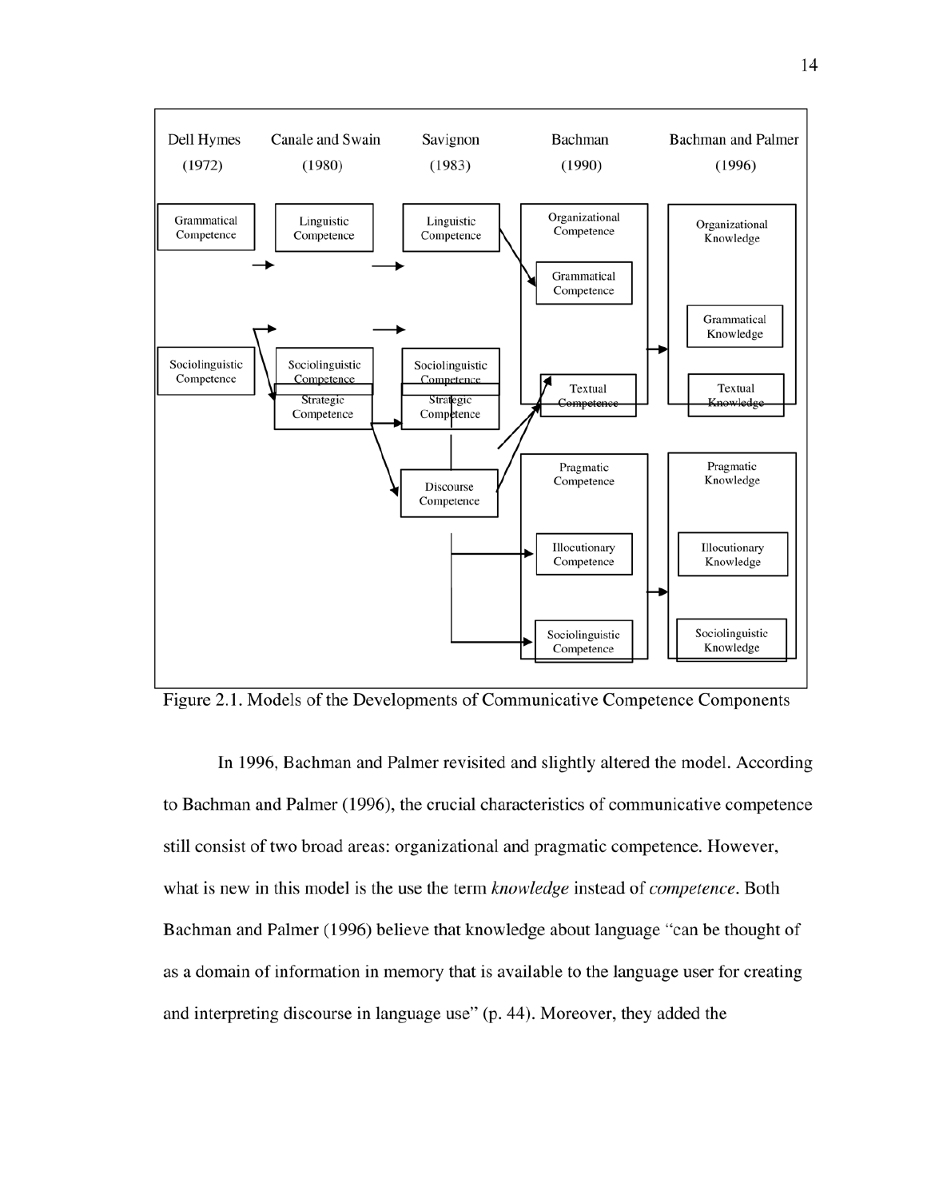Figure 2.1. Models of the Developments of Communicative Competence Components

In 1996, Bachman and Palmer revisited and slightly altered the model. According to Bachman and Palmer (1996), the crucial characteristics of communicative competence still consist of two broad areas: organizational and pragmatic competence. However, what is new in this model is the use the term *knowledge* instead of *competence*. Both Bachman and Palmer (1996) believe that knowledge about language "can be thought of as a domain of information in memory that is available to the language user for creating and interpreting discourse in language use" (p. 44). Moreover, they added the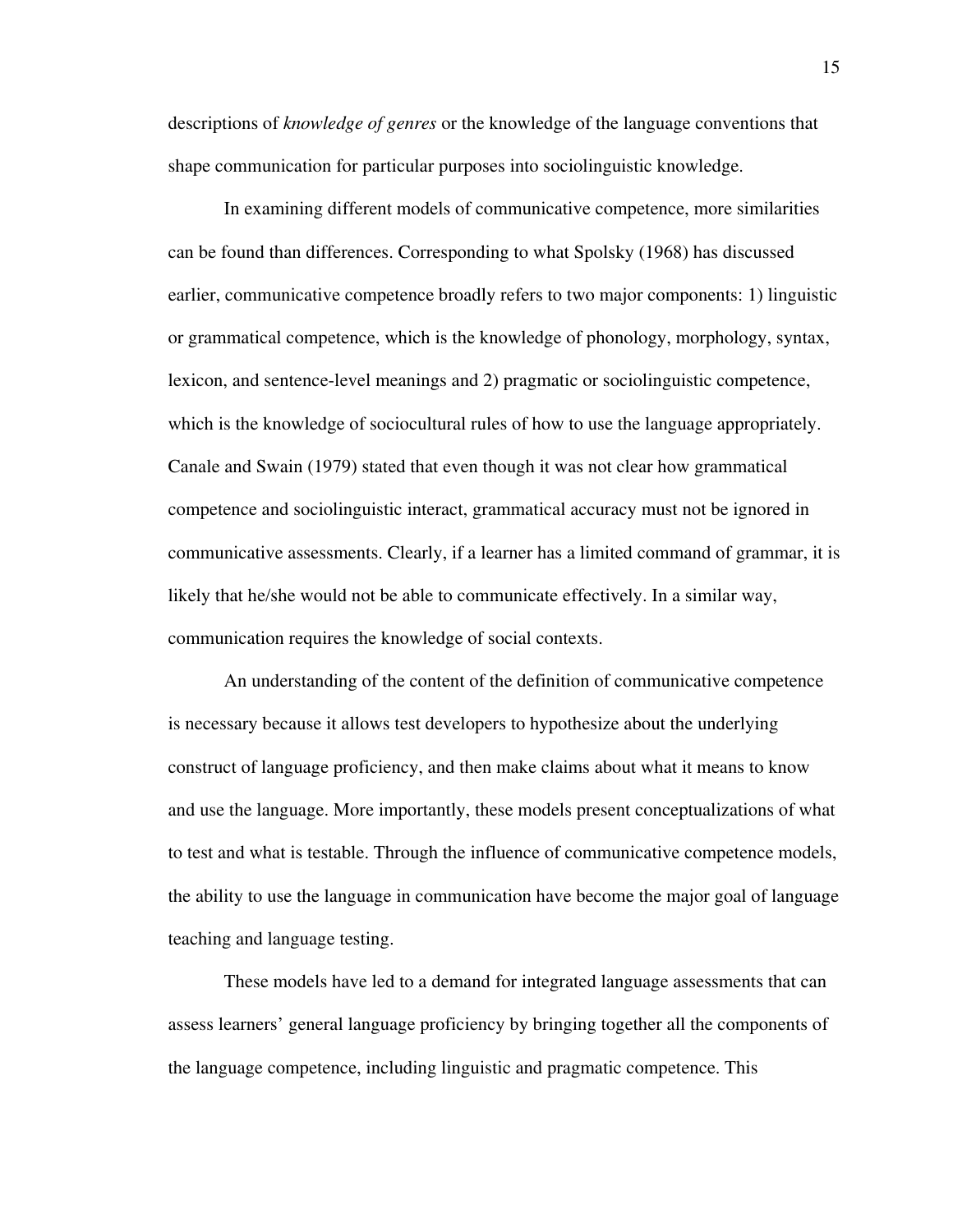descriptions of *knowledge of genres* or the knowledge of the language conventions that shape communication for particular purposes into sociolinguistic knowledge.

In examining different models of communicative competence, more similarities can be found than differences. Corresponding to what Spolsky (1968) has discussed earlier, communicative competence broadly refers to two major components: 1) linguistic or grammatical competence, which is the knowledge of phonology, morphology, syntax, lexicon, and sentence-level meanings and 2) pragmatic or sociolinguistic competence, which is the knowledge of sociocultural rules of how to use the language appropriately. Canale and Swain (1979) stated that even though it was not clear how grammatical competence and sociolinguistic interact, grammatical accuracy must not be ignored in communicative assessments. Clearly, if a learner has a limited command of grammar, it is likely that he/she would not be able to communicate effectively. In a similar way, communication requires the knowledge of social contexts.

An understanding of the content of the definition of communicative competence is necessary because it allows test developers to hypothesize about the underlying construct of language proficiency, and then make claims about what it means to know and use the language. More importantly, these models present conceptualizations of what to test and what is testable. Through the influence of communicative competence models, the ability to use the language in communication have become the major goal of language teaching and language testing.

These models have led to a demand for integrated language assessments that can assess learners' general language proficiency by bringing together all the components of the language competence, including linguistic and pragmatic competence. This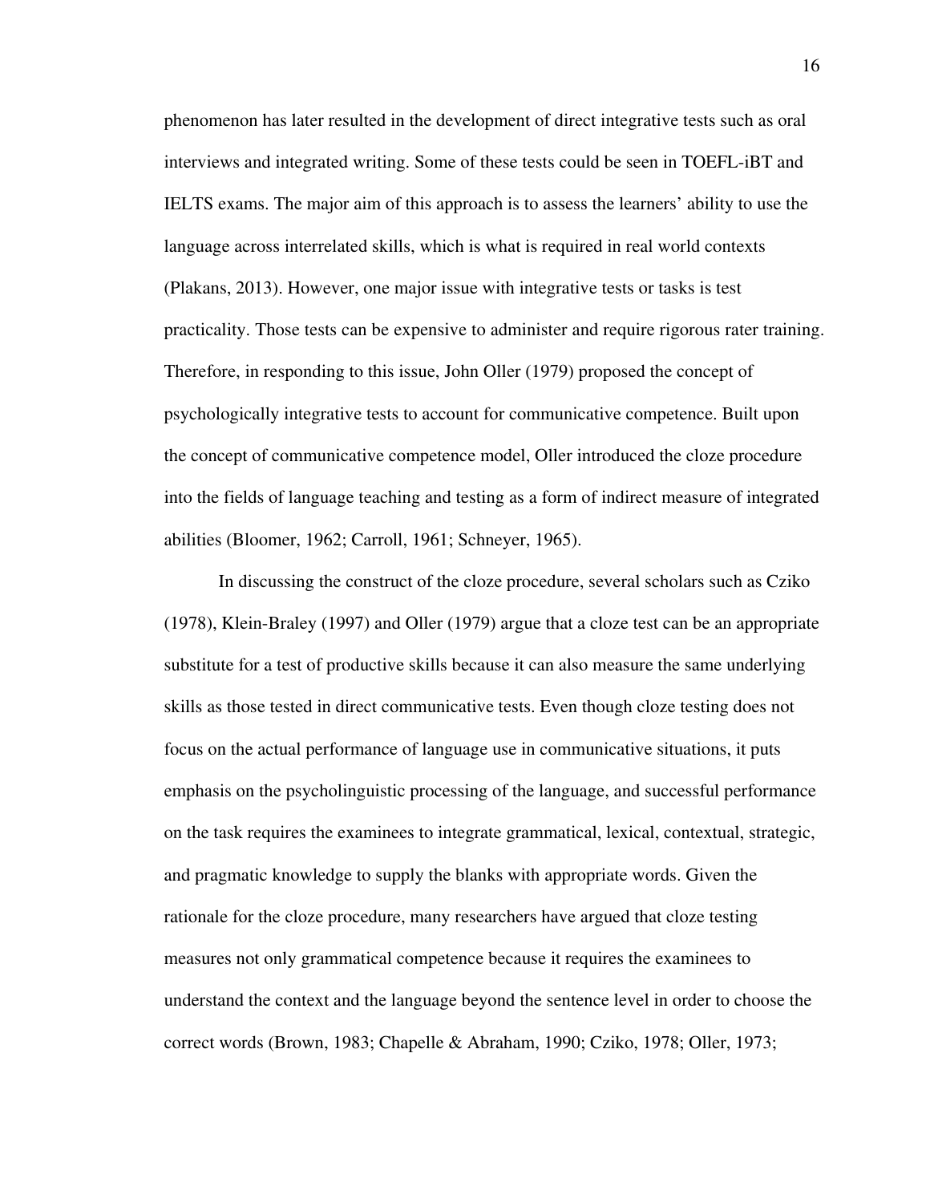phenomenon has later resulted in the development of direct integrative tests such as oral interviews and integrated writing. Some of these tests could be seen in TOEFL-iBT and IELTS exams. The major aim of this approach is to assess the learners' ability to use the language across interrelated skills, which is what is required in real world contexts (Plakans, 2013). However, one major issue with integrative tests or tasks is test practicality. Those tests can be expensive to administer and require rigorous rater training. Therefore, in responding to this issue, John Oller (1979) proposed the concept of psychologically integrative tests to account for communicative competence. Built upon the concept of communicative competence model, Oller introduced the cloze procedure into the fields of language teaching and testing as a form of indirect measure of integrated abilities (Bloomer, 1962; Carroll, 1961; Schneyer, 1965).

In discussing the construct of the cloze procedure, several scholars such as Cziko (1978), Klein-Braley (1997) and Oller (1979) argue that a cloze test can be an appropriate substitute for a test of productive skills because it can also measure the same underlying skills as those tested in direct communicative tests. Even though cloze testing does not focus on the actual performance of language use in communicative situations, it puts emphasis on the psycholinguistic processing of the language, and successful performance on the task requires the examinees to integrate grammatical, lexical, contextual, strategic, and pragmatic knowledge to supply the blanks with appropriate words. Given the rationale for the cloze procedure, many researchers have argued that cloze testing measures not only grammatical competence because it requires the examinees to understand the context and the language beyond the sentence level in order to choose the correct words (Brown, 1983; Chapelle & Abraham, 1990; Cziko, 1978; Oller, 1973;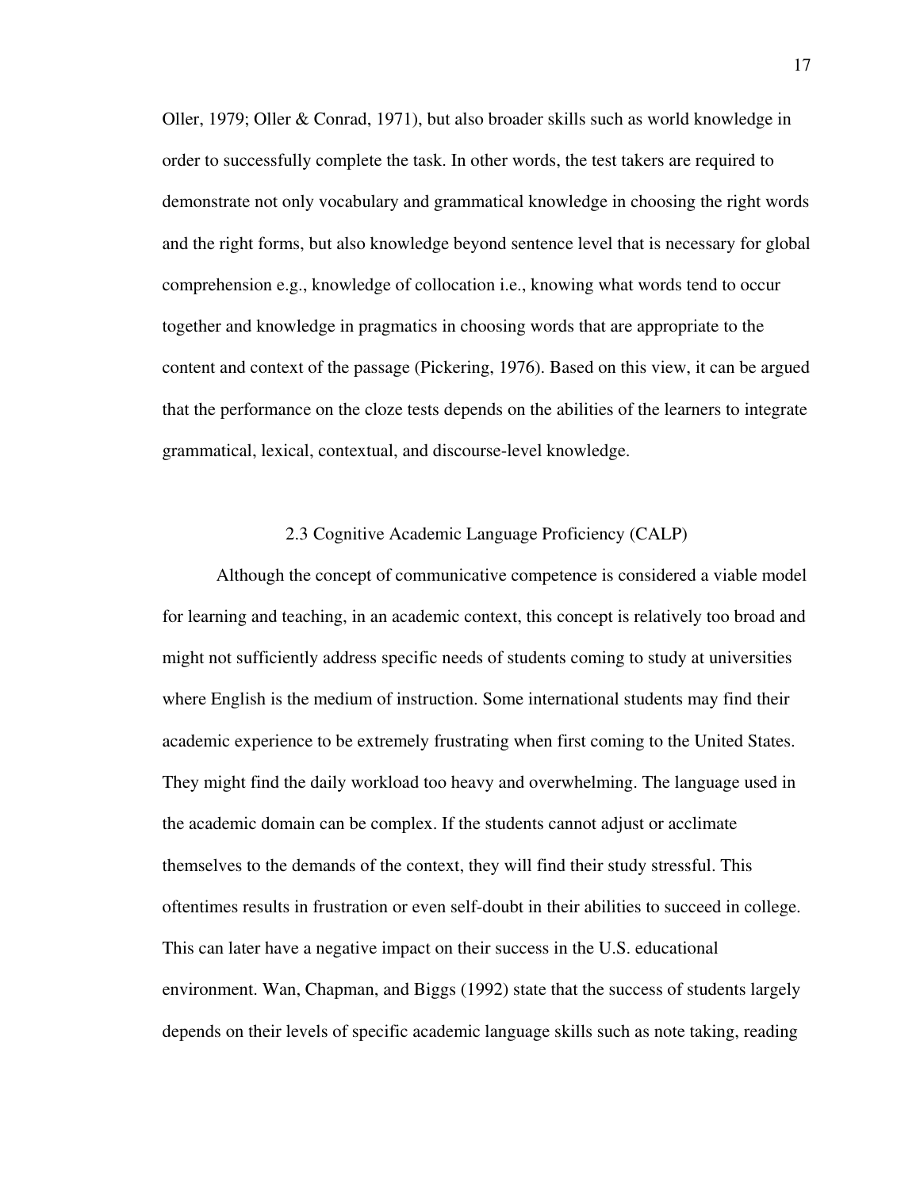Oller, 1979; Oller & Conrad, 1971), but also broader skills such as world knowledge in order to successfully complete the task. In other words, the test takers are required to demonstrate not only vocabulary and grammatical knowledge in choosing the right words and the right forms, but also knowledge beyond sentence level that is necessary for global comprehension e.g., knowledge of collocation i.e., knowing what words tend to occur together and knowledge in pragmatics in choosing words that are appropriate to the content and context of the passage (Pickering, 1976). Based on this view, it can be argued that the performance on the cloze tests depends on the abilities of the learners to integrate grammatical, lexical, contextual, and discourse-level knowledge.

## 2.3 Cognitive Academic Language Proficiency (CALP)

Although the concept of communicative competence is considered a viable model for learning and teaching, in an academic context, this concept is relatively too broad and might not sufficiently address specific needs of students coming to study at universities where English is the medium of instruction. Some international students may find their academic experience to be extremely frustrating when first coming to the United States. They might find the daily workload too heavy and overwhelming. The language used in the academic domain can be complex. If the students cannot adjust or acclimate themselves to the demands of the context, they will find their study stressful. This oftentimes results in frustration or even self-doubt in their abilities to succeed in college. This can later have a negative impact on their success in the U.S. educational environment. Wan, Chapman, and Biggs (1992) state that the success of students largely depends on their levels of specific academic language skills such as note taking, reading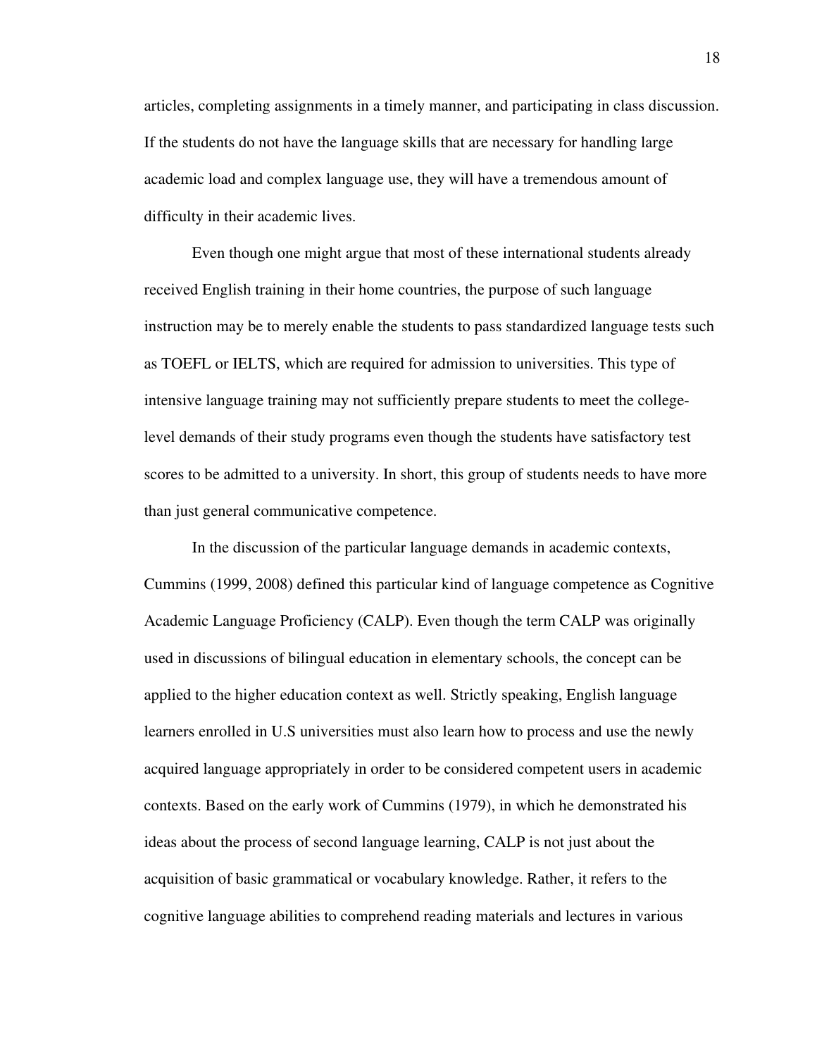articles, completing assignments in a timely manner, and participating in class discussion. If the students do not have the language skills that are necessary for handling large academic load and complex language use, they will have a tremendous amount of difficulty in their academic lives.

Even though one might argue that most of these international students already received English training in their home countries, the purpose of such language instruction may be to merely enable the students to pass standardized language tests such as TOEFL or IELTS, which are required for admission to universities. This type of intensive language training may not sufficiently prepare students to meet the college-level demands of their study programs even though the students have satisfactory test scores to be admitted to a university. In short, this group of students needs to have more than just general communicative competence.

In the discussion of the particular language demands in academic contexts, Cummins (1999, 2008) defined this particular kind of language competence as Cognitive Academic Language Proficiency (CALP). Even though the term CALP was originally used in discussions of bilingual education in elementary schools, the concept can be applied to the higher education context as well. Strictly speaking, English language learners enrolled in U.S universities must also learn how to process and use the newly acquired language appropriately in order to be considered competent users in academic contexts. Based on the early work of Cummins (1979), in which he demonstrated his ideas about the process of second language learning, CALP is not just about the acquisition of basic grammatical or vocabulary knowledge. Rather, it refers to the cognitive language abilities to comprehend reading materials and lectures in various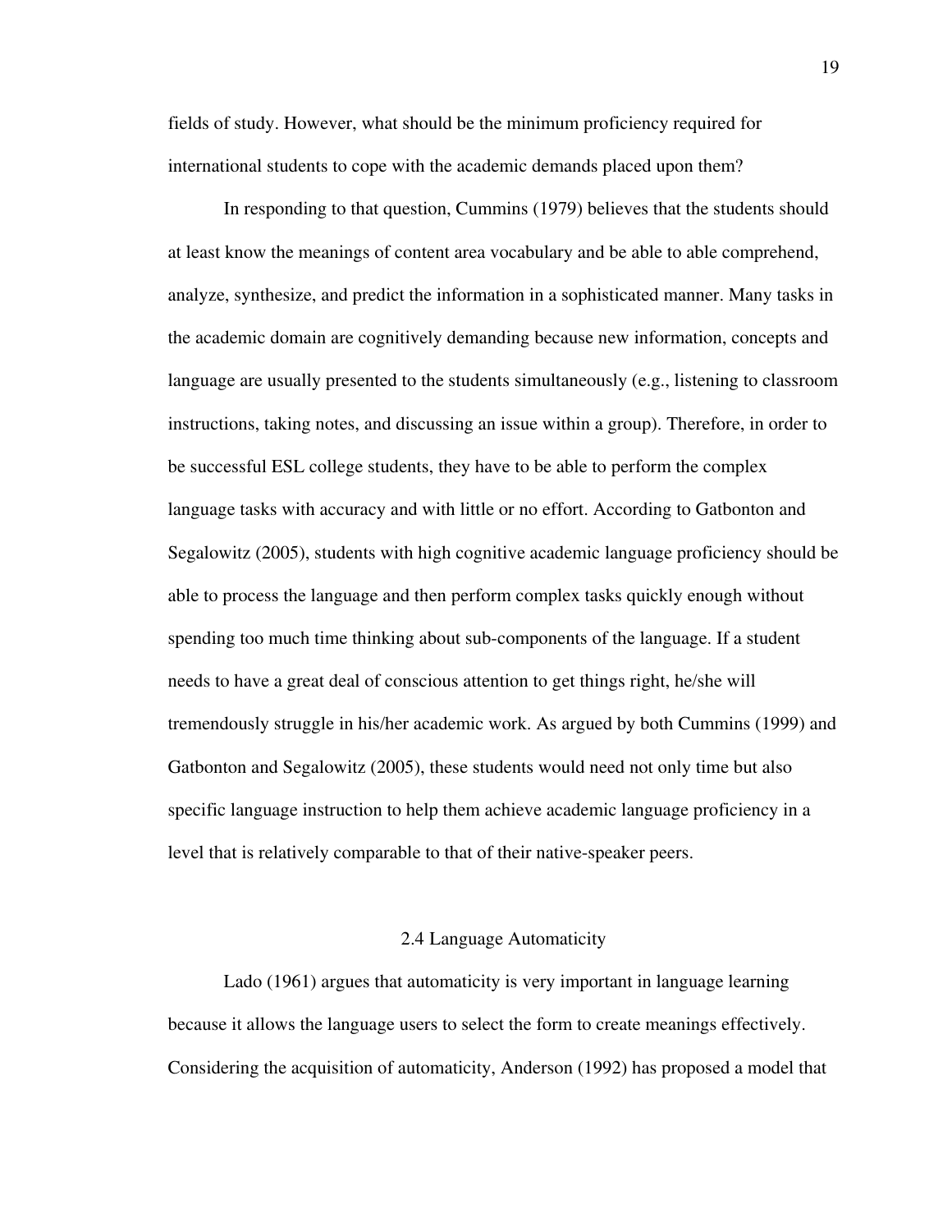fields of study. However, what should be the minimum proficiency required for international students to cope with the academic demands placed upon them?

In responding to that question, Cummins (1979) believes that the students should at least know the meanings of content area vocabulary and be able to able comprehend, analyze, synthesize, and predict the information in a sophisticated manner. Many tasks in the academic domain are cognitively demanding because new information, concepts and language are usually presented to the students simultaneously (e.g., listening to classroom instructions, taking notes, and discussing an issue within a group). Therefore, in order to be successful ESL college students, they have to be able to perform the complex language tasks with accuracy and with little or no effort. According to Gatbonton and Segalowitz (2005), students with high cognitive academic language proficiency should be able to process the language and then perform complex tasks quickly enough without spending too much time thinking about sub-components of the language. If a student needs to have a great deal of conscious attention to get things right, he/she will tremendously struggle in his/her academic work. As argued by both Cummins (1999) and Gatbonton and Segalowitz (2005), these students would need not only time but also specific language instruction to help them achieve academic language proficiency in a level that is relatively comparable to that of their native-speaker peers.

## 2.4 Language Automaticity

Lado (1961) argues that automaticity is very important in language learning because it allows the language users to select the form to create meanings effectively. Considering the acquisition of automaticity, Anderson (1992) has proposed a model that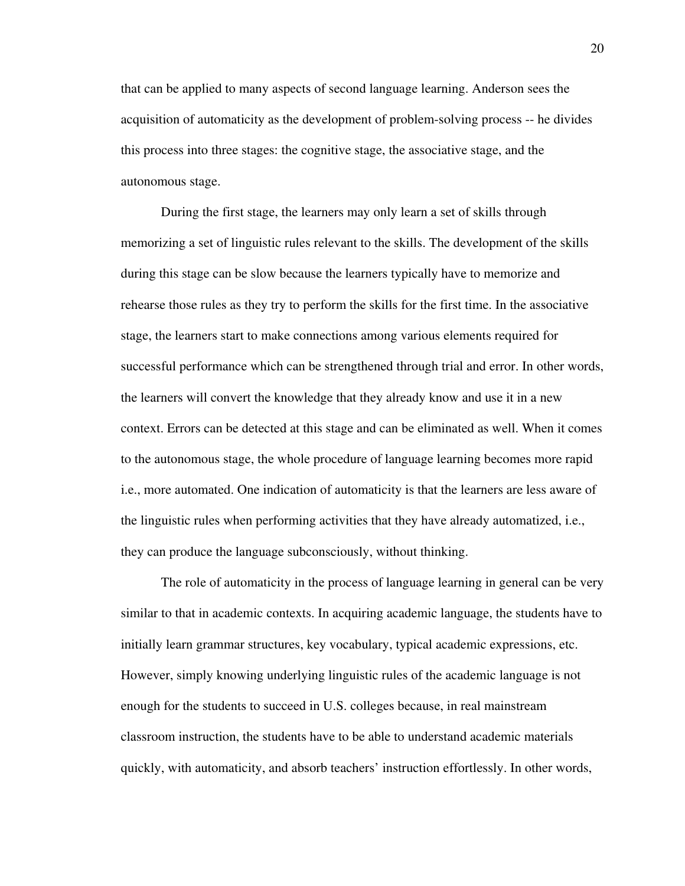that can be applied to many aspects of second language learning. Anderson sees the acquisition of automaticity as the development of problem-solving process -- he divides this process into three stages: the cognitive stage, the associative stage, and the autonomous stage.

During the first stage, the learners may only learn a set of skills through memorizing a set of linguistic rules relevant to the skills. The development of the skills during this stage can be slow because the learners typically have to memorize and rehearse those rules as they try to perform the skills for the first time. In the associative stage, the learners start to make connections among various elements required for successful performance which can be strengthened through trial and error. In other words, the learners will convert the knowledge that they already know and use it in a new context. Errors can be detected at this stage and can be eliminated as well. When it comes to the autonomous stage, the whole procedure of language learning becomes more rapid i.e., more automated. One indication of automaticity is that the learners are less aware of the linguistic rules when performing activities that they have already automatized, i.e., they can produce the language subconsciously, without thinking.

The role of automaticity in the process of language learning in general can be very similar to that in academic contexts. In acquiring academic language, the students have to initially learn grammar structures, key vocabulary, typical academic expressions, etc. However, simply knowing underlying linguistic rules of the academic language is not enough for the students to succeed in U.S. colleges because, in real mainstream classroom instruction, the students have to be able to understand academic materials quickly, with automaticity, and absorb teachers' instruction effortlessly. In other words,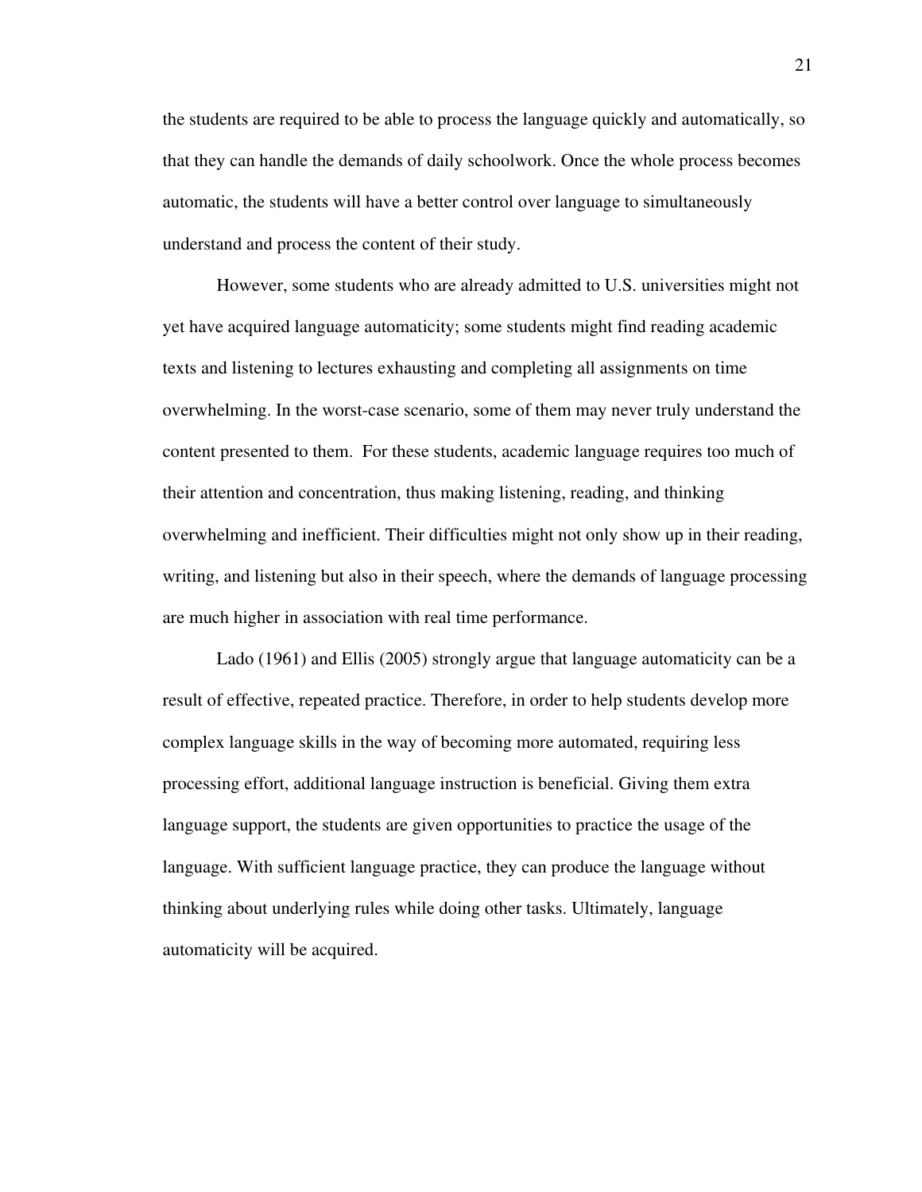the students are required to be able to process the language quickly and automatically, so that they can handle the demands of daily schoolwork. Once the whole process becomes automatic, the students will have a better control over language to simultaneously understand and process the content of their study.

However, some students who are already admitted to U.S. universities might not yet have acquired language automaticity; some students might find reading academic texts and listening to lectures exhausting and completing all assignments on time overwhelming. In the worst-case scenario, some of them may never truly understand the content presented to them. For these students, academic language requires too much of their attention and concentration, thus making listening, reading, and thinking overwhelming and inefficient. Their difficulties might not only show up in their reading, writing, and listening but also in their speech, where the demands of language processing are much higher in association with real time performance.

Lado (1961) and Ellis (2005) strongly argue that language automaticity can be a result of effective, repeated practice. Therefore, in order to help students develop more complex language skills in the way of becoming more automated, requiring less processing effort, additional language instruction is beneficial. Giving them extra language support, the students are given opportunities to practice the usage of the language. With sufficient language practice, they can produce the language without thinking about underlying rules while doing other tasks. Ultimately, language automaticity will be acquired.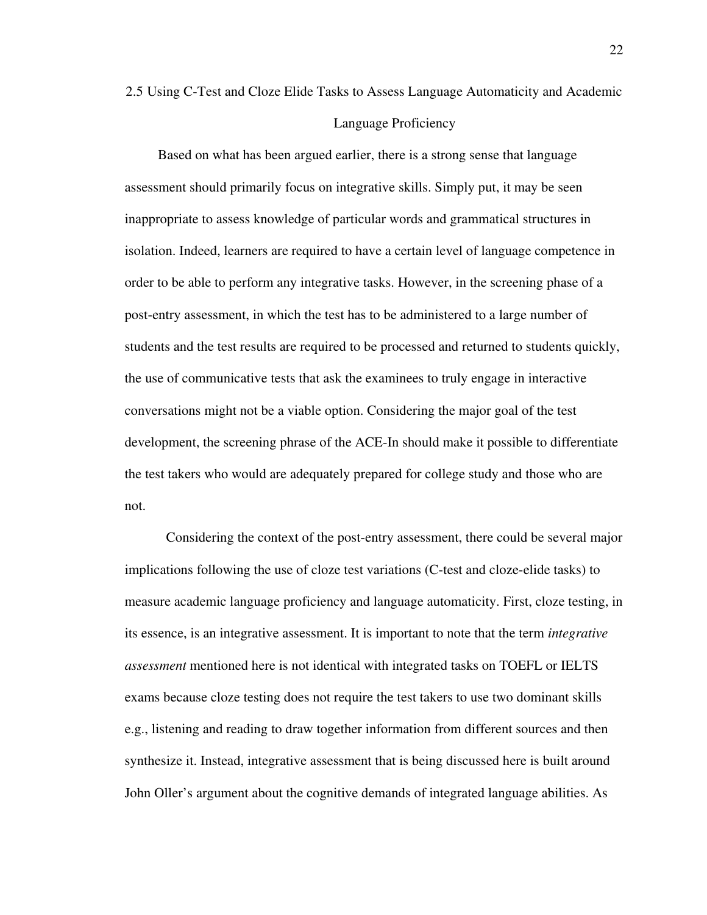## 2.5 Using C-Test and Cloze Elide Tasks to Assess Language Automaticity and Academic Language Proficiency

Based on what has been argued earlier, there is a strong sense that language assessment should primarily focus on integrative skills. Simply put, it may be seen inappropriate to assess knowledge of particular words and grammatical structures in isolation. Indeed, learners are required to have a certain level of language competence in order to be able to perform any integrative tasks. However, in the screening phase of a post-entry assessment, in which the test has to be administered to a large number of students and the test results are required to be processed and returned to students quickly, the use of communicative tests that ask the examinees to truly engage in interactive conversations might not be a viable option. Considering the major goal of the test development, the screening phrase of the ACE-In should make it possible to differentiate the test takers who would are adequately prepared for college study and those who are not.

Considering the context of the post-entry assessment, there could be several major implications following the use of cloze test variations (C-test and cloze-elide tasks) to measure academic language proficiency and language automaticity. First, cloze testing, in its essence, is an integrative assessment. It is important to note that the term *integrative assessment* mentioned here is not identical with integrated tasks on TOEFL or IELTS exams because cloze testing does not require the test takers to use two dominant skills e.g., listening and reading to draw together information from different sources and then synthesize it. Instead, integrative assessment that is being discussed here is built around John Oller's argument about the cognitive demands of integrated language abilities. As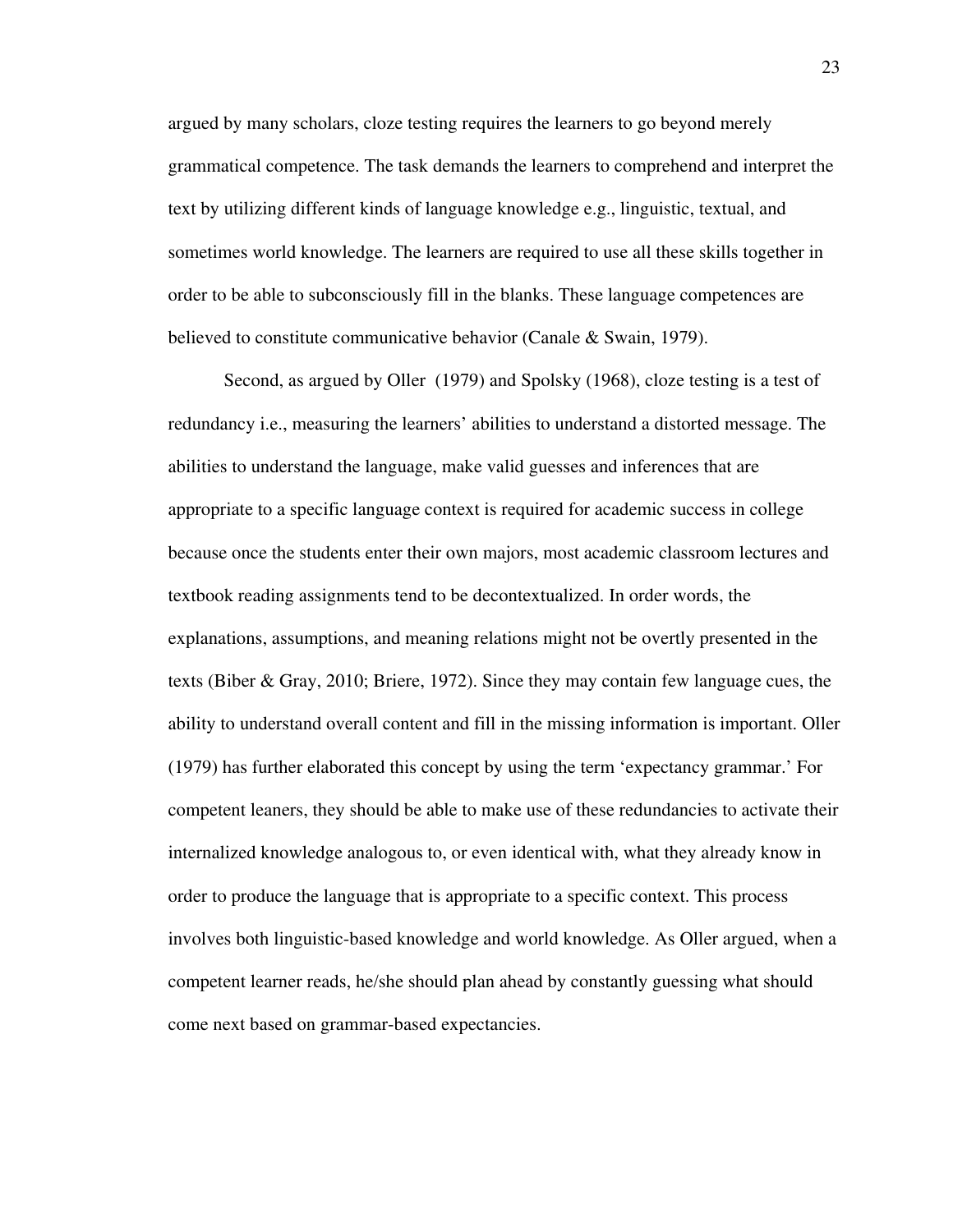argued by many scholars, cloze testing requires the learners to go beyond merely grammatical competence. The task demands the learners to comprehend and interpret the text by utilizing different kinds of language knowledge e.g., linguistic, textual, and sometimes world knowledge. The learners are required to use all these skills together in order to be able to subconsciously fill in the blanks. These language competences are believed to constitute communicative behavior (Canale & Swain, 1979).

Second, as argued by Oller (1979) and Spolsky (1968), cloze testing is a test of redundancy i.e., measuring the learners' abilities to understand a distorted message. The abilities to understand the language, make valid guesses and inferences that are appropriate to a specific language context is required for academic success in college because once the students enter their own majors, most academic classroom lectures and textbook reading assignments tend to be decontextualized. In order words, the explanations, assumptions, and meaning relations might not be overtly presented in the texts (Biber & Gray, 2010; Briere, 1972). Since they may contain few language cues, the ability to understand overall content and fill in the missing information is important. Oller (1979) has further elaborated this concept by using the term 'expectancy grammar.' For competent leaners, they should be able to make use of these redundancies to activate their internalized knowledge analogous to, or even identical with, what they already know in order to produce the language that is appropriate to a specific context. This process involves both linguistic-based knowledge and world knowledge. As Oller argued, when a competent learner reads, he/she should plan ahead by constantly guessing what should come next based on grammar-based expectancies.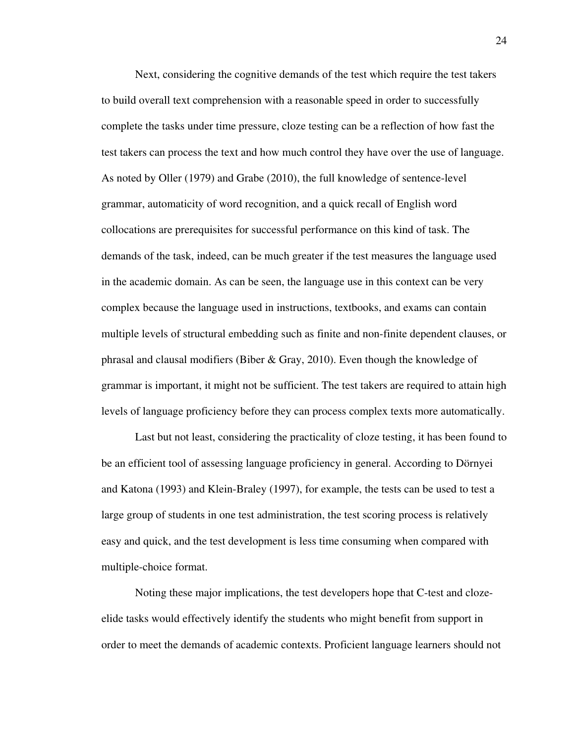Next, considering the cognitive demands of the test which require the test takers to build overall text comprehension with a reasonable speed in order to successfully complete the tasks under time pressure, cloze testing can be a reflection of how fast the test takers can process the text and how much control they have over the use of language. As noted by Oller (1979) and Grabe (2010), the full knowledge of sentence-level grammar, automaticity of word recognition, and a quick recall of English word collocations are prerequisites for successful performance on this kind of task. The demands of the task, indeed, can be much greater if the test measures the language used in the academic domain. As can be seen, the language use in this context can be very complex because the language used in instructions, textbooks, and exams can contain multiple levels of structural embedding such as finite and non-finite dependent clauses, or phrasal and clausal modifiers (Biber & Gray, 2010). Even though the knowledge of grammar is important, it might not be sufficient. The test takers are required to attain high levels of language proficiency before they can process complex texts more automatically.

Last but not least, considering the practicality of cloze testing, it has been found to be an efficient tool of assessing language proficiency in general. According to Dörnyei and Katona (1993) and Klein-Braley (1997), for example, the tests can be used to test a large group of students in one test administration, the test scoring process is relatively easy and quick, and the test development is less time consuming when compared with multiple-choice format.

Noting these major implications, the test developers hope that C-test and cloze-elide tasks would effectively identify the students who might benefit from support in order to meet the demands of academic contexts. Proficient language learners should not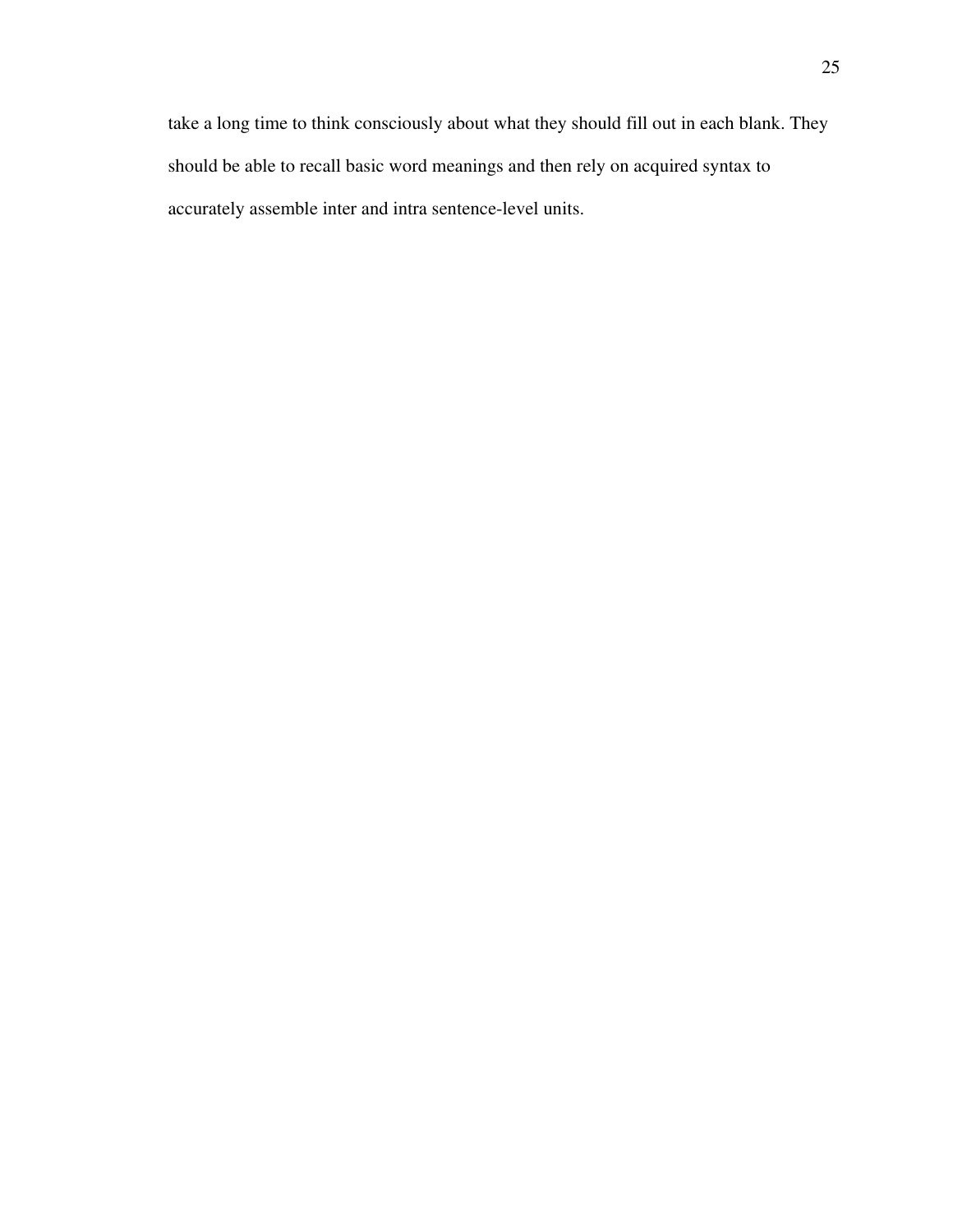take a long time to think consciously about what they should fill out in each blank. They should be able to recall basic word meanings and then rely on acquired syntax to accurately assemble inter and intra sentence-level units.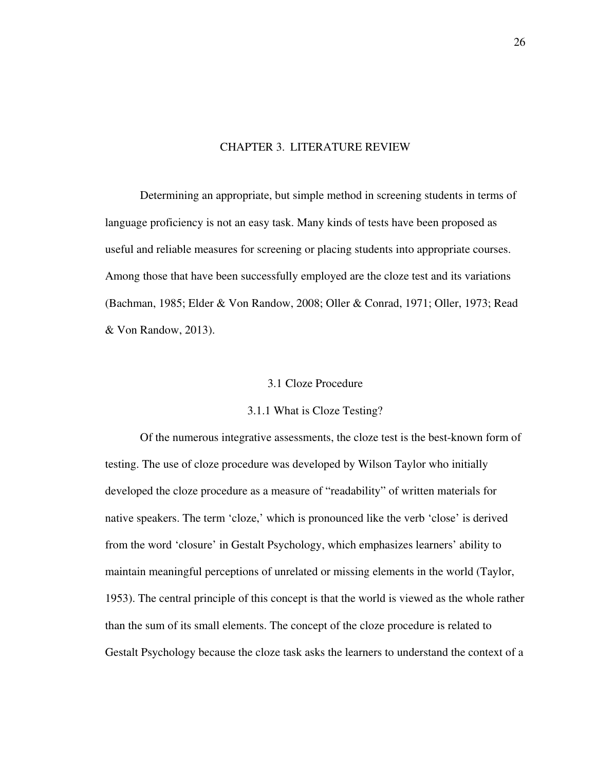# CHAPTER 3. LITERATURE REVIEW

Determining an appropriate, but simple method in screening students in terms of language proficiency is not an easy task. Many kinds of tests have been proposed as useful and reliable measures for screening or placing students into appropriate courses. Among those that have been successfully employed are the cloze test and its variations (Bachman, 1985; Elder & Von Randow, 2008; Oller & Conrad, 1971; Oller, 1973; Read & Von Randow, 2013).

## 3.1 Cloze Procedure

### 3.1.1 What is Cloze Testing?

Of the numerous integrative assessments, the cloze test is the best-known form of testing. The use of cloze procedure was developed by Wilson Taylor who initially developed the cloze procedure as a measure of "readability" of written materials for native speakers. The term 'cloze,' which is pronounced like the verb 'close' is derived from the word 'closure' in Gestalt Psychology, which emphasizes learners' ability to maintain meaningful perceptions of unrelated or missing elements in the world (Taylor, 1953). The central principle of this concept is that the world is viewed as the whole rather than the sum of its small elements. The concept of the cloze procedure is related to Gestalt Psychology because the cloze task asks the learners to understand the context of a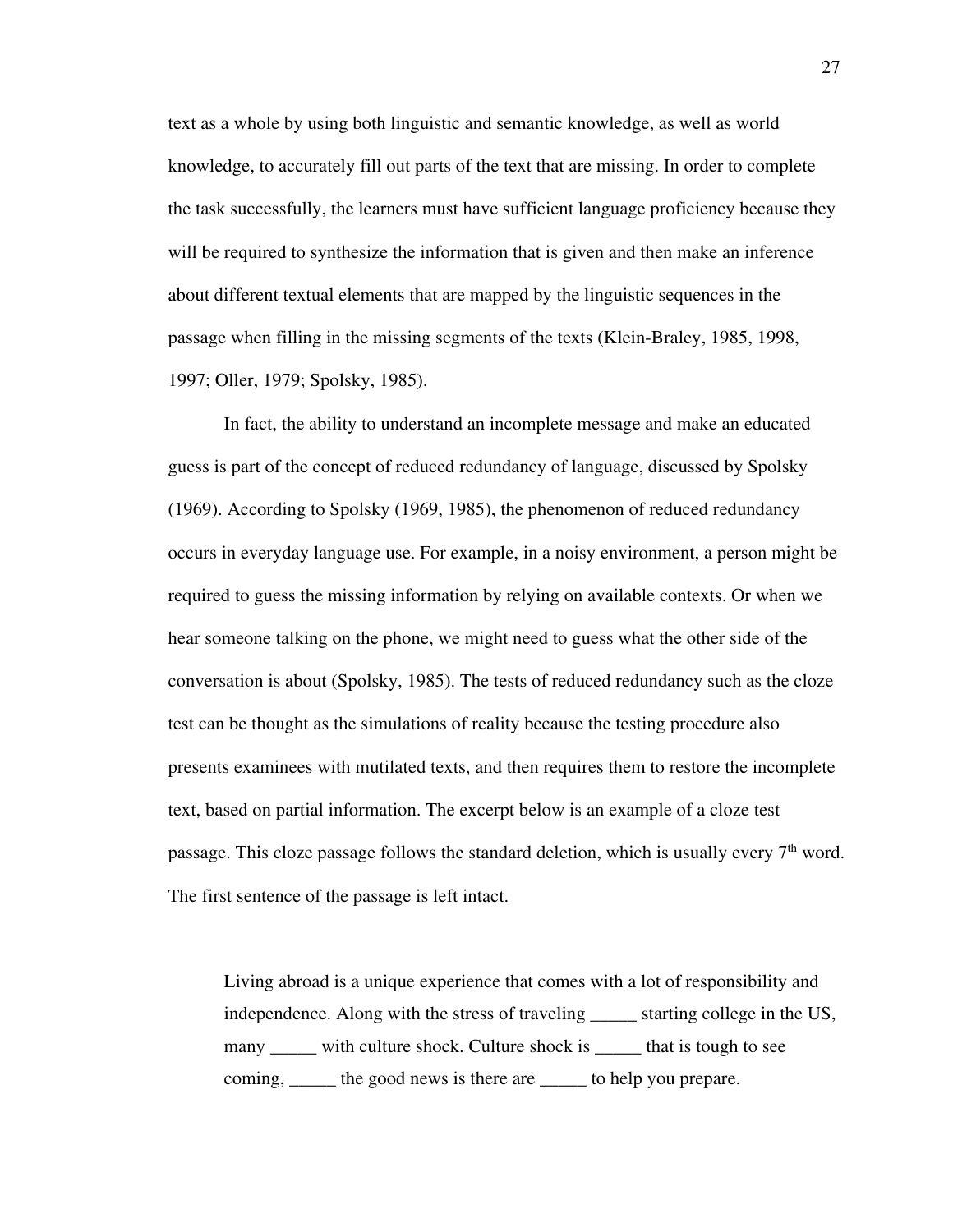text as a whole by using both linguistic and semantic knowledge, as well as world knowledge, to accurately fill out parts of the text that are missing. In order to complete the task successfully, the learners must have sufficient language proficiency because they will be required to synthesize the information that is given and then make an inference about different textual elements that are mapped by the linguistic sequences in the passage when filling in the missing segments of the texts (Klein-Braley, 1985, 1998, 1997; Oller, 1979; Spolsky, 1985).

In fact, the ability to understand an incomplete message and make an educated guess is part of the concept of reduced redundancy of language, discussed by Spolsky (1969). According to Spolsky (1969, 1985), the phenomenon of reduced redundancy occurs in everyday language use. For example, in a noisy environment, a person might be required to guess the missing information by relying on available contexts. Or when we hear someone talking on the phone, we might need to guess what the other side of the conversation is about (Spolsky, 1985). The tests of reduced redundancy such as the cloze test can be thought as the simulations of reality because the testing procedure also presents examinees with mutilated texts, and then requires them to restore the incomplete text, based on partial information. The excerpt below is an example of a cloze test passage. This cloze passage follows the standard deletion, which is usually every 7th word. The first sentence of the passage is left intact.

> Living abroad is a unique experience that comes with a lot of responsibility and independence. Along with the stress of traveling _____ starting college in the US, many _____ with culture shock. Culture shock is _____ that is tough to see coming, _____ the good news is there are _____ to help you prepare.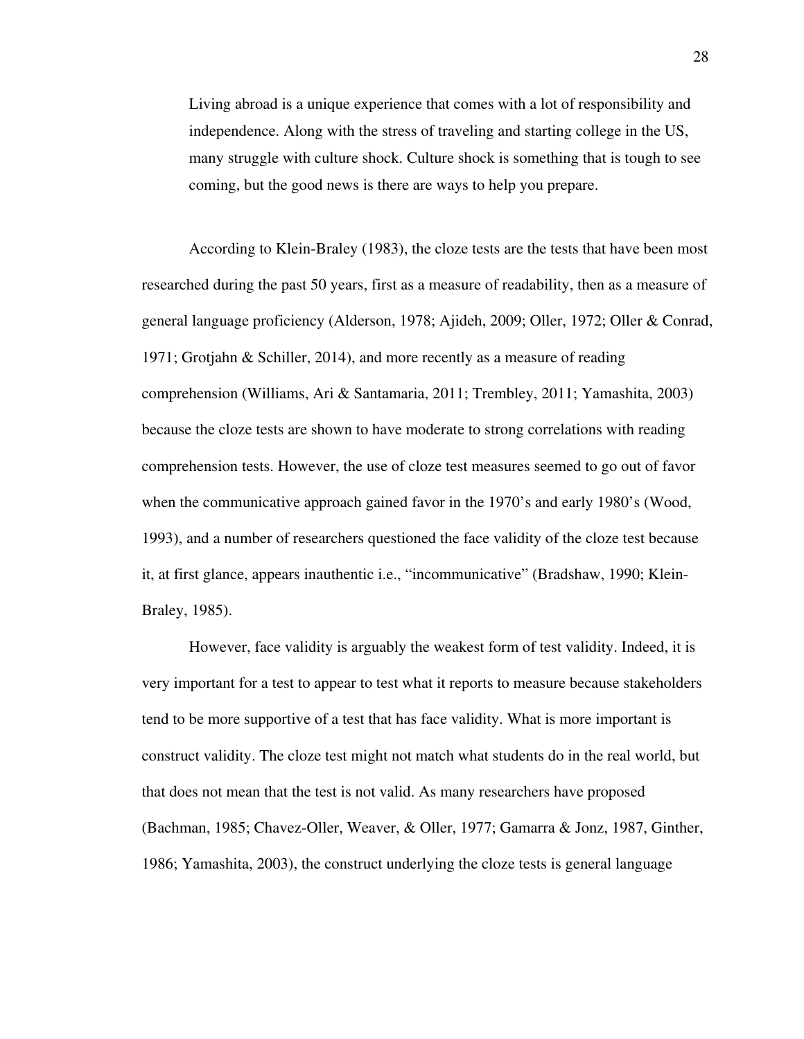> Living abroad is a unique experience that comes with a lot of responsibility and independence. Along with the stress of traveling and starting college in the US, many struggle with culture shock. Culture shock is something that is tough to see coming, but the good news is there are ways to help you prepare.

According to Klein-Braley (1983), the cloze tests are the tests that have been most researched during the past 50 years, first as a measure of readability, then as a measure of general language proficiency (Alderson, 1978; Ajideh, 2009; Oller, 1972; Oller & Conrad, 1971; Grotjahn & Schiller, 2014), and more recently as a measure of reading comprehension (Williams, Ari & Santamaria, 2011; Trembley, 2011; Yamashita, 2003) because the cloze tests are shown to have moderate to strong correlations with reading comprehension tests. However, the use of cloze test measures seemed to go out of favor when the communicative approach gained favor in the 1970's and early 1980's (Wood, 1993), and a number of researchers questioned the face validity of the cloze test because it, at first glance, appears inauthentic i.e., "incommunicative" (Bradshaw, 1990; Klein-Braley, 1985).

However, face validity is arguably the weakest form of test validity. Indeed, it is very important for a test to appear to test what it reports to measure because stakeholders tend to be more supportive of a test that has face validity. What is more important is construct validity. The cloze test might not match what students do in the real world, but that does not mean that the test is not valid. As many researchers have proposed (Bachman, 1985; Chavez-Oller, Weaver, & Oller, 1977; Gamarra & Jonz, 1987, Ginther, 1986; Yamashita, 2003), the construct underlying the cloze tests is general language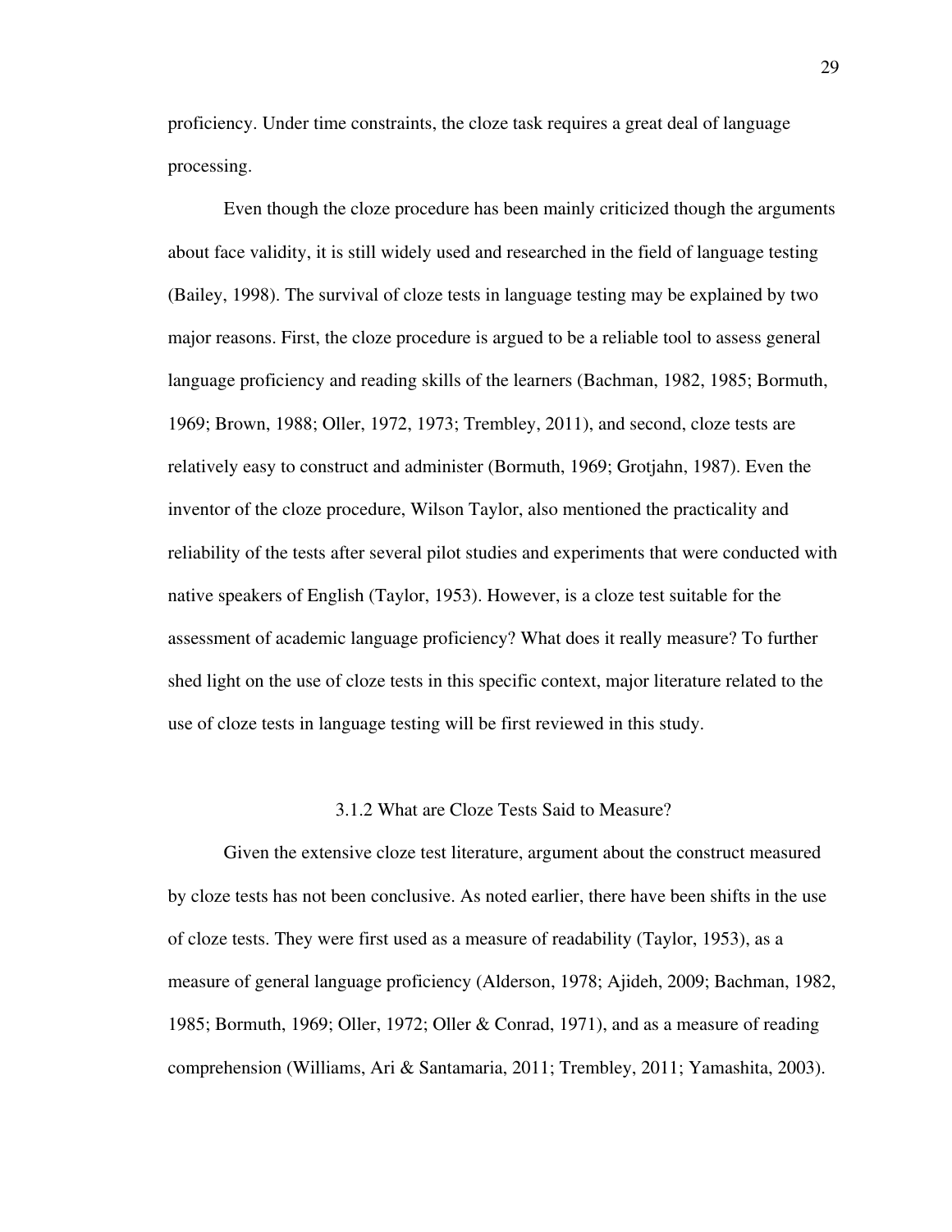proficiency. Under time constraints, the cloze task requires a great deal of language processing.

Even though the cloze procedure has been mainly criticized though the arguments about face validity, it is still widely used and researched in the field of language testing (Bailey, 1998). The survival of cloze tests in language testing may be explained by two major reasons. First, the cloze procedure is argued to be a reliable tool to assess general language proficiency and reading skills of the learners (Bachman, 1982, 1985; Bormuth, 1969; Brown, 1988; Oller, 1972, 1973; Trembley, 2011), and second, cloze tests are relatively easy to construct and administer (Bormuth, 1969; Grotjahn, 1987). Even the inventor of the cloze procedure, Wilson Taylor, also mentioned the practicality and reliability of the tests after several pilot studies and experiments that were conducted with native speakers of English (Taylor, 1953). However, is a cloze test suitable for the assessment of academic language proficiency? What does it really measure? To further shed light on the use of cloze tests in this specific context, major literature related to the use of cloze tests in language testing will be first reviewed in this study.

### 3.1.2 What are Cloze Tests Said to Measure?

Given the extensive cloze test literature, argument about the construct measured by cloze tests has not been conclusive. As noted earlier, there have been shifts in the use of cloze tests. They were first used as a measure of readability (Taylor, 1953), as a measure of general language proficiency (Alderson, 1978; Ajideh, 2009; Bachman, 1982, 1985; Bormuth, 1969; Oller, 1972; Oller & Conrad, 1971), and as a measure of reading comprehension (Williams, Ari & Santamaria, 2011; Trembley, 2011; Yamashita, 2003).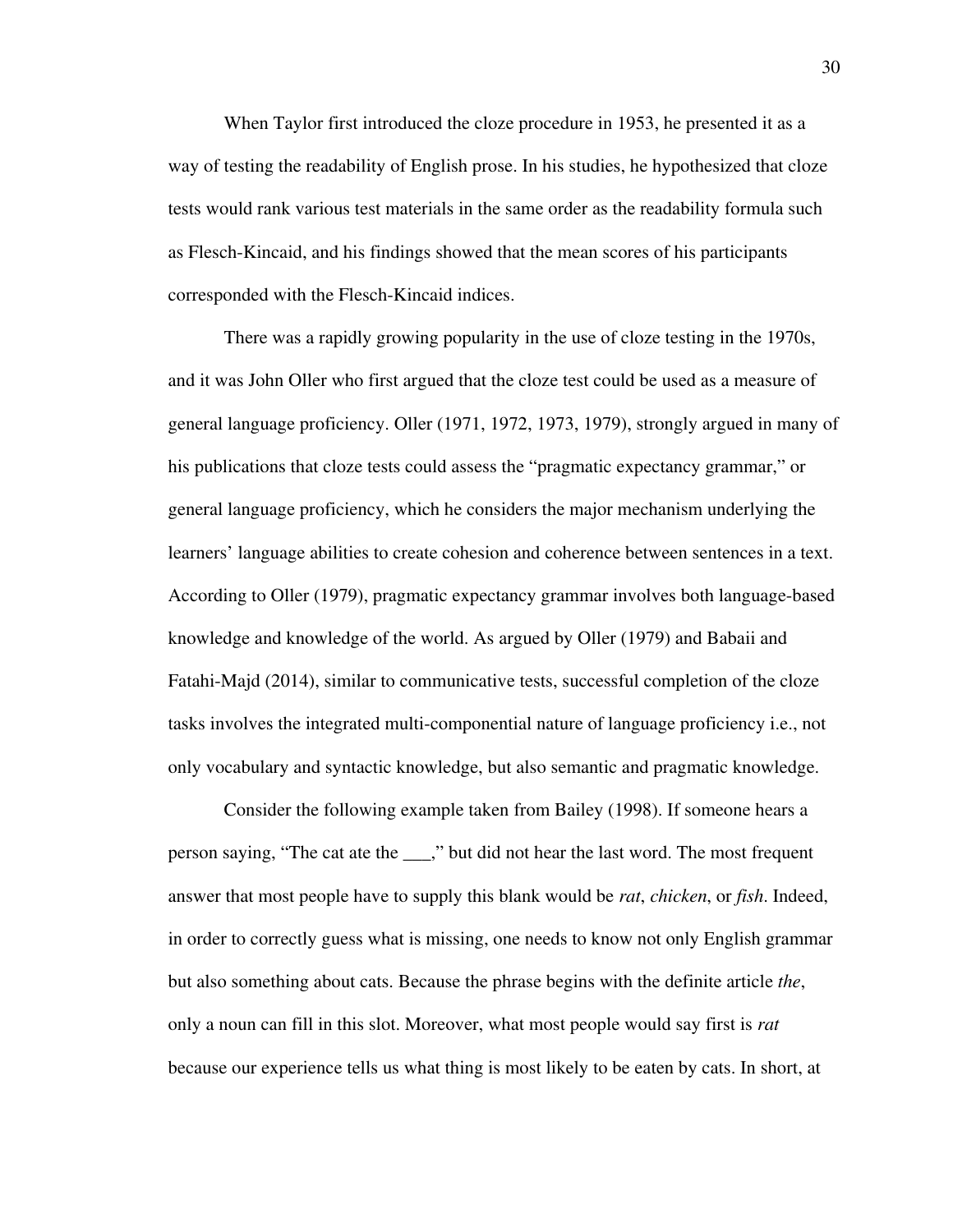When Taylor first introduced the cloze procedure in 1953, he presented it as a way of testing the readability of English prose. In his studies, he hypothesized that cloze tests would rank various test materials in the same order as the readability formula such as Flesch-Kincaid, and his findings showed that the mean scores of his participants corresponded with the Flesch-Kincaid indices.

There was a rapidly growing popularity in the use of cloze testing in the 1970s, and it was John Oller who first argued that the cloze test could be used as a measure of general language proficiency. Oller (1971, 1972, 1973, 1979), strongly argued in many of his publications that cloze tests could assess the "pragmatic expectancy grammar," or general language proficiency, which he considers the major mechanism underlying the learners' language abilities to create cohesion and coherence between sentences in a text. According to Oller (1979), pragmatic expectancy grammar involves both language-based knowledge and knowledge of the world. As argued by Oller (1979) and Babaii and Fatahi-Majd (2014), similar to communicative tests, successful completion of the cloze tasks involves the integrated multi-componential nature of language proficiency i.e., not only vocabulary and syntactic knowledge, but also semantic and pragmatic knowledge.

Consider the following example taken from Bailey (1998). If someone hears a person saying, "The cat ate the ___," but did not hear the last word. The most frequent answer that most people have to supply this blank would be *rat*, *chicken*, or *fish*. Indeed, in order to correctly guess what is missing, one needs to know not only English grammar but also something about cats. Because the phrase begins with the definite article *the*, only a noun can fill in this slot. Moreover, what most people would say first is *rat* because our experience tells us what thing is most likely to be eaten by cats. In short, at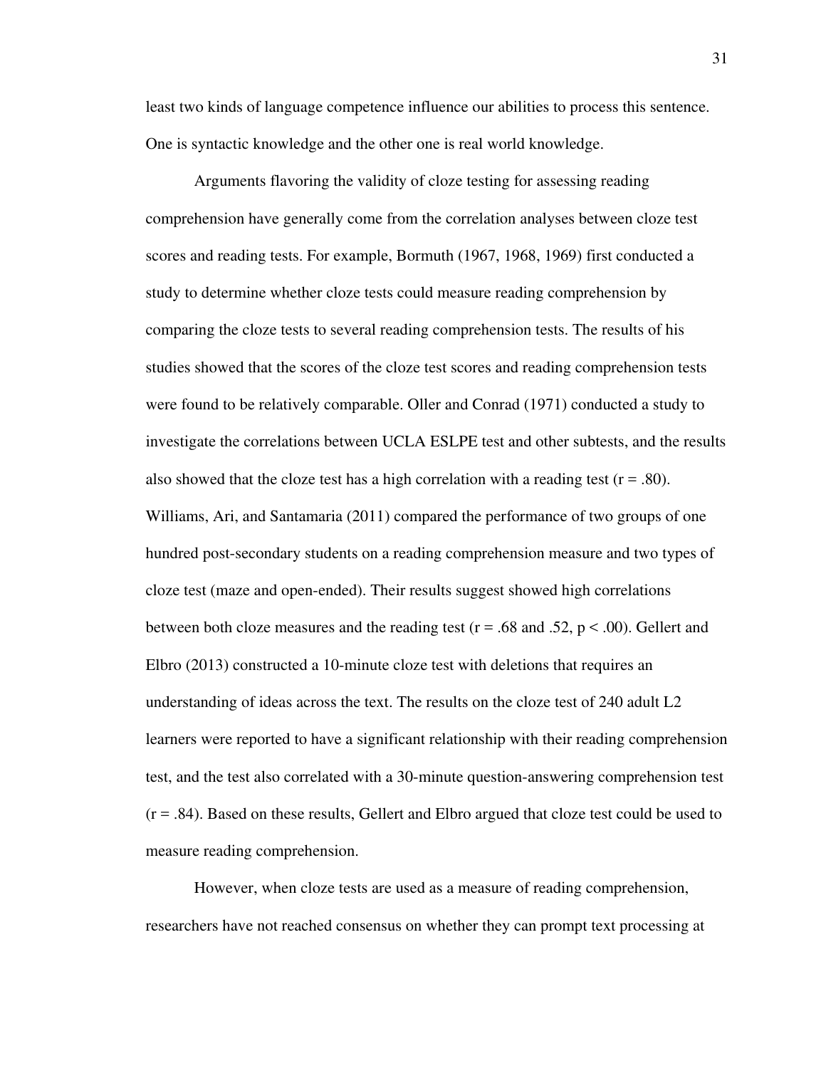least two kinds of language competence influence our abilities to process this sentence. One is syntactic knowledge and the other one is real world knowledge.

Arguments flavoring the validity of cloze testing for assessing reading comprehension have generally come from the correlation analyses between cloze test scores and reading tests. For example, Bormuth (1967, 1968, 1969) first conducted a study to determine whether cloze tests could measure reading comprehension by comparing the cloze tests to several reading comprehension tests. The results of his studies showed that the scores of the cloze test scores and reading comprehension tests were found to be relatively comparable. Oller and Conrad (1971) conducted a study to investigate the correlations between UCLA ESLPE test and other subtests, and the results also showed that the cloze test has a high correlation with a reading test ($r = .80$). Williams, Ari, and Santamaria (2011) compared the performance of two groups of one hundred post-secondary students on a reading comprehension measure and two types of cloze test (maze and open-ended). Their results suggest showed high correlations between both cloze measures and the reading test ($r = .68$ and $.52$, $p < .00$). Gellert and Elbro (2013) constructed a 10-minute cloze test with deletions that requires an understanding of ideas across the text. The results on the cloze test of 240 adult L2 learners were reported to have a significant relationship with their reading comprehension test, and the test also correlated with a 30-minute question-answering comprehension test ($r = .84$). Based on these results, Gellert and Elbro argued that cloze test could be used to measure reading comprehension.

However, when cloze tests are used as a measure of reading comprehension, researchers have not reached consensus on whether they can prompt text processing at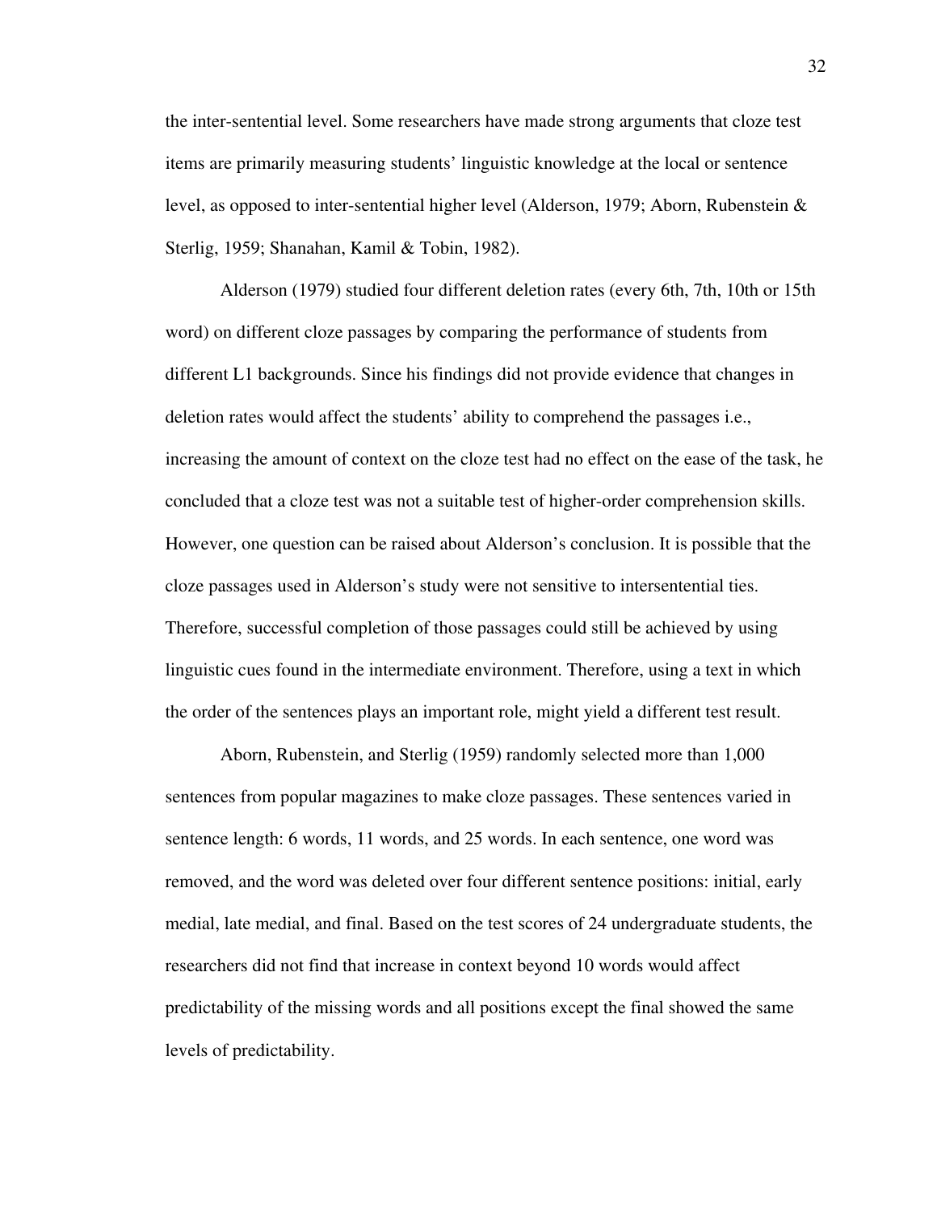the inter-sentential level. Some researchers have made strong arguments that cloze test items are primarily measuring students' linguistic knowledge at the local or sentence level, as opposed to inter-sentential higher level (Alderson, 1979; Aborn, Rubenstein & Sterlig, 1959; Shanahan, Kamil & Tobin, 1982).

Alderson (1979) studied four different deletion rates (every 6th, 7th, 10th or 15th word) on different cloze passages by comparing the performance of students from different L1 backgrounds. Since his findings did not provide evidence that changes in deletion rates would affect the students' ability to comprehend the passages i.e., increasing the amount of context on the cloze test had no effect on the ease of the task, he concluded that a cloze test was not a suitable test of higher-order comprehension skills. However, one question can be raised about Alderson's conclusion. It is possible that the cloze passages used in Alderson's study were not sensitive to intersentential ties. Therefore, successful completion of those passages could still be achieved by using linguistic cues found in the intermediate environment. Therefore, using a text in which the order of the sentences plays an important role, might yield a different test result.

Aborn, Rubenstein, and Sterlig (1959) randomly selected more than 1,000 sentences from popular magazines to make cloze passages. These sentences varied in sentence length: 6 words, 11 words, and 25 words. In each sentence, one word was removed, and the word was deleted over four different sentence positions: initial, early medial, late medial, and final. Based on the test scores of 24 undergraduate students, the researchers did not find that increase in context beyond 10 words would affect predictability of the missing words and all positions except the final showed the same levels of predictability.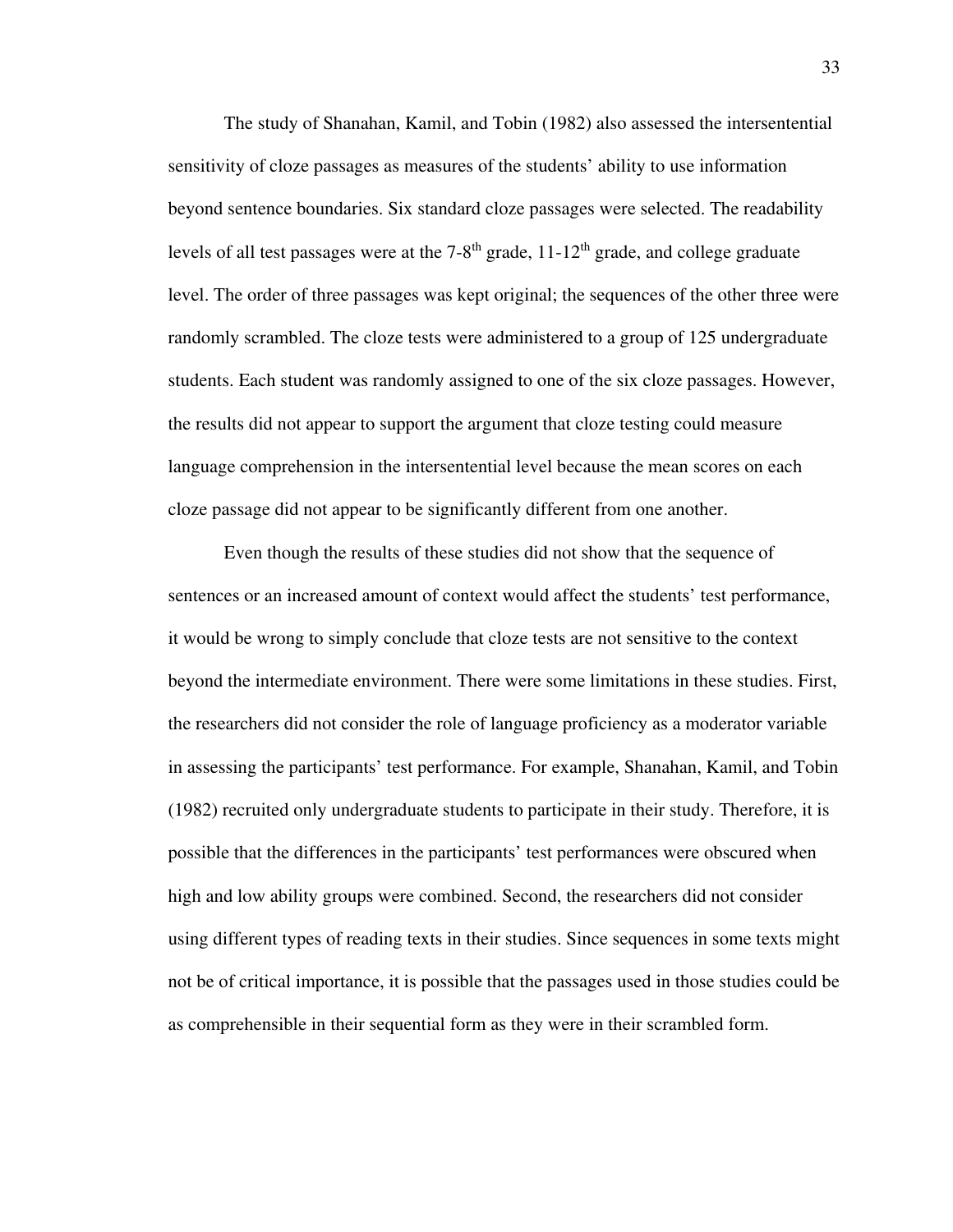The study of Shanahan, Kamil, and Tobin (1982) also assessed the intersentential sensitivity of cloze passages as measures of the students' ability to use information beyond sentence boundaries. Six standard cloze passages were selected. The readability levels of all test passages were at the 7-8th grade, 11-12th grade, and college graduate level. The order of three passages was kept original; the sequences of the other three were randomly scrambled. The cloze tests were administered to a group of 125 undergraduate students. Each student was randomly assigned to one of the six cloze passages. However, the results did not appear to support the argument that cloze testing could measure language comprehension in the intersentential level because the mean scores on each cloze passage did not appear to be significantly different from one another.

Even though the results of these studies did not show that the sequence of sentences or an increased amount of context would affect the students' test performance, it would be wrong to simply conclude that cloze tests are not sensitive to the context beyond the intermediate environment. There were some limitations in these studies. First, the researchers did not consider the role of language proficiency as a moderator variable in assessing the participants' test performance. For example, Shanahan, Kamil, and Tobin (1982) recruited only undergraduate students to participate in their study. Therefore, it is possible that the differences in the participants' test performances were obscured when high and low ability groups were combined. Second, the researchers did not consider using different types of reading texts in their studies. Since sequences in some texts might not be of critical importance, it is possible that the passages used in those studies could be as comprehensible in their sequential form as they were in their scrambled form.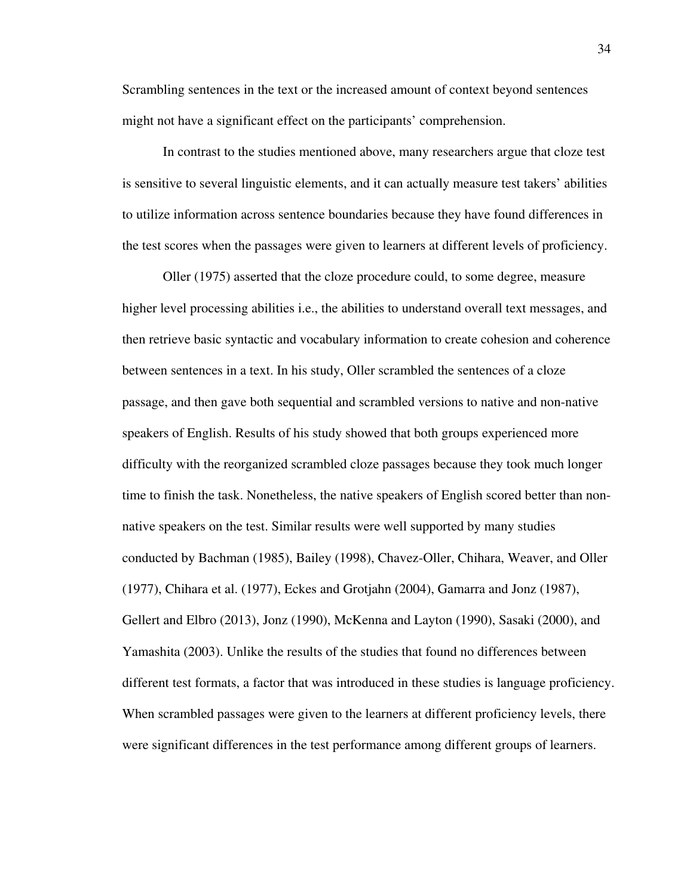Scrambling sentences in the text or the increased amount of context beyond sentences might not have a significant effect on the participants' comprehension.

In contrast to the studies mentioned above, many researchers argue that cloze test is sensitive to several linguistic elements, and it can actually measure test takers' abilities to utilize information across sentence boundaries because they have found differences in the test scores when the passages were given to learners at different levels of proficiency.

Oller (1975) asserted that the cloze procedure could, to some degree, measure higher level processing abilities i.e., the abilities to understand overall text messages, and then retrieve basic syntactic and vocabulary information to create cohesion and coherence between sentences in a text. In his study, Oller scrambled the sentences of a cloze passage, and then gave both sequential and scrambled versions to native and non-native speakers of English. Results of his study showed that both groups experienced more difficulty with the reorganized scrambled cloze passages because they took much longer time to finish the task. Nonetheless, the native speakers of English scored better than non-native speakers on the test. Similar results were well supported by many studies conducted by Bachman (1985), Bailey (1998), Chavez-Oller, Chihara, Weaver, and Oller (1977), Chihara et al. (1977), Eckes and Grotjahn (2004), Gamarra and Jonz (1987), Gellert and Elbro (2013), Jonz (1990), McKenna and Layton (1990), Sasaki (2000), and Yamashita (2003). Unlike the results of the studies that found no differences between different test formats, a factor that was introduced in these studies is language proficiency. When scrambled passages were given to the learners at different proficiency levels, there were significant differences in the test performance among different groups of learners.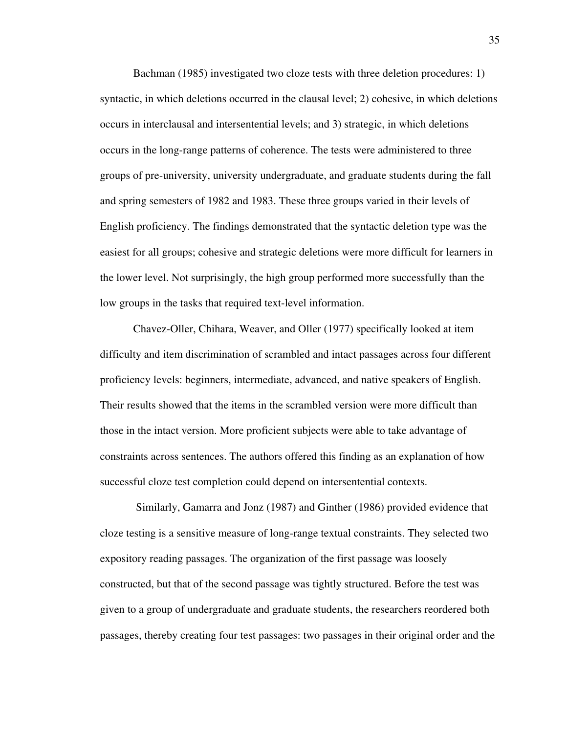Bachman (1985) investigated two cloze tests with three deletion procedures: 1) syntactic, in which deletions occurred in the clausal level; 2) cohesive, in which deletions occurs in interclausal and intersentential levels; and 3) strategic, in which deletions occurs in the long-range patterns of coherence. The tests were administered to three groups of pre-university, university undergraduate, and graduate students during the fall and spring semesters of 1982 and 1983. These three groups varied in their levels of English proficiency. The findings demonstrated that the syntactic deletion type was the easiest for all groups; cohesive and strategic deletions were more difficult for learners in the lower level. Not surprisingly, the high group performed more successfully than the low groups in the tasks that required text-level information.

Chavez-Oller, Chihara, Weaver, and Oller (1977) specifically looked at item difficulty and item discrimination of scrambled and intact passages across four different proficiency levels: beginners, intermediate, advanced, and native speakers of English. Their results showed that the items in the scrambled version were more difficult than those in the intact version. More proficient subjects were able to take advantage of constraints across sentences. The authors offered this finding as an explanation of how successful cloze test completion could depend on intersentential contexts.

Similarly, Gamarra and Jonz (1987) and Ginther (1986) provided evidence that cloze testing is a sensitive measure of long-range textual constraints. They selected two expository reading passages. The organization of the first passage was loosely constructed, but that of the second passage was tightly structured. Before the test was given to a group of undergraduate and graduate students, the researchers reordered both passages, thereby creating four test passages: two passages in their original order and the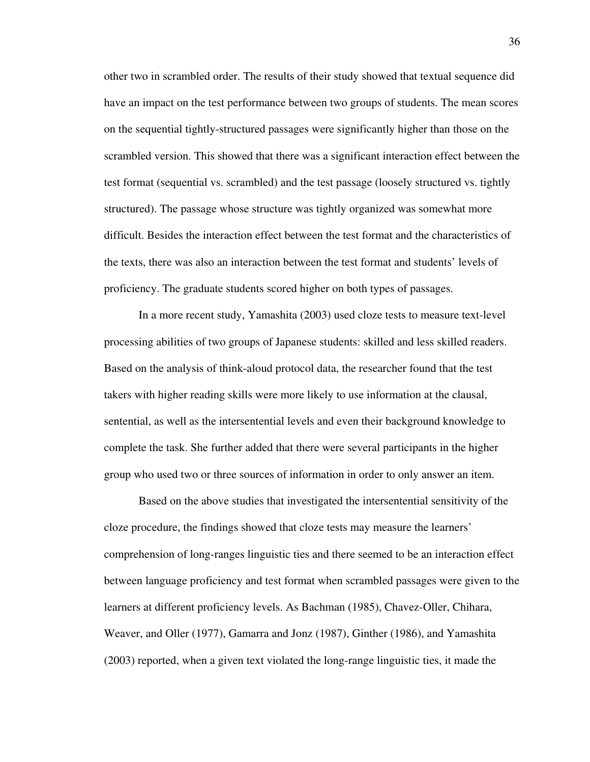other two in scrambled order. The results of their study showed that textual sequence did have an impact on the test performance between two groups of students. The mean scores on the sequential tightly-structured passages were significantly higher than those on the scrambled version. This showed that there was a significant interaction effect between the test format (sequential vs. scrambled) and the test passage (loosely structured vs. tightly structured). The passage whose structure was tightly organized was somewhat more difficult. Besides the interaction effect between the test format and the characteristics of the texts, there was also an interaction between the test format and students' levels of proficiency. The graduate students scored higher on both types of passages.

In a more recent study, Yamashita (2003) used cloze tests to measure text-level processing abilities of two groups of Japanese students: skilled and less skilled readers. Based on the analysis of think-aloud protocol data, the researcher found that the test takers with higher reading skills were more likely to use information at the clausal, sentential, as well as the intersentential levels and even their background knowledge to complete the task. She further added that there were several participants in the higher group who used two or three sources of information in order to only answer an item.

Based on the above studies that investigated the intersentential sensitivity of the cloze procedure, the findings showed that cloze tests may measure the learners' comprehension of long-ranges linguistic ties and there seemed to be an interaction effect between language proficiency and test format when scrambled passages were given to the learners at different proficiency levels. As Bachman (1985), Chavez-Oller, Chihara, Weaver, and Oller (1977), Gamarra and Jonz (1987), Ginther (1986), and Yamashita (2003) reported, when a given text violated the long-range linguistic ties, it made the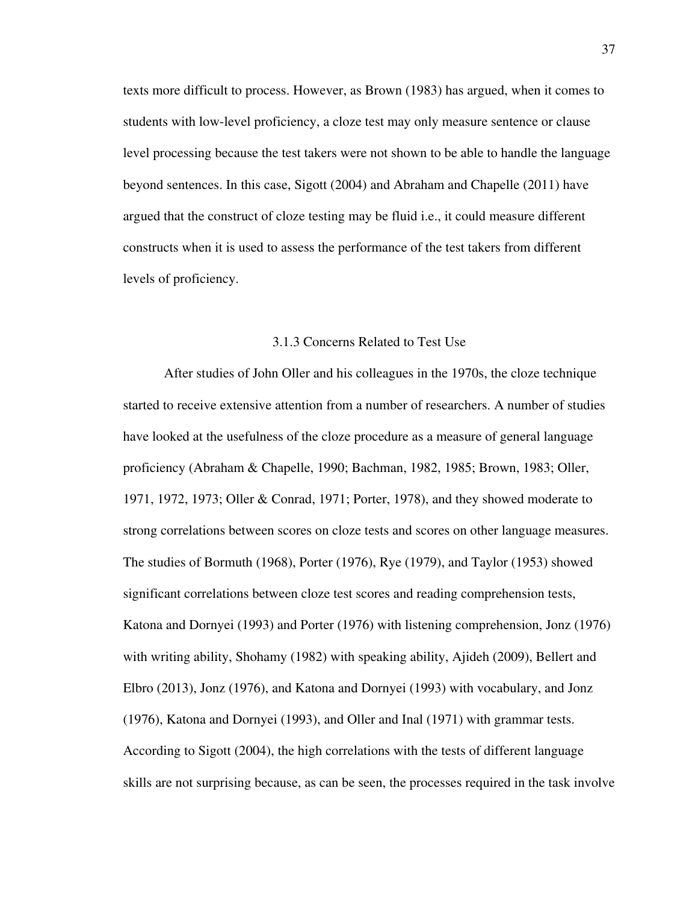texts more difficult to process. However, as Brown (1983) has argued, when it comes to students with low-level proficiency, a cloze test may only measure sentence or clause level processing because the test takers were not shown to be able to handle the language beyond sentences. In this case, Sigott (2004) and Abraham and Chapelle (2011) have argued that the construct of cloze testing may be fluid i.e., it could measure different constructs when it is used to assess the performance of the test takers from different levels of proficiency.

### 3.1.3 Concerns Related to Test Use

After studies of John Oller and his colleagues in the 1970s, the cloze technique started to receive extensive attention from a number of researchers. A number of studies have looked at the usefulness of the cloze procedure as a measure of general language proficiency (Abraham & Chapelle, 1990; Bachman, 1982, 1985; Brown, 1983; Oller, 1971, 1972, 1973; Oller & Conrad, 1971; Porter, 1978), and they showed moderate to strong correlations between scores on cloze tests and scores on other language measures. The studies of Bormuth (1968), Porter (1976), Rye (1979), and Taylor (1953) showed significant correlations between cloze test scores and reading comprehension tests, Katona and Dornyei (1993) and Porter (1976) with listening comprehension, Jonz (1976) with writing ability, Shohamy (1982) with speaking ability, Ajideh (2009), Bellert and Elbro (2013), Jonz (1976), and Katona and Dornyei (1993) with vocabulary, and Jonz (1976), Katona and Dornyei (1993), and Oller and Inal (1971) with grammar tests. According to Sigott (2004), the high correlations with the tests of different language skills are not surprising because, as can be seen, the processes required in the task involve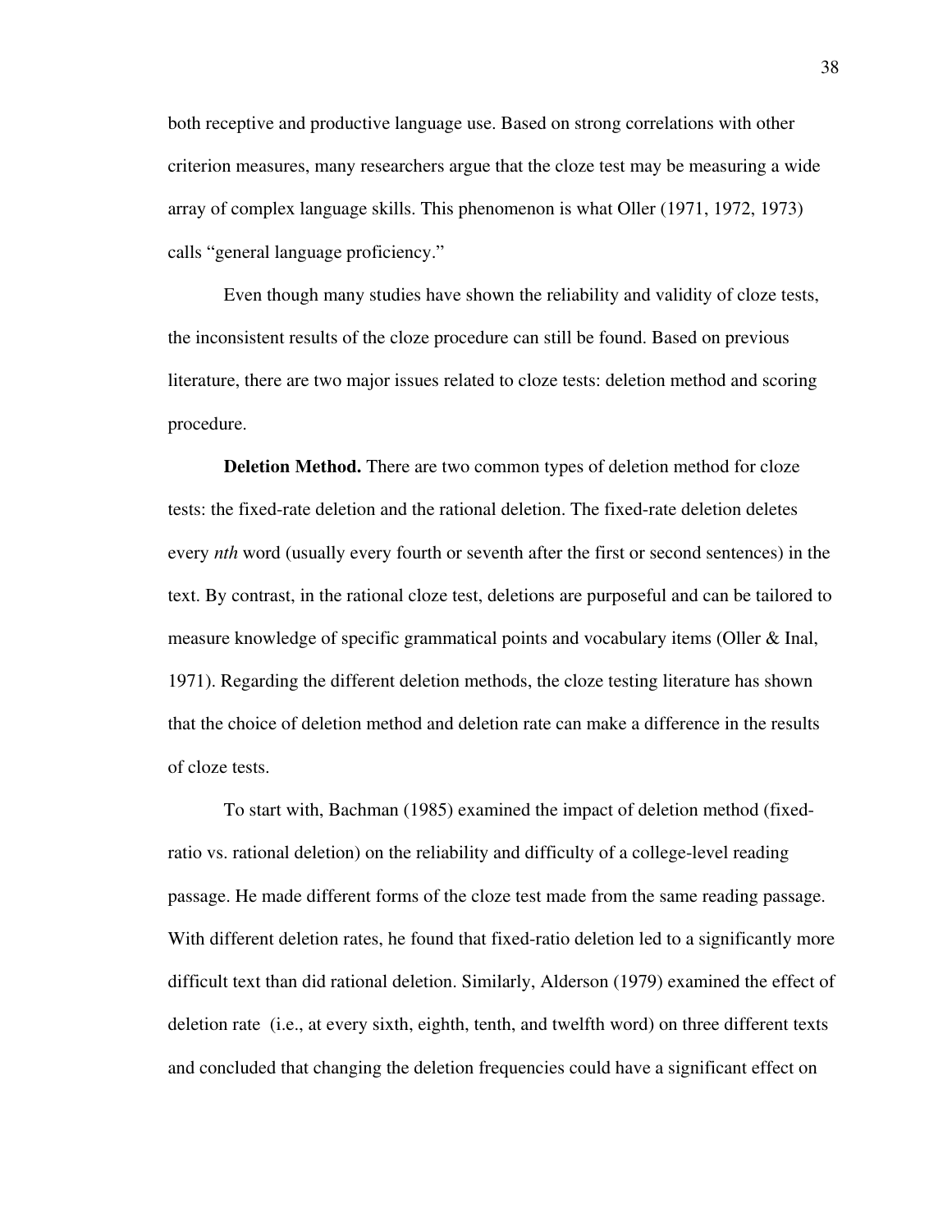both receptive and productive language use. Based on strong correlations with other criterion measures, many researchers argue that the cloze test may be measuring a wide array of complex language skills. This phenomenon is what Oller (1971, 1972, 1973) calls “general language proficiency.”

Even though many studies have shown the reliability and validity of cloze tests, the inconsistent results of the cloze procedure can still be found. Based on previous literature, there are two major issues related to cloze tests: deletion method and scoring procedure.

**Deletion Method.** There are two common types of deletion method for cloze tests: the fixed-rate deletion and the rational deletion. The fixed-rate deletion deletes every *nth* word (usually every fourth or seventh after the first or second sentences) in the text. By contrast, in the rational cloze test, deletions are purposeful and can be tailored to measure knowledge of specific grammatical points and vocabulary items (Oller & Inal, 1971). Regarding the different deletion methods, the cloze testing literature has shown that the choice of deletion method and deletion rate can make a difference in the results of cloze tests.

To start with, Bachman (1985) examined the impact of deletion method (fixed-ratio vs. rational deletion) on the reliability and difficulty of a college-level reading passage. He made different forms of the cloze test made from the same reading passage. With different deletion rates, he found that fixed-ratio deletion led to a significantly more difficult text than did rational deletion. Similarly, Alderson (1979) examined the effect of deletion rate (i.e., at every sixth, eighth, tenth, and twelfth word) on three different texts and concluded that changing the deletion frequencies could have a significant effect on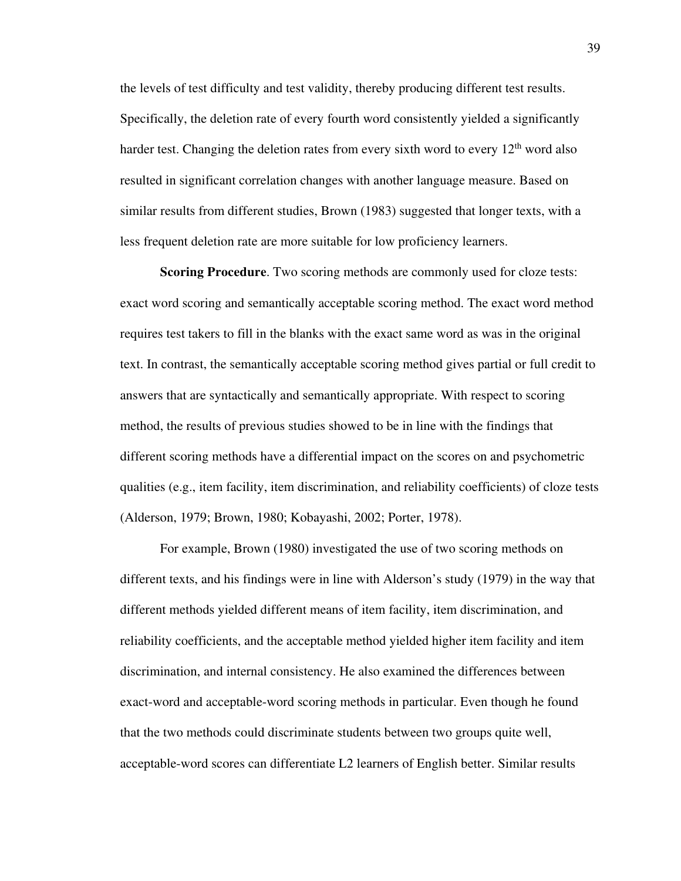the levels of test difficulty and test validity, thereby producing different test results. Specifically, the deletion rate of every fourth word consistently yielded a significantly harder test. Changing the deletion rates from every sixth word to every 12th word also resulted in significant correlation changes with another language measure. Based on similar results from different studies, Brown (1983) suggested that longer texts, with a less frequent deletion rate are more suitable for low proficiency learners.

**Scoring Procedure**. Two scoring methods are commonly used for cloze tests: exact word scoring and semantically acceptable scoring method. The exact word method requires test takers to fill in the blanks with the exact same word as was in the original text. In contrast, the semantically acceptable scoring method gives partial or full credit to answers that are syntactically and semantically appropriate. With respect to scoring method, the results of previous studies showed to be in line with the findings that different scoring methods have a differential impact on the scores on and psychometric qualities (e.g., item facility, item discrimination, and reliability coefficients) of cloze tests (Alderson, 1979; Brown, 1980; Kobayashi, 2002; Porter, 1978).

For example, Brown (1980) investigated the use of two scoring methods on different texts, and his findings were in line with Alderson's study (1979) in the way that different methods yielded different means of item facility, item discrimination, and reliability coefficients, and the acceptable method yielded higher item facility and item discrimination, and internal consistency. He also examined the differences between exact-word and acceptable-word scoring methods in particular. Even though he found that the two methods could discriminate students between two groups quite well, acceptable-word scores can differentiate L2 learners of English better. Similar results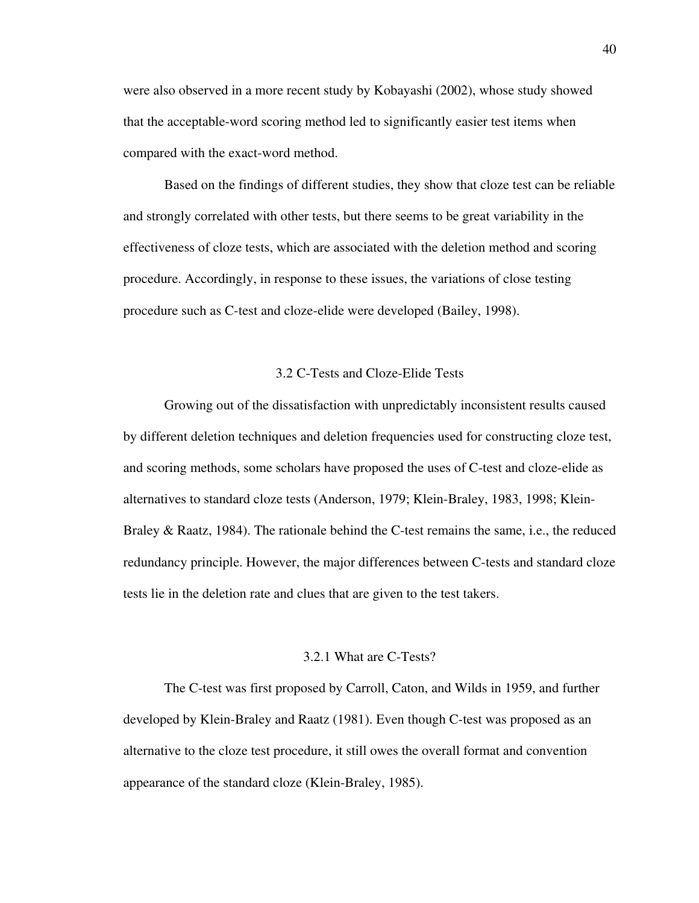were also observed in a more recent study by Kobayashi (2002), whose study showed that the acceptable-word scoring method led to significantly easier test items when compared with the exact-word method.

Based on the findings of different studies, they show that cloze test can be reliable and strongly correlated with other tests, but there seems to be great variability in the effectiveness of cloze tests, which are associated with the deletion method and scoring procedure. Accordingly, in response to these issues, the variations of close testing procedure such as C-test and cloze-elide were developed (Bailey, 1998).

## 3.2 C-Tests and Cloze-Elide Tests

Growing out of the dissatisfaction with unpredictably inconsistent results caused by different deletion techniques and deletion frequencies used for constructing cloze test, and scoring methods, some scholars have proposed the uses of C-test and cloze-elide as alternatives to standard cloze tests (Anderson, 1979; Klein-Braley, 1983, 1998; Klein-Braley & Raatz, 1984). The rationale behind the C-test remains the same, i.e., the reduced redundancy principle. However, the major differences between C-tests and standard cloze tests lie in the deletion rate and clues that are given to the test takers.

### 3.2.1 What are C-Tests?

The C-test was first proposed by Carroll, Caton, and Wilds in 1959, and further developed by Klein-Braley and Raatz (1981). Even though C-test was proposed as an alternative to the cloze test procedure, it still owes the overall format and convention appearance of the standard cloze (Klein-Braley, 1985).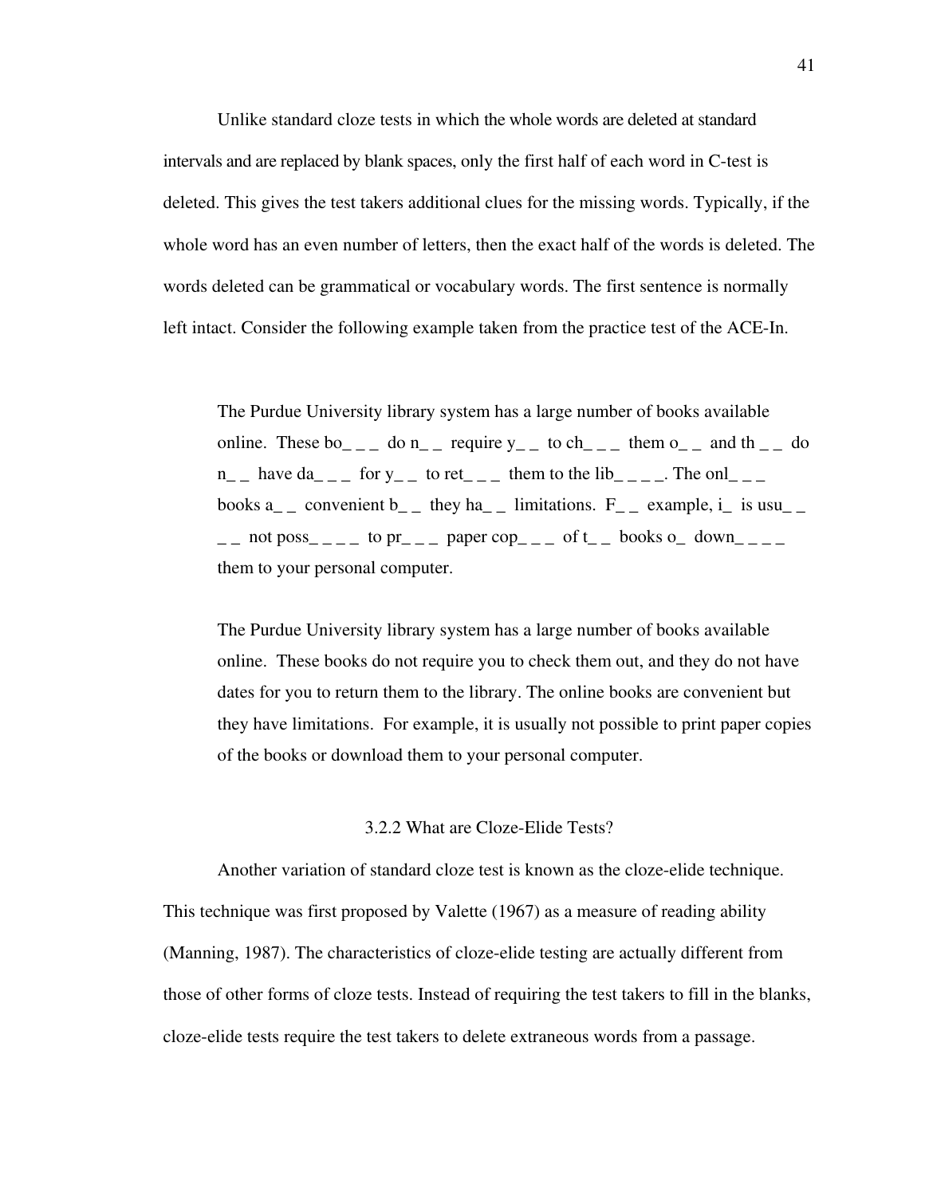Unlike standard cloze tests in which the whole words are deleted at standard intervals and are replaced by blank spaces, only the first half of each word in C-test is deleted. This gives the test takers additional clues for the missing words. Typically, if the whole word has an even number of letters, then the exact half of the words is deleted. The words deleted can be grammatical or vocabulary words. The first sentence is normally left intact. Consider the following example taken from the practice test of the ACE-In.

> The Purdue University library system has a large number of books available online. These bo_ _ _ do n_ _ require y_ _ to ch_ _ _ them o_ _ and th _ _ do n_ _ have da_ _ _ for y_ _ to ret_ _ _ them to the lib_ _ _ _. The onl_ _ _ books a_ _ convenient b_ _ they ha_ _ limitations. F_ _ example, i_ is usu_ _ _ _ not poss_ _ _ _ to pr_ _ _ paper cop_ _ _ of t_ _ books o_ down_ _ _ _ them to your personal computer.

> The Purdue University library system has a large number of books available online. These books do not require you to check them out, and they do not have dates for you to return them to the library. The online books are convenient but they have limitations. For example, it is usually not possible to print paper copies of the books or download them to your personal computer.

### 3.2.2 What are Cloze-Elide Tests?

Another variation of standard cloze test is known as the cloze-elide technique. This technique was first proposed by Valette (1967) as a measure of reading ability (Manning, 1987). The characteristics of cloze-elide testing are actually different from those of other forms of cloze tests. Instead of requiring the test takers to fill in the blanks, cloze-elide tests require the test takers to delete extraneous words from a passage.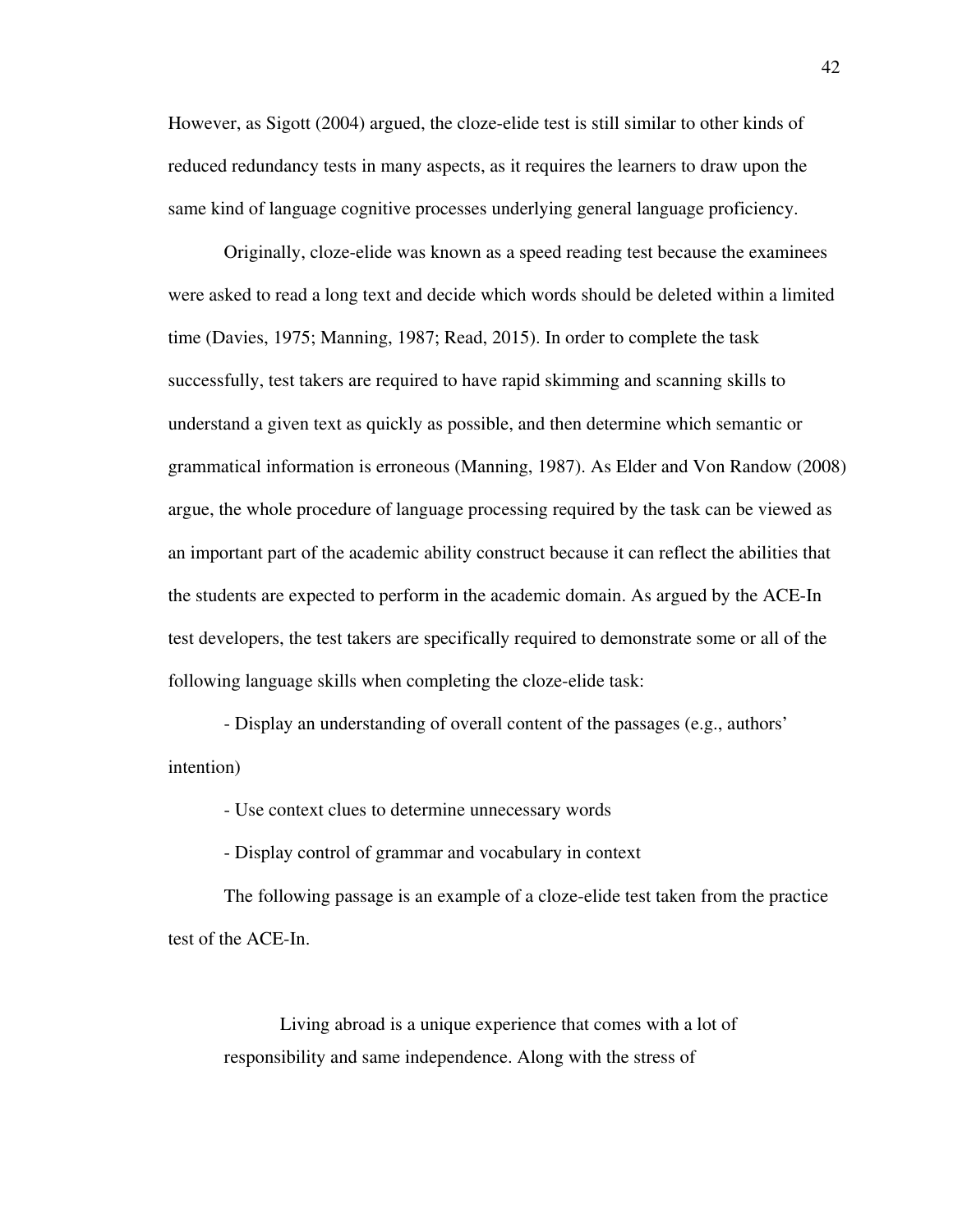However, as Sigott (2004) argued, the cloze-elide test is still similar to other kinds of reduced redundancy tests in many aspects, as it requires the learners to draw upon the same kind of language cognitive processes underlying general language proficiency.

Originally, cloze-elide was known as a speed reading test because the examinees were asked to read a long text and decide which words should be deleted within a limited time (Davies, 1975; Manning, 1987; Read, 2015). In order to complete the task successfully, test takers are required to have rapid skimming and scanning skills to understand a given text as quickly as possible, and then determine which semantic or grammatical information is erroneous (Manning, 1987). As Elder and Von Randow (2008) argue, the whole procedure of language processing required by the task can be viewed as an important part of the academic ability construct because it can reflect the abilities that the students are expected to perform in the academic domain. As argued by the ACE-In test developers, the test takers are specifically required to demonstrate some or all of the following language skills when completing the cloze-elide task:

- Display an understanding of overall content of the passages (e.g., authors' intention)
- Use context clues to determine unnecessary words
- Display control of grammar and vocabulary in context

The following passage is an example of a cloze-elide test taken from the practice test of the ACE-In.

> Living abroad is a unique experience that comes with a lot of responsibility and same independence. Along with the stress of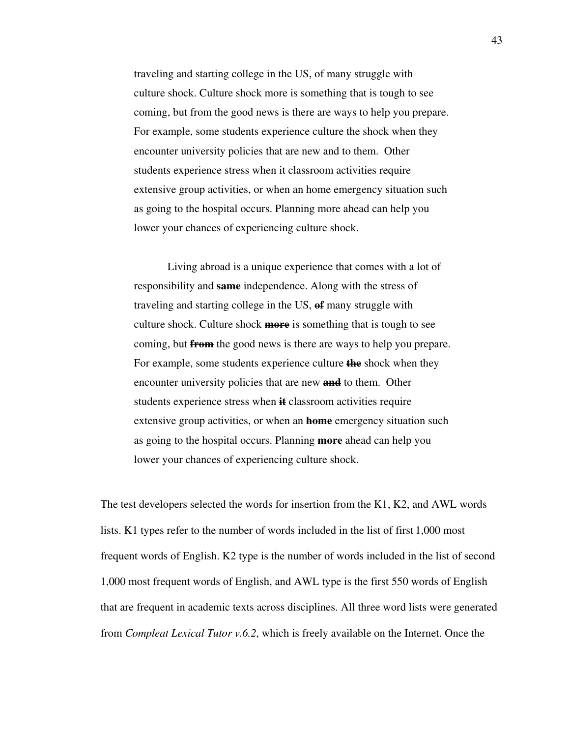traveling and starting college in the US, of many struggle with culture shock. Culture shock more is something that is tough to see coming, but from the good news is there are ways to help you prepare. For example, some students experience culture the shock when they encounter university policies that are new and to them. Other students experience stress when it classroom activities require extensive group activities, or when an home emergency situation such as going to the hospital occurs. Planning more ahead can help you lower your chances of experiencing culture shock.

Living abroad is a unique experience that comes with a lot of responsibility and ~~**same**~~ independence. Along with the stress of traveling and starting college in the US, ~~**of**~~ many struggle with culture shock. Culture shock ~~**more**~~ is something that is tough to see coming, but ~~**from**~~ the good news is there are ways to help you prepare. For example, some students experience culture ~~**the**~~ shock when they encounter university policies that are new ~~**and**~~ to them. Other students experience stress when ~~**it**~~ classroom activities require extensive group activities, or when an ~~**home**~~ emergency situation such as going to the hospital occurs. Planning ~~**more**~~ ahead can help you lower your chances of experiencing culture shock.

The test developers selected the words for insertion from the K1, K2, and AWL words lists. K1 types refer to the number of words included in the list of first 1,000 most frequent words of English. K2 type is the number of words included in the list of second 1,000 most frequent words of English, and AWL type is the first 550 words of English that are frequent in academic texts across disciplines. All three word lists were generated from *Compleat Lexical Tutor v.6.2*, which is freely available on the Internet. Once the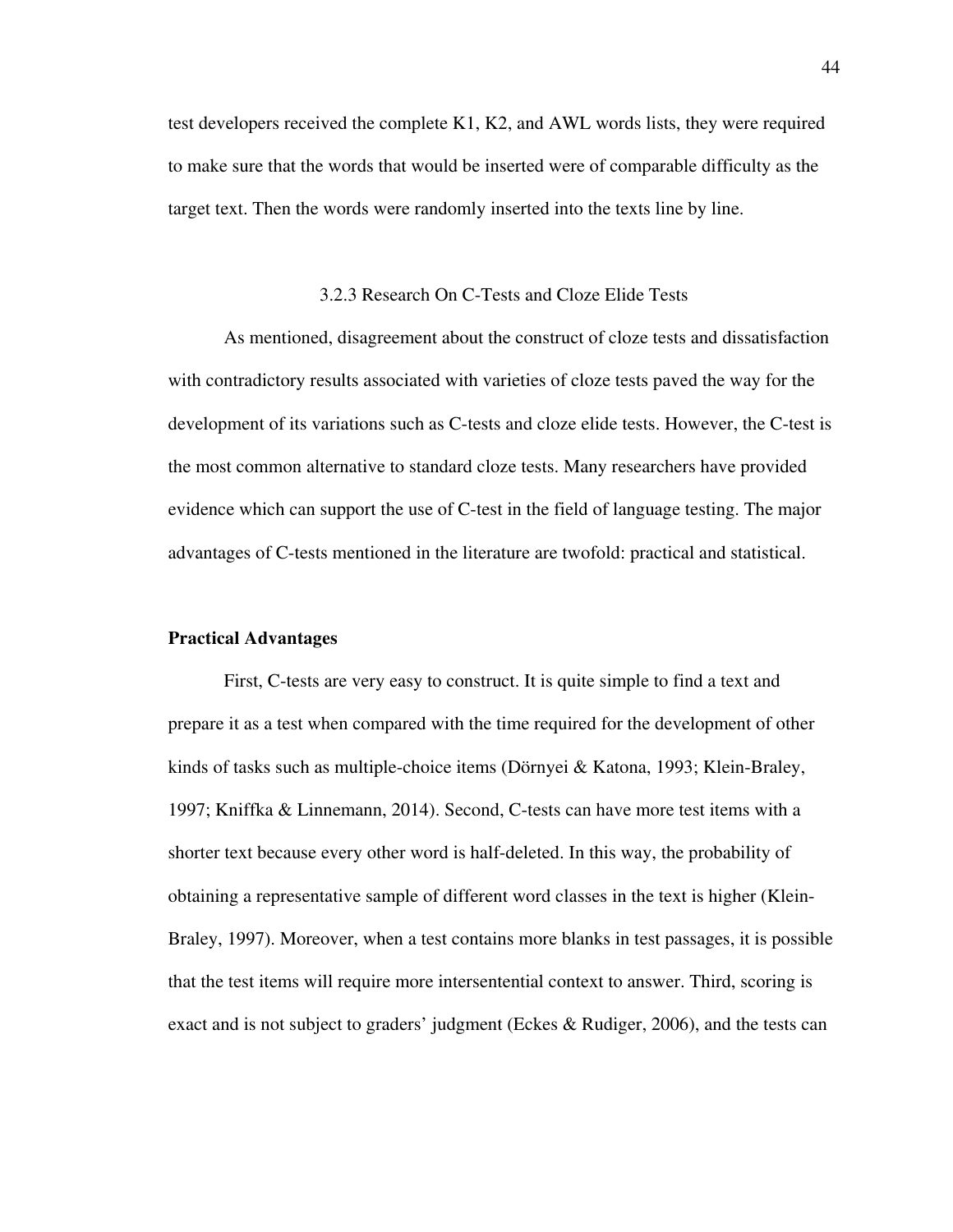test developers received the complete K1, K2, and AWL words lists, they were required to make sure that the words that would be inserted were of comparable difficulty as the target text. Then the words were randomly inserted into the texts line by line.

### 3.2.3 Research On C-Tests and Cloze Elide Tests

As mentioned, disagreement about the construct of cloze tests and dissatisfaction with contradictory results associated with varieties of cloze tests paved the way for the development of its variations such as C-tests and cloze elide tests. However, the C-test is the most common alternative to standard cloze tests. Many researchers have provided evidence which can support the use of C-test in the field of language testing. The major advantages of C-tests mentioned in the literature are twofold: practical and statistical.

**Practical Advantages**

First, C-tests are very easy to construct. It is quite simple to find a text and prepare it as a test when compared with the time required for the development of other kinds of tasks such as multiple-choice items (Dörnyei & Katona, 1993; Klein-Braley, 1997; Kniffka & Linnemann, 2014). Second, C-tests can have more test items with a shorter text because every other word is half-deleted. In this way, the probability of obtaining a representative sample of different word classes in the text is higher (Klein-Braley, 1997). Moreover, when a test contains more blanks in test passages, it is possible that the test items will require more intersentential context to answer. Third, scoring is exact and is not subject to graders' judgment (Eckes & Rudiger, 2006), and the tests can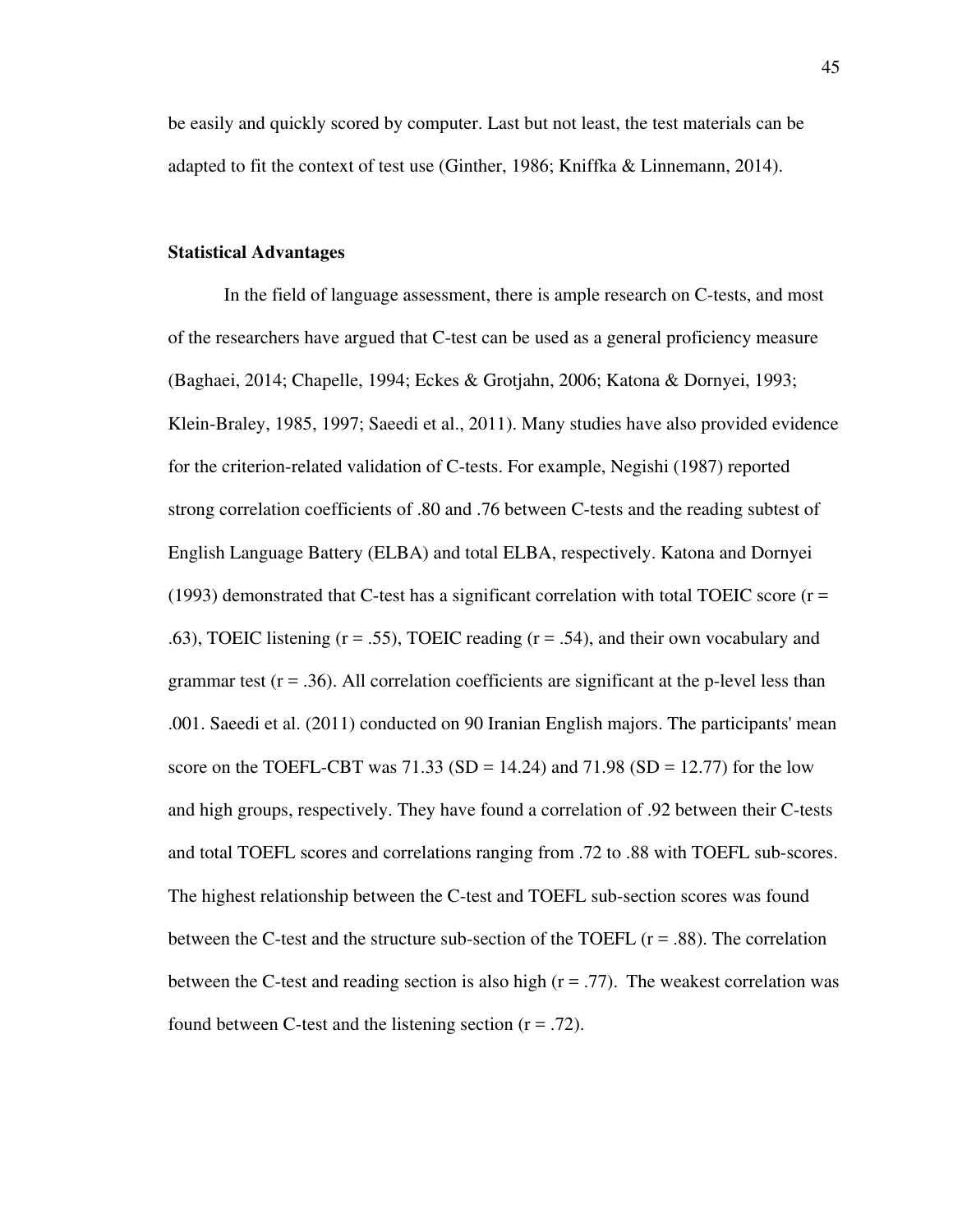be easily and quickly scored by computer. Last but not least, the test materials can be adapted to fit the context of test use (Ginther, 1986; Kniffka & Linnemann, 2014).

**Statistical Advantages**

In the field of language assessment, there is ample research on C-tests, and most of the researchers have argued that C-test can be used as a general proficiency measure (Baghaei, 2014; Chapelle, 1994; Eckes & Grotjahn, 2006; Katona & Dornyei, 1993; Klein-Braley, 1985, 1997; Saeedi et al., 2011). Many studies have also provided evidence for the criterion-related validation of C-tests. For example, Negishi (1987) reported strong correlation coefficients of .80 and .76 between C-tests and the reading subtest of English Language Battery (ELBA) and total ELBA, respectively. Katona and Dornyei (1993) demonstrated that C-test has a significant correlation with total TOEIC score ($r = .63$), TOEIC listening ($r = .55$), TOEIC reading ($r = .54$), and their own vocabulary and grammar test ($r = .36$). All correlation coefficients are significant at the p-level less than .001. Saeedi et al. (2011) conducted on 90 Iranian English majors. The participants' mean score on the TOEFL-CBT was 71.33 ($SD = 14.24$) and 71.98 ($SD = 12.77$) for the low and high groups, respectively. They have found a correlation of .92 between their C-tests and total TOEFL scores and correlations ranging from .72 to .88 with TOEFL sub-scores. The highest relationship between the C-test and TOEFL sub-section scores was found between the C-test and the structure sub-section of the TOEFL ($r = .88$). The correlation between the C-test and reading section is also high ($r = .77$). The weakest correlation was found between C-test and the listening section ($r = .72$).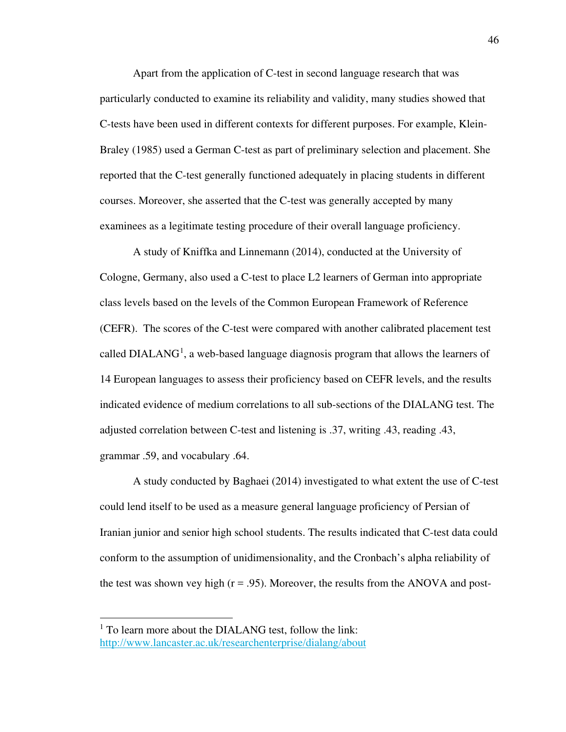Apart from the application of C-test in second language research that was particularly conducted to examine its reliability and validity, many studies showed that C-tests have been used in different contexts for different purposes. For example, Klein-Braley (1985) used a German C-test as part of preliminary selection and placement. She reported that the C-test generally functioned adequately in placing students in different courses. Moreover, she asserted that the C-test was generally accepted by many examinees as a legitimate testing procedure of their overall language proficiency.

A study of Kniffka and Linnemann (2014), conducted at the University of Cologne, Germany, also used a C-test to place L2 learners of German into appropriate class levels based on the levels of the Common European Framework of Reference (CEFR). The scores of the C-test were compared with another calibrated placement test called DIALANG[1], a web-based language diagnosis program that allows the learners of 14 European languages to assess their proficiency based on CEFR levels, and the results indicated evidence of medium correlations to all sub-sections of the DIALANG test. The adjusted correlation between C-test and listening is .37, writing .43, reading .43, grammar .59, and vocabulary .64.

A study conducted by Baghaei (2014) investigated to what extent the use of C-test could lend itself to be used as a measure general language proficiency of Persian of Iranian junior and senior high school students. The results indicated that C-test data could conform to the assumption of unidimensionality, and the Cronbach's alpha reliability of the test was shown vey high ($r = .95$). Moreover, the results from the ANOVA and post-

---

[1] To learn more about the DIALANG test, follow the link: http://www.lancaster.ac.uk/researchenterprise/dialang/about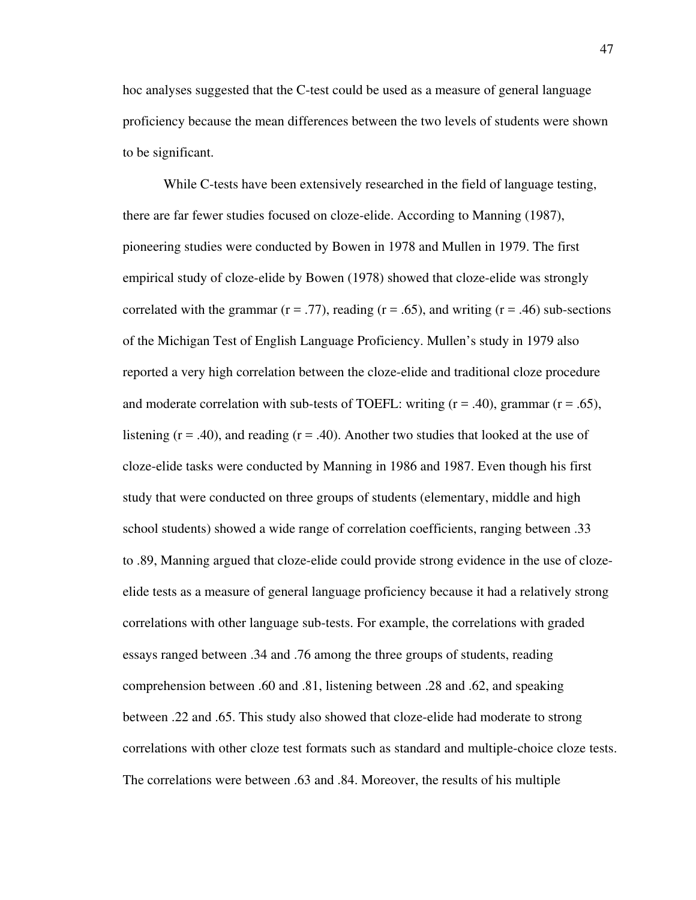hoc analyses suggested that the C-test could be used as a measure of general language proficiency because the mean differences between the two levels of students were shown to be significant.

While C-tests have been extensively researched in the field of language testing, there are far fewer studies focused on cloze-elide. According to Manning (1987), pioneering studies were conducted by Bowen in 1978 and Mullen in 1979. The first empirical study of cloze-elide by Bowen (1978) showed that cloze-elide was strongly correlated with the grammar ($r = .77$), reading ($r = .65$), and writing ($r = .46$) sub-sections of the Michigan Test of English Language Proficiency. Mullen's study in 1979 also reported a very high correlation between the cloze-elide and traditional cloze procedure and moderate correlation with sub-tests of TOEFL: writing ($r = .40$), grammar ($r = .65$), listening ($r = .40$), and reading ($r = .40$). Another two studies that looked at the use of cloze-elide tasks were conducted by Manning in 1986 and 1987. Even though his first study that were conducted on three groups of students (elementary, middle and high school students) showed a wide range of correlation coefficients, ranging between .33 to .89, Manning argued that cloze-elide could provide strong evidence in the use of cloze-elide tests as a measure of general language proficiency because it had a relatively strong correlations with other language sub-tests. For example, the correlations with graded essays ranged between .34 and .76 among the three groups of students, reading comprehension between .60 and .81, listening between .28 and .62, and speaking between .22 and .65. This study also showed that cloze-elide had moderate to strong correlations with other cloze test formats such as standard and multiple-choice cloze tests. The correlations were between .63 and .84. Moreover, the results of his multiple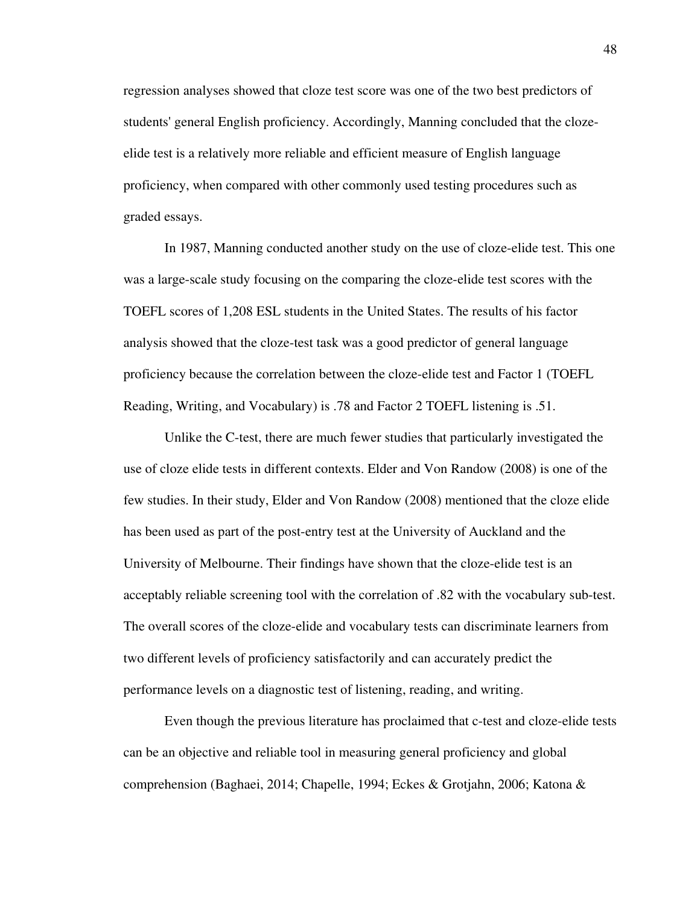regression analyses showed that cloze test score was one of the two best predictors of students' general English proficiency. Accordingly, Manning concluded that the cloze-elide test is a relatively more reliable and efficient measure of English language proficiency, when compared with other commonly used testing procedures such as graded essays.

In 1987, Manning conducted another study on the use of cloze-elide test. This one was a large-scale study focusing on the comparing the cloze-elide test scores with the TOEFL scores of 1,208 ESL students in the United States. The results of his factor analysis showed that the cloze-test task was a good predictor of general language proficiency because the correlation between the cloze-elide test and Factor 1 (TOEFL Reading, Writing, and Vocabulary) is .78 and Factor 2 TOEFL listening is .51.

Unlike the C-test, there are much fewer studies that particularly investigated the use of cloze elide tests in different contexts. Elder and Von Randow (2008) is one of the few studies. In their study, Elder and Von Randow (2008) mentioned that the cloze elide has been used as part of the post-entry test at the University of Auckland and the University of Melbourne. Their findings have shown that the cloze-elide test is an acceptably reliable screening tool with the correlation of .82 with the vocabulary sub-test. The overall scores of the cloze-elide and vocabulary tests can discriminate learners from two different levels of proficiency satisfactorily and can accurately predict the performance levels on a diagnostic test of listening, reading, and writing.

Even though the previous literature has proclaimed that c-test and cloze-elide tests can be an objective and reliable tool in measuring general proficiency and global comprehension (Baghaei, 2014; Chapelle, 1994; Eckes & Grotjahn, 2006; Katona &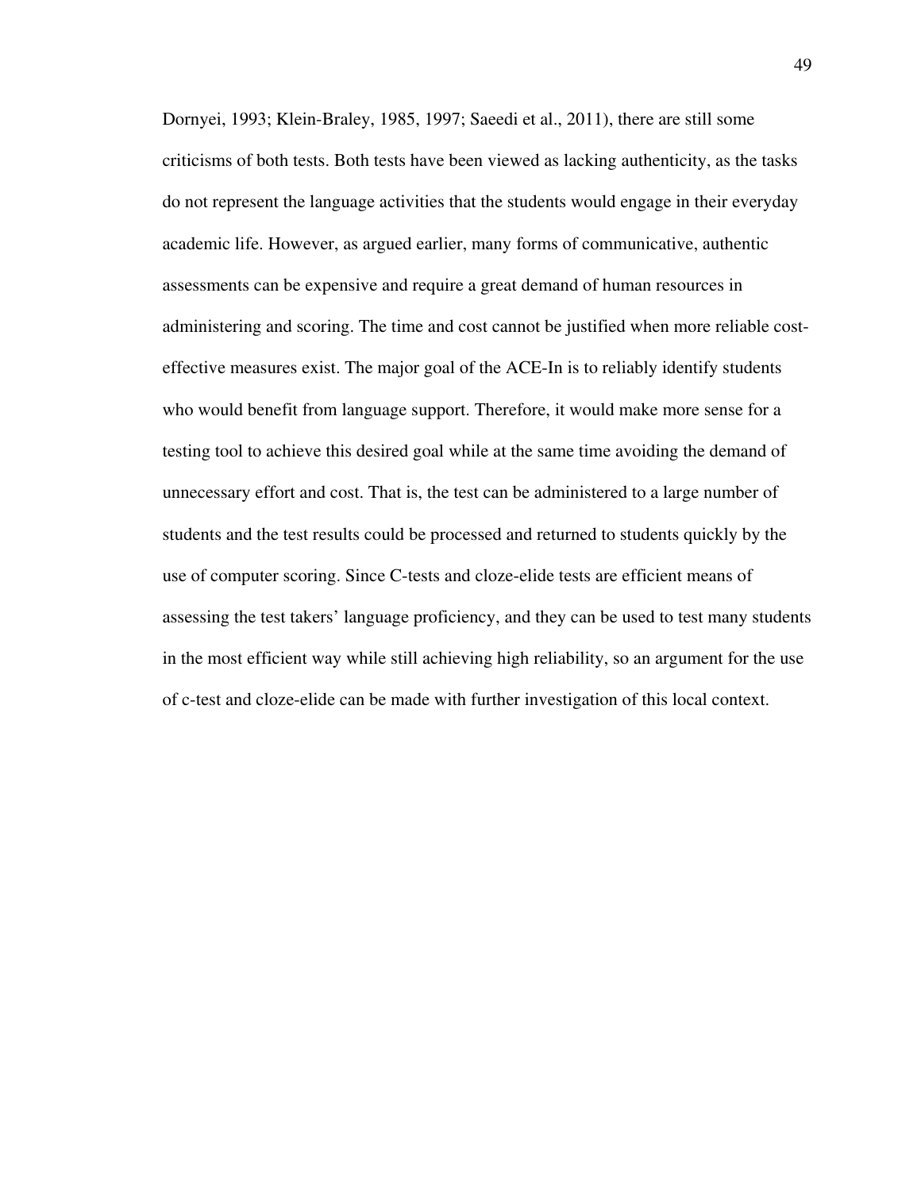Dornyei, 1993; Klein-Braley, 1985, 1997; Saeedi et al., 2011), there are still some criticisms of both tests. Both tests have been viewed as lacking authenticity, as the tasks do not represent the language activities that the students would engage in their everyday academic life. However, as argued earlier, many forms of communicative, authentic assessments can be expensive and require a great demand of human resources in administering and scoring. The time and cost cannot be justified when more reliable cost-effective measures exist. The major goal of the ACE-In is to reliably identify students who would benefit from language support. Therefore, it would make more sense for a testing tool to achieve this desired goal while at the same time avoiding the demand of unnecessary effort and cost. That is, the test can be administered to a large number of students and the test results could be processed and returned to students quickly by the use of computer scoring. Since C-tests and cloze-elide tests are efficient means of assessing the test takers' language proficiency, and they can be used to test many students in the most efficient way while still achieving high reliability, so an argument for the use of c-test and cloze-elide can be made with further investigation of this local context.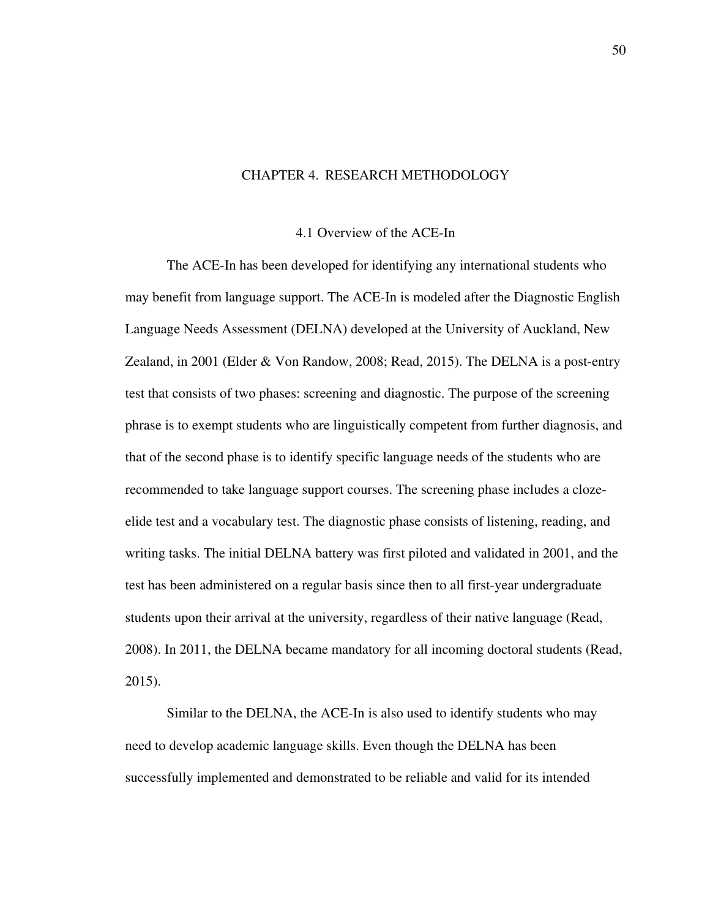# CHAPTER 4. RESEARCH METHODOLOGY

## 4.1 Overview of the ACE-In

The ACE-In has been developed for identifying any international students who may benefit from language support. The ACE-In is modeled after the Diagnostic English Language Needs Assessment (DELNA) developed at the University of Auckland, New Zealand, in 2001 (Elder & Von Randow, 2008; Read, 2015). The DELNA is a post-entry test that consists of two phases: screening and diagnostic. The purpose of the screening phrase is to exempt students who are linguistically competent from further diagnosis, and that of the second phase is to identify specific language needs of the students who are recommended to take language support courses. The screening phase includes a cloze-elide test and a vocabulary test. The diagnostic phase consists of listening, reading, and writing tasks. The initial DELNA battery was first piloted and validated in 2001, and the test has been administered on a regular basis since then to all first-year undergraduate students upon their arrival at the university, regardless of their native language (Read, 2008). In 2011, the DELNA became mandatory for all incoming doctoral students (Read, 2015).

Similar to the DELNA, the ACE-In is also used to identify students who may need to develop academic language skills. Even though the DELNA has been successfully implemented and demonstrated to be reliable and valid for its intended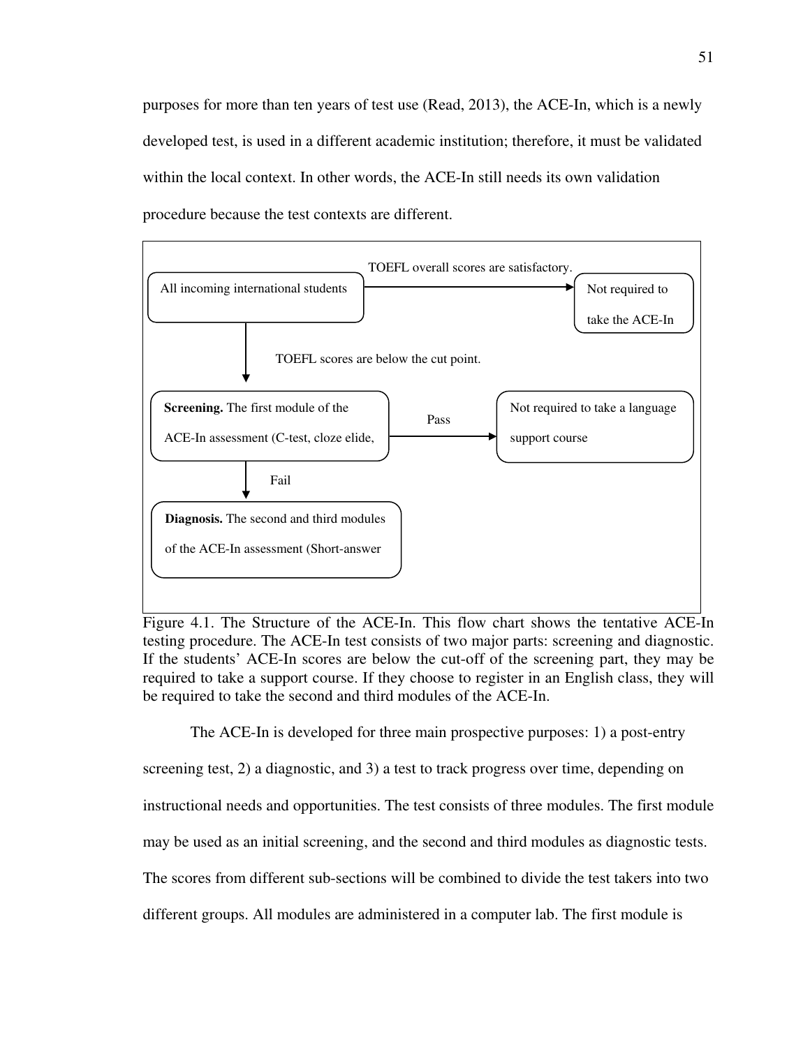purposes for more than ten years of test use (Read, 2013), the ACE-In, which is a newly developed test, is used in a different academic institution; therefore, it must be validated within the local context. In other words, the ACE-In still needs its own validation procedure because the test contexts are different.

All incoming international students

TOEFL overall scores are satisfactory.

Not required to take the ACE-In

TOEFL scores are below the cut point.

**Screening.** The first module of the ACE-In assessment (C-test, cloze elide,

Pass

Not required to take a language support course

Fail

**Diagnosis.** The second and third modules of the ACE-In assessment (Short-answer

Figure 4.1. The Structure of the ACE-In. This flow chart shows the tentative ACE-In testing procedure. The ACE-In test consists of two major parts: screening and diagnostic. If the students' ACE-In scores are below the cut-off of the screening part, they may be required to take a support course. If they choose to register in an English class, they will be required to take the second and third modules of the ACE-In.

The ACE-In is developed for three main prospective purposes: 1) a post-entry screening test, 2) a diagnostic, and 3) a test to track progress over time, depending on instructional needs and opportunities. The test consists of three modules. The first module may be used as an initial screening, and the second and third modules as diagnostic tests. The scores from different sub-sections will be combined to divide the test takers into two different groups. All modules are administered in a computer lab. The first module is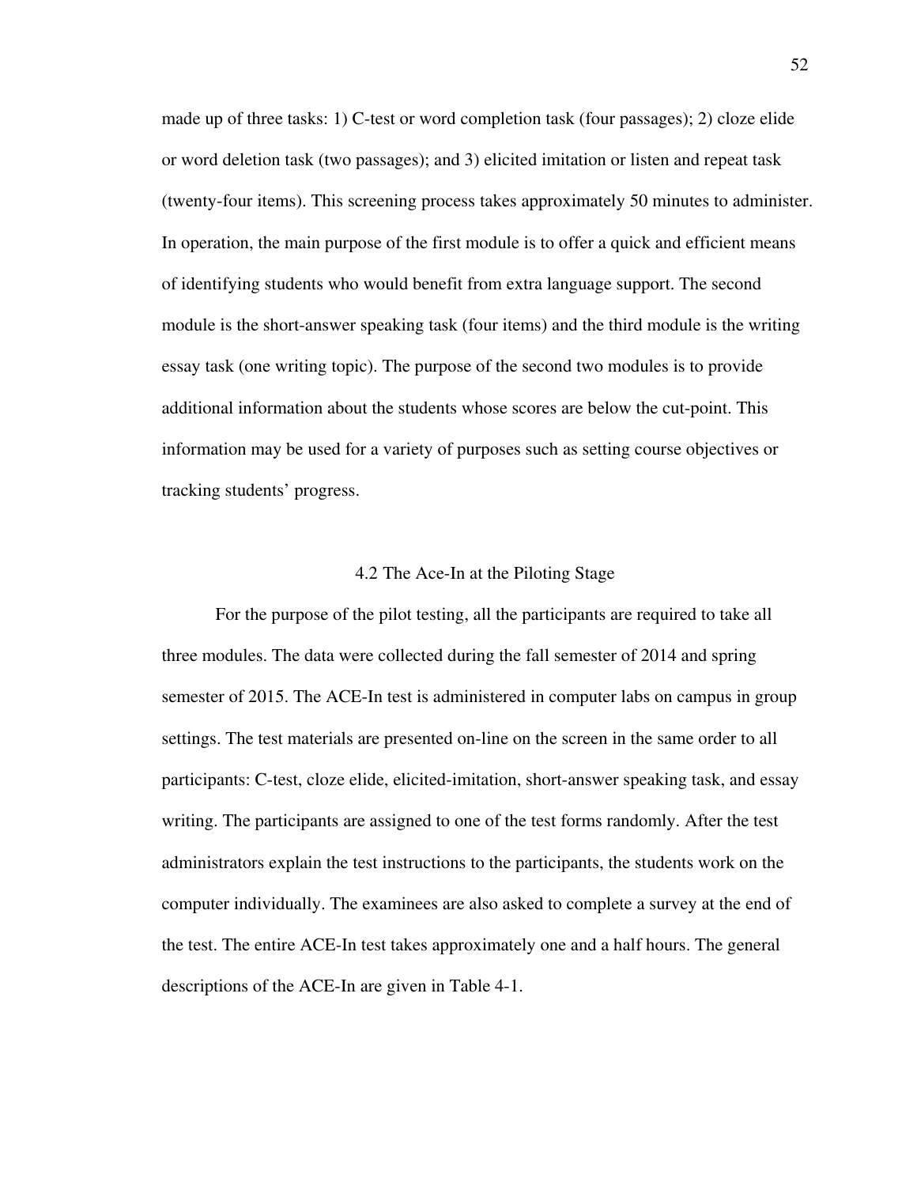made up of three tasks: 1) C-test or word completion task (four passages); 2) cloze elide or word deletion task (two passages); and 3) elicited imitation or listen and repeat task (twenty-four items). This screening process takes approximately 50 minutes to administer. In operation, the main purpose of the first module is to offer a quick and efficient means of identifying students who would benefit from extra language support. The second module is the short-answer speaking task (four items) and the third module is the writing essay task (one writing topic). The purpose of the second two modules is to provide additional information about the students whose scores are below the cut-point. This information may be used for a variety of purposes such as setting course objectives or tracking students' progress.

## 4.2 The Ace-In at the Piloting Stage

For the purpose of the pilot testing, all the participants are required to take all three modules. The data were collected during the fall semester of 2014 and spring semester of 2015. The ACE-In test is administered in computer labs on campus in group settings. The test materials are presented on-line on the screen in the same order to all participants: C-test, cloze elide, elicited-imitation, short-answer speaking task, and essay writing. The participants are assigned to one of the test forms randomly. After the test administrators explain the test instructions to the participants, the students work on the computer individually. The examinees are also asked to complete a survey at the end of the test. The entire ACE-In test takes approximately one and a half hours. The general descriptions of the ACE-In are given in Table 4-1.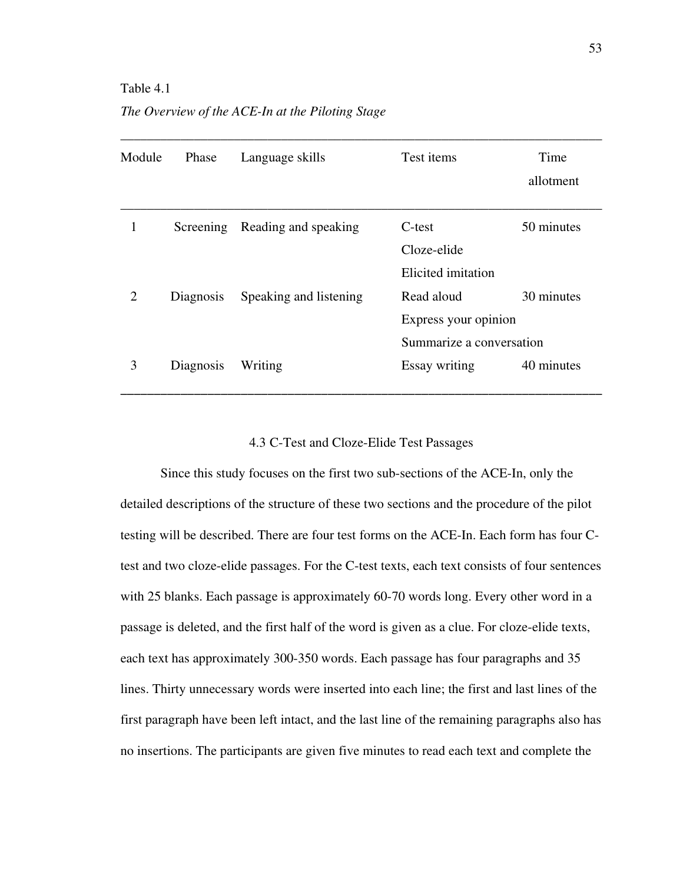Table 4.1

*The Overview of the ACE-In at the Piloting Stage*

| Module | Phase | Language skills | Test items | Time allotment |
|---|---|---|---|---|
| 1 | Screening | Reading and speaking | C-test | 50 minutes |
| | | | Cloze-elide | |
| | | | Elicited imitation | |
| 2 | Diagnosis | Speaking and listening | Read aloud | 30 minutes |
| | | | Express your opinion | |
| | | | Summarize a conversation | |
| 3 | Diagnosis | Writing | Essay writing | 40 minutes |

### 4.3 C-Test and Cloze-Elide Test Passages

Since this study focuses on the first two sub-sections of the ACE-In, only the detailed descriptions of the structure of these two sections and the procedure of the pilot testing will be described. There are four test forms on the ACE-In. Each form has four C-test and two cloze-elide passages. For the C-test texts, each text consists of four sentences with 25 blanks. Each passage is approximately 60-70 words long. Every other word in a passage is deleted, and the first half of the word is given as a clue. For cloze-elide texts, each text has approximately 300-350 words. Each passage has four paragraphs and 35 lines. Thirty unnecessary words were inserted into each line; the first and last lines of the first paragraph have been left intact, and the last line of the remaining paragraphs also has no insertions. The participants are given five minutes to read each text and complete the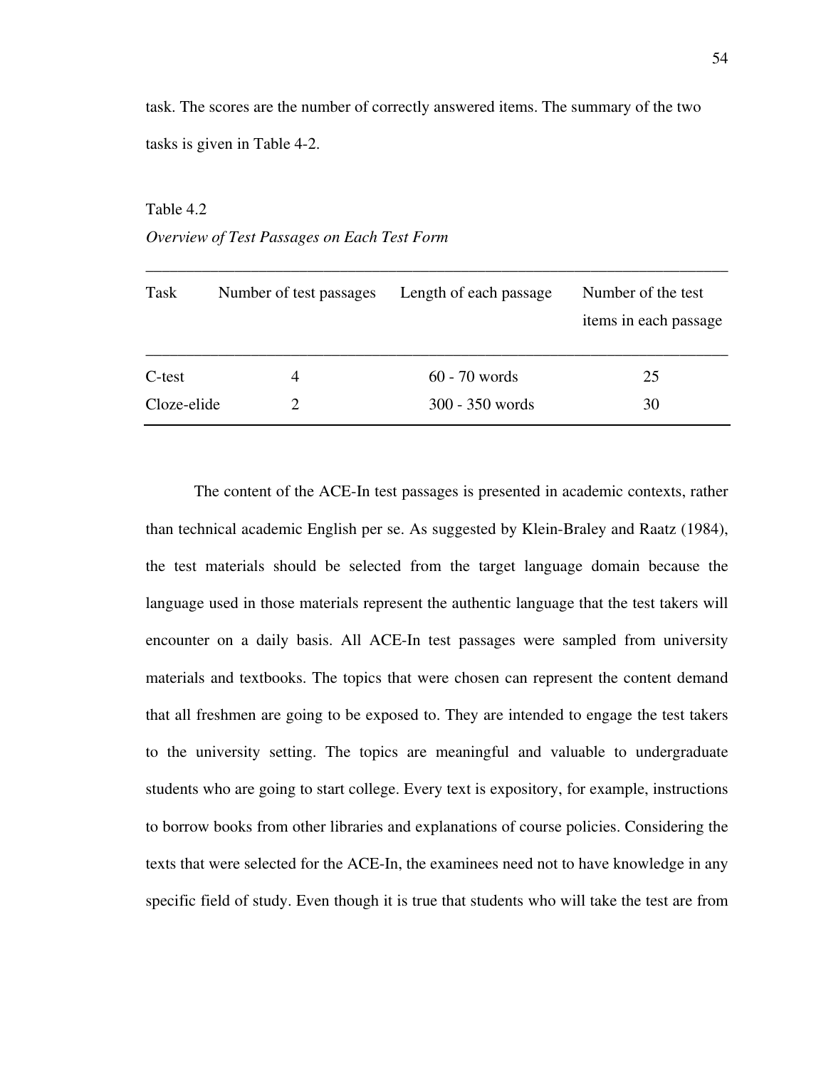task. The scores are the number of correctly answered items. The summary of the two tasks is given in Table 4-2.

Table 4.2

*Overview of Test Passages on Each Test Form*

| Task | Number of test passages | Length of each passage | Number of the test items in each passage |
|---|---|---|---|
| C-test | 4 | 60 - 70 words | 25 |
| Cloze-elide | 2 | 300 - 350 words | 30 |

The content of the ACE-In test passages is presented in academic contexts, rather than technical academic English per se. As suggested by Klein-Braley and Raatz (1984), the test materials should be selected from the target language domain because the language used in those materials represent the authentic language that the test takers will encounter on a daily basis. All ACE-In test passages were sampled from university materials and textbooks. The topics that were chosen can represent the content demand that all freshmen are going to be exposed to. They are intended to engage the test takers to the university setting. The topics are meaningful and valuable to undergraduate students who are going to start college. Every text is expository, for example, instructions to borrow books from other libraries and explanations of course policies. Considering the texts that were selected for the ACE-In, the examinees need not to have knowledge in any specific field of study. Even though it is true that students who will take the test are from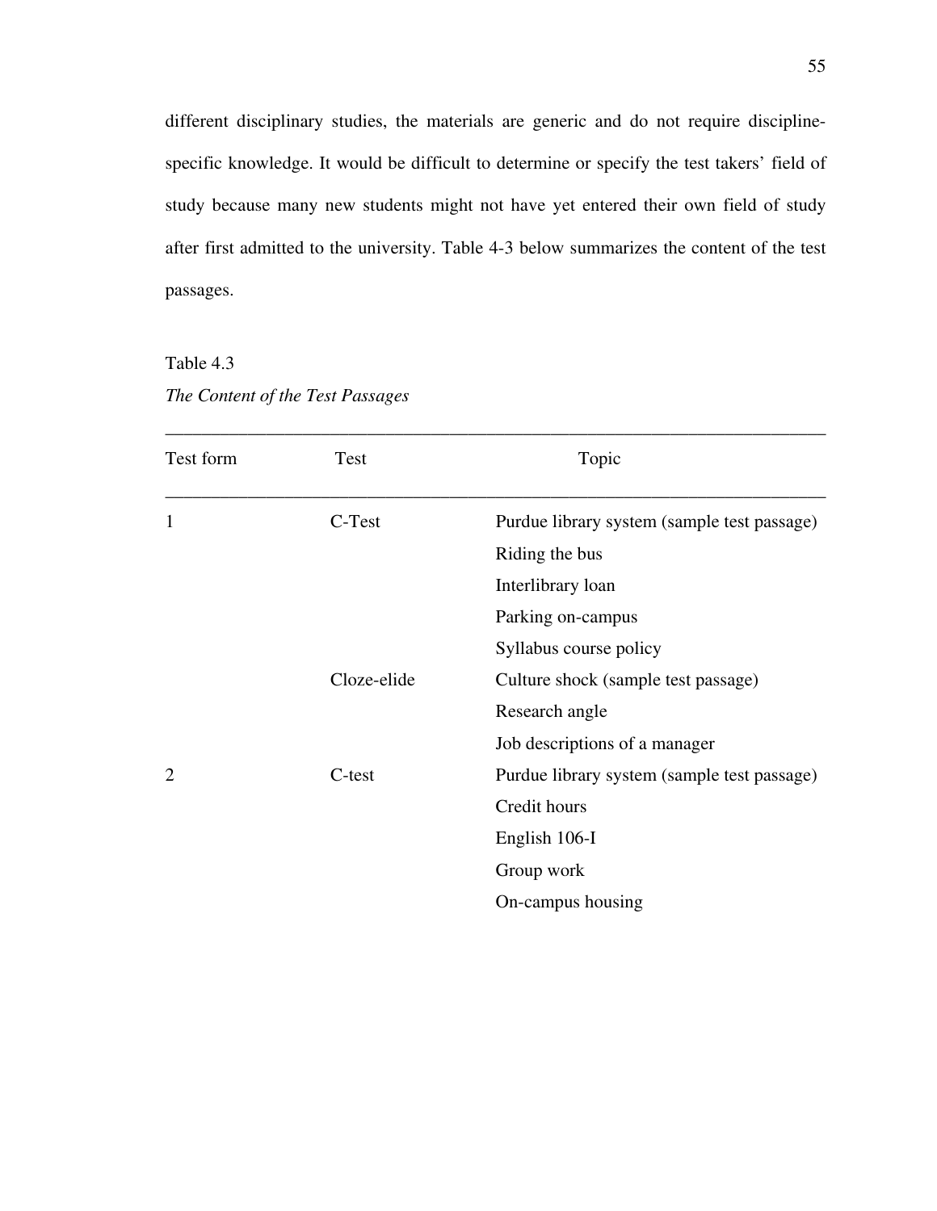different disciplinary studies, the materials are generic and do not require discipline-specific knowledge. It would be difficult to determine or specify the test takers' field of study because many new students might not have yet entered their own field of study after first admitted to the university. Table 4-3 below summarizes the content of the test passages.

Table 4.3

*The Content of the Test Passages*

| Test form | Test | Topic |
|---|---|---|
| 1 | C-Test | Purdue library system (sample test passage) |
| | | Riding the bus |
| | | Interlibrary loan |
| | | Parking on-campus |
| | | Syllabus course policy |
| | Cloze-elide | Culture shock (sample test passage) |
| | | Research angle |
| | | Job descriptions of a manager |
| 2 | C-test | Purdue library system (sample test passage) |
| | | Credit hours |
| | | English 106-I |
| | | Group work |
| | | On-campus housing |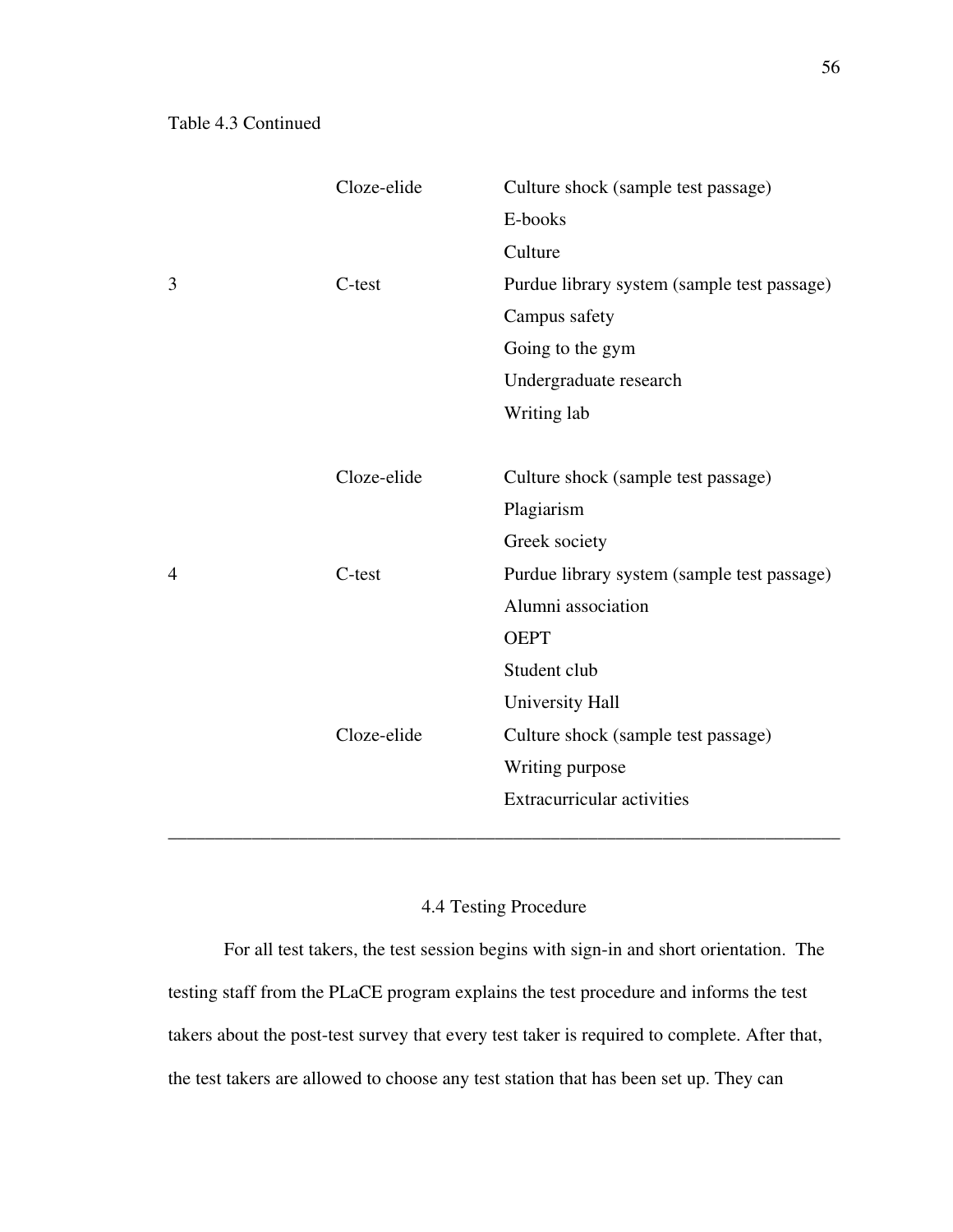Table 4.3 Continued

| | | |
|---|---|---|
| | Cloze-elide | Culture shock (sample test passage) |
| | | E-books |
| | | Culture |
| 3 | C-test | Purdue library system (sample test passage) |
| | | Campus safety |
| | | Going to the gym |
| | | Undergraduate research |
| | | Writing lab |
| | Cloze-elide | Culture shock (sample test passage) |
| | | Plagiarism |
| | | Greek society |
| 4 | C-test | Purdue library system (sample test passage) |
| | | Alumni association |
| | | OEPT |
| | | Student club |
| | | University Hall |
| | Cloze-elide | Culture shock (sample test passage) |
| | | Writing purpose |
| | | Extracurricular activities |

## 4.4 Testing Procedure

For all test takers, the test session begins with sign-in and short orientation. The testing staff from the PLaCE program explains the test procedure and informs the test takers about the post-test survey that every test taker is required to complete. After that, the test takers are allowed to choose any test station that has been set up. They can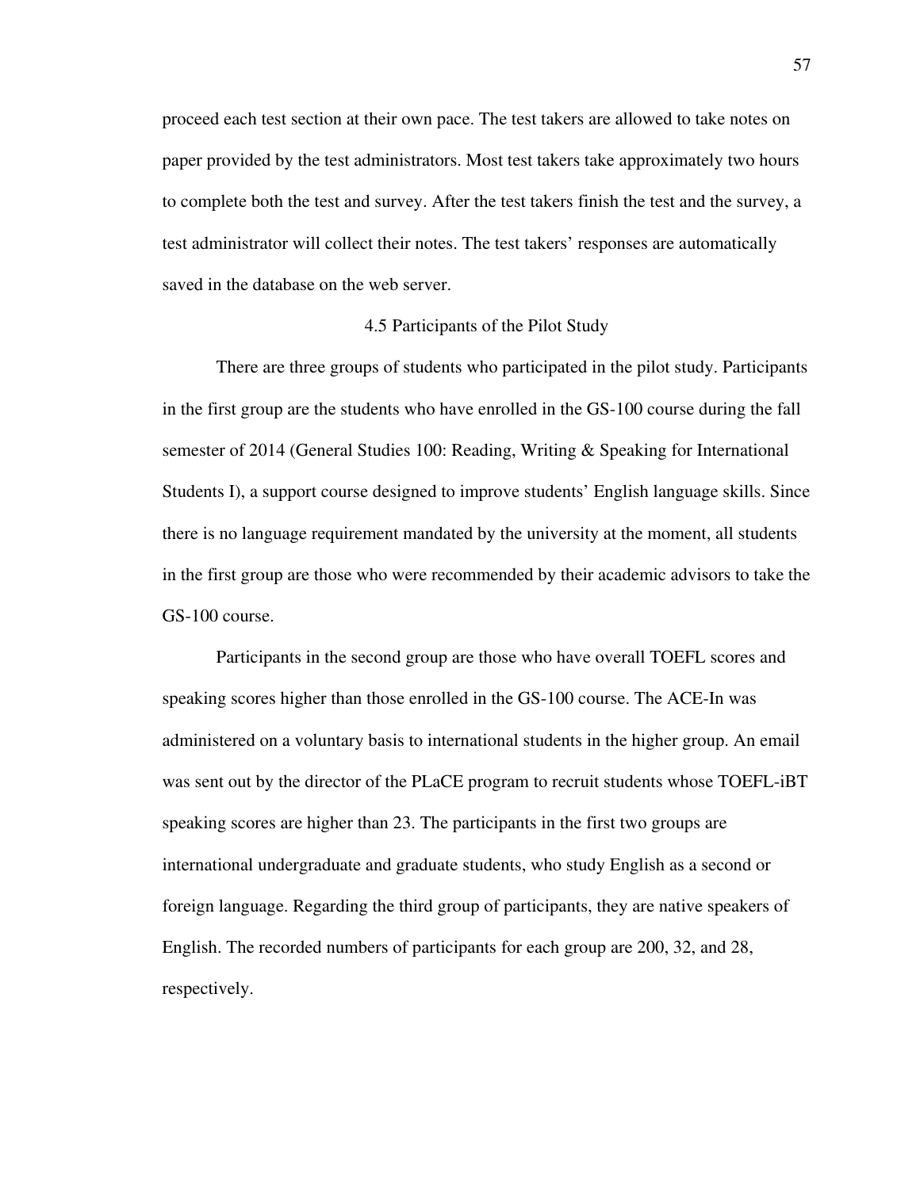proceed each test section at their own pace. The test takers are allowed to take notes on paper provided by the test administrators. Most test takers take approximately two hours to complete both the test and survey. After the test takers finish the test and the survey, a test administrator will collect their notes. The test takers' responses are automatically saved in the database on the web server.

## 4.5 Participants of the Pilot Study

There are three groups of students who participated in the pilot study. Participants in the first group are the students who have enrolled in the GS-100 course during the fall semester of 2014 (General Studies 100: Reading, Writing & Speaking for International Students I), a support course designed to improve students' English language skills. Since there is no language requirement mandated by the university at the moment, all students in the first group are those who were recommended by their academic advisors to take the GS-100 course.

Participants in the second group are those who have overall TOEFL scores and speaking scores higher than those enrolled in the GS-100 course. The ACE-In was administered on a voluntary basis to international students in the higher group. An email was sent out by the director of the PLaCE program to recruit students whose TOEFL-iBT speaking scores are higher than 23. The participants in the first two groups are international undergraduate and graduate students, who study English as a second or foreign language. Regarding the third group of participants, they are native speakers of English. The recorded numbers of participants for each group are 200, 32, and 28, respectively.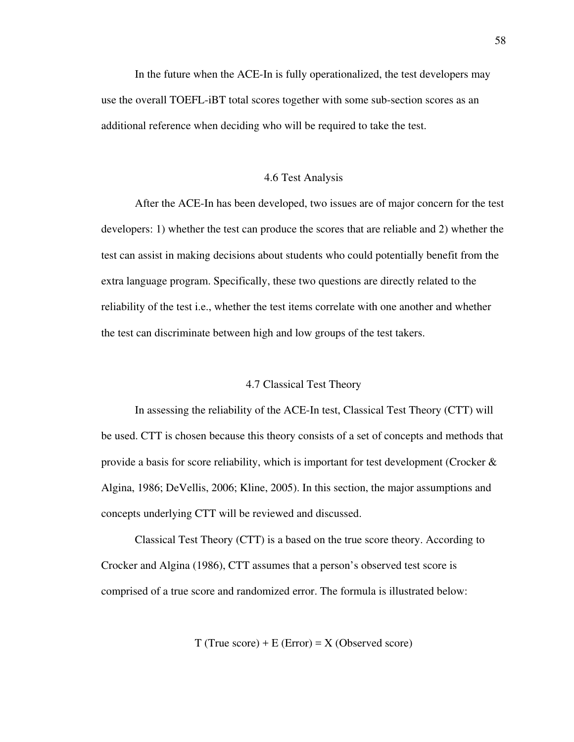In the future when the ACE-In is fully operationalized, the test developers may use the overall TOEFL-iBT total scores together with some sub-section scores as an additional reference when deciding who will be required to take the test.

## 4.6 Test Analysis

After the ACE-In has been developed, two issues are of major concern for the test developers: 1) whether the test can produce the scores that are reliable and 2) whether the test can assist in making decisions about students who could potentially benefit from the extra language program. Specifically, these two questions are directly related to the reliability of the test i.e., whether the test items correlate with one another and whether the test can discriminate between high and low groups of the test takers.

## 4.7 Classical Test Theory

In assessing the reliability of the ACE-In test, Classical Test Theory (CTT) will be used. CTT is chosen because this theory consists of a set of concepts and methods that provide a basis for score reliability, which is important for test development (Crocker & Algina, 1986; DeVellis, 2006; Kline, 2005). In this section, the major assumptions and concepts underlying CTT will be reviewed and discussed.

Classical Test Theory (CTT) is a based on the true score theory. According to Crocker and Algina (1986), CTT assumes that a person's observed test score is comprised of a true score and randomized error. The formula is illustrated below:

$$T \text{ (True score)} + E \text{ (Error)} = X \text{ (Observed score)}$$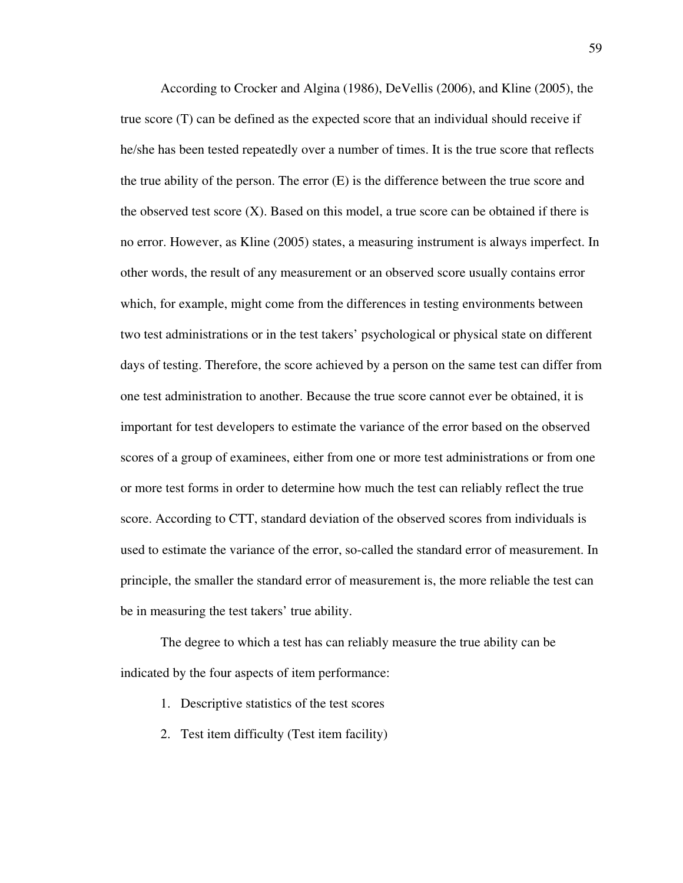According to Crocker and Algina (1986), DeVellis (2006), and Kline (2005), the true score (T) can be defined as the expected score that an individual should receive if he/she has been tested repeatedly over a number of times. It is the true score that reflects the true ability of the person. The error (E) is the difference between the true score and the observed test score (X). Based on this model, a true score can be obtained if there is no error. However, as Kline (2005) states, a measuring instrument is always imperfect. In other words, the result of any measurement or an observed score usually contains error which, for example, might come from the differences in testing environments between two test administrations or in the test takers' psychological or physical state on different days of testing. Therefore, the score achieved by a person on the same test can differ from one test administration to another. Because the true score cannot ever be obtained, it is important for test developers to estimate the variance of the error based on the observed scores of a group of examinees, either from one or more test administrations or from one or more test forms in order to determine how much the test can reliably reflect the true score. According to CTT, standard deviation of the observed scores from individuals is used to estimate the variance of the error, so-called the standard error of measurement. In principle, the smaller the standard error of measurement is, the more reliable the test can be in measuring the test takers' true ability.

The degree to which a test has can reliably measure the true ability can be indicated by the four aspects of item performance:

1. Descriptive statistics of the test scores
2. Test item difficulty (Test item facility)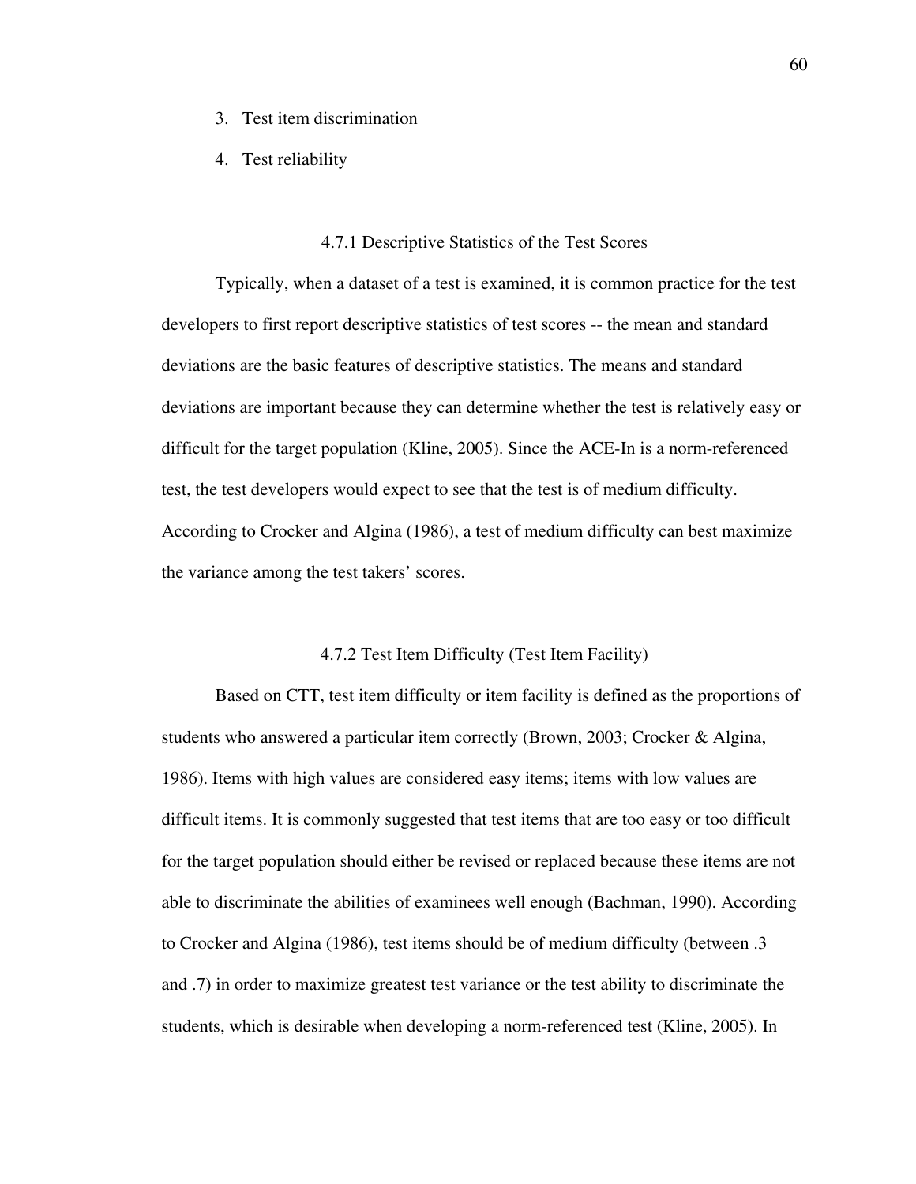3. Test item discrimination
4. Test reliability

### 4.7.1 Descriptive Statistics of the Test Scores

Typically, when a dataset of a test is examined, it is common practice for the test developers to first report descriptive statistics of test scores -- the mean and standard deviations are the basic features of descriptive statistics. The means and standard deviations are important because they can determine whether the test is relatively easy or difficult for the target population (Kline, 2005). Since the ACE-In is a norm-referenced test, the test developers would expect to see that the test is of medium difficulty. According to Crocker and Algina (1986), a test of medium difficulty can best maximize the variance among the test takers' scores.

### 4.7.2 Test Item Difficulty (Test Item Facility)

Based on CTT, test item difficulty or item facility is defined as the proportions of students who answered a particular item correctly (Brown, 2003; Crocker & Algina, 1986). Items with high values are considered easy items; items with low values are difficult items. It is commonly suggested that test items that are too easy or too difficult for the target population should either be revised or replaced because these items are not able to discriminate the abilities of examinees well enough (Bachman, 1990). According to Crocker and Algina (1986), test items should be of medium difficulty (between .3 and .7) in order to maximize greatest test variance or the test ability to discriminate the students, which is desirable when developing a norm-referenced test (Kline, 2005). In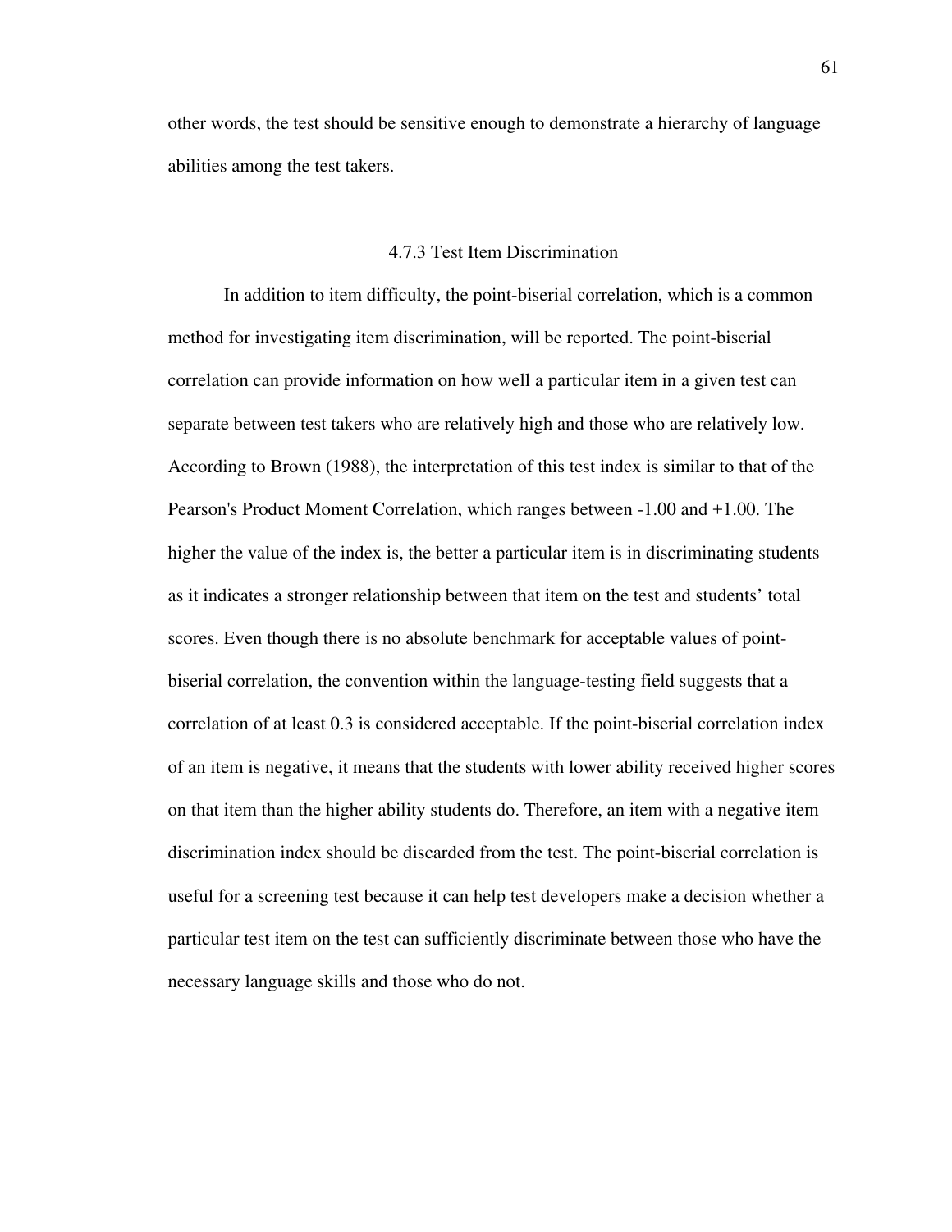other words, the test should be sensitive enough to demonstrate a hierarchy of language abilities among the test takers.

### 4.7.3 Test Item Discrimination

In addition to item difficulty, the point-biserial correlation, which is a common method for investigating item discrimination, will be reported. The point-biserial correlation can provide information on how well a particular item in a given test can separate between test takers who are relatively high and those who are relatively low. According to Brown (1988), the interpretation of this test index is similar to that of the Pearson's Product Moment Correlation, which ranges between -1.00 and +1.00. The higher the value of the index is, the better a particular item is in discriminating students as it indicates a stronger relationship between that item on the test and students' total scores. Even though there is no absolute benchmark for acceptable values of point-biserial correlation, the convention within the language-testing field suggests that a correlation of at least 0.3 is considered acceptable. If the point-biserial correlation index of an item is negative, it means that the students with lower ability received higher scores on that item than the higher ability students do. Therefore, an item with a negative item discrimination index should be discarded from the test. The point-biserial correlation is useful for a screening test because it can help test developers make a decision whether a particular test item on the test can sufficiently discriminate between those who have the necessary language skills and those who do not.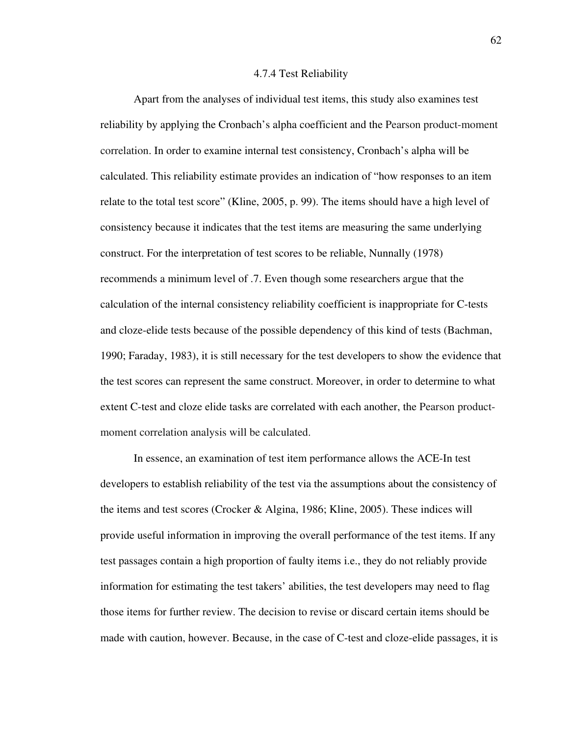#### 4.7.4 Test Reliability

Apart from the analyses of individual test items, this study also examines test reliability by applying the Cronbach's alpha coefficient and the Pearson product-moment correlation. In order to examine internal test consistency, Cronbach's alpha will be calculated. This reliability estimate provides an indication of "how responses to an item relate to the total test score" (Kline, 2005, p. 99). The items should have a high level of consistency because it indicates that the test items are measuring the same underlying construct. For the interpretation of test scores to be reliable, Nunnally (1978) recommends a minimum level of .7. Even though some researchers argue that the calculation of the internal consistency reliability coefficient is inappropriate for C-tests and cloze-elide tests because of the possible dependency of this kind of tests (Bachman, 1990; Faraday, 1983), it is still necessary for the test developers to show the evidence that the test scores can represent the same construct. Moreover, in order to determine to what extent C-test and cloze elide tasks are correlated with each another, the Pearson product-moment correlation analysis will be calculated.

In essence, an examination of test item performance allows the ACE-In test developers to establish reliability of the test via the assumptions about the consistency of the items and test scores (Crocker & Algina, 1986; Kline, 2005). These indices will provide useful information in improving the overall performance of the test items. If any test passages contain a high proportion of faulty items i.e., they do not reliably provide information for estimating the test takers' abilities, the test developers may need to flag those items for further review. The decision to revise or discard certain items should be made with caution, however. Because, in the case of C-test and cloze-elide passages, it is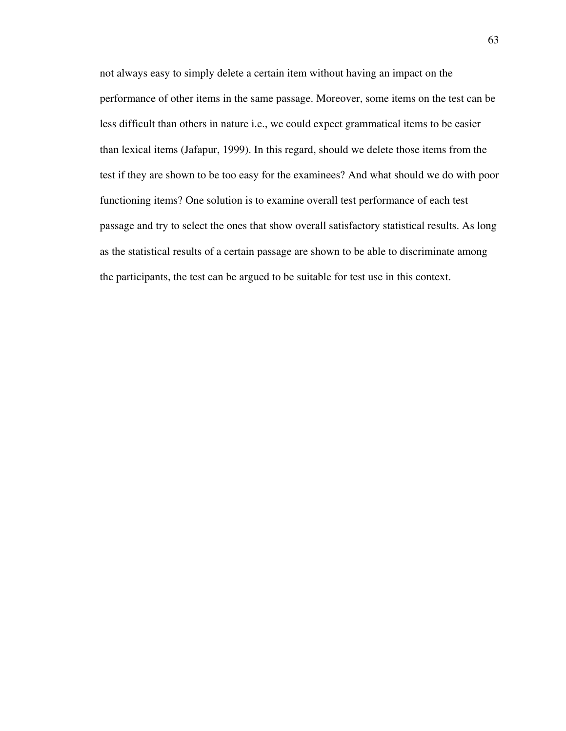not always easy to simply delete a certain item without having an impact on the performance of other items in the same passage. Moreover, some items on the test can be less difficult than others in nature i.e., we could expect grammatical items to be easier than lexical items (Jafapur, 1999). In this regard, should we delete those items from the test if they are shown to be too easy for the examinees? And what should we do with poor functioning items? One solution is to examine overall test performance of each test passage and try to select the ones that show overall satisfactory statistical results. As long as the statistical results of a certain passage are shown to be able to discriminate among the participants, the test can be argued to be suitable for test use in this context.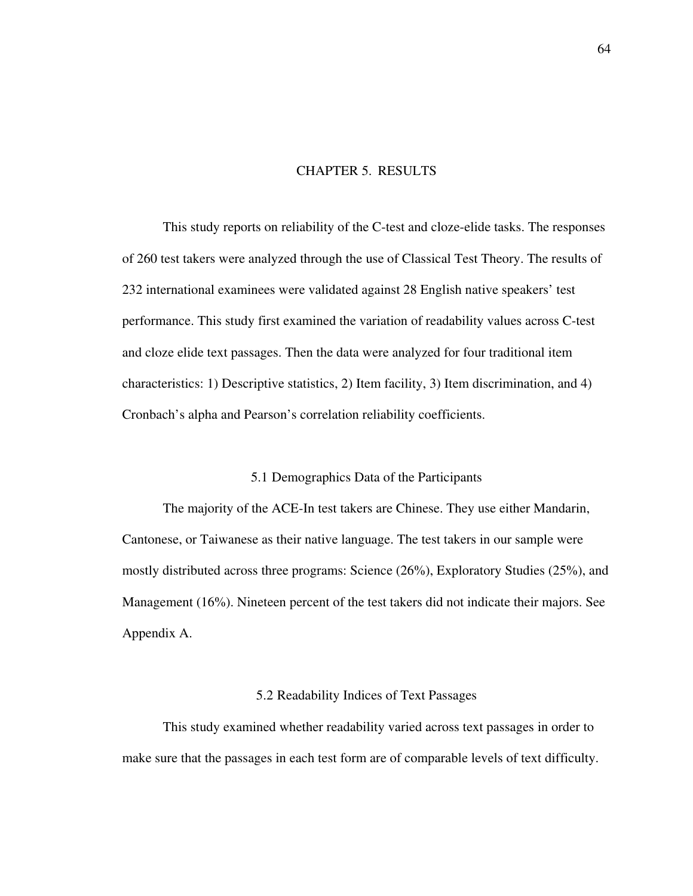# CHAPTER 5. RESULTS

This study reports on reliability of the C-test and cloze-elide tasks. The responses of 260 test takers were analyzed through the use of Classical Test Theory. The results of 232 international examinees were validated against 28 English native speakers' test performance. This study first examined the variation of readability values across C-test and cloze elide text passages. Then the data were analyzed for four traditional item characteristics: 1) Descriptive statistics, 2) Item facility, 3) Item discrimination, and 4) Cronbach's alpha and Pearson's correlation reliability coefficients.

## 5.1 Demographics Data of the Participants

The majority of the ACE-In test takers are Chinese. They use either Mandarin, Cantonese, or Taiwanese as their native language. The test takers in our sample were mostly distributed across three programs: Science (26%), Exploratory Studies (25%), and Management (16%). Nineteen percent of the test takers did not indicate their majors. See Appendix A.

## 5.2 Readability Indices of Text Passages

This study examined whether readability varied across text passages in order to make sure that the passages in each test form are of comparable levels of text difficulty.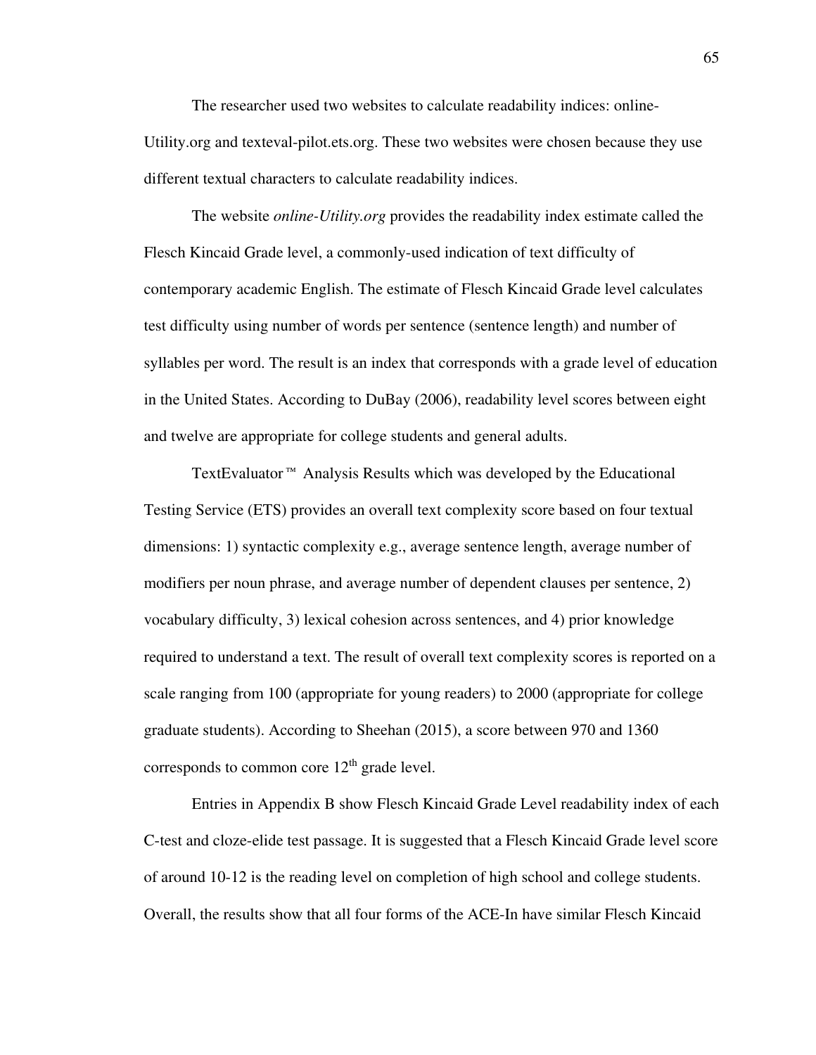The researcher used two websites to calculate readability indices: online-Utility.org and texteval-pilot.ets.org. These two websites were chosen because they use different textual characters to calculate readability indices.

The website *online-Utility.org* provides the readability index estimate called the Flesch Kincaid Grade level, a commonly-used indication of text difficulty of contemporary academic English. The estimate of Flesch Kincaid Grade level calculates test difficulty using number of words per sentence (sentence length) and number of syllables per word. The result is an index that corresponds with a grade level of education in the United States. According to DuBay (2006), readability level scores between eight and twelve are appropriate for college students and general adults.

TextEvaluator™ Analysis Results which was developed by the Educational Testing Service (ETS) provides an overall text complexity score based on four textual dimensions: 1) syntactic complexity e.g., average sentence length, average number of modifiers per noun phrase, and average number of dependent clauses per sentence, 2) vocabulary difficulty, 3) lexical cohesion across sentences, and 4) prior knowledge required to understand a text. The result of overall text complexity scores is reported on a scale ranging from 100 (appropriate for young readers) to 2000 (appropriate for college graduate students). According to Sheehan (2015), a score between 970 and 1360 corresponds to common core 12th grade level.

Entries in Appendix B show Flesch Kincaid Grade Level readability index of each C-test and cloze-elide test passage. It is suggested that a Flesch Kincaid Grade level score of around 10-12 is the reading level on completion of high school and college students. Overall, the results show that all four forms of the ACE-In have similar Flesch Kincaid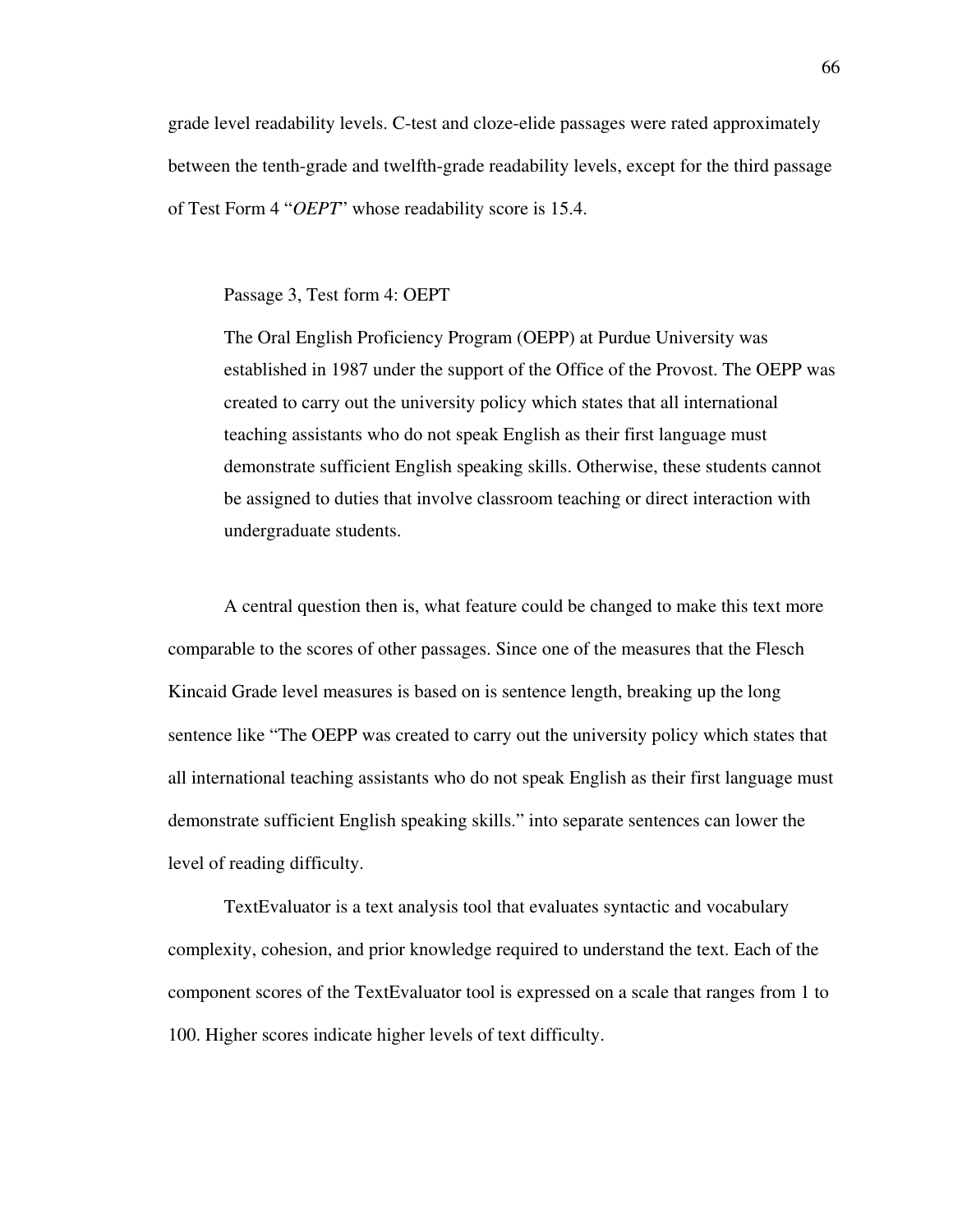grade level readability levels. C-test and cloze-elide passages were rated approximately between the tenth-grade and twelfth-grade readability levels, except for the third passage of Test Form 4 "*OEPT*" whose readability score is 15.4.

> Passage 3, Test form 4: OEPT
>
> The Oral English Proficiency Program (OEPP) at Purdue University was established in 1987 under the support of the Office of the Provost. The OEPP was created to carry out the university policy which states that all international teaching assistants who do not speak English as their first language must demonstrate sufficient English speaking skills. Otherwise, these students cannot be assigned to duties that involve classroom teaching or direct interaction with undergraduate students.

A central question then is, what feature could be changed to make this text more comparable to the scores of other passages. Since one of the measures that the Flesch Kincaid Grade level measures is based on is sentence length, breaking up the long sentence like "The OEPP was created to carry out the university policy which states that all international teaching assistants who do not speak English as their first language must demonstrate sufficient English speaking skills." into separate sentences can lower the level of reading difficulty.

TextEvaluator is a text analysis tool that evaluates syntactic and vocabulary complexity, cohesion, and prior knowledge required to understand the text. Each of the component scores of the TextEvaluator tool is expressed on a scale that ranges from 1 to 100. Higher scores indicate higher levels of text difficulty.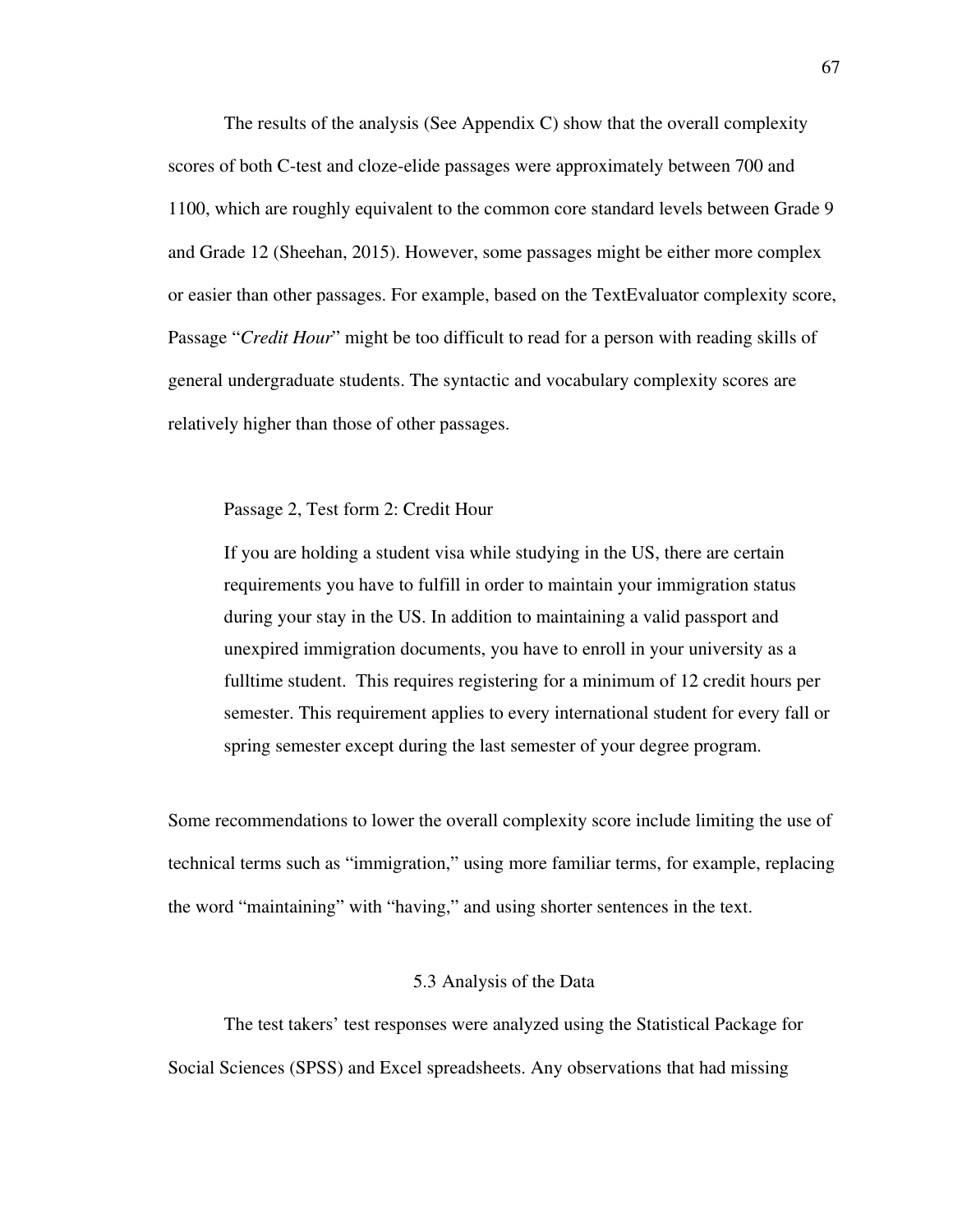The results of the analysis (See Appendix C) show that the overall complexity scores of both C-test and cloze-elide passages were approximately between 700 and 1100, which are roughly equivalent to the common core standard levels between Grade 9 and Grade 12 (Sheehan, 2015). However, some passages might be either more complex or easier than other passages. For example, based on the TextEvaluator complexity score, Passage "*Credit Hour*" might be too difficult to read for a person with reading skills of general undergraduate students. The syntactic and vocabulary complexity scores are relatively higher than those of other passages.

> Passage 2, Test form 2: Credit Hour
>
> If you are holding a student visa while studying in the US, there are certain requirements you have to fulfill in order to maintain your immigration status during your stay in the US. In addition to maintaining a valid passport and unexpired immigration documents, you have to enroll in your university as a fulltime student. This requires registering for a minimum of 12 credit hours per semester. This requirement applies to every international student for every fall or spring semester except during the last semester of your degree program.

Some recommendations to lower the overall complexity score include limiting the use of technical terms such as "immigration," using more familiar terms, for example, replacing the word "maintaining" with "having," and using shorter sentences in the text.

## 5.3 Analysis of the Data

The test takers' test responses were analyzed using the Statistical Package for Social Sciences (SPSS) and Excel spreadsheets. Any observations that had missing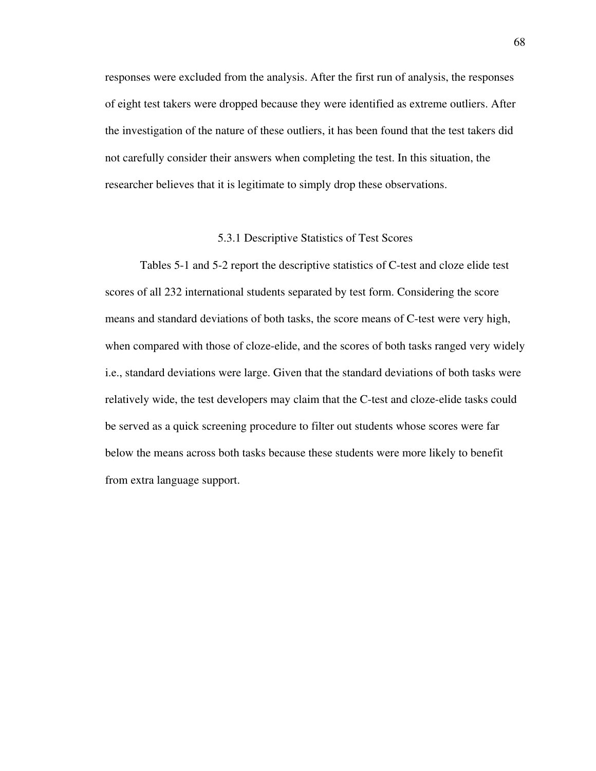responses were excluded from the analysis. After the first run of analysis, the responses of eight test takers were dropped because they were identified as extreme outliers. After the investigation of the nature of these outliers, it has been found that the test takers did not carefully consider their answers when completing the test. In this situation, the researcher believes that it is legitimate to simply drop these observations.

### 5.3.1 Descriptive Statistics of Test Scores

Tables 5-1 and 5-2 report the descriptive statistics of C-test and cloze elide test scores of all 232 international students separated by test form. Considering the score means and standard deviations of both tasks, the score means of C-test were very high, when compared with those of cloze-elide, and the scores of both tasks ranged very widely i.e., standard deviations were large. Given that the standard deviations of both tasks were relatively wide, the test developers may claim that the C-test and cloze-elide tasks could be served as a quick screening procedure to filter out students whose scores were far below the means across both tasks because these students were more likely to benefit from extra language support.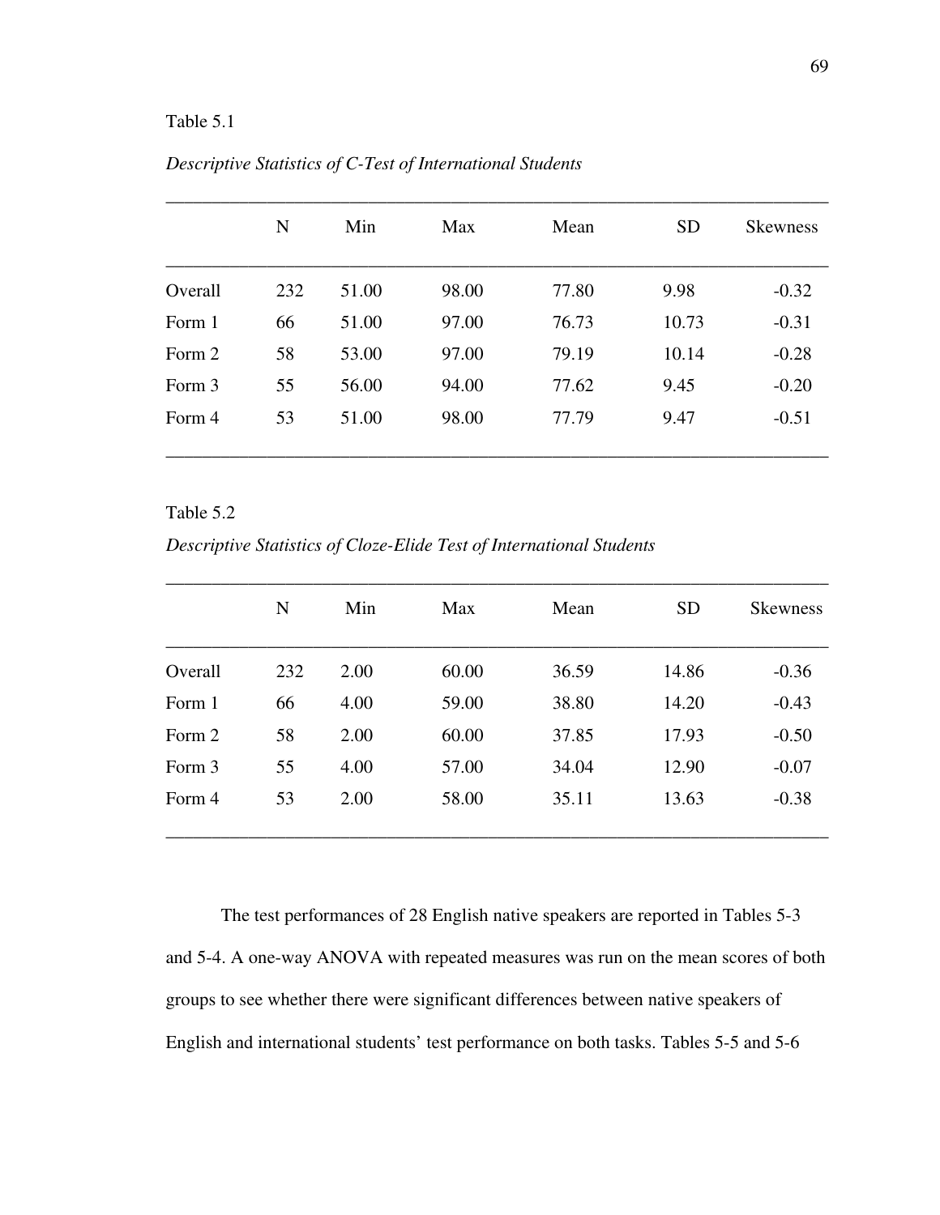Table 5.1

*Descriptive Statistics of C-Test of International Students*

| | N | Min | Max | Mean | SD | Skewness |
|---|---|---|---|---|---|---|
| Overall | 232 | 51.00 | 98.00 | 77.80 | 9.98 | -0.32 |
| Form 1 | 66 | 51.00 | 97.00 | 76.73 | 10.73 | -0.31 |
| Form 2 | 58 | 53.00 | 97.00 | 79.19 | 10.14 | -0.28 |
| Form 3 | 55 | 56.00 | 94.00 | 77.62 | 9.45 | -0.20 |
| Form 4 | 53 | 51.00 | 98.00 | 77.79 | 9.47 | -0.51 |

Table 5.2

*Descriptive Statistics of Cloze-Elide Test of International Students*

| | N | Min | Max | Mean | SD | Skewness |
|---|---|---|---|---|---|---|
| Overall | 232 | 2.00 | 60.00 | 36.59 | 14.86 | -0.36 |
| Form 1 | 66 | 4.00 | 59.00 | 38.80 | 14.20 | -0.43 |
| Form 2 | 58 | 2.00 | 60.00 | 37.85 | 17.93 | -0.50 |
| Form 3 | 55 | 4.00 | 57.00 | 34.04 | 12.90 | -0.07 |
| Form 4 | 53 | 2.00 | 58.00 | 35.11 | 13.63 | -0.38 |

The test performances of 28 English native speakers are reported in Tables 5-3 and 5-4. A one-way ANOVA with repeated measures was run on the mean scores of both groups to see whether there were significant differences between native speakers of English and international students' test performance on both tasks. Tables 5-5 and 5-6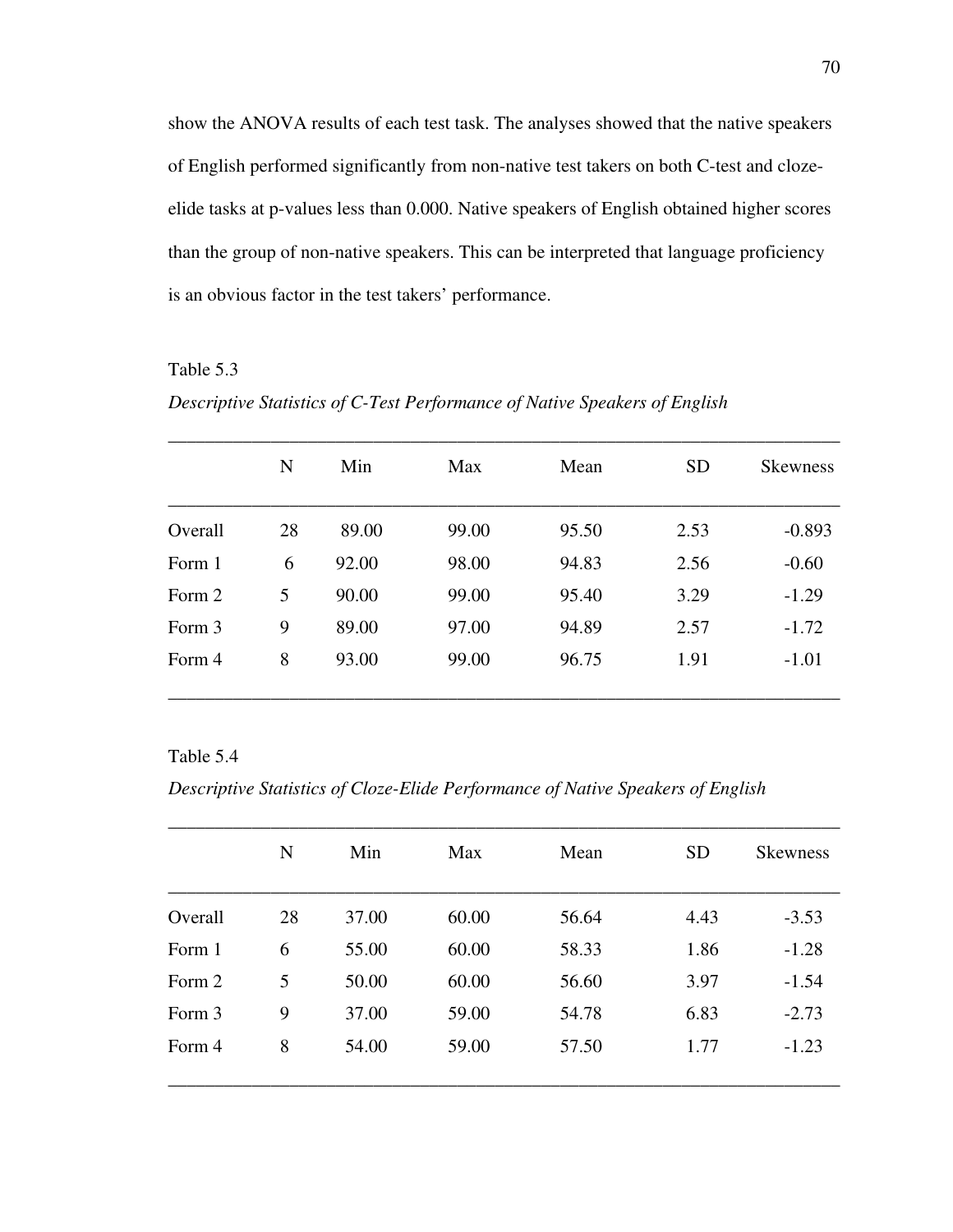show the ANOVA results of each test task. The analyses showed that the native speakers of English performed significantly from non-native test takers on both C-test and cloze-elide tasks at p-values less than 0.000. Native speakers of English obtained higher scores than the group of non-native speakers. This can be interpreted that language proficiency is an obvious factor in the test takers' performance.

Table 5.3

*Descriptive Statistics of C-Test Performance of Native Speakers of English*

| | N | Min | Max | Mean | SD | Skewness |
|---|---|---|---|---|---|---|
| Overall | 28 | 89.00 | 99.00 | 95.50 | 2.53 | -0.893 |
| Form 1 | 6 | 92.00 | 98.00 | 94.83 | 2.56 | -0.60 |
| Form 2 | 5 | 90.00 | 99.00 | 95.40 | 3.29 | -1.29 |
| Form 3 | 9 | 89.00 | 97.00 | 94.89 | 2.57 | -1.72 |
| Form 4 | 8 | 93.00 | 99.00 | 96.75 | 1.91 | -1.01 |

Table 5.4

*Descriptive Statistics of Cloze-Elide Performance of Native Speakers of English*

| | N | Min | Max | Mean | SD | Skewness |
|---|---|---|---|---|---|---|
| Overall | 28 | 37.00 | 60.00 | 56.64 | 4.43 | -3.53 |
| Form 1 | 6 | 55.00 | 60.00 | 58.33 | 1.86 | -1.28 |
| Form 2 | 5 | 50.00 | 60.00 | 56.60 | 3.97 | -1.54 |
| Form 3 | 9 | 37.00 | 59.00 | 54.78 | 6.83 | -2.73 |
| Form 4 | 8 | 54.00 | 59.00 | 57.50 | 1.77 | -1.23 |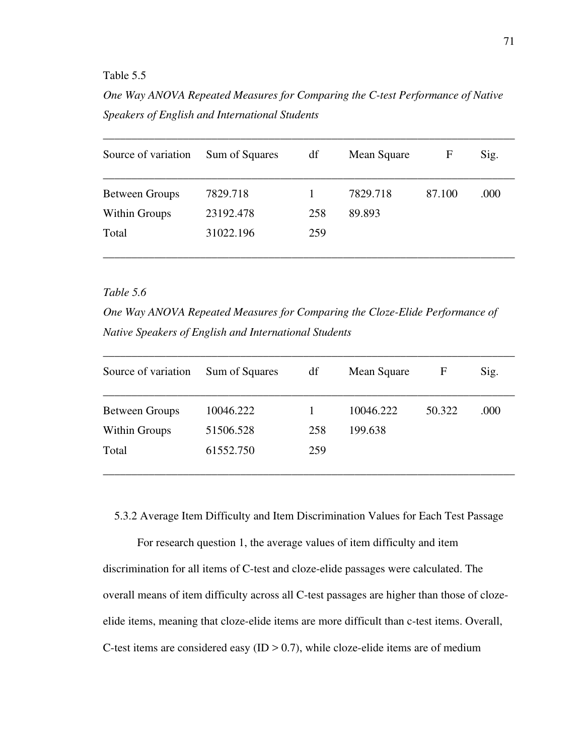Table 5.5

*One Way ANOVA Repeated Measures for Comparing the C-test Performance of Native Speakers of English and International Students*

| Source of variation | Sum of Squares | df | Mean Square | F | Sig. |
|---|---|---|---|---|---|
| Between Groups | 7829.718 | 1 | 7829.718 | 87.100 | .000 |
| Within Groups | 23192.478 | 258 | 89.893 | | |
| Total | 31022.196 | 259 | | | |

*Table 5.6*

*One Way ANOVA Repeated Measures for Comparing the Cloze-Elide Performance of Native Speakers of English and International Students*

| Source of variation | Sum of Squares | df | Mean Square | F | Sig. |
|---|---|---|---|---|---|
| Between Groups | 10046.222 | 1 | 10046.222 | 50.322 | .000 |
| Within Groups | 51506.528 | 258 | 199.638 | | |
| Total | 61552.750 | 259 | | | |

### 5.3.2 Average Item Difficulty and Item Discrimination Values for Each Test Passage

For research question 1, the average values of item difficulty and item discrimination for all items of C-test and cloze-elide passages were calculated. The overall means of item difficulty across all C-test passages are higher than those of cloze-elide items, meaning that cloze-elide items are more difficult than c-test items. Overall, C-test items are considered easy (ID > 0.7), while cloze-elide items are of medium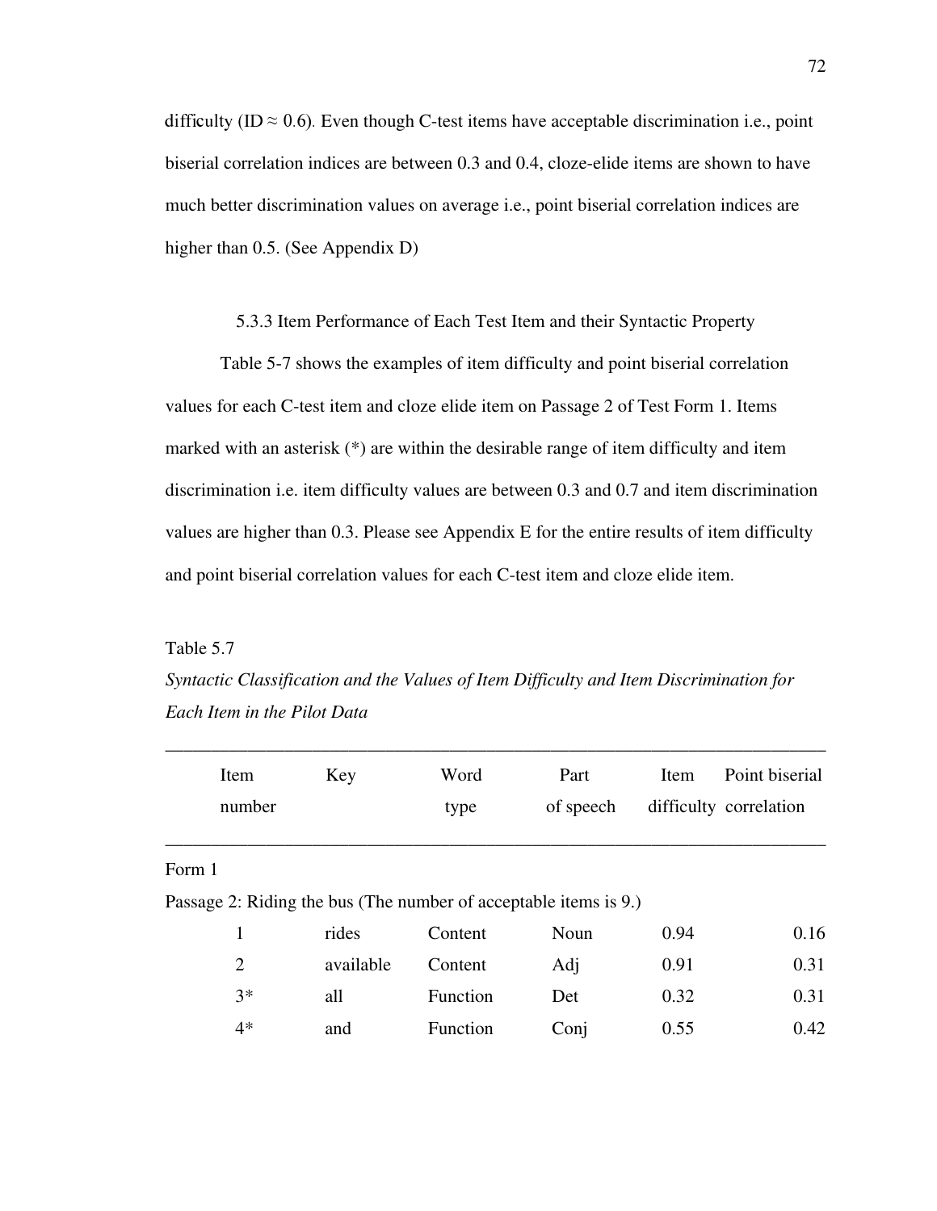difficulty (ID ≈ 0.6). Even though C-test items have acceptable discrimination i.e., point biserial correlation indices are between 0.3 and 0.4, cloze-elide items are shown to have much better discrimination values on average i.e., point biserial correlation indices are higher than 0.5. (See Appendix D)

### 5.3.3 Item Performance of Each Test Item and their Syntactic Property

Table 5-7 shows the examples of item difficulty and point biserial correlation values for each C-test item and cloze elide item on Passage 2 of Test Form 1. Items marked with an asterisk (*) are within the desirable range of item difficulty and item discrimination i.e. item difficulty values are between 0.3 and 0.7 and item discrimination values are higher than 0.3. Please see Appendix E for the entire results of item difficulty and point biserial correlation values for each C-test item and cloze elide item.

Table 5.7

*Syntactic Classification and the Values of Item Difficulty and Item Discrimination for Each Item in the Pilot Data*

| Item number | Key | Word type | Part of speech | Item difficulty | Point biserial correlation |
|---|---|---|---|---|---|
| Form 1 | | | | | |
| Passage 2: Riding the bus (The number of acceptable items is 9.) | | | | | |
| 1 | rides | Content | Noun | 0.94 | 0.16 |
| 2 | available | Content | Adj | 0.91 | 0.31 |
| 3* | all | Function | Det | 0.32 | 0.31 |
| 4* | and | Function | Conj | 0.55 | 0.42 |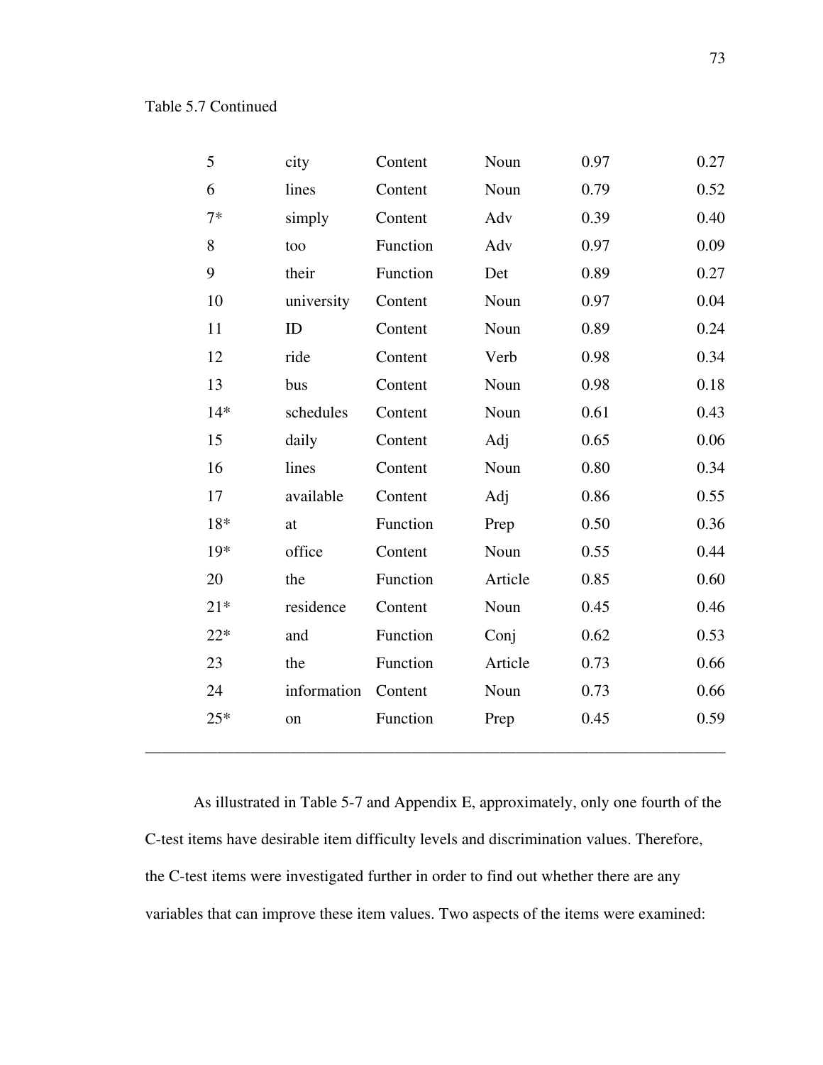Table 5.7 Continued

| | | | | | |
|---|---|---|---|---|---|
| 5 | city | Content | Noun | 0.97 | 0.27 |
| 6 | lines | Content | Noun | 0.79 | 0.52 |
| 7* | simply | Content | Adv | 0.39 | 0.40 |
| 8 | too | Function | Adv | 0.97 | 0.09 |
| 9 | their | Function | Det | 0.89 | 0.27 |
| 10 | university | Content | Noun | 0.97 | 0.04 |
| 11 | ID | Content | Noun | 0.89 | 0.24 |
| 12 | ride | Content | Verb | 0.98 | 0.34 |
| 13 | bus | Content | Noun | 0.98 | 0.18 |
| 14* | schedules | Content | Noun | 0.61 | 0.43 |
| 15 | daily | Content | Adj | 0.65 | 0.06 |
| 16 | lines | Content | Noun | 0.80 | 0.34 |
| 17 | available | Content | Adj | 0.86 | 0.55 |
| 18* | at | Function | Prep | 0.50 | 0.36 |
| 19* | office | Content | Noun | 0.55 | 0.44 |
| 20 | the | Function | Article | 0.85 | 0.60 |
| 21* | residence | Content | Noun | 0.45 | 0.46 |
| 22* | and | Function | Conj | 0.62 | 0.53 |
| 23 | the | Function | Article | 0.73 | 0.66 |
| 24 | information | Content | Noun | 0.73 | 0.66 |
| 25* | on | Function | Prep | 0.45 | 0.59 |

As illustrated in Table 5-7 and Appendix E, approximately, only one fourth of the C-test items have desirable item difficulty levels and discrimination values. Therefore, the C-test items were investigated further in order to find out whether there are any variables that can improve these item values. Two aspects of the items were examined: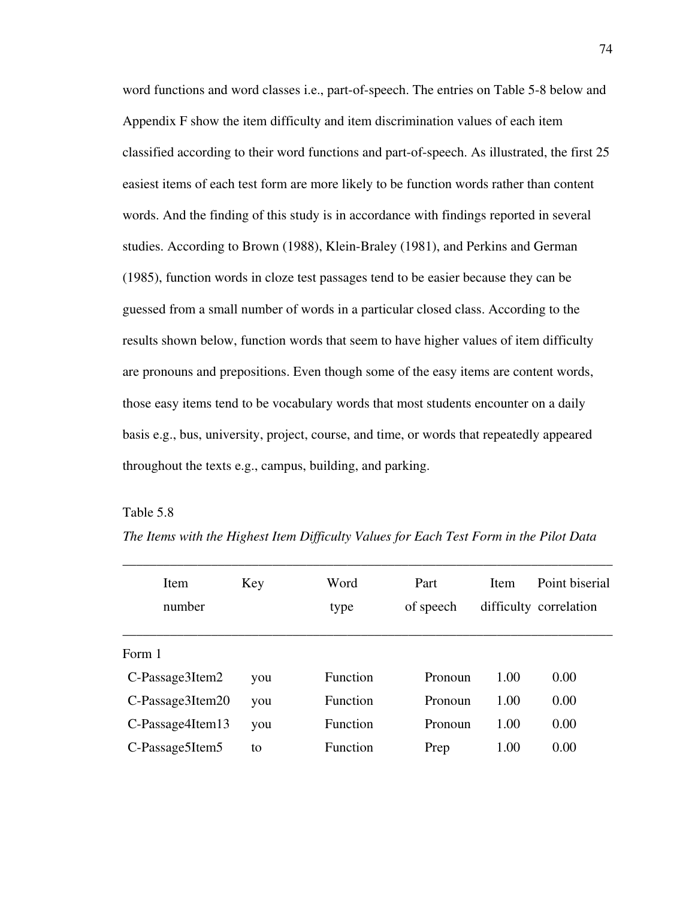word functions and word classes i.e., part-of-speech. The entries on Table 5-8 below and Appendix F show the item difficulty and item discrimination values of each item classified according to their word functions and part-of-speech. As illustrated, the first 25 easiest items of each test form are more likely to be function words rather than content words. And the finding of this study is in accordance with findings reported in several studies. According to Brown (1988), Klein-Braley (1981), and Perkins and German (1985), function words in cloze test passages tend to be easier because they can be guessed from a small number of words in a particular closed class. According to the results shown below, function words that seem to have higher values of item difficulty are pronouns and prepositions. Even though some of the easy items are content words, those easy items tend to be vocabulary words that most students encounter on a daily basis e.g., bus, university, project, course, and time, or words that repeatedly appeared throughout the texts e.g., campus, building, and parking.

Table 5.8

*The Items with the Highest Item Difficulty Values for Each Test Form in the Pilot Data*

| Item number | Key | Word type | Part of speech | Item difficulty | Point biserial correlation |
|---|---|---|---|---|---|
| Form 1 | | | | | |
| C-Passage3Item2 | you | Function | Pronoun | 1.00 | 0.00 |
| C-Passage3Item20 | you | Function | Pronoun | 1.00 | 0.00 |
| C-Passage4Item13 | you | Function | Pronoun | 1.00 | 0.00 |
| C-Passage5Item5 | to | Function | Prep | 1.00 | 0.00 |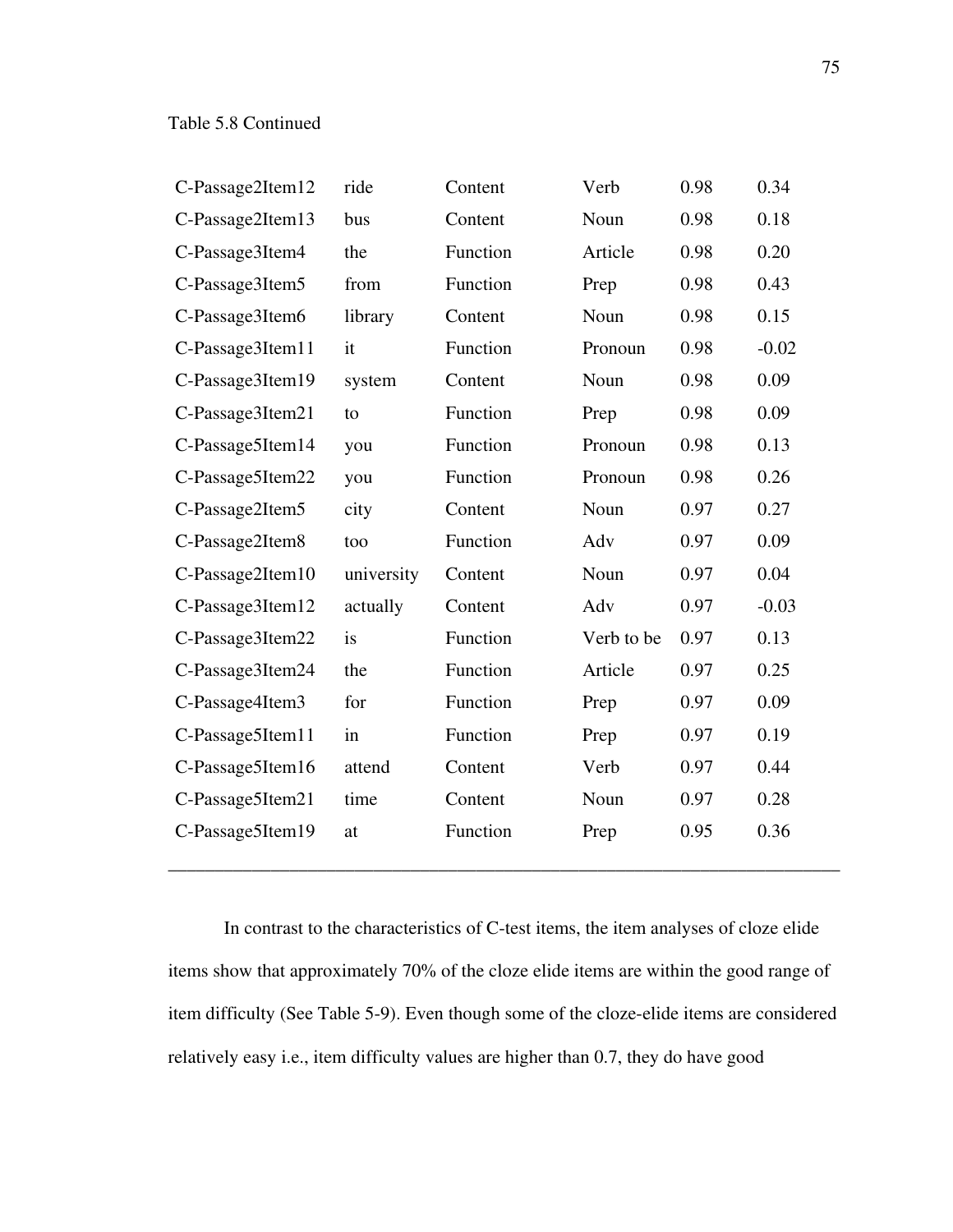Table 5.8 Continued

| | | | | | |
|---|---|---|---|---|---|
| C-Passage2Item12 | ride | Content | Verb | 0.98 | 0.34 |
| C-Passage2Item13 | bus | Content | Noun | 0.98 | 0.18 |
| C-Passage3Item4 | the | Function | Article | 0.98 | 0.20 |
| C-Passage3Item5 | from | Function | Prep | 0.98 | 0.43 |
| C-Passage3Item6 | library | Content | Noun | 0.98 | 0.15 |
| C-Passage3Item11 | it | Function | Pronoun | 0.98 | -0.02 |
| C-Passage3Item19 | system | Content | Noun | 0.98 | 0.09 |
| C-Passage3Item21 | to | Function | Prep | 0.98 | 0.09 |
| C-Passage5Item14 | you | Function | Pronoun | 0.98 | 0.13 |
| C-Passage5Item22 | you | Function | Pronoun | 0.98 | 0.26 |
| C-Passage2Item5 | city | Content | Noun | 0.97 | 0.27 |
| C-Passage2Item8 | too | Function | Adv | 0.97 | 0.09 |
| C-Passage2Item10 | university | Content | Noun | 0.97 | 0.04 |
| C-Passage3Item12 | actually | Content | Adv | 0.97 | -0.03 |
| C-Passage3Item22 | is | Function | Verb to be | 0.97 | 0.13 |
| C-Passage3Item24 | the | Function | Article | 0.97 | 0.25 |
| C-Passage4Item3 | for | Function | Prep | 0.97 | 0.09 |
| C-Passage5Item11 | in | Function | Prep | 0.97 | 0.19 |
| C-Passage5Item16 | attend | Content | Verb | 0.97 | 0.44 |
| C-Passage5Item21 | time | Content | Noun | 0.97 | 0.28 |
| C-Passage5Item19 | at | Function | Prep | 0.95 | 0.36 |

In contrast to the characteristics of C-test items, the item analyses of cloze elide items show that approximately 70% of the cloze elide items are within the good range of item difficulty (See Table 5-9). Even though some of the cloze-elide items are considered relatively easy i.e., item difficulty values are higher than 0.7, they do have good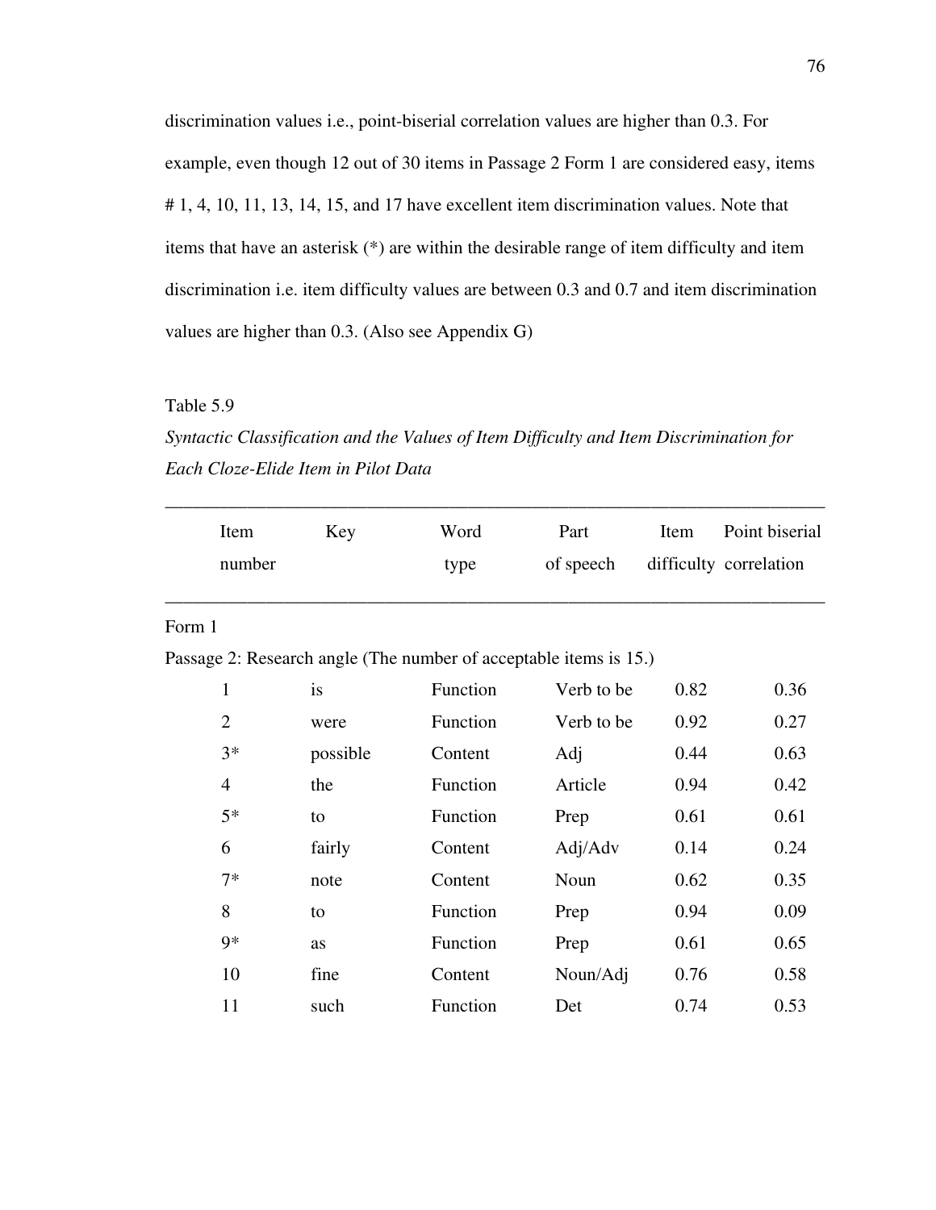discrimination values i.e., point-biserial correlation values are higher than 0.3. For example, even though 12 out of 30 items in Passage 2 Form 1 are considered easy, items # 1, 4, 10, 11, 13, 14, 15, and 17 have excellent item discrimination values. Note that items that have an asterisk (*) are within the desirable range of item difficulty and item discrimination i.e. item difficulty values are between 0.3 and 0.7 and item discrimination values are higher than 0.3. (Also see Appendix G)

Table 5.9

*Syntactic Classification and the Values of Item Difficulty and Item Discrimination for Each Cloze-Elide Item in Pilot Data*

| Item number | Key | Word type | Part of speech | Item difficulty | Point biserial correlation |
|---|---|---|---|---|---|
| Form 1 | | | | | |
| Passage 2: Research angle (The number of acceptable items is 15.) | | | | | |
| 1 | is | Function | Verb to be | 0.82 | 0.36 |
| 2 | were | Function | Verb to be | 0.92 | 0.27 |
| 3* | possible | Content | Adj | 0.44 | 0.63 |
| 4 | the | Function | Article | 0.94 | 0.42 |
| 5* | to | Function | Prep | 0.61 | 0.61 |
| 6 | fairly | Content | Adj/Adv | 0.14 | 0.24 |
| 7* | note | Content | Noun | 0.62 | 0.35 |
| 8 | to | Function | Prep | 0.94 | 0.09 |
| 9* | as | Function | Prep | 0.61 | 0.65 |
| 10 | fine | Content | Noun/Adj | 0.76 | 0.58 |
| 11 | such | Function | Det | 0.74 | 0.53 |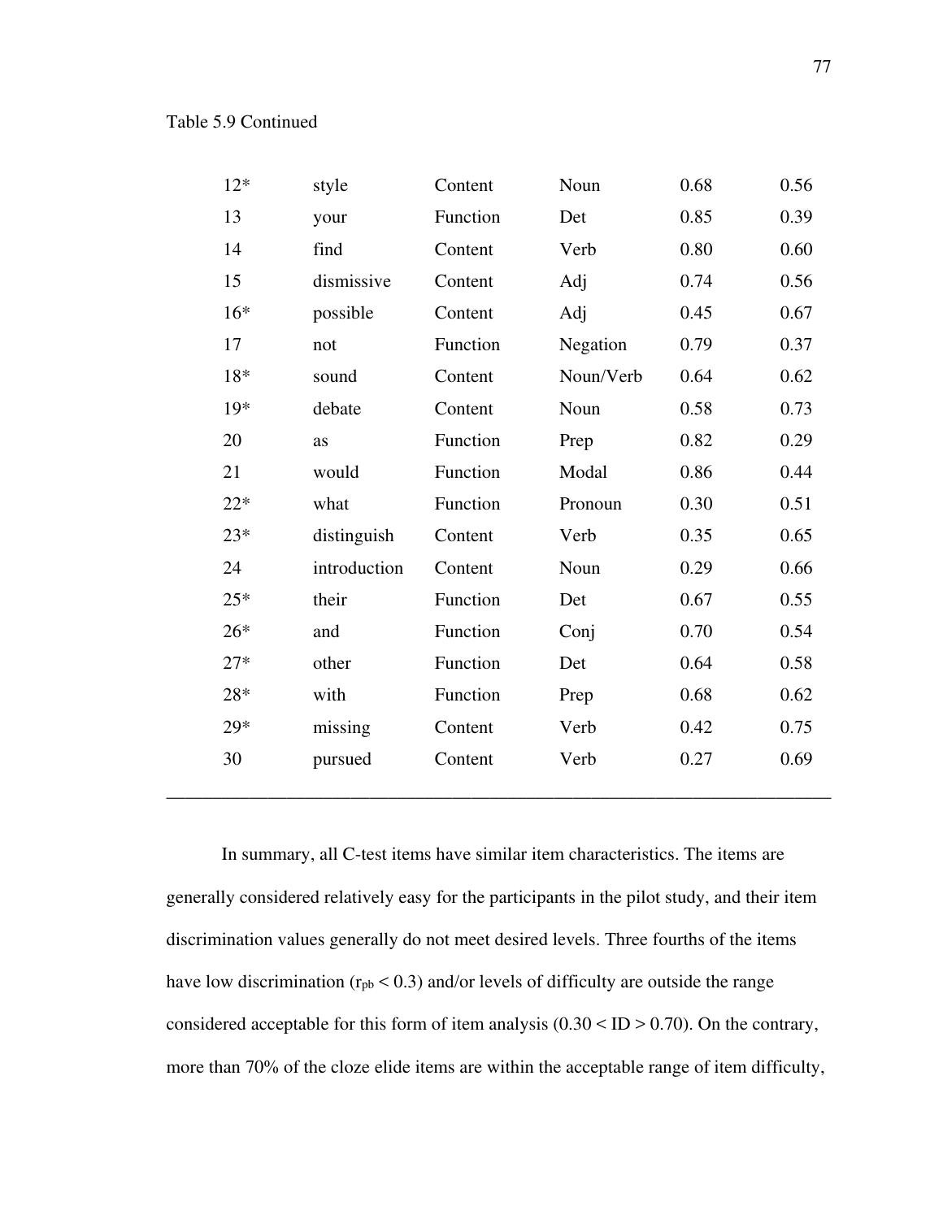Table 5.9 Continued

| | | | | | |
|---|---|---|---|---|---|
| 12* | style | Content | Noun | 0.68 | 0.56 |
| 13 | your | Function | Det | 0.85 | 0.39 |
| 14 | find | Content | Verb | 0.80 | 0.60 |
| 15 | dismissive | Content | Adj | 0.74 | 0.56 |
| 16* | possible | Content | Adj | 0.45 | 0.67 |
| 17 | not | Function | Negation | 0.79 | 0.37 |
| 18* | sound | Content | Noun/Verb | 0.64 | 0.62 |
| 19* | debate | Content | Noun | 0.58 | 0.73 |
| 20 | as | Function | Prep | 0.82 | 0.29 |
| 21 | would | Function | Modal | 0.86 | 0.44 |
| 22* | what | Function | Pronoun | 0.30 | 0.51 |
| 23* | distinguish | Content | Verb | 0.35 | 0.65 |
| 24 | introduction | Content | Noun | 0.29 | 0.66 |
| 25* | their | Function | Det | 0.67 | 0.55 |
| 26* | and | Function | Conj | 0.70 | 0.54 |
| 27* | other | Function | Det | 0.64 | 0.58 |
| 28* | with | Function | Prep | 0.68 | 0.62 |
| 29* | missing | Content | Verb | 0.42 | 0.75 |
| 30 | pursued | Content | Verb | 0.27 | 0.69 |

In summary, all C-test items have similar item characteristics. The items are generally considered relatively easy for the participants in the pilot study, and their item discrimination values generally do not meet desired levels. Three fourths of the items have low discrimination ($r_{pb} < 0.3$) and/or levels of difficulty are outside the range considered acceptable for this form of item analysis ($0.30 < ID > 0.70$). On the contrary, more than 70% of the cloze elide items are within the acceptable range of item difficulty,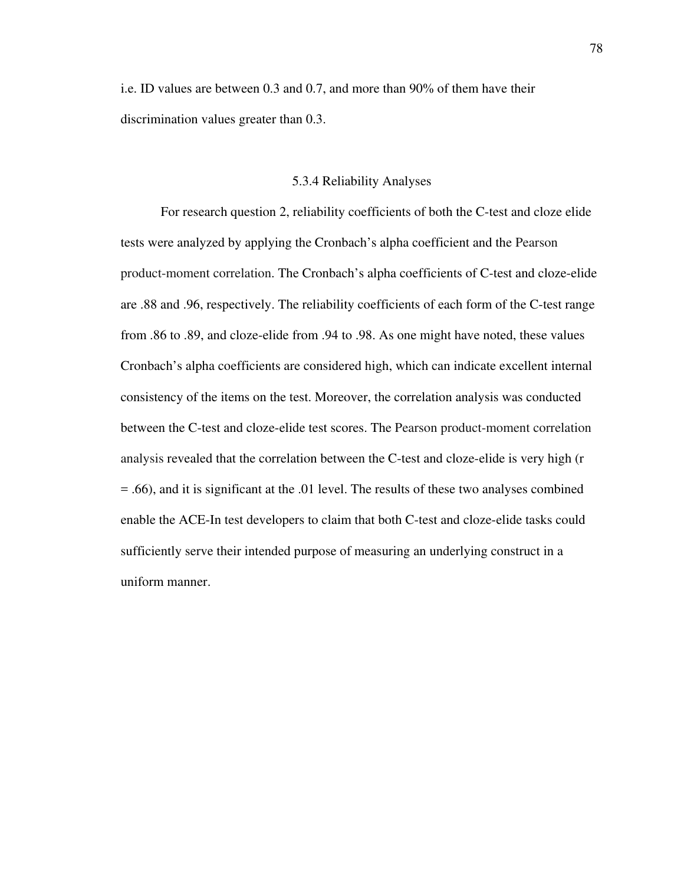i.e. ID values are between 0.3 and 0.7, and more than 90% of them have their discrimination values greater than 0.3.

### 5.3.4 Reliability Analyses

For research question 2, reliability coefficients of both the C-test and cloze elide tests were analyzed by applying the Cronbach's alpha coefficient and the Pearson product-moment correlation. The Cronbach's alpha coefficients of C-test and cloze-elide are .88 and .96, respectively. The reliability coefficients of each form of the C-test range from .86 to .89, and cloze-elide from .94 to .98. As one might have noted, these values Cronbach's alpha coefficients are considered high, which can indicate excellent internal consistency of the items on the test. Moreover, the correlation analysis was conducted between the C-test and cloze-elide test scores. The Pearson product-moment correlation analysis revealed that the correlation between the C-test and cloze-elide is very high ($r = .66$), and it is significant at the .01 level. The results of these two analyses combined enable the ACE-In test developers to claim that both C-test and cloze-elide tasks could sufficiently serve their intended purpose of measuring an underlying construct in a uniform manner.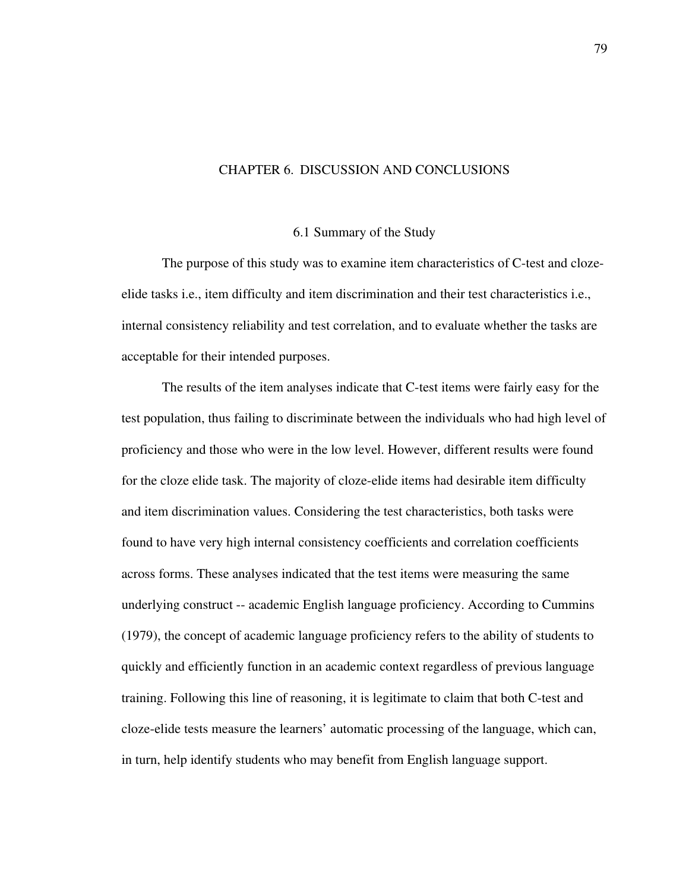# CHAPTER 6. DISCUSSION AND CONCLUSIONS

## 6.1 Summary of the Study

The purpose of this study was to examine item characteristics of C-test and cloze-elide tasks i.e., item difficulty and item discrimination and their test characteristics i.e., internal consistency reliability and test correlation, and to evaluate whether the tasks are acceptable for their intended purposes.

The results of the item analyses indicate that C-test items were fairly easy for the test population, thus failing to discriminate between the individuals who had high level of proficiency and those who were in the low level. However, different results were found for the cloze elide task. The majority of cloze-elide items had desirable item difficulty and item discrimination values. Considering the test characteristics, both tasks were found to have very high internal consistency coefficients and correlation coefficients across forms. These analyses indicated that the test items were measuring the same underlying construct -- academic English language proficiency. According to Cummins (1979), the concept of academic language proficiency refers to the ability of students to quickly and efficiently function in an academic context regardless of previous language training. Following this line of reasoning, it is legitimate to claim that both C-test and cloze-elide tests measure the learners' automatic processing of the language, which can, in turn, help identify students who may benefit from English language support.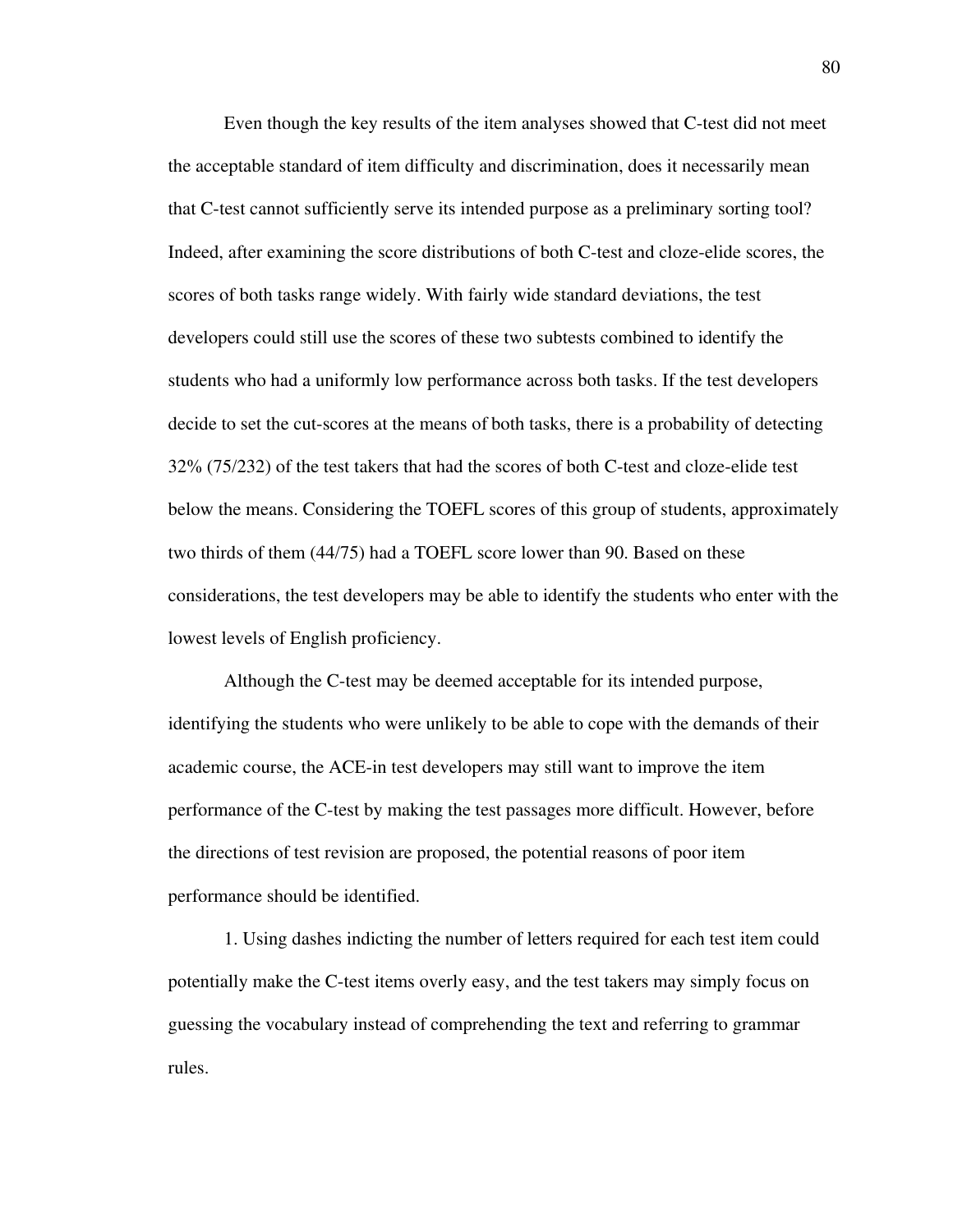Even though the key results of the item analyses showed that C-test did not meet the acceptable standard of item difficulty and discrimination, does it necessarily mean that C-test cannot sufficiently serve its intended purpose as a preliminary sorting tool? Indeed, after examining the score distributions of both C-test and cloze-elide scores, the scores of both tasks range widely. With fairly wide standard deviations, the test developers could still use the scores of these two subtests combined to identify the students who had a uniformly low performance across both tasks. If the test developers decide to set the cut-scores at the means of both tasks, there is a probability of detecting 32% (75/232) of the test takers that had the scores of both C-test and cloze-elide test below the means. Considering the TOEFL scores of this group of students, approximately two thirds of them (44/75) had a TOEFL score lower than 90. Based on these considerations, the test developers may be able to identify the students who enter with the lowest levels of English proficiency.

Although the C-test may be deemed acceptable for its intended purpose, identifying the students who were unlikely to be able to cope with the demands of their academic course, the ACE-in test developers may still want to improve the item performance of the C-test by making the test passages more difficult. However, before the directions of test revision are proposed, the potential reasons of poor item performance should be identified.

1. Using dashes indicting the number of letters required for each test item could potentially make the C-test items overly easy, and the test takers may simply focus on guessing the vocabulary instead of comprehending the text and referring to grammar rules.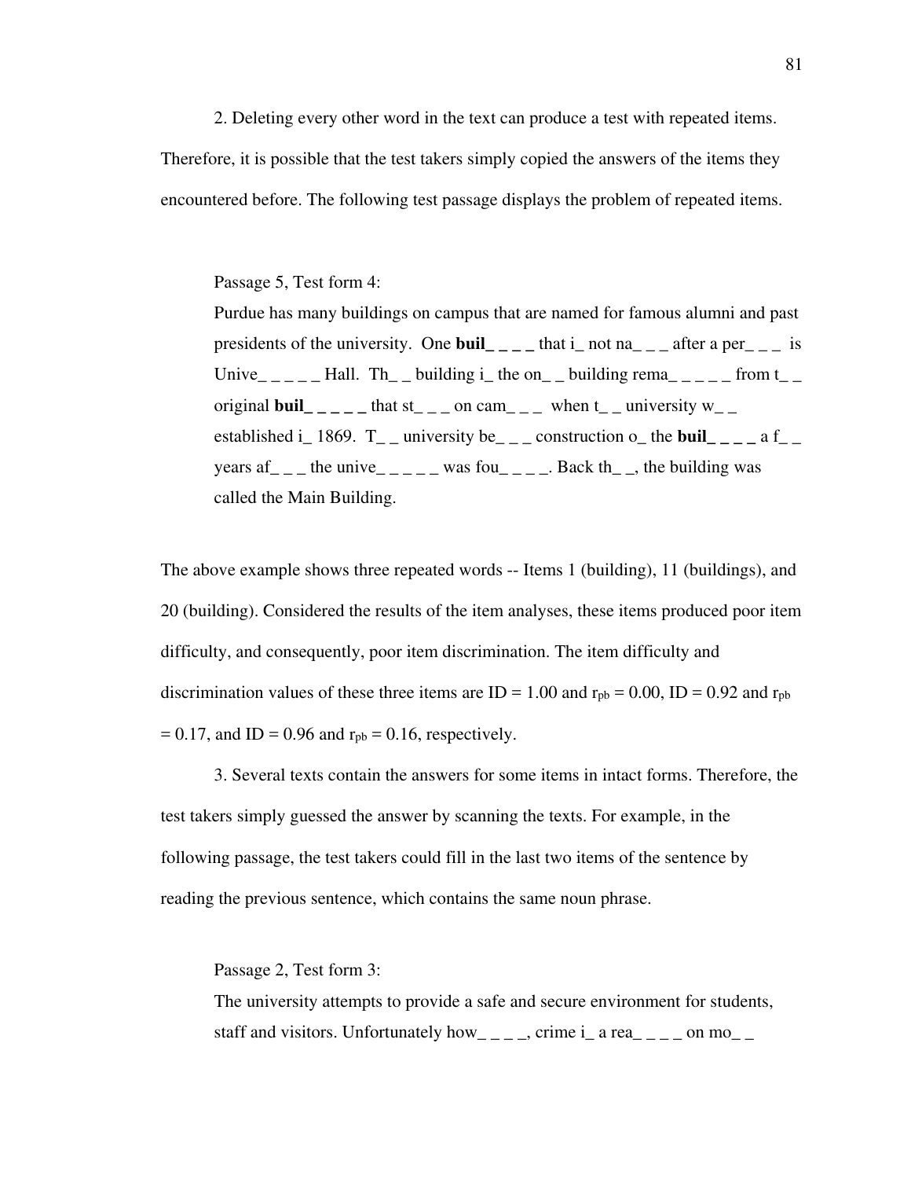2. Deleting every other word in the text can produce a test with repeated items. Therefore, it is possible that the test takers simply copied the answers of the items they encountered before. The following test passage displays the problem of repeated items.

> Passage 5, Test form 4:
> Purdue has many buildings on campus that are named for famous alumni and past presidents of the university. One **buil_ _ _ _** that i_ not na_ _ _ after a per_ _ _ is Unive_ _ _ _ _ Hall. Th_ _ building i_ the on_ _ building rema_ _ _ _ _ from t_ _ original **buil_ _ _ _ _** that st_ _ _ on cam_ _ _ when t_ _ university w_ _ established i_ 1869. T_ _ university be_ _ _ construction o_ the **buil_ _ _ _** a f_ _ years af_ _ _ the unive_ _ _ _ _ was fou_ _ _ _. Back th_ _, the building was called the Main Building.

The above example shows three repeated words -- Items 1 (building), 11 (buildings), and 20 (building). Considered the results of the item analyses, these items produced poor item difficulty, and consequently, poor item discrimination. The item difficulty and discrimination values of these three items are ID = 1.00 and $r_{pb}$ = 0.00, ID = 0.92 and $r_{pb}$ = 0.17, and ID = 0.96 and $r_{pb}$ = 0.16, respectively.

3. Several texts contain the answers for some items in intact forms. Therefore, the test takers simply guessed the answer by scanning the texts. For example, in the following passage, the test takers could fill in the last two items of the sentence by reading the previous sentence, which contains the same noun phrase.

> Passage 2, Test form 3:
> The university attempts to provide a safe and secure environment for students, staff and visitors. Unfortunately how_ _ _ _, crime i_ a rea_ _ _ _ on mo_ _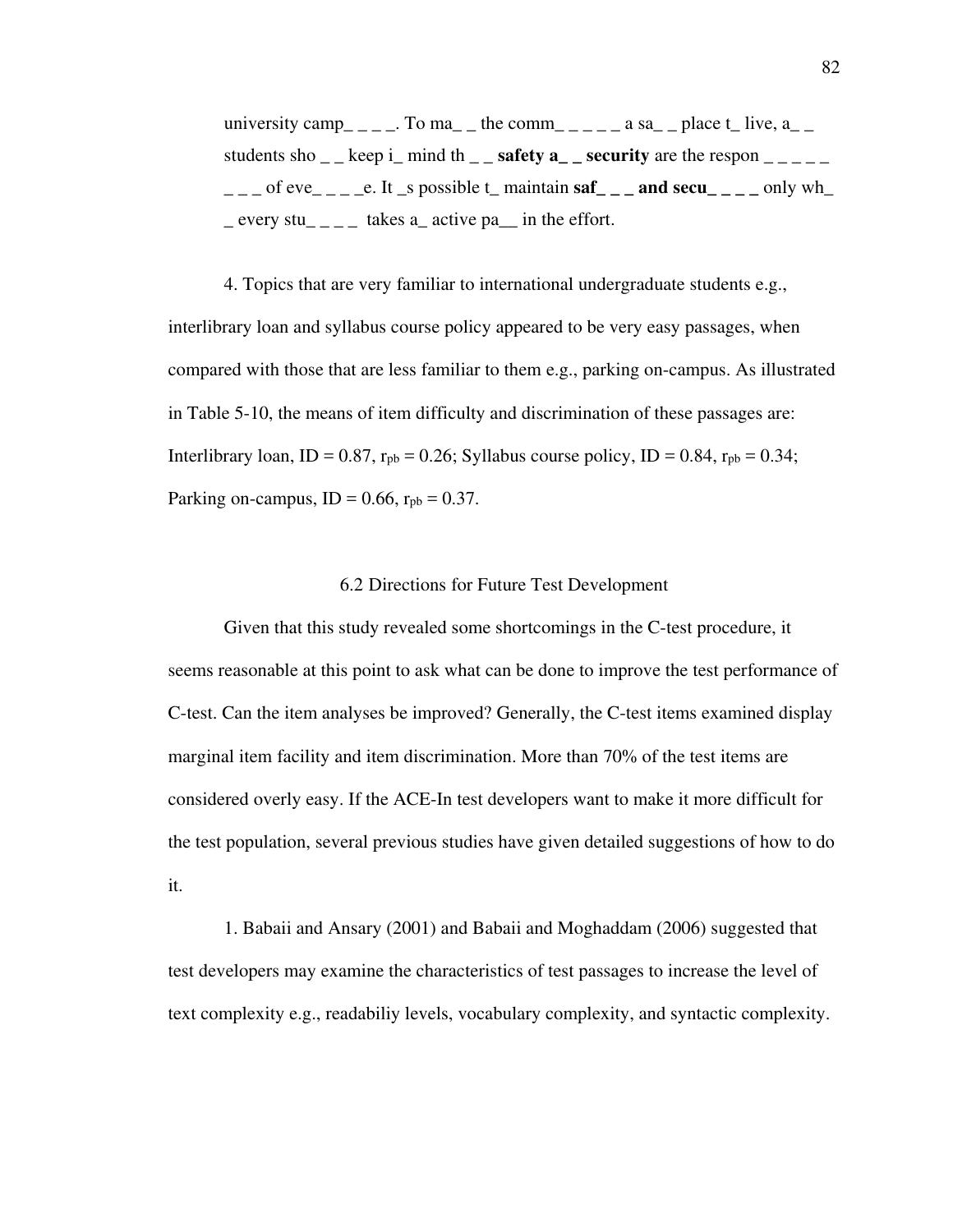university camp_ _ _ _. To ma_ _ the comm_ _ _ _ _ a sa_ _ place t_ live, a_ _ students sho _ _ keep i_ mind th _ _ **safety a_ _ security** are the respon _ _ _ _ _ _ _ _ of eve_ _ _ _e. It _s possible t_ maintain **saf_ _ _ and secu_ _ _ _** only wh_ _ every stu_ _ _ _ takes a_ active pa__ in the effort.

4. Topics that are very familiar to international undergraduate students e.g., interlibrary loan and syllabus course policy appeared to be very easy passages, when compared with those that are less familiar to them e.g., parking on-campus. As illustrated in Table 5-10, the means of item difficulty and discrimination of these passages are: Interlibrary loan, ID = 0.87, $r_{pb}$ = 0.26; Syllabus course policy, ID = 0.84, $r_{pb}$ = 0.34; Parking on-campus, ID = 0.66, $r_{pb}$ = 0.37.

## 6.2 Directions for Future Test Development

Given that this study revealed some shortcomings in the C-test procedure, it seems reasonable at this point to ask what can be done to improve the test performance of C-test. Can the item analyses be improved? Generally, the C-test items examined display marginal item facility and item discrimination. More than 70% of the test items are considered overly easy. If the ACE-In test developers want to make it more difficult for the test population, several previous studies have given detailed suggestions of how to do it.

1. Babaii and Ansary (2001) and Babaii and Moghaddam (2006) suggested that test developers may examine the characteristics of test passages to increase the level of text complexity e.g., readabiliy levels, vocabulary complexity, and syntactic complexity.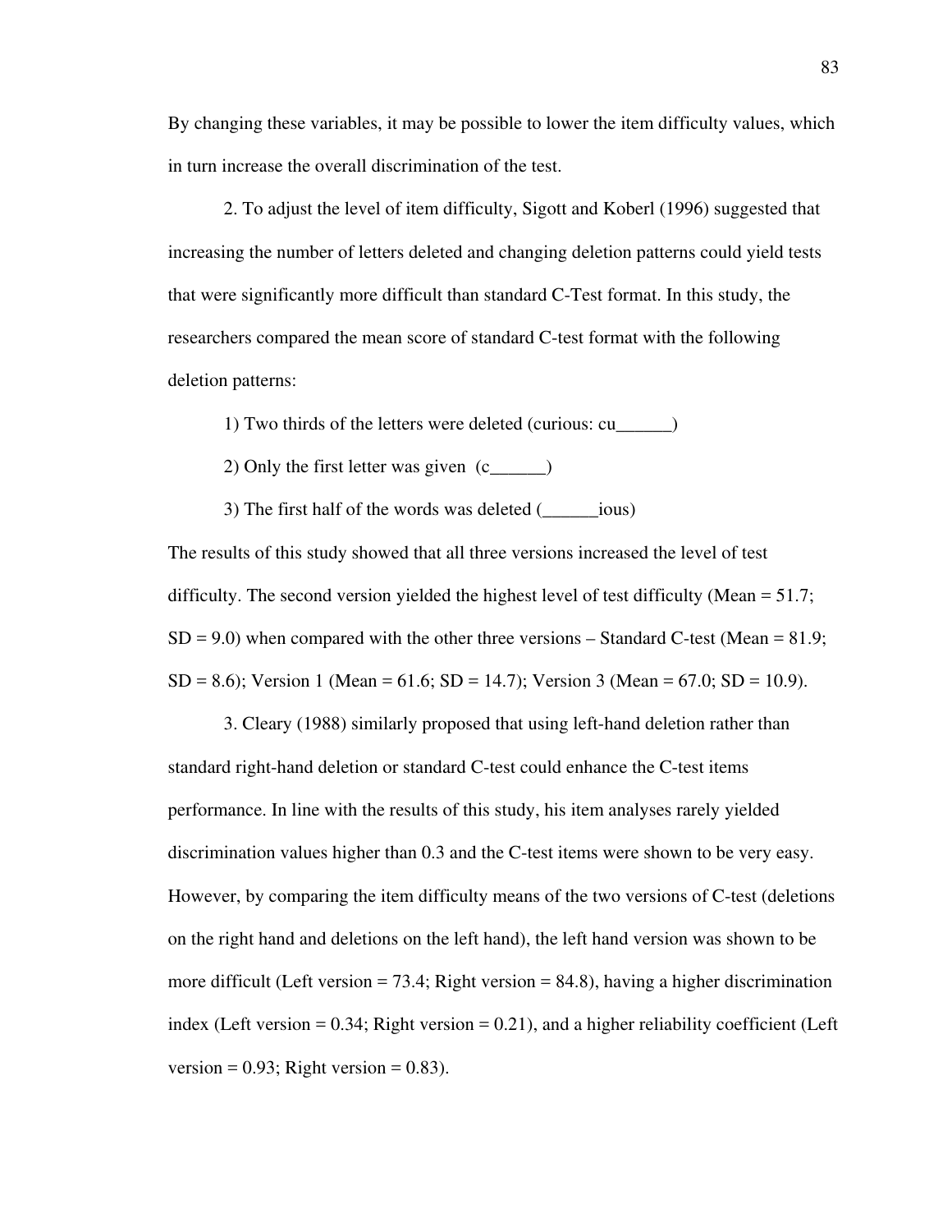By changing these variables, it may be possible to lower the item difficulty values, which in turn increase the overall discrimination of the test.

2. To adjust the level of item difficulty, Sigott and Koberl (1996) suggested that increasing the number of letters deleted and changing deletion patterns could yield tests that were significantly more difficult than standard C-Test format. In this study, the researchers compared the mean score of standard C-test format with the following deletion patterns:

1) Two thirds of the letters were deleted (curious: cu______)

2) Only the first letter was given (c______)

3) The first half of the words was deleted (______ious)

The results of this study showed that all three versions increased the level of test difficulty. The second version yielded the highest level of test difficulty (Mean = 51.7; SD = 9.0) when compared with the other three versions – Standard C-test (Mean = 81.9; SD = 8.6); Version 1 (Mean = 61.6; SD = 14.7); Version 3 (Mean = 67.0; SD = 10.9).

3. Cleary (1988) similarly proposed that using left-hand deletion rather than standard right-hand deletion or standard C-test could enhance the C-test items performance. In line with the results of this study, his item analyses rarely yielded discrimination values higher than 0.3 and the C-test items were shown to be very easy. However, by comparing the item difficulty means of the two versions of C-test (deletions on the right hand and deletions on the left hand), the left hand version was shown to be more difficult (Left version = 73.4; Right version = 84.8), having a higher discrimination index (Left version = 0.34; Right version = 0.21), and a higher reliability coefficient (Left version = 0.93; Right version = 0.83).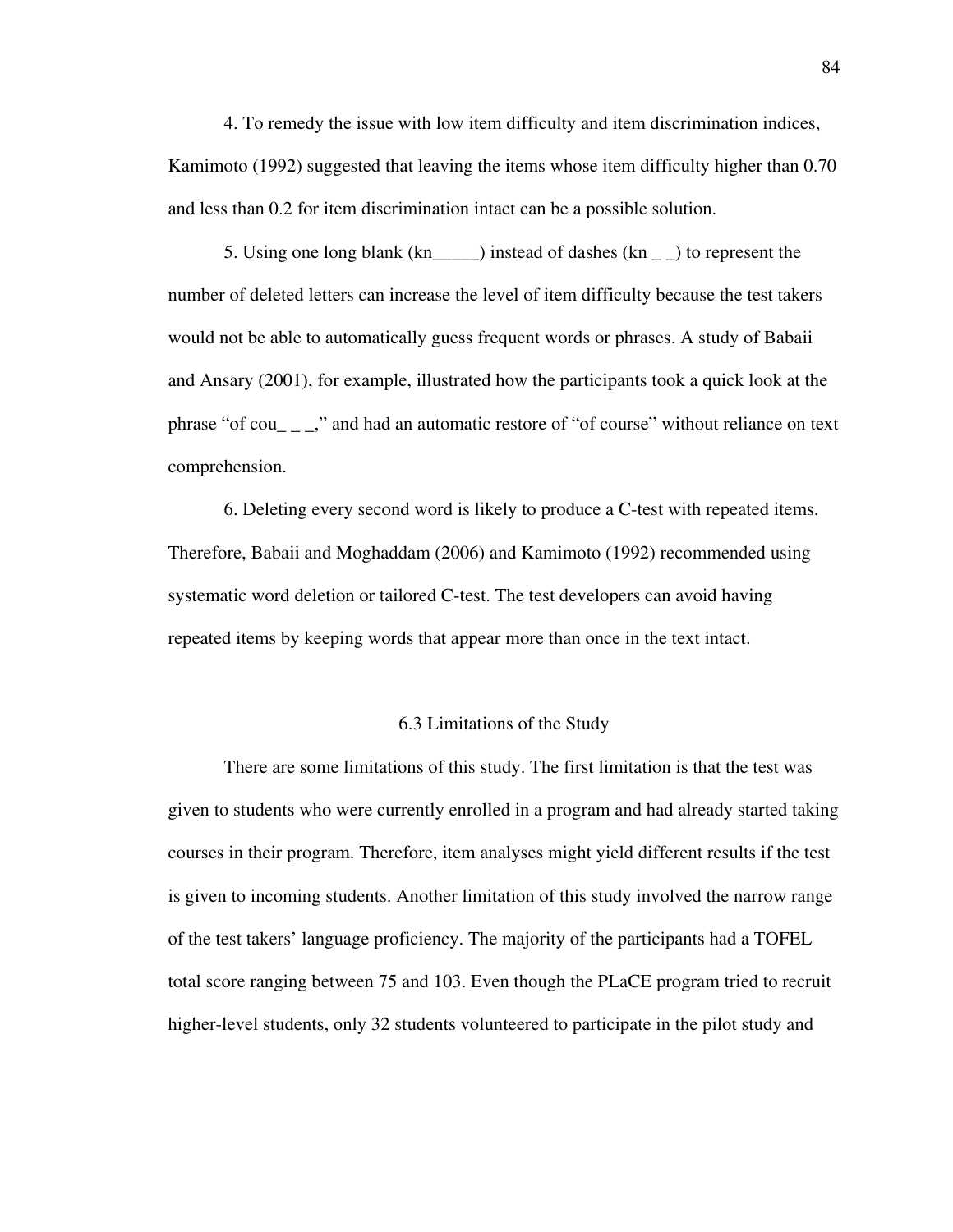4. To remedy the issue with low item difficulty and item discrimination indices, Kamimoto (1992) suggested that leaving the items whose item difficulty higher than 0.70 and less than 0.2 for item discrimination intact can be a possible solution.

5. Using one long blank (kn_____) instead of dashes (kn _ _) to represent the number of deleted letters can increase the level of item difficulty because the test takers would not be able to automatically guess frequent words or phrases. A study of Babaii and Ansary (2001), for example, illustrated how the participants took a quick look at the phrase "of cou_ _ _," and had an automatic restore of "of course" without reliance on text comprehension.

6. Deleting every second word is likely to produce a C-test with repeated items. Therefore, Babaii and Moghaddam (2006) and Kamimoto (1992) recommended using systematic word deletion or tailored C-test. The test developers can avoid having repeated items by keeping words that appear more than once in the text intact.

## 6.3 Limitations of the Study

There are some limitations of this study. The first limitation is that the test was given to students who were currently enrolled in a program and had already started taking courses in their program. Therefore, item analyses might yield different results if the test is given to incoming students. Another limitation of this study involved the narrow range of the test takers' language proficiency. The majority of the participants had a TOFEL total score ranging between 75 and 103. Even though the PLaCE program tried to recruit higher-level students, only 32 students volunteered to participate in the pilot study and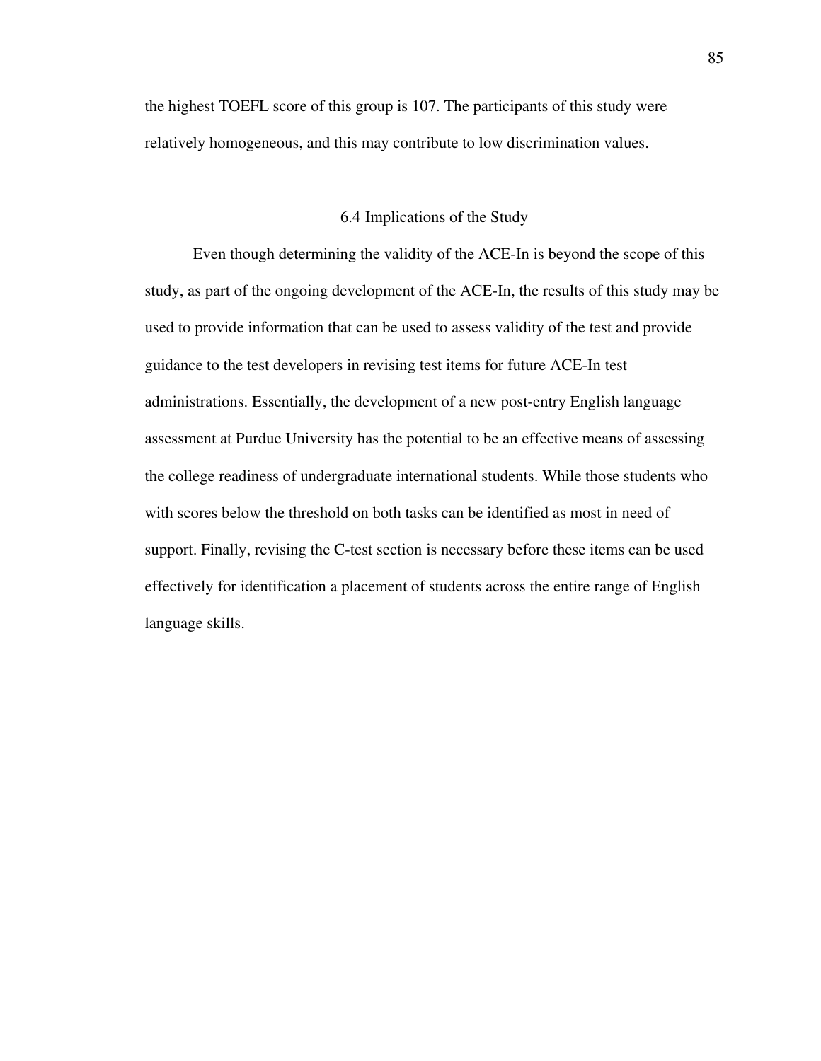the highest TOEFL score of this group is 107. The participants of this study were relatively homogeneous, and this may contribute to low discrimination values.

## 6.4 Implications of the Study

Even though determining the validity of the ACE-In is beyond the scope of this study, as part of the ongoing development of the ACE-In, the results of this study may be used to provide information that can be used to assess validity of the test and provide guidance to the test developers in revising test items for future ACE-In test administrations. Essentially, the development of a new post-entry English language assessment at Purdue University has the potential to be an effective means of assessing the college readiness of undergraduate international students. While those students who with scores below the threshold on both tasks can be identified as most in need of support. Finally, revising the C-test section is necessary before these items can be used effectively for identification a placement of students across the entire range of English language skills.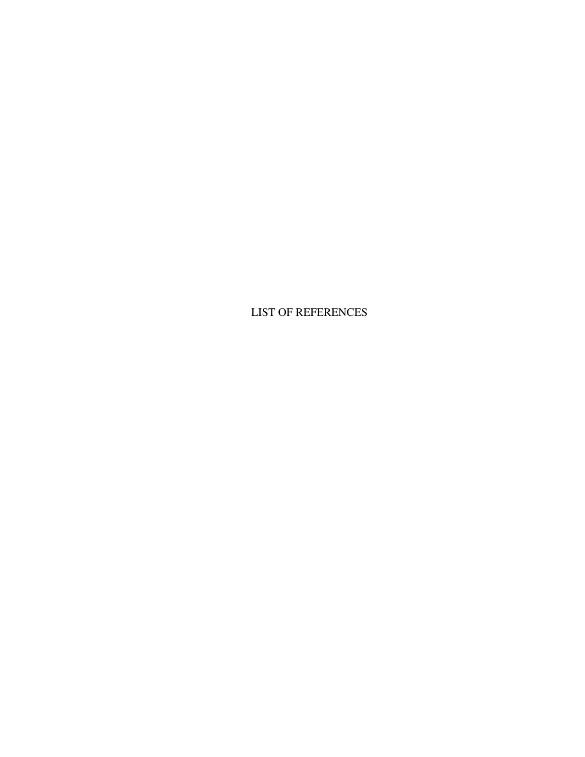# LIST OF REFERENCES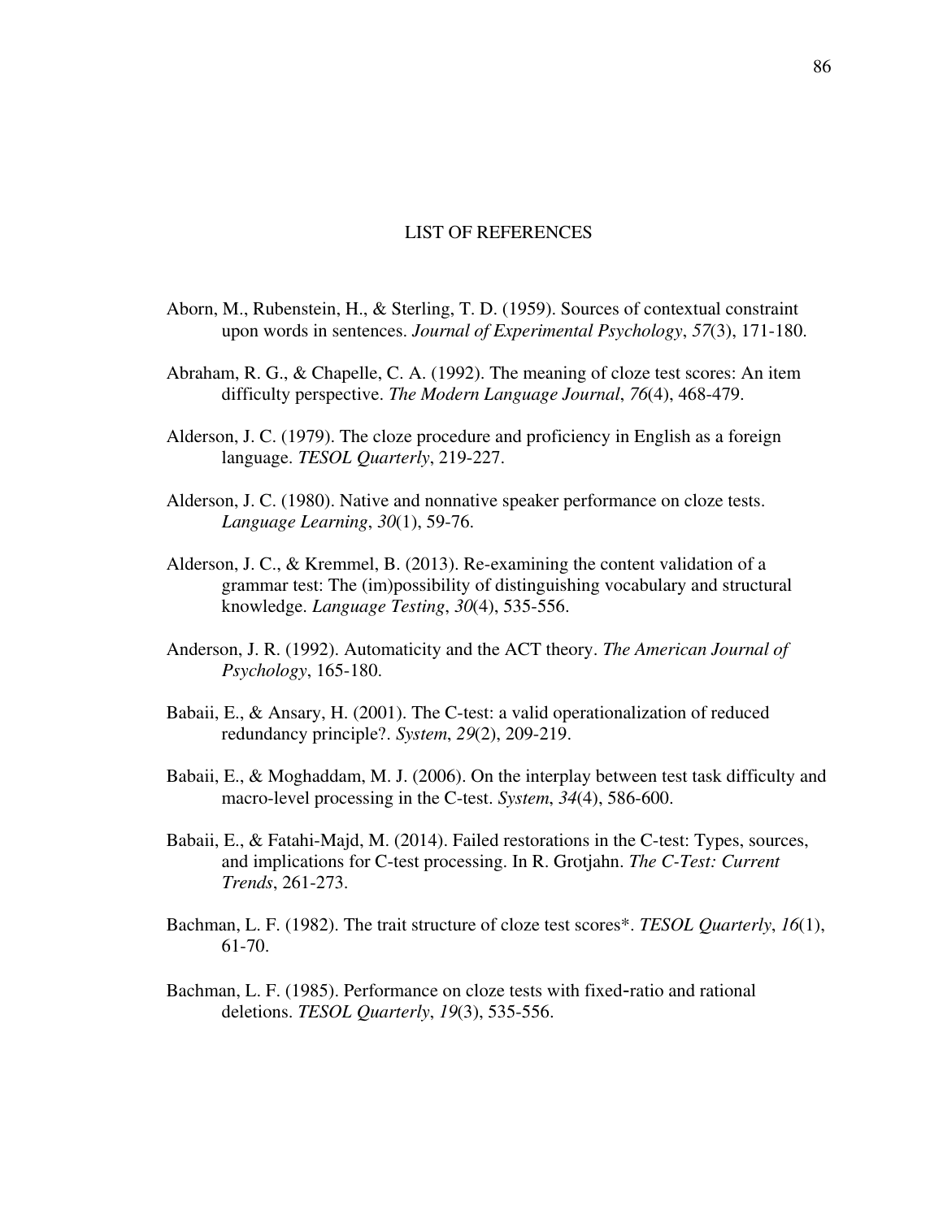# LIST OF REFERENCES

Aborn, M., Rubenstein, H., & Sterling, T. D. (1959). Sources of contextual constraint upon words in sentences. *Journal of Experimental Psychology*, *57*(3), 171-180.

Abraham, R. G., & Chapelle, C. A. (1992). The meaning of cloze test scores: An item difficulty perspective. *The Modern Language Journal*, *76*(4), 468-479.

Alderson, J. C. (1979). The cloze procedure and proficiency in English as a foreign language. *TESOL Quarterly*, 219-227.

Alderson, J. C. (1980). Native and nonnative speaker performance on cloze tests. *Language Learning*, *30*(1), 59-76.

Alderson, J. C., & Kremmel, B. (2013). Re-examining the content validation of a grammar test: The (im)possibility of distinguishing vocabulary and structural knowledge. *Language Testing*, *30*(4), 535-556.

Anderson, J. R. (1992). Automaticity and the ACT theory. *The American Journal of Psychology*, 165-180.

Babaii, E., & Ansary, H. (2001). The C-test: a valid operationalization of reduced redundancy principle?. *System*, *29*(2), 209-219.

Babaii, E., & Moghaddam, M. J. (2006). On the interplay between test task difficulty and macro-level processing in the C-test. *System*, *34*(4), 586-600.

Babaii, E., & Fatahi-Majd, M. (2014). Failed restorations in the C-test: Types, sources, and implications for C-test processing. In R. Grotjahn. *The C-Test: Current Trends*, 261-273.

Bachman, L. F. (1982). The trait structure of cloze test scores*. *TESOL Quarterly*, *16*(1), 61-70.

Bachman, L. F. (1985). Performance on cloze tests with fixed-ratio and rational deletions. *TESOL Quarterly*, *19*(3), 535-556.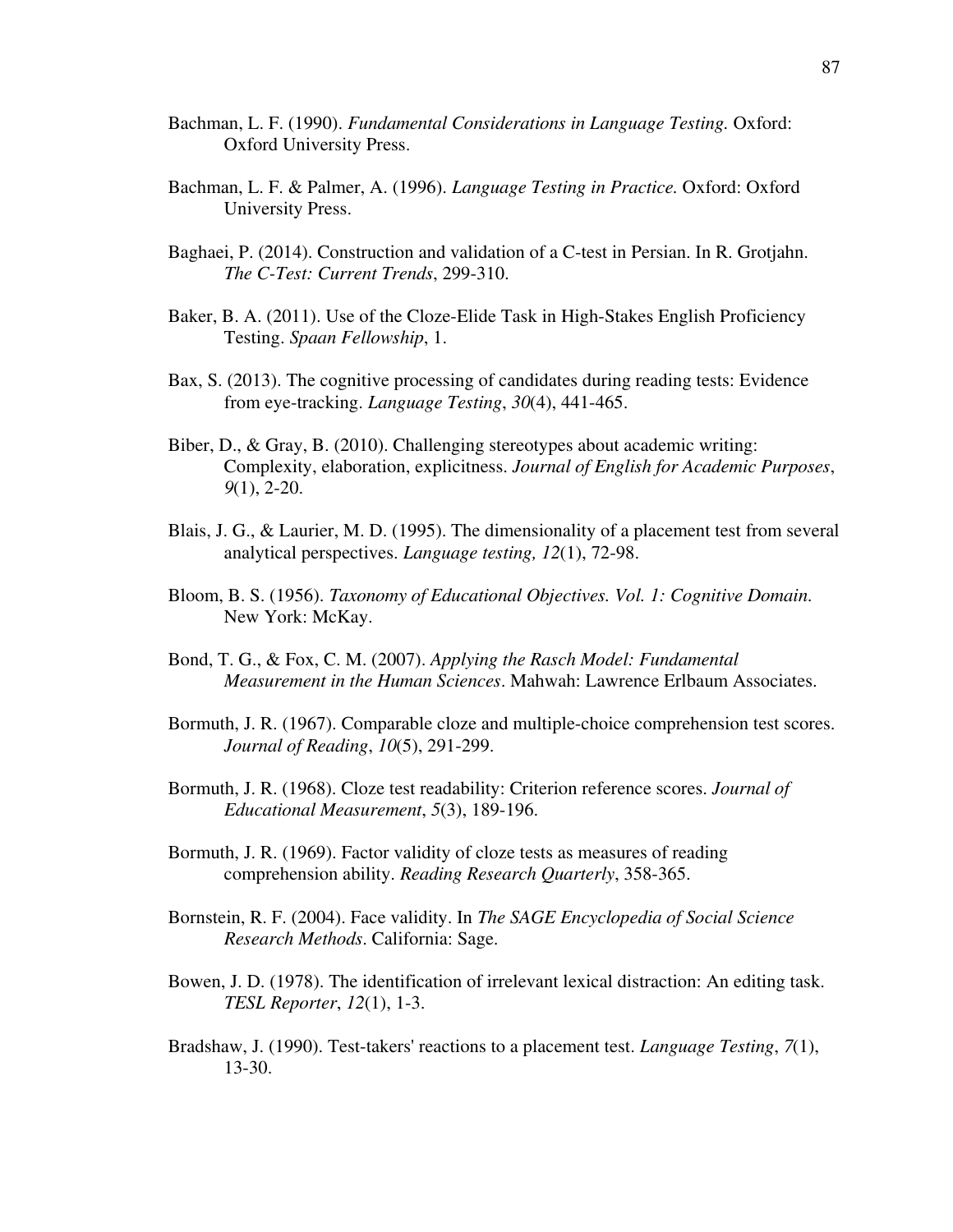Bachman, L. F. (1990). *Fundamental Considerations in Language Testing.* Oxford: Oxford University Press.

Bachman, L. F. & Palmer, A. (1996). *Language Testing in Practice.* Oxford: Oxford University Press.

Baghaei, P. (2014). Construction and validation of a C-test in Persian. In R. Grotjahn. *The C-Test: Current Trends*, 299-310.

Baker, B. A. (2011). Use of the Cloze-Elide Task in High-Stakes English Proficiency Testing. *Spaan Fellowship*, 1.

Bax, S. (2013). The cognitive processing of candidates during reading tests: Evidence from eye-tracking. *Language Testing*, *30*(4), 441-465.

Biber, D., & Gray, B. (2010). Challenging stereotypes about academic writing: Complexity, elaboration, explicitness. *Journal of English for Academic Purposes*, *9*(1), 2-20.

Blais, J. G., & Laurier, M. D. (1995). The dimensionality of a placement test from several analytical perspectives. *Language testing, 12*(1), 72-98.

Bloom, B. S. (1956). *Taxonomy of Educational Objectives. Vol. 1: Cognitive Domain.* New York: McKay.

Bond, T. G., & Fox, C. M. (2007). *Applying the Rasch Model: Fundamental Measurement in the Human Sciences*. Mahwah: Lawrence Erlbaum Associates.

Bormuth, J. R. (1967). Comparable cloze and multiple-choice comprehension test scores. *Journal of Reading*, *10*(5), 291-299.

Bormuth, J. R. (1968). Cloze test readability: Criterion reference scores. *Journal of Educational Measurement*, *5*(3), 189-196.

Bormuth, J. R. (1969). Factor validity of cloze tests as measures of reading comprehension ability. *Reading Research Quarterly*, 358-365.

Bornstein, R. F. (2004). Face validity. In *The SAGE Encyclopedia of Social Science Research Methods*. California: Sage.

Bowen, J. D. (1978). The identification of irrelevant lexical distraction: An editing task. *TESL Reporter*, *12*(1), 1-3.

Bradshaw, J. (1990). Test-takers' reactions to a placement test. *Language Testing*, *7*(1), 13-30.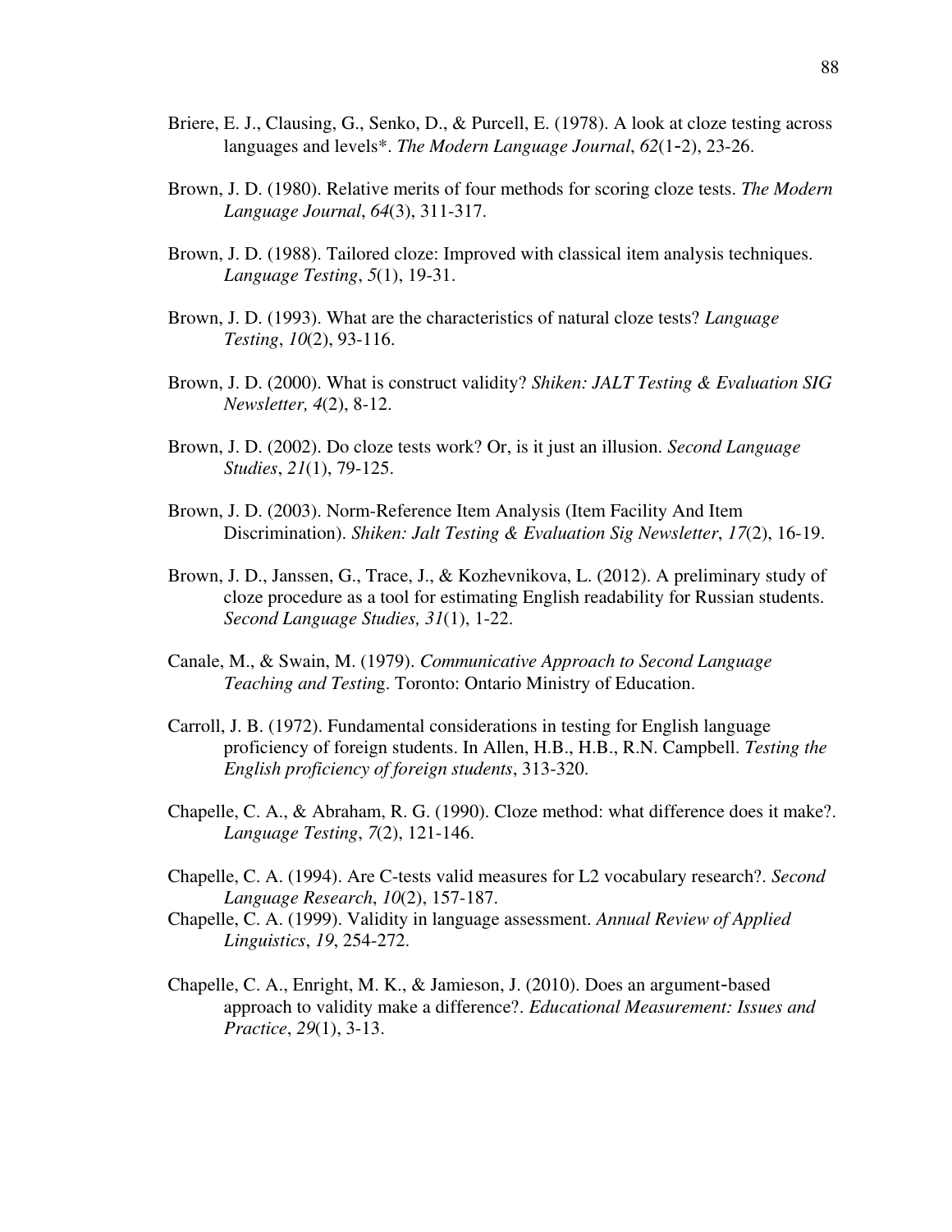Briere, E. J., Clausing, G., Senko, D., & Purcell, E. (1978). A look at cloze testing across languages and levels*. *The Modern Language Journal*, *62*(1-2), 23-26.

Brown, J. D. (1980). Relative merits of four methods for scoring cloze tests. *The Modern Language Journal*, *64*(3), 311-317.

Brown, J. D. (1988). Tailored cloze: Improved with classical item analysis techniques. *Language Testing*, *5*(1), 19-31.

Brown, J. D. (1993). What are the characteristics of natural cloze tests? *Language Testing*, *10*(2), 93-116.

Brown, J. D. (2000). What is construct validity? *Shiken: JALT Testing & Evaluation SIG Newsletter, 4*(2), 8-12.

Brown, J. D. (2002). Do cloze tests work? Or, is it just an illusion. *Second Language Studies*, *21*(1), 79-125.

Brown, J. D. (2003). Norm-Reference Item Analysis (Item Facility And Item Discrimination). *Shiken: Jalt Testing & Evaluation Sig Newsletter*, *17*(2), 16-19.

Brown, J. D., Janssen, G., Trace, J., & Kozhevnikova, L. (2012). A preliminary study of cloze procedure as a tool for estimating English readability for Russian students. *Second Language Studies, 31*(1), 1-22.

Canale, M., & Swain, M. (1979). *Communicative Approach to Second Language Teaching and Testin*g. Toronto: Ontario Ministry of Education.

Carroll, J. B. (1972). Fundamental considerations in testing for English language proficiency of foreign students. In Allen, H.B., H.B., R.N. Campbell. *Testing the English proficiency of foreign students*, 313-320.

Chapelle, C. A., & Abraham, R. G. (1990). Cloze method: what difference does it make?. *Language Testing*, *7*(2), 121-146.

Chapelle, C. A. (1994). Are C-tests valid measures for L2 vocabulary research?. *Second Language Research*, *10*(2), 157-187.

Chapelle, C. A. (1999). Validity in language assessment. *Annual Review of Applied Linguistics*, *19*, 254-272.

Chapelle, C. A., Enright, M. K., & Jamieson, J. (2010). Does an argument-based approach to validity make a difference?. *Educational Measurement: Issues and Practice*, *29*(1), 3-13.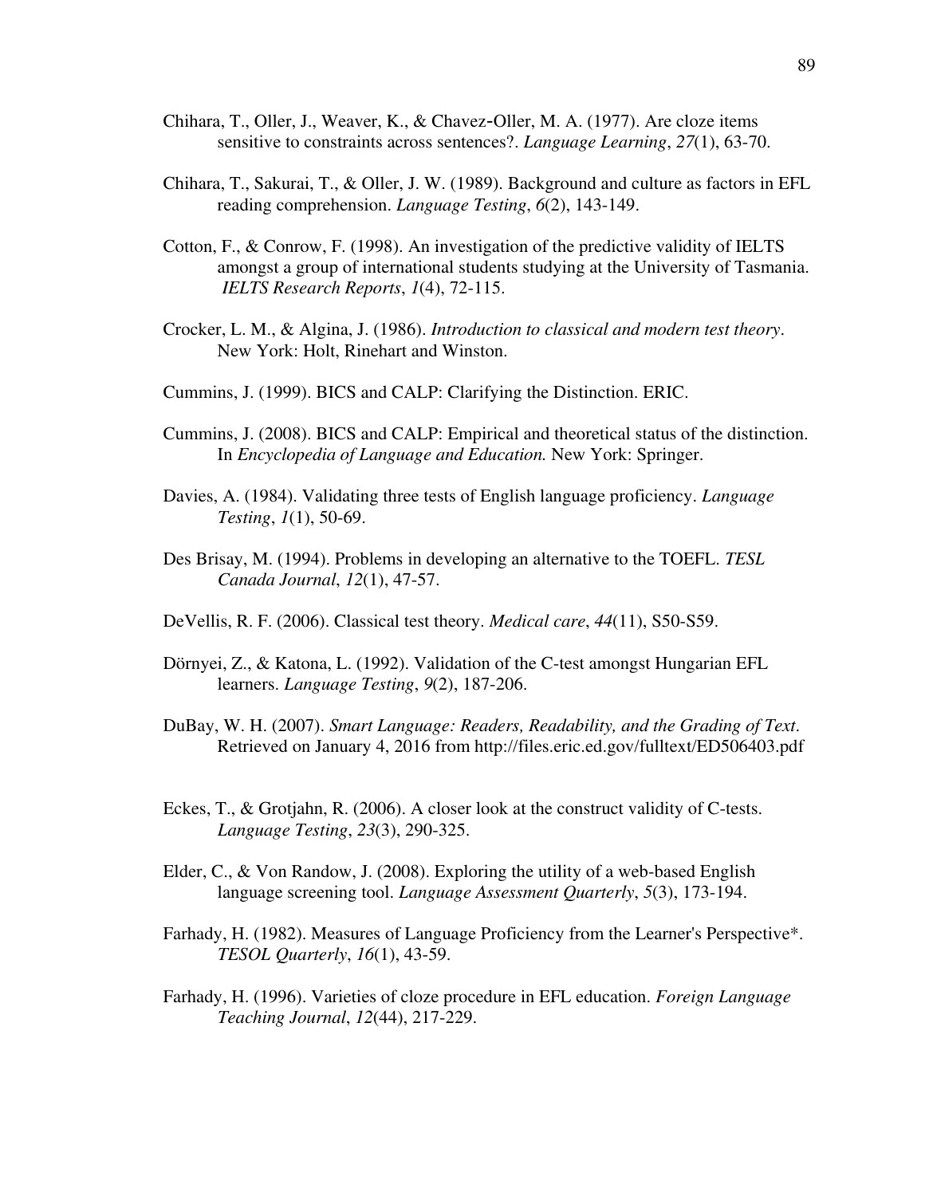Chihara, T., Oller, J., Weaver, K., & Chavez-Oller, M. A. (1977). Are cloze items sensitive to constraints across sentences?. *Language Learning*, *27*(1), 63-70.

Chihara, T., Sakurai, T., & Oller, J. W. (1989). Background and culture as factors in EFL reading comprehension. *Language Testing*, *6*(2), 143-149.

Cotton, F., & Conrow, F. (1998). An investigation of the predictive validity of IELTS amongst a group of international students studying at the University of Tasmania. *IELTS Research Reports*, *1*(4), 72-115.

Crocker, L. M., & Algina, J. (1986). *Introduction to classical and modern test theory*. New York: Holt, Rinehart and Winston.

Cummins, J. (1999). BICS and CALP: Clarifying the Distinction. ERIC.

Cummins, J. (2008). BICS and CALP: Empirical and theoretical status of the distinction. In *Encyclopedia of Language and Education.* New York: Springer.

Davies, A. (1984). Validating three tests of English language proficiency. *Language Testing*, *1*(1), 50-69.

Des Brisay, M. (1994). Problems in developing an alternative to the TOEFL. *TESL Canada Journal*, *12*(1), 47-57.

DeVellis, R. F. (2006). Classical test theory. *Medical care*, *44*(11), S50-S59.

Dörnyei, Z., & Katona, L. (1992). Validation of the C-test amongst Hungarian EFL learners. *Language Testing*, *9*(2), 187-206.

DuBay, W. H. (2007). *Smart Language: Readers, Readability, and the Grading of Text*. Retrieved on January 4, 2016 from http://files.eric.ed.gov/fulltext/ED506403.pdf

Eckes, T., & Grotjahn, R. (2006). A closer look at the construct validity of C-tests. *Language Testing*, *23*(3), 290-325.

Elder, C., & Von Randow, J. (2008). Exploring the utility of a web-based English language screening tool. *Language Assessment Quarterly*, *5*(3), 173-194.

Farhady, H. (1982). Measures of Language Proficiency from the Learner's Perspective*. *TESOL Quarterly*, *16*(1), 43-59.

Farhady, H. (1996). Varieties of cloze procedure in EFL education. *Foreign Language Teaching Journal*, *12*(44), 217-229.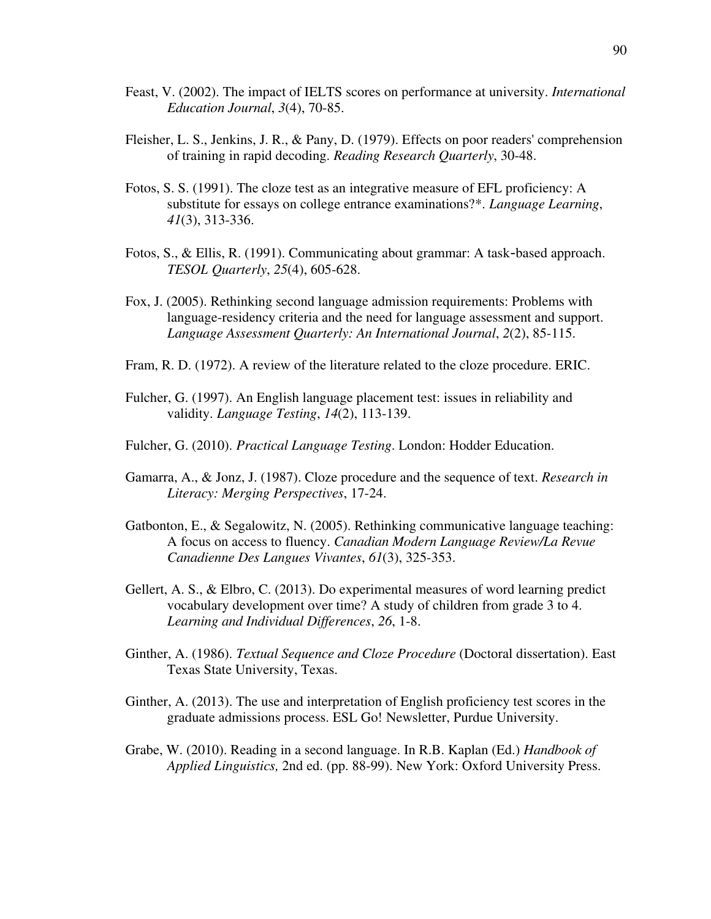Feast, V. (2002). The impact of IELTS scores on performance at university. *International Education Journal*, *3*(4), 70-85.

Fleisher, L. S., Jenkins, J. R., & Pany, D. (1979). Effects on poor readers' comprehension of training in rapid decoding. *Reading Research Quarterly*, 30-48.

Fotos, S. S. (1991). The cloze test as an integrative measure of EFL proficiency: A substitute for essays on college entrance examinations?*. *Language Learning*, *41*(3), 313-336.

Fotos, S., & Ellis, R. (1991). Communicating about grammar: A task-based approach. *TESOL Quarterly*, *25*(4), 605-628.

Fox, J. (2005). Rethinking second language admission requirements: Problems with language-residency criteria and the need for language assessment and support. *Language Assessment Quarterly: An International Journal*, *2*(2), 85-115.

Fram, R. D. (1972). A review of the literature related to the cloze procedure. ERIC.

Fulcher, G. (1997). An English language placement test: issues in reliability and validity. *Language Testing*, *14*(2), 113-139.

Fulcher, G. (2010). *Practical Language Testing*. London: Hodder Education.

Gamarra, A., & Jonz, J. (1987). Cloze procedure and the sequence of text. *Research in Literacy: Merging Perspectives*, 17-24.

Gatbonton, E., & Segalowitz, N. (2005). Rethinking communicative language teaching: A focus on access to fluency. *Canadian Modern Language Review/La Revue Canadienne Des Langues Vivantes*, *61*(3), 325-353.

Gellert, A. S., & Elbro, C. (2013). Do experimental measures of word learning predict vocabulary development over time? A study of children from grade 3 to 4. *Learning and Individual Differences*, *26*, 1-8.

Ginther, A. (1986). *Textual Sequence and Cloze Procedure* (Doctoral dissertation). East Texas State University, Texas.

Ginther, A. (2013). The use and interpretation of English proficiency test scores in the graduate admissions process. ESL Go! Newsletter, Purdue University.

Grabe, W. (2010). Reading in a second language. In R.B. Kaplan (Ed.) *Handbook of Applied Linguistics,* 2nd ed. (pp. 88-99). New York: Oxford University Press.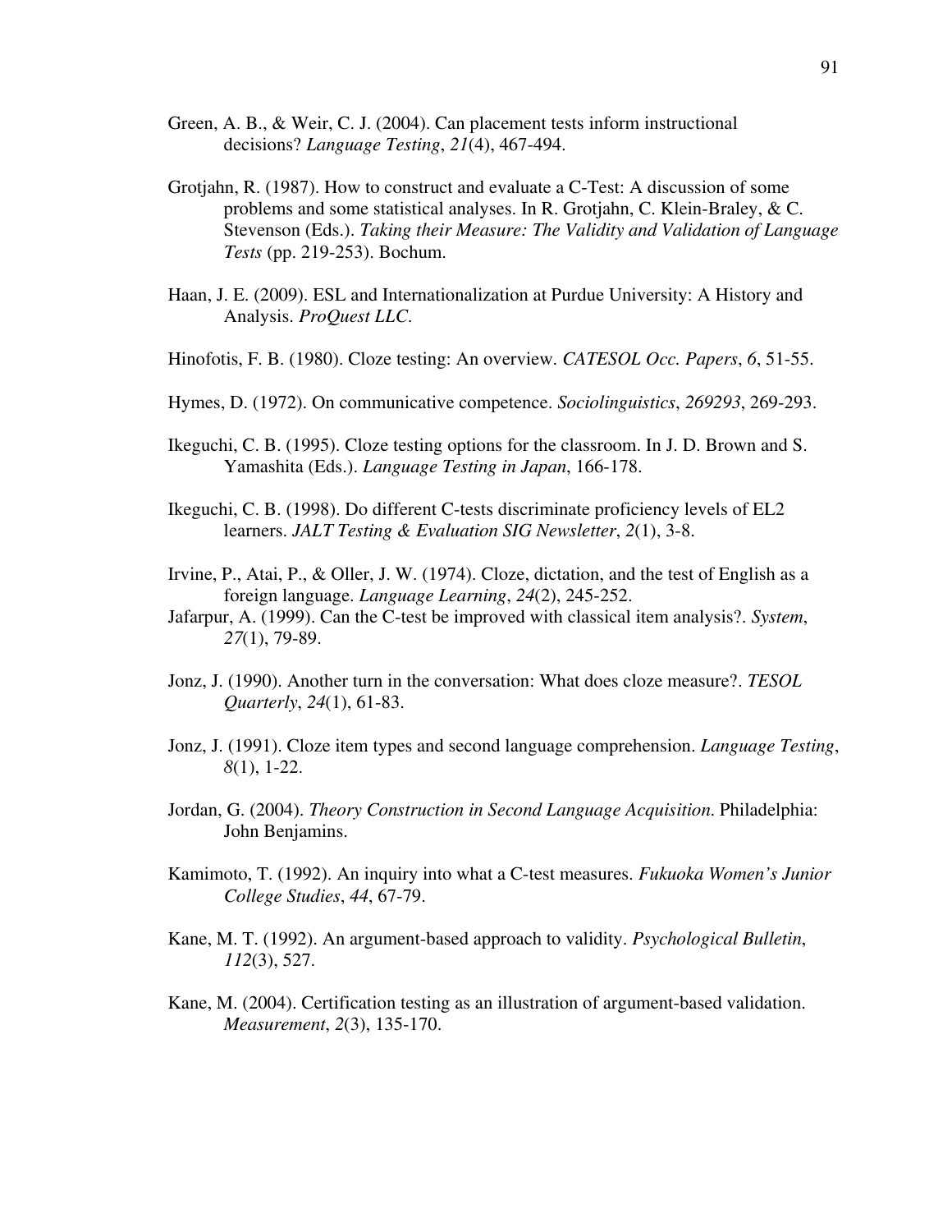Green, A. B., & Weir, C. J. (2004). Can placement tests inform instructional decisions? *Language Testing*, *21*(4), 467-494.

Grotjahn, R. (1987). How to construct and evaluate a C-Test: A discussion of some problems and some statistical analyses. In R. Grotjahn, C. Klein-Braley, & C. Stevenson (Eds.). *Taking their Measure: The Validity and Validation of Language Tests* (pp. 219-253). Bochum.

Haan, J. E. (2009). ESL and Internationalization at Purdue University: A History and Analysis. *ProQuest LLC*.

Hinofotis, F. B. (1980). Cloze testing: An overview. *CATESOL Occ. Papers*, *6*, 51-55.

Hymes, D. (1972). On communicative competence. *Sociolinguistics*, *269293*, 269-293.

Ikeguchi, C. B. (1995). Cloze testing options for the classroom. In J. D. Brown and S. Yamashita (Eds.). *Language Testing in Japan*, 166-178.

Ikeguchi, C. B. (1998). Do different C-tests discriminate proficiency levels of EL2 learners. *JALT Testing & Evaluation SIG Newsletter*, *2*(1), 3-8.

Irvine, P., Atai, P., & Oller, J. W. (1974). Cloze, dictation, and the test of English as a foreign language. *Language Learning*, *24*(2), 245-252.

Jafarpur, A. (1999). Can the C-test be improved with classical item analysis?. *System*, *27*(1), 79-89.

Jonz, J. (1990). Another turn in the conversation: What does cloze measure?. *TESOL Quarterly*, *24*(1), 61-83.

Jonz, J. (1991). Cloze item types and second language comprehension. *Language Testing*, *8*(1), 1-22.

Jordan, G. (2004). *Theory Construction in Second Language Acquisition*. Philadelphia: John Benjamins.

Kamimoto, T. (1992). An inquiry into what a C-test measures. *Fukuoka Women's Junior College Studies*, *44*, 67-79.

Kane, M. T. (1992). An argument-based approach to validity. *Psychological Bulletin*, *112*(3), 527.

Kane, M. (2004). Certification testing as an illustration of argument-based validation. *Measurement*, *2*(3), 135-170.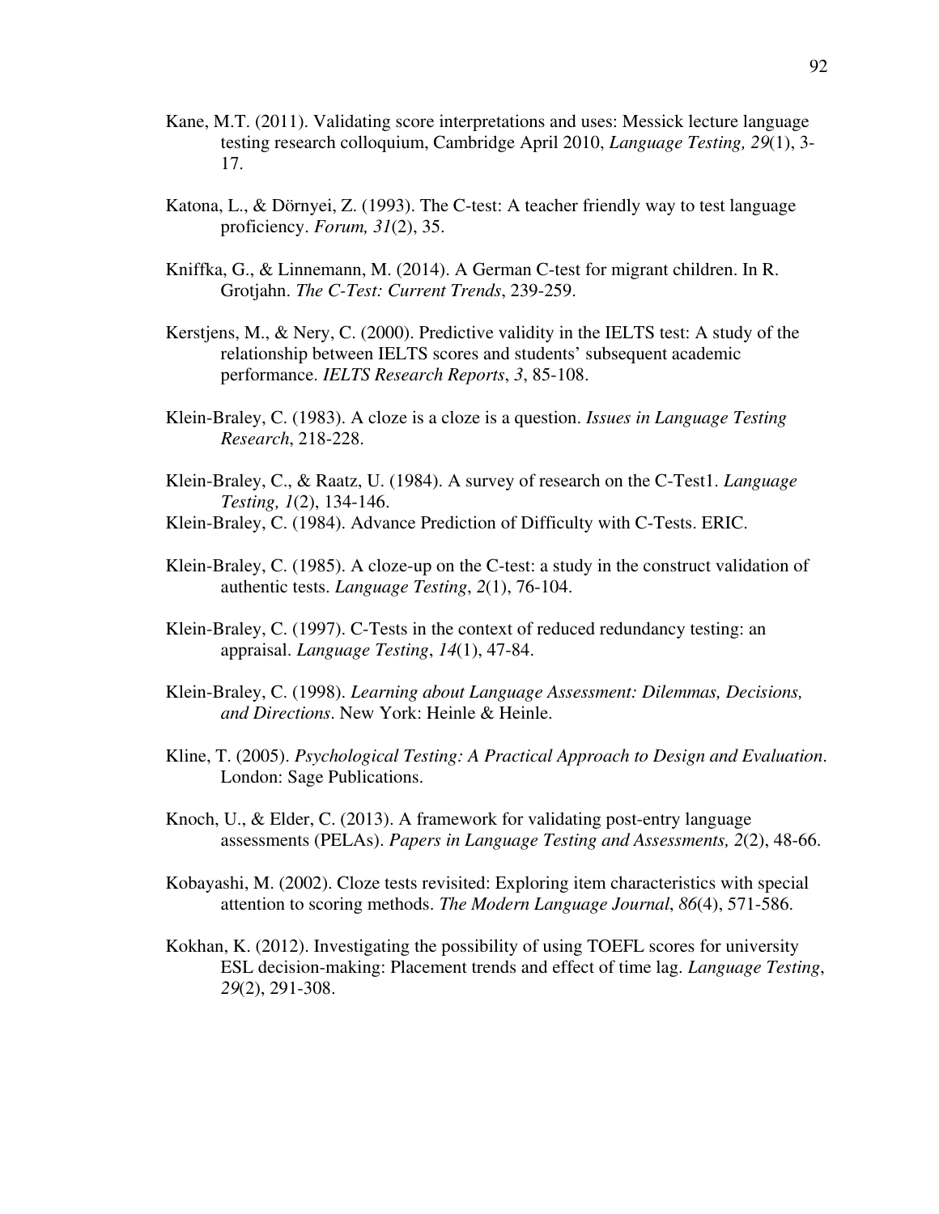Kane, M.T. (2011). Validating score interpretations and uses: Messick lecture language testing research colloquium, Cambridge April 2010, *Language Testing, 29*(1), 3-17.

Katona, L., & Dörnyei, Z. (1993). The C-test: A teacher friendly way to test language proficiency. *Forum, 31*(2), 35.

Kniffka, G., & Linnemann, M. (2014). A German C-test for migrant children. In R. Grotjahn. *The C-Test: Current Trends*, 239-259.

Kerstjens, M., & Nery, C. (2000). Predictive validity in the IELTS test: A study of the relationship between IELTS scores and students' subsequent academic performance. *IELTS Research Reports*, *3*, 85-108.

Klein-Braley, C. (1983). A cloze is a cloze is a question. *Issues in Language Testing Research*, 218-228.

Klein-Braley, C., & Raatz, U. (1984). A survey of research on the C-Test1. *Language Testing, 1*(2), 134-146.

Klein-Braley, C. (1984). Advance Prediction of Difficulty with C-Tests. ERIC.

Klein-Braley, C. (1985). A cloze-up on the C-test: a study in the construct validation of authentic tests. *Language Testing*, *2*(1), 76-104.

Klein-Braley, C. (1997). C-Tests in the context of reduced redundancy testing: an appraisal. *Language Testing*, *14*(1), 47-84.

Klein-Braley, C. (1998). *Learning about Language Assessment: Dilemmas, Decisions, and Directions*. New York: Heinle & Heinle.

Kline, T. (2005). *Psychological Testing: A Practical Approach to Design and Evaluation*. London: Sage Publications.

Knoch, U., & Elder, C. (2013). A framework for validating post-entry language assessments (PELAs). *Papers in Language Testing and Assessments, 2*(2), 48-66.

Kobayashi, M. (2002). Cloze tests revisited: Exploring item characteristics with special attention to scoring methods. *The Modern Language Journal*, *86*(4), 571-586.

Kokhan, K. (2012). Investigating the possibility of using TOEFL scores for university ESL decision-making: Placement trends and effect of time lag. *Language Testing*, *29*(2), 291-308.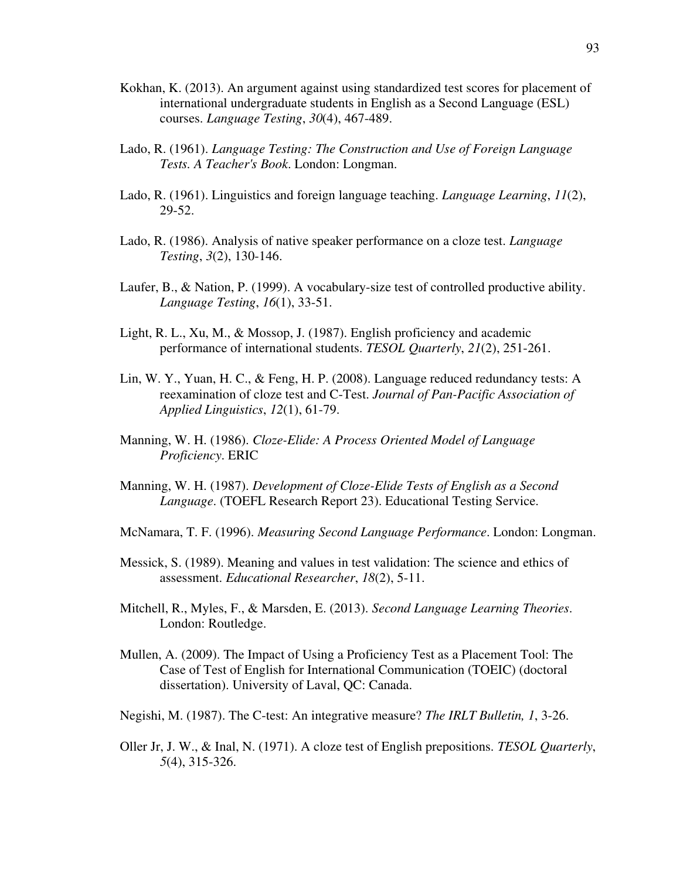Kokhan, K. (2013). An argument against using standardized test scores for placement of international undergraduate students in English as a Second Language (ESL) courses. *Language Testing*, *30*(4), 467-489.

Lado, R. (1961). *Language Testing: The Construction and Use of Foreign Language Tests. A Teacher's Book*. London: Longman.

Lado, R. (1961). Linguistics and foreign language teaching. *Language Learning*, *11*(2), 29-52.

Lado, R. (1986). Analysis of native speaker performance on a cloze test. *Language Testing*, *3*(2), 130-146.

Laufer, B., & Nation, P. (1999). A vocabulary-size test of controlled productive ability. *Language Testing*, *16*(1), 33-51.

Light, R. L., Xu, M., & Mossop, J. (1987). English proficiency and academic performance of international students. *TESOL Quarterly*, *21*(2), 251-261.

Lin, W. Y., Yuan, H. C., & Feng, H. P. (2008). Language reduced redundancy tests: A reexamination of cloze test and C-Test. *Journal of Pan-Pacific Association of Applied Linguistics*, *12*(1), 61-79.

Manning, W. H. (1986). *Cloze-Elide: A Process Oriented Model of Language Proficiency*. ERIC

Manning, W. H. (1987). *Development of Cloze-Elide Tests of English as a Second Language*. (TOEFL Research Report 23). Educational Testing Service.

McNamara, T. F. (1996). *Measuring Second Language Performance*. London: Longman.

Messick, S. (1989). Meaning and values in test validation: The science and ethics of assessment. *Educational Researcher*, *18*(2), 5-11.

Mitchell, R., Myles, F., & Marsden, E. (2013). *Second Language Learning Theories*. London: Routledge.

Mullen, A. (2009). The Impact of Using a Proficiency Test as a Placement Tool: The Case of Test of English for International Communication (TOEIC) (doctoral dissertation). University of Laval, QC: Canada.

Negishi, M. (1987). The C-test: An integrative measure? *The IRLT Bulletin, 1*, 3-26.

Oller Jr, J. W., & Inal, N. (1971). A cloze test of English prepositions. *TESOL Quarterly*, *5*(4), 315-326.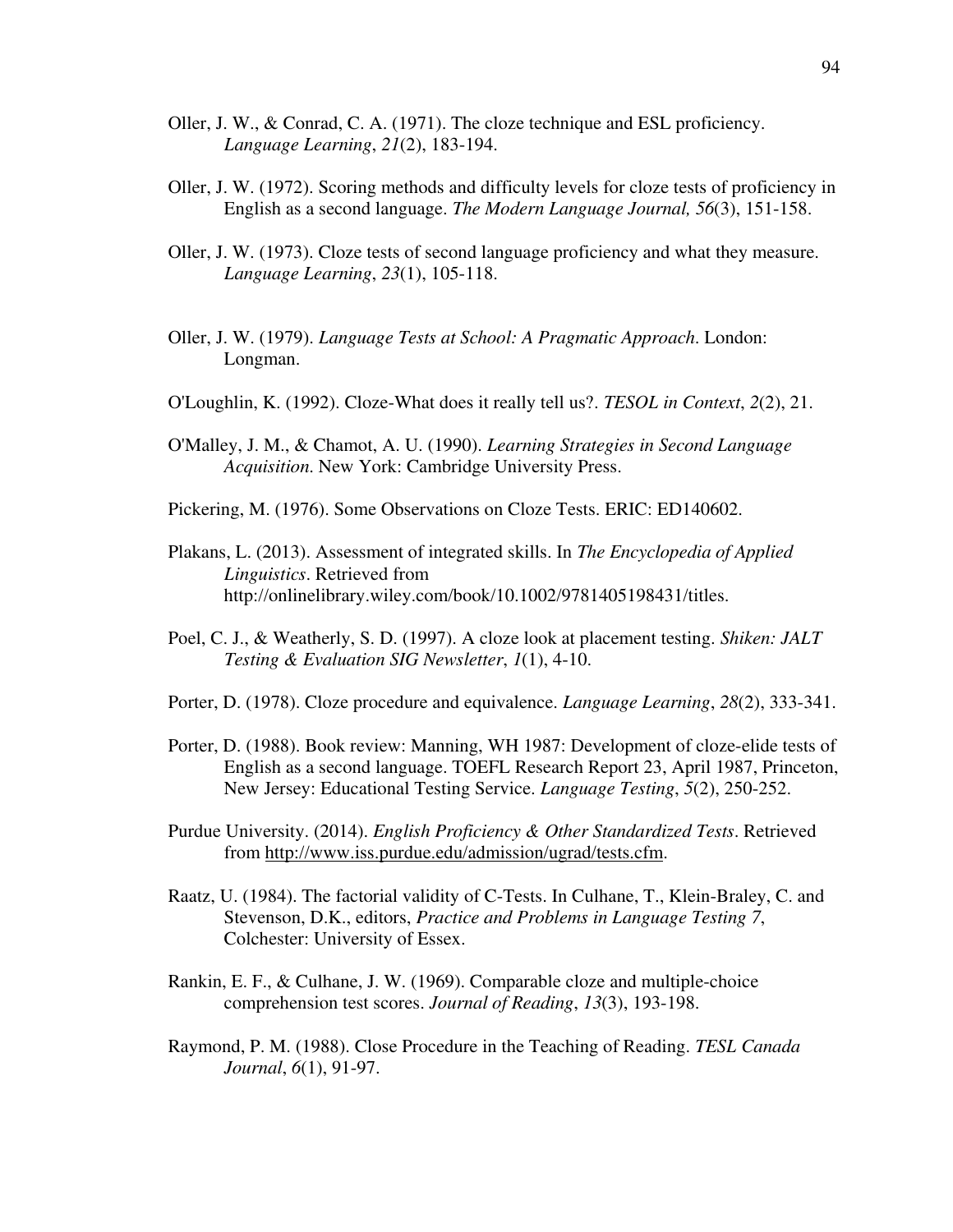Oller, J. W., & Conrad, C. A. (1971). The cloze technique and ESL proficiency. *Language Learning*, *21*(2), 183-194.

Oller, J. W. (1972). Scoring methods and difficulty levels for cloze tests of proficiency in English as a second language. *The Modern Language Journal, 56*(3), 151-158.

Oller, J. W. (1973). Cloze tests of second language proficiency and what they measure. *Language Learning*, *23*(1), 105-118.

Oller, J. W. (1979). *Language Tests at School: A Pragmatic Approach*. London: Longman.

O'Loughlin, K. (1992). Cloze-What does it really tell us?. *TESOL in Context*, *2*(2), 21.

O'Malley, J. M., & Chamot, A. U. (1990). *Learning Strategies in Second Language Acquisition*. New York: Cambridge University Press.

Pickering, M. (1976). Some Observations on Cloze Tests. ERIC: ED140602.

Plakans, L. (2013). Assessment of integrated skills. In *The Encyclopedia of Applied Linguistics*. Retrieved from http://onlinelibrary.wiley.com/book/10.1002/9781405198431/titles.

Poel, C. J., & Weatherly, S. D. (1997). A cloze look at placement testing. *Shiken: JALT Testing & Evaluation SIG Newsletter*, *1*(1), 4-10.

Porter, D. (1978). Cloze procedure and equivalence. *Language Learning*, *28*(2), 333-341.

Porter, D. (1988). Book review: Manning, WH 1987: Development of cloze-elide tests of English as a second language. TOEFL Research Report 23, April 1987, Princeton, New Jersey: Educational Testing Service. *Language Testing*, *5*(2), 250-252.

Purdue University. (2014). *English Proficiency & Other Standardized Tests*. Retrieved from http://www.iss.purdue.edu/admission/ugrad/tests.cfm.

Raatz, U. (1984). The factorial validity of C-Tests. In Culhane, T., Klein-Braley, C. and Stevenson, D.K., editors, *Practice and Problems in Language Testing 7*, Colchester: University of Essex.

Rankin, E. F., & Culhane, J. W. (1969). Comparable cloze and multiple-choice comprehension test scores. *Journal of Reading*, *13*(3), 193-198.

Raymond, P. M. (1988). Close Procedure in the Teaching of Reading. *TESL Canada Journal*, *6*(1), 91-97.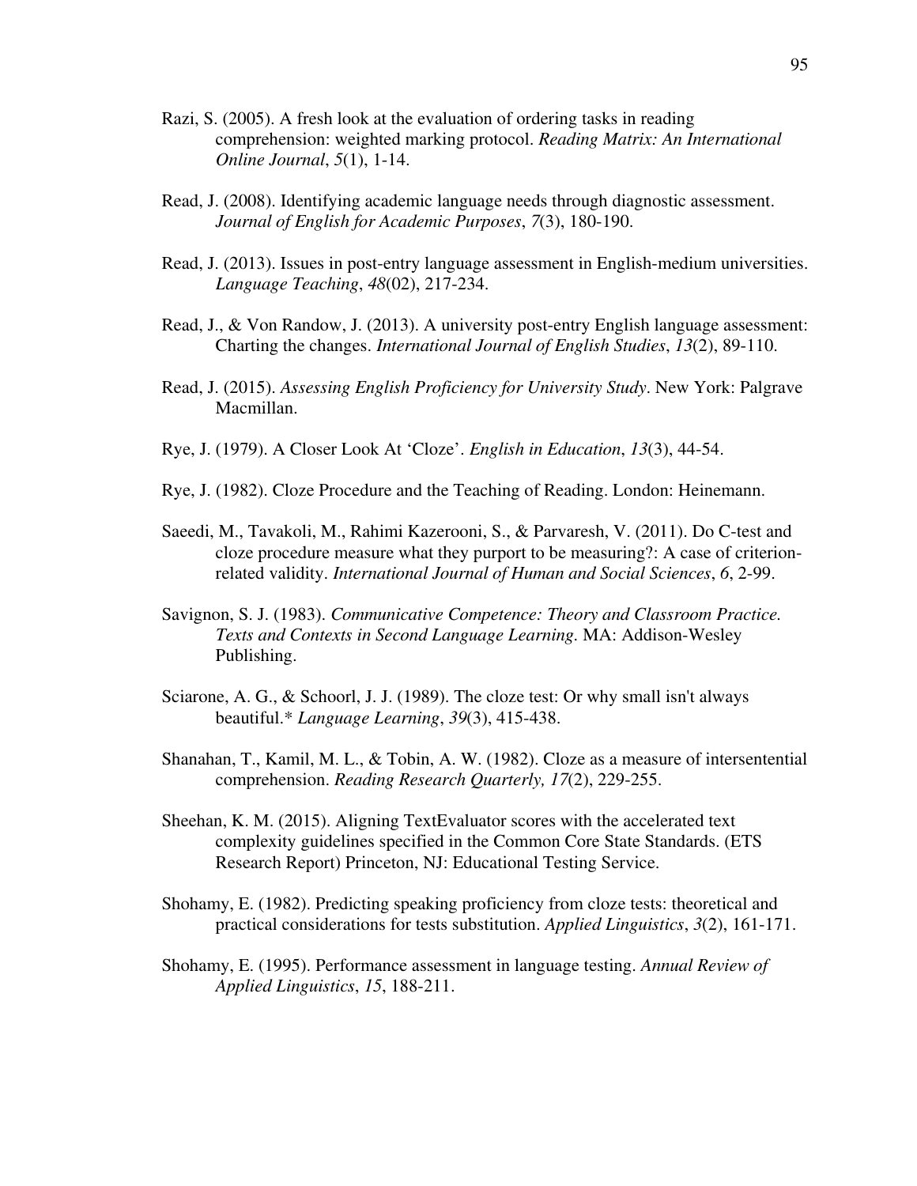Razi, S. (2005). A fresh look at the evaluation of ordering tasks in reading comprehension: weighted marking protocol. *Reading Matrix: An International Online Journal*, *5*(1), 1-14.

Read, J. (2008). Identifying academic language needs through diagnostic assessment. *Journal of English for Academic Purposes*, *7*(3), 180-190.

Read, J. (2013). Issues in post-entry language assessment in English-medium universities. *Language Teaching*, *48*(02), 217-234.

Read, J., & Von Randow, J. (2013). A university post-entry English language assessment: Charting the changes. *International Journal of English Studies*, *13*(2), 89-110.

Read, J. (2015). *Assessing English Proficiency for University Study*. New York: Palgrave Macmillan.

Rye, J. (1979). A Closer Look At 'Cloze'. *English in Education*, *13*(3), 44-54.

Rye, J. (1982). Cloze Procedure and the Teaching of Reading. London: Heinemann.

Saeedi, M., Tavakoli, M., Rahimi Kazerooni, S., & Parvaresh, V. (2011). Do C-test and cloze procedure measure what they purport to be measuring?: A case of criterion-related validity. *International Journal of Human and Social Sciences*, *6*, 2-99.

Savignon, S. J. (1983). *Communicative Competence: Theory and Classroom Practice. Texts and Contexts in Second Language Learning.* MA: Addison-Wesley Publishing.

Sciarone, A. G., & Schoorl, J. J. (1989). The cloze test: Or why small isn't always beautiful.* *Language Learning*, *39*(3), 415-438.

Shanahan, T., Kamil, M. L., & Tobin, A. W. (1982). Cloze as a measure of intersentential comprehension. *Reading Research Quarterly, 17*(2), 229-255.

Sheehan, K. M. (2015). Aligning TextEvaluator scores with the accelerated text complexity guidelines specified in the Common Core State Standards. (ETS Research Report) Princeton, NJ: Educational Testing Service.

Shohamy, E. (1982). Predicting speaking proficiency from cloze tests: theoretical and practical considerations for tests substitution. *Applied Linguistics*, *3*(2), 161-171.

Shohamy, E. (1995). Performance assessment in language testing. *Annual Review of Applied Linguistics*, *15*, 188-211.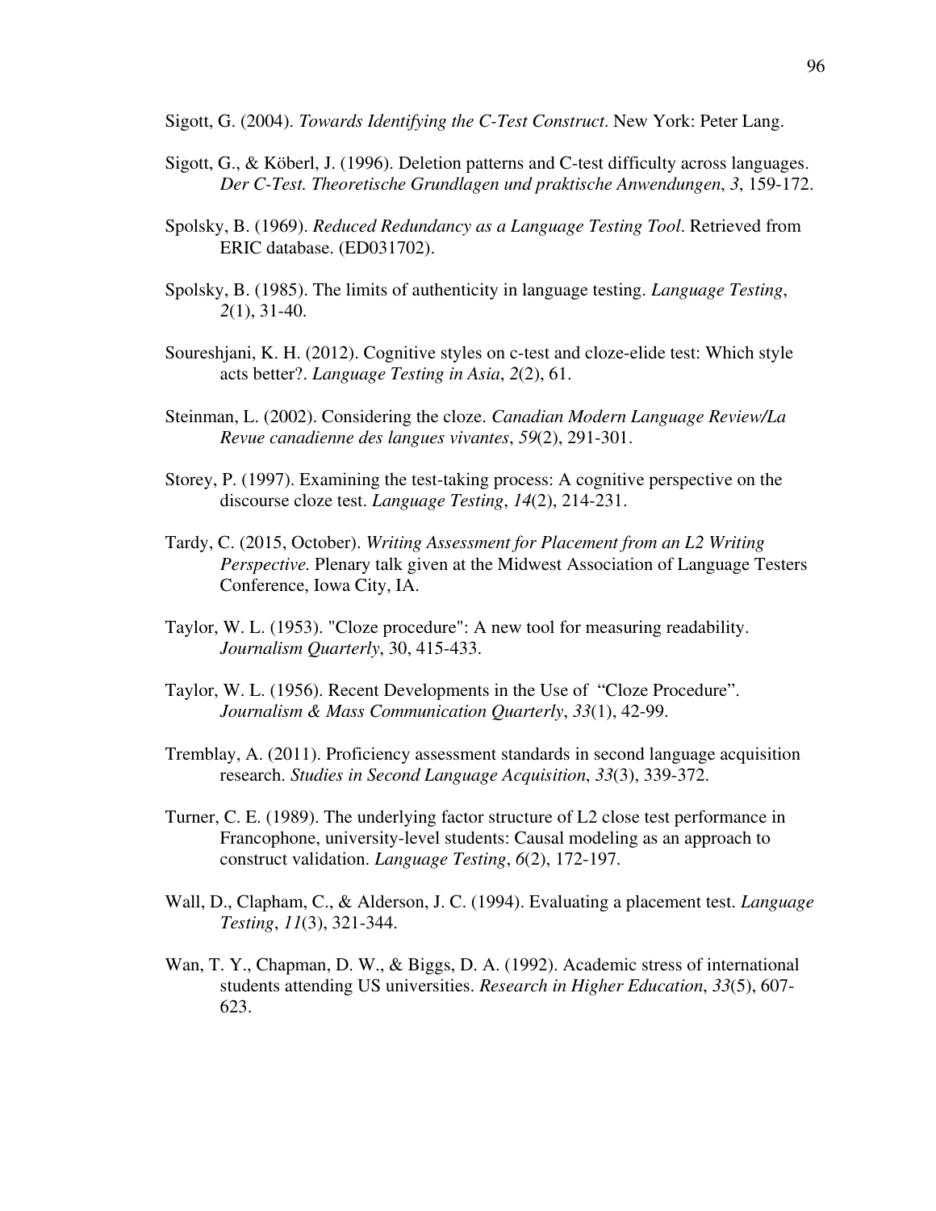Sigott, G. (2004). *Towards Identifying the C-Test Construct*. New York: Peter Lang.

Sigott, G., & Köberl, J. (1996). Deletion patterns and C-test difficulty across languages. *Der C-Test. Theoretische Grundlagen und praktische Anwendungen*, *3*, 159-172.

Spolsky, B. (1969). *Reduced Redundancy as a Language Testing Tool*. Retrieved from ERIC database. (ED031702).

Spolsky, B. (1985). The limits of authenticity in language testing. *Language Testing*, *2*(1), 31-40.

Soureshjani, K. H. (2012). Cognitive styles on c-test and cloze-elide test: Which style acts better?. *Language Testing in Asia*, *2*(2), 61.

Steinman, L. (2002). Considering the cloze. *Canadian Modern Language Review/La Revue canadienne des langues vivantes*, *59*(2), 291-301.

Storey, P. (1997). Examining the test-taking process: A cognitive perspective on the discourse cloze test. *Language Testing*, *14*(2), 214-231.

Tardy, C. (2015, October). *Writing Assessment for Placement from an L2 Writing Perspective.* Plenary talk given at the Midwest Association of Language Testers Conference, Iowa City, IA.

Taylor, W. L. (1953). "Cloze procedure": A new tool for measuring readability. *Journalism Quarterly*, 30, 415-433.

Taylor, W. L. (1956). Recent Developments in the Use of "Cloze Procedure". *Journalism & Mass Communication Quarterly*, *33*(1), 42-99.

Tremblay, A. (2011). Proficiency assessment standards in second language acquisition research. *Studies in Second Language Acquisition*, *33*(3), 339-372.

Turner, C. E. (1989). The underlying factor structure of L2 close test performance in Francophone, university-level students: Causal modeling as an approach to construct validation. *Language Testing*, *6*(2), 172-197.

Wall, D., Clapham, C., & Alderson, J. C. (1994). Evaluating a placement test. *Language Testing*, *11*(3), 321-344.

Wan, T. Y., Chapman, D. W., & Biggs, D. A. (1992). Academic stress of international students attending US universities. *Research in Higher Education*, *33*(5), 607-623.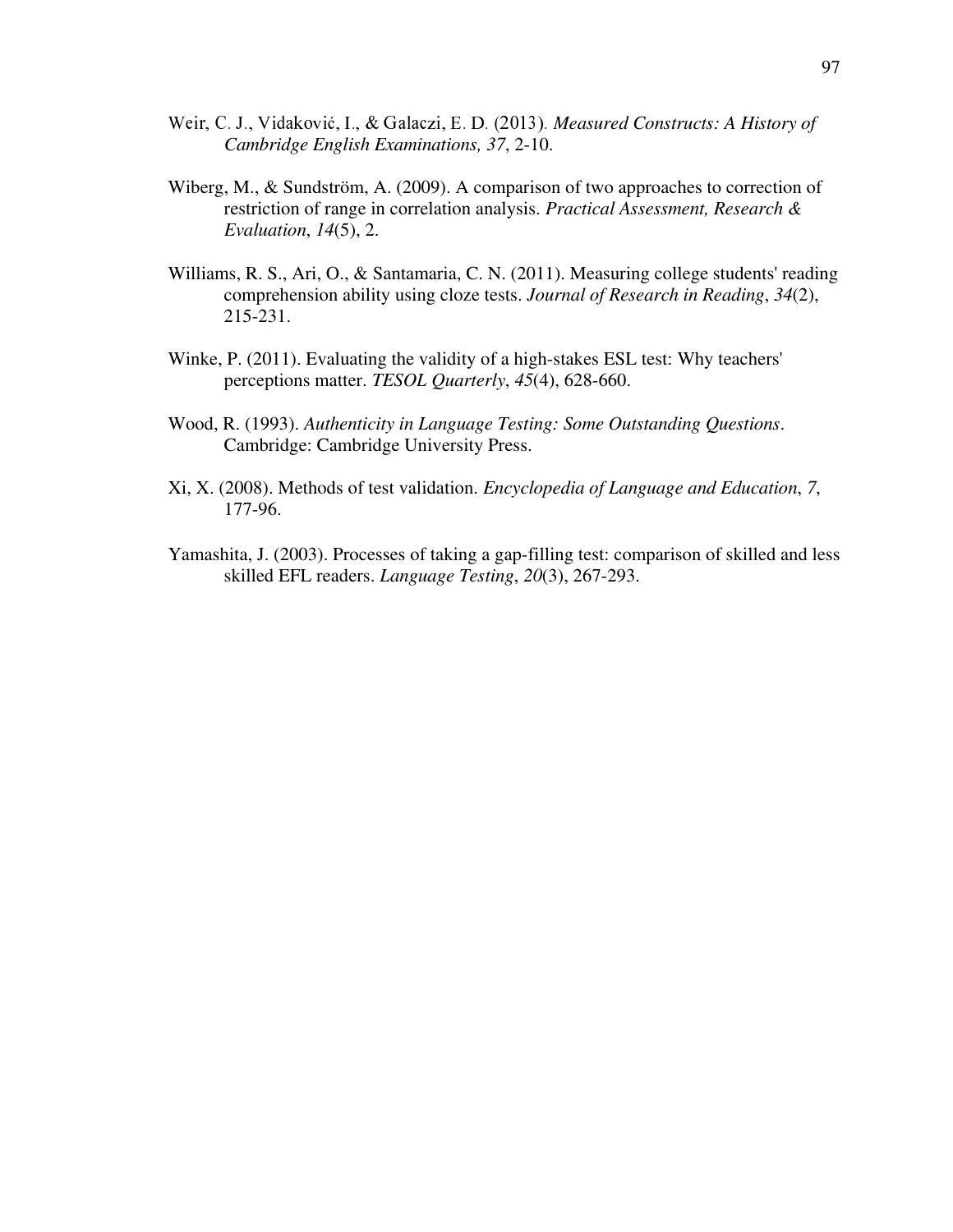Weir, C. J., Vidaković, I., & Galaczi, E. D. (2013). *Measured Constructs: A History of Cambridge English Examinations, 37*, 2-10.

Wiberg, M., & Sundström, A. (2009). A comparison of two approaches to correction of restriction of range in correlation analysis. *Practical Assessment, Research & Evaluation*, *14*(5), 2.

Williams, R. S., Ari, O., & Santamaria, C. N. (2011). Measuring college students' reading comprehension ability using cloze tests. *Journal of Research in Reading*, *34*(2), 215-231.

Winke, P. (2011). Evaluating the validity of a high-stakes ESL test: Why teachers' perceptions matter. *TESOL Quarterly*, *45*(4), 628-660.

Wood, R. (1993). *Authenticity in Language Testing: Some Outstanding Questions*. Cambridge: Cambridge University Press.

Xi, X. (2008). Methods of test validation. *Encyclopedia of Language and Education*, *7*, 177-96.

Yamashita, J. (2003). Processes of taking a gap-filling test: comparison of skilled and less skilled EFL readers. *Language Testing*, *20*(3), 267-293.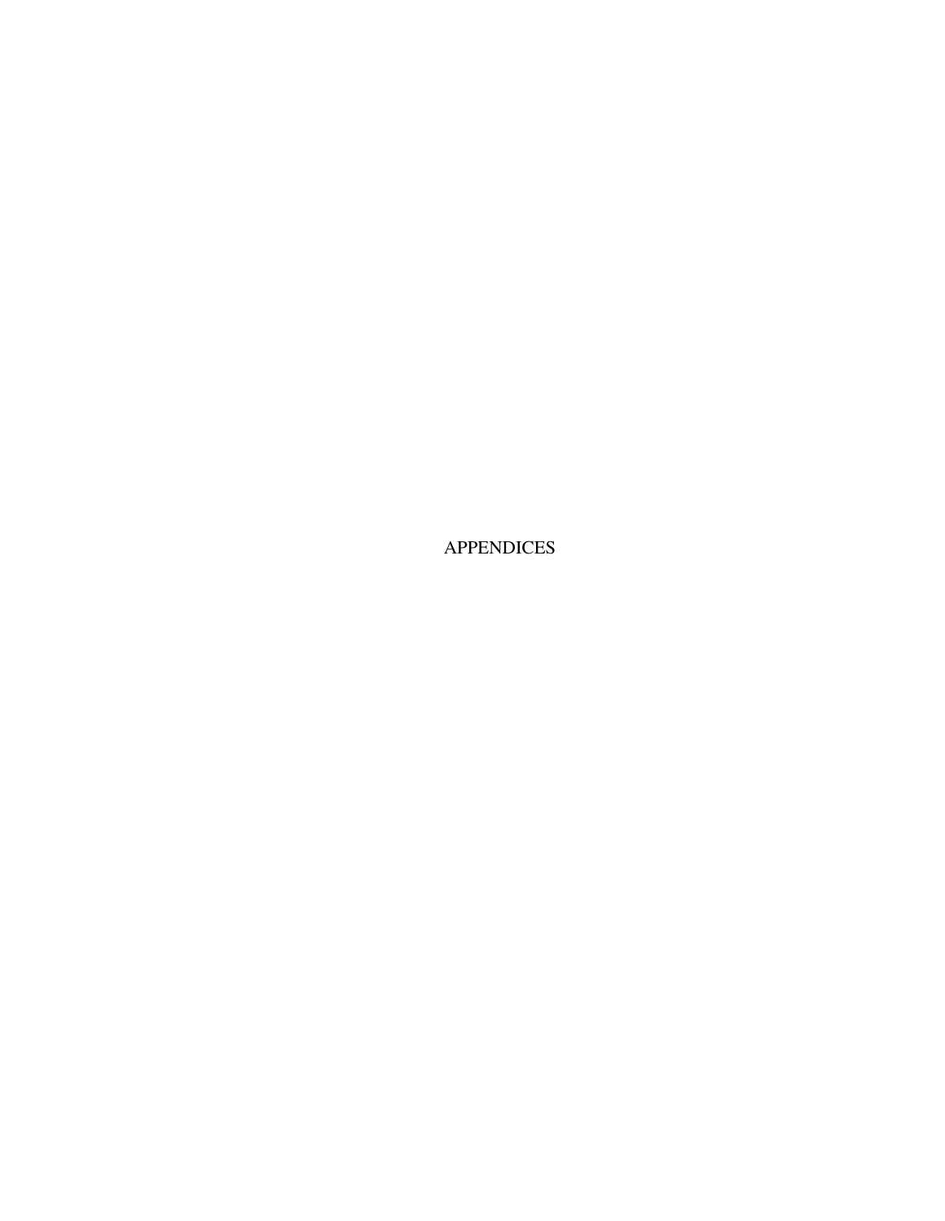# APPENDICES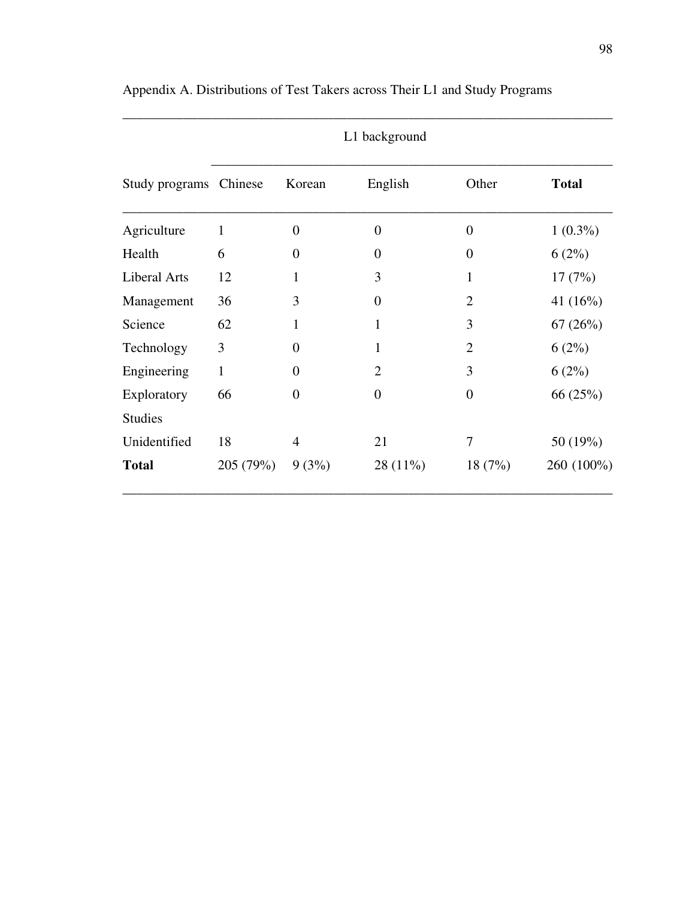Appendix A. Distributions of Test Takers across Their L1 and Study Programs

| | L1 background | | | | |
|---|---|---|---|---|---|
| Study programs | Chinese | Korean | English | Other | **Total** |
| Agriculture | 1 | 0 | 0 | 0 | 1 (0.3%) |
| Health | 6 | 0 | 0 | 0 | 6 (2%) |
| Liberal Arts | 12 | 1 | 3 | 1 | 17 (7%) |
| Management | 36 | 3 | 0 | 2 | 41 (16%) |
| Science | 62 | 1 | 1 | 3 | 67 (26%) |
| Technology | 3 | 0 | 1 | 2 | 6 (2%) |
| Engineering | 1 | 0 | 2 | 3 | 6 (2%) |
| Exploratory Studies | 66 | 0 | 0 | 0 | 66 (25%) |
| Unidentified | 18 | 4 | 21 | 7 | 50 (19%) |
| **Total** | 205 (79%) | 9 (3%) | 28 (11%) | 18 (7%) | 260 (100%) |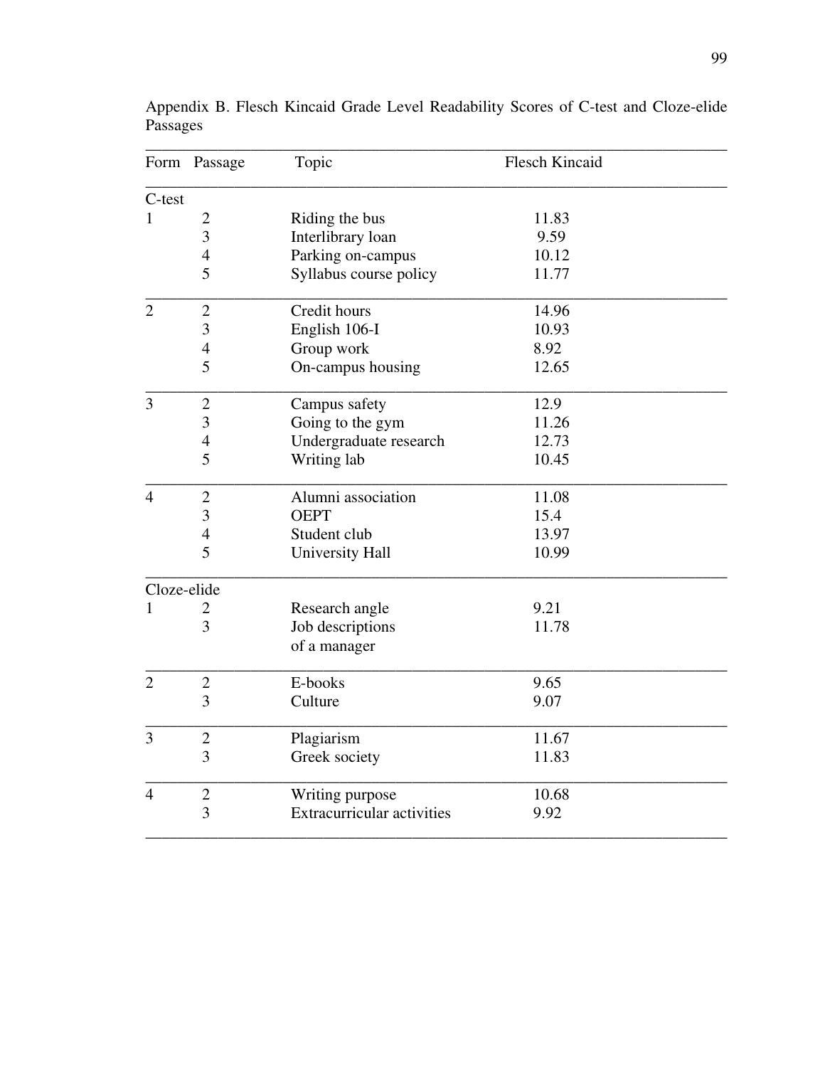Appendix B. Flesch Kincaid Grade Level Readability Scores of C-test and Cloze-elide Passages

| Form | Passage | Topic | Flesch Kincaid |
|---|---|---|---|
| C-test | | | |
| 1 | 2 | Riding the bus | 11.83 |
| | 3 | Interlibrary loan | 9.59 |
| | 4 | Parking on-campus | 10.12 |
| | 5 | Syllabus course policy | 11.77 |
| 2 | 2 | Credit hours | 14.96 |
| | 3 | English 106-I | 10.93 |
| | 4 | Group work | 8.92 |
| | 5 | On-campus housing | 12.65 |
| 3 | 2 | Campus safety | 12.9 |
| | 3 | Going to the gym | 11.26 |
| | 4 | Undergraduate research | 12.73 |
| | 5 | Writing lab | 10.45 |
| 4 | 2 | Alumni association | 11.08 |
| | 3 | OEPT | 15.4 |
| | 4 | Student club | 13.97 |
| | 5 | University Hall | 10.99 |
| Cloze-elide | | | |
| 1 | 2 | Research angle | 9.21 |
| | 3 | Job descriptions of a manager | 11.78 |
| 2 | 2 | E-books | 9.65 |
| | 3 | Culture | 9.07 |
| 3 | 2 | Plagiarism | 11.67 |
| | 3 | Greek society | 11.83 |
| 4 | 2 | Writing purpose | 10.68 |
| | 3 | Extracurricular activities | 9.92 |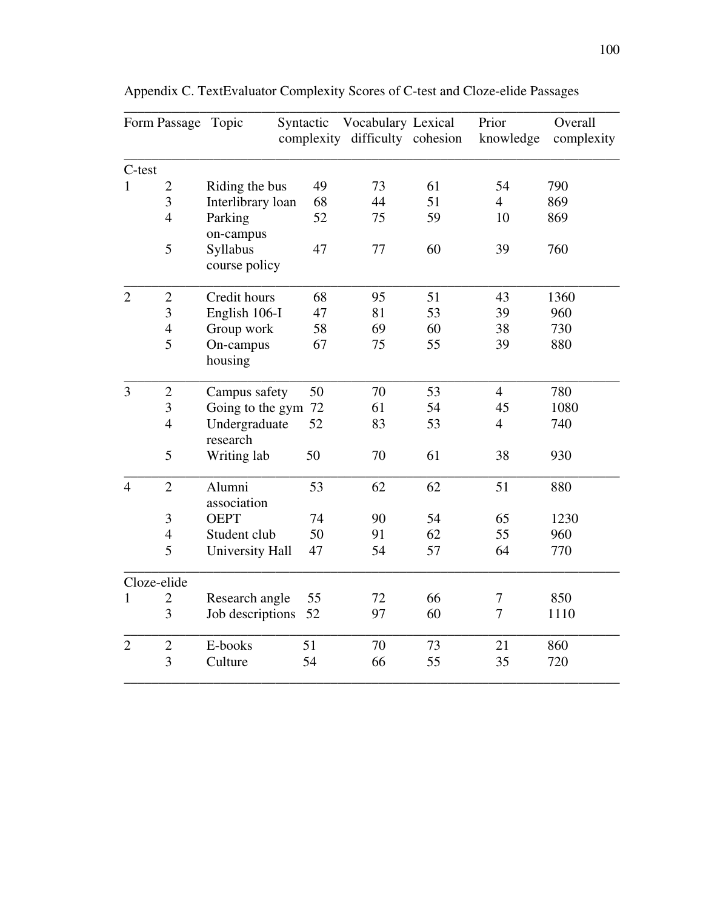Appendix C. TextEvaluator Complexity Scores of C-test and Cloze-elide Passages

| Form | Passage | Topic | Syntactic complexity | Vocabulary difficulty | Lexical cohesion | Prior knowledge | Overall complexity |
|---|---|---|---|---|---|---|---|
| C-test | | | | | | | |
| 1 | 2 | Riding the bus | 49 | 73 | 61 | 54 | 790 |
| | 3 | Interlibrary loan | 68 | 44 | 51 | 4 | 869 |
| | 4 | Parking on-campus | 52 | 75 | 59 | 10 | 869 |
| | 5 | Syllabus course policy | 47 | 77 | 60 | 39 | 760 |
| 2 | 2 | Credit hours | 68 | 95 | 51 | 43 | 1360 |
| | 3 | English 106-I | 47 | 81 | 53 | 39 | 960 |
| | 4 | Group work | 58 | 69 | 60 | 38 | 730 |
| | 5 | On-campus housing | 67 | 75 | 55 | 39 | 880 |
| 3 | 2 | Campus safety | 50 | 70 | 53 | 4 | 780 |
| | 3 | Going to the gym | 72 | 61 | 54 | 45 | 1080 |
| | 4 | Undergraduate research | 52 | 83 | 53 | 4 | 740 |
| | 5 | Writing lab | 50 | 70 | 61 | 38 | 930 |
| 4 | 2 | Alumni association | 53 | 62 | 62 | 51 | 880 |
| | 3 | OEPT | 74 | 90 | 54 | 65 | 1230 |
| | 4 | Student club | 50 | 91 | 62 | 55 | 960 |
| | 5 | University Hall | 47 | 54 | 57 | 64 | 770 |
| Cloze-elide | | | | | | | |
| 1 | 2 | Research angle | 55 | 72 | 66 | 7 | 850 |
| | 3 | Job descriptions | 52 | 97 | 60 | 7 | 1110 |
| 2 | 2 | E-books | 51 | 70 | 73 | 21 | 860 |
| | 3 | Culture | 54 | 66 | 55 | 35 | 720 |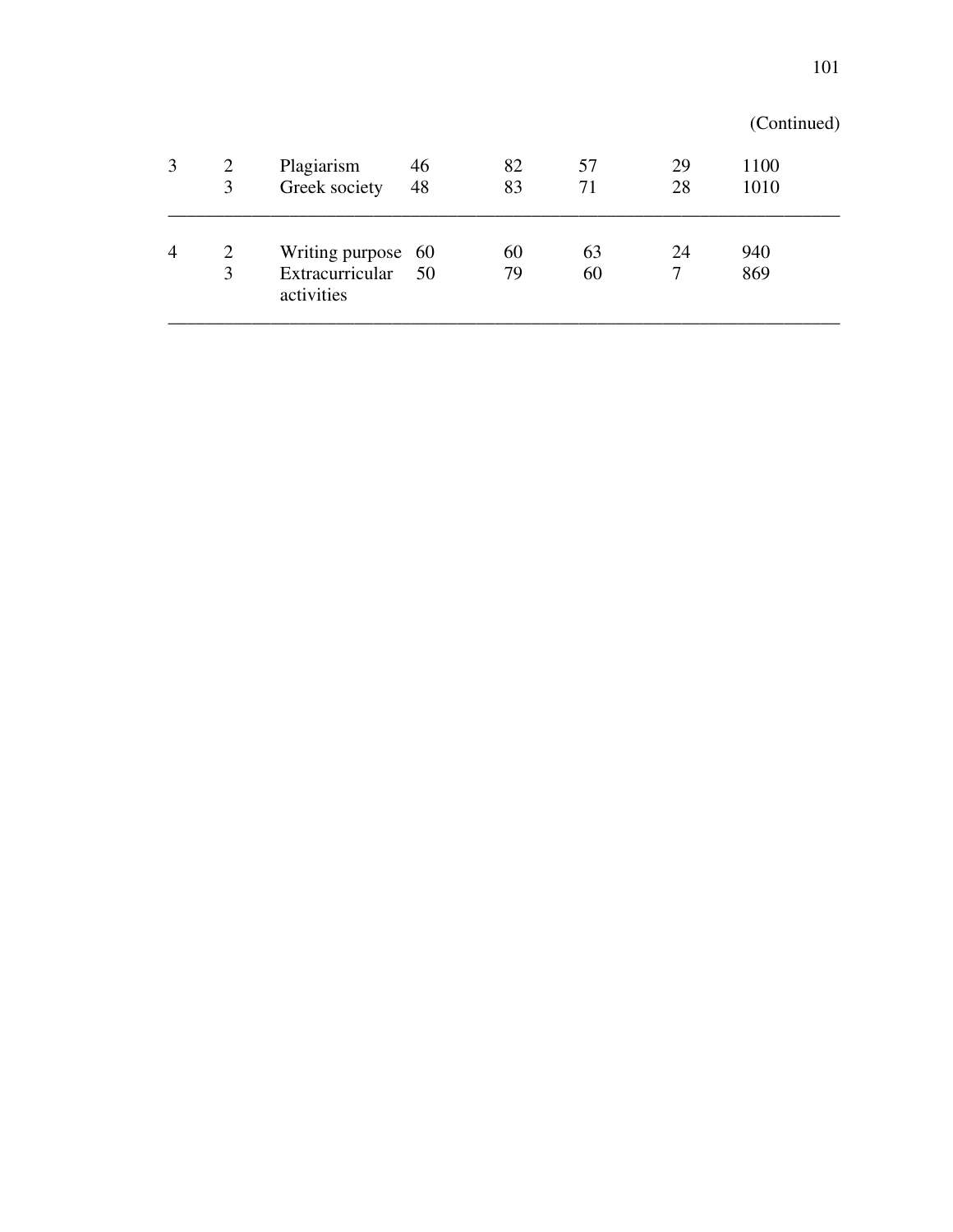(Continued)

| | | | | | | | |
|---|---|---|---|---|---|---|---|
| 3 | 2 | Plagiarism | 46 | 82 | 57 | 29 | 1100 |
| | 3 | Greek society | 48 | 83 | 71 | 28 | 1010 |
| 4 | 2 | Writing purpose | 60 | 60 | 63 | 24 | 940 |
| | 3 | Extracurricular activities | 50 | 79 | 60 | 7 | 869 |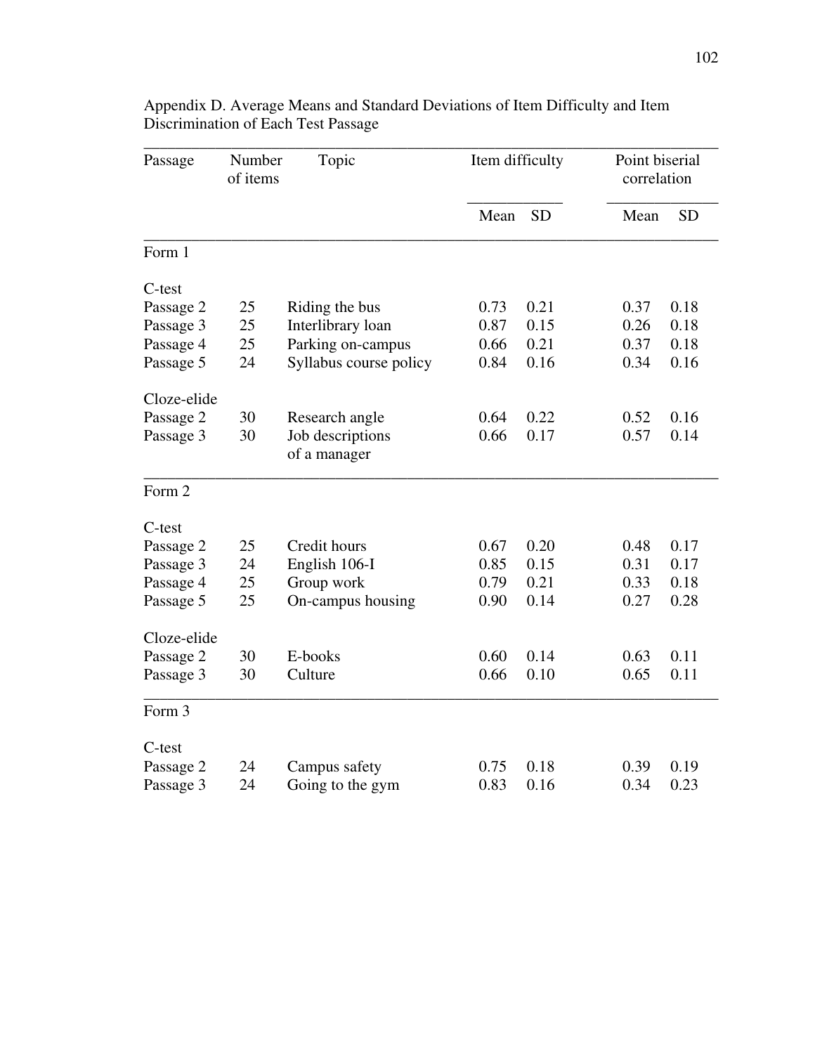Appendix D. Average Means and Standard Deviations of Item Difficulty and Item Discrimination of Each Test Passage

| Passage | Number of items | Topic | Item difficulty | | Point biserial correlation | |
|---|---|---|---|---|---|---|
| | | | Mean | SD | Mean | SD |
| **Form 1** | | | | | | |
| C-test | | | | | | |
| Passage 2 | 25 | Riding the bus | 0.73 | 0.21 | 0.37 | 0.18 |
| Passage 3 | 25 | Interlibrary loan | 0.87 | 0.15 | 0.26 | 0.18 |
| Passage 4 | 25 | Parking on-campus | 0.66 | 0.21 | 0.37 | 0.18 |
| Passage 5 | 24 | Syllabus course policy | 0.84 | 0.16 | 0.34 | 0.16 |
| Cloze-elide | | | | | | |
| Passage 2 | 30 | Research angle | 0.64 | 0.22 | 0.52 | 0.16 |
| Passage 3 | 30 | Job descriptions of a manager | 0.66 | 0.17 | 0.57 | 0.14 |
| **Form 2** | | | | | | |
| C-test | | | | | | |
| Passage 2 | 25 | Credit hours | 0.67 | 0.20 | 0.48 | 0.17 |
| Passage 3 | 24 | English 106-I | 0.85 | 0.15 | 0.31 | 0.17 |
| Passage 4 | 25 | Group work | 0.79 | 0.21 | 0.33 | 0.18 |
| Passage 5 | 25 | On-campus housing | 0.90 | 0.14 | 0.27 | 0.28 |
| Cloze-elide | | | | | | |
| Passage 2 | 30 | E-books | 0.60 | 0.14 | 0.63 | 0.11 |
| Passage 3 | 30 | Culture | 0.66 | 0.10 | 0.65 | 0.11 |
| **Form 3** | | | | | | |
| C-test | | | | | | |
| Passage 2 | 24 | Campus safety | 0.75 | 0.18 | 0.39 | 0.19 |
| Passage 3 | 24 | Going to the gym | 0.83 | 0.16 | 0.34 | 0.23 |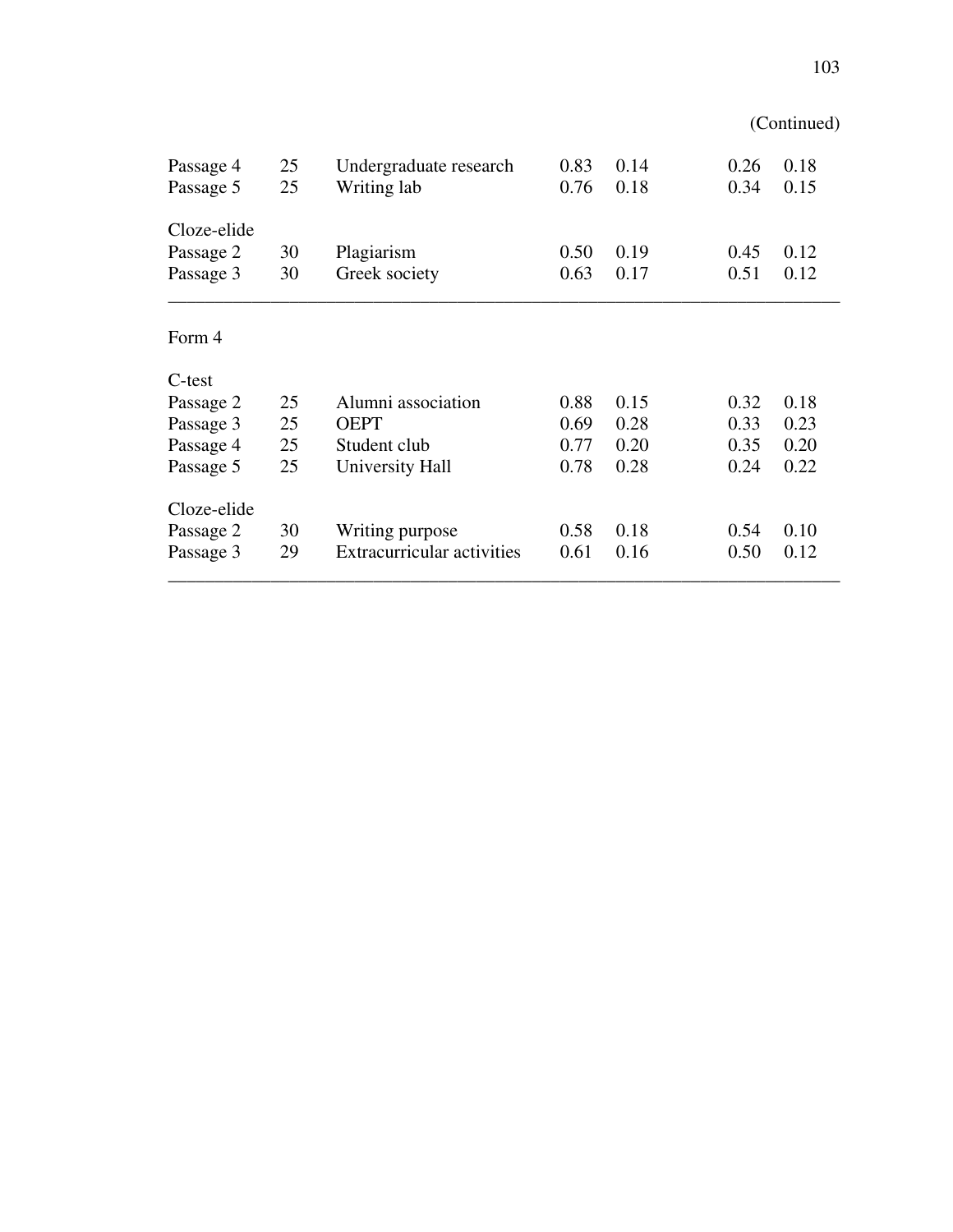(Continued)

| | | | | | | |
|---|---|---|---|---|---|---|
| Passage 4 | 25 | Undergraduate research | 0.83 | 0.14 | 0.26 | 0.18 |
| Passage 5 | 25 | Writing lab | 0.76 | 0.18 | 0.34 | 0.15 |
| Cloze-elide | | | | | | |
| Passage 2 | 30 | Plagiarism | 0.50 | 0.19 | 0.45 | 0.12 |
| Passage 3 | 30 | Greek society | 0.63 | 0.17 | 0.51 | 0.12 |
| Form 4 | | | | | | |
| C-test | | | | | | |
| Passage 2 | 25 | Alumni association | 0.88 | 0.15 | 0.32 | 0.18 |
| Passage 3 | 25 | OEPT | 0.69 | 0.28 | 0.33 | 0.23 |
| Passage 4 | 25 | Student club | 0.77 | 0.20 | 0.35 | 0.20 |
| Passage 5 | 25 | University Hall | 0.78 | 0.28 | 0.24 | 0.22 |
| Cloze-elide | | | | | | |
| Passage 2 | 30 | Writing purpose | 0.58 | 0.18 | 0.54 | 0.10 |
| Passage 3 | 29 | Extracurricular activities | 0.61 | 0.16 | 0.50 | 0.12 |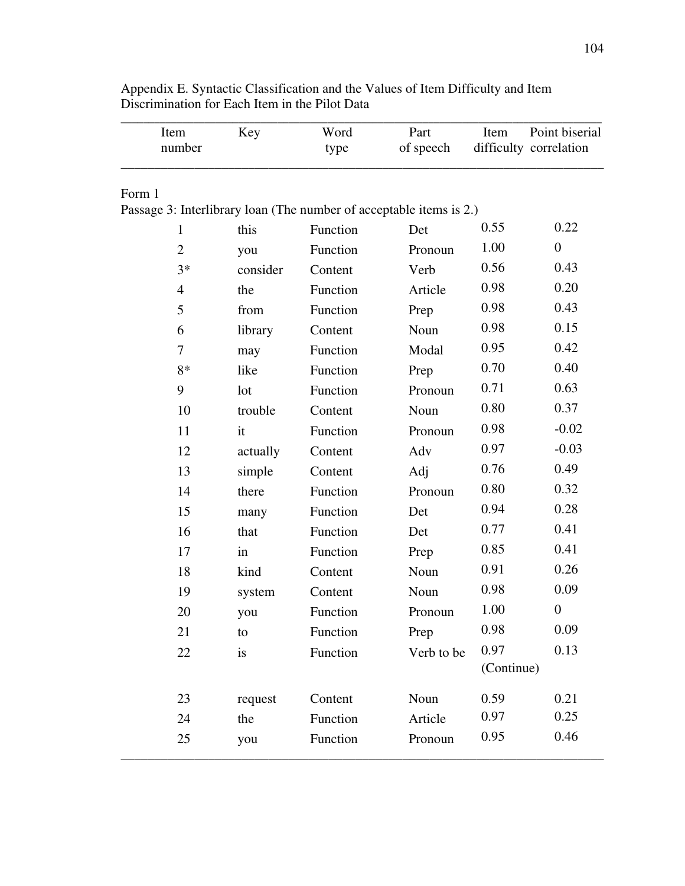Appendix E. Syntactic Classification and the Values of Item Difficulty and Item Discrimination for Each Item in the Pilot Data

| Item number | Key | Word type | Part of speech | Item difficulty | Point biserial correlation |
|---|---|---|---|---|---|
| Form 1 | | | | | |
| Passage 3: Interlibrary loan (The number of acceptable items is 2.) | | | | | |
| 1 | this | Function | Det | 0.55 | 0.22 |
| 2 | you | Function | Pronoun | 1.00 | 0 |
| 3* | consider | Content | Verb | 0.56 | 0.43 |
| 4 | the | Function | Article | 0.98 | 0.20 |
| 5 | from | Function | Prep | 0.98 | 0.43 |
| 6 | library | Content | Noun | 0.98 | 0.15 |
| 7 | may | Function | Modal | 0.95 | 0.42 |
| 8* | like | Function | Prep | 0.70 | 0.40 |
| 9 | lot | Function | Pronoun | 0.71 | 0.63 |
| 10 | trouble | Content | Noun | 0.80 | 0.37 |
| 11 | it | Function | Pronoun | 0.98 | -0.02 |
| 12 | actually | Content | Adv | 0.97 | -0.03 |
| 13 | simple | Content | Adj | 0.76 | 0.49 |
| 14 | there | Function | Pronoun | 0.80 | 0.32 |
| 15 | many | Function | Det | 0.94 | 0.28 |
| 16 | that | Function | Det | 0.77 | 0.41 |
| 17 | in | Function | Prep | 0.85 | 0.41 |
| 18 | kind | Content | Noun | 0.91 | 0.26 |
| 19 | system | Content | Noun | 0.98 | 0.09 |
| 20 | you | Function | Pronoun | 1.00 | 0 |
| 21 | to | Function | Prep | 0.98 | 0.09 |
| 22 | is | Function | Verb to be | 0.97 | 0.13 |
| | | | | (Continue) | |
| 23 | request | Content | Noun | 0.59 | 0.21 |
| 24 | the | Function | Article | 0.97 | 0.25 |
| 25 | you | Function | Pronoun | 0.95 | 0.46 |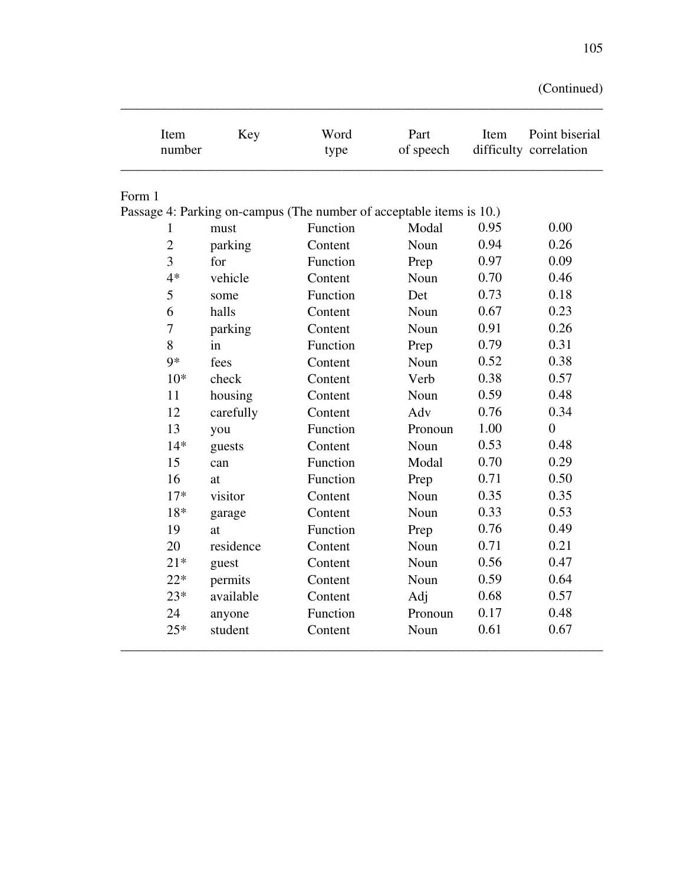(Continued)

| Item number | Key | Word type | Part of speech | Item difficulty | Point biserial correlation |
|---|---|---|---|---|---|
| Form 1 | | | | | |
| Passage 4: Parking on-campus (The number of acceptable items is 10.) | | | | | |
| 1 | must | Function | Modal | 0.95 | 0.00 |
| 2 | parking | Content | Noun | 0.94 | 0.26 |
| 3 | for | Function | Prep | 0.97 | 0.09 |
| 4* | vehicle | Content | Noun | 0.70 | 0.46 |
| 5 | some | Function | Det | 0.73 | 0.18 |
| 6 | halls | Content | Noun | 0.67 | 0.23 |
| 7 | parking | Content | Noun | 0.91 | 0.26 |
| 8 | in | Function | Prep | 0.79 | 0.31 |
| 9* | fees | Content | Noun | 0.52 | 0.38 |
| 10* | check | Content | Verb | 0.38 | 0.57 |
| 11 | housing | Content | Noun | 0.59 | 0.48 |
| 12 | carefully | Content | Adv | 0.76 | 0.34 |
| 13 | you | Function | Pronoun | 1.00 | 0 |
| 14* | guests | Content | Noun | 0.53 | 0.48 |
| 15 | can | Function | Modal | 0.70 | 0.29 |
| 16 | at | Function | Prep | 0.71 | 0.50 |
| 17* | visitor | Content | Noun | 0.35 | 0.35 |
| 18* | garage | Content | Noun | 0.33 | 0.53 |
| 19 | at | Function | Prep | 0.76 | 0.49 |
| 20 | residence | Content | Noun | 0.71 | 0.21 |
| 21* | guest | Content | Noun | 0.56 | 0.47 |
| 22* | permits | Content | Noun | 0.59 | 0.64 |
| 23* | available | Content | Adj | 0.68 | 0.57 |
| 24 | anyone | Function | Pronoun | 0.17 | 0.48 |
| 25* | student | Content | Noun | 0.61 | 0.67 |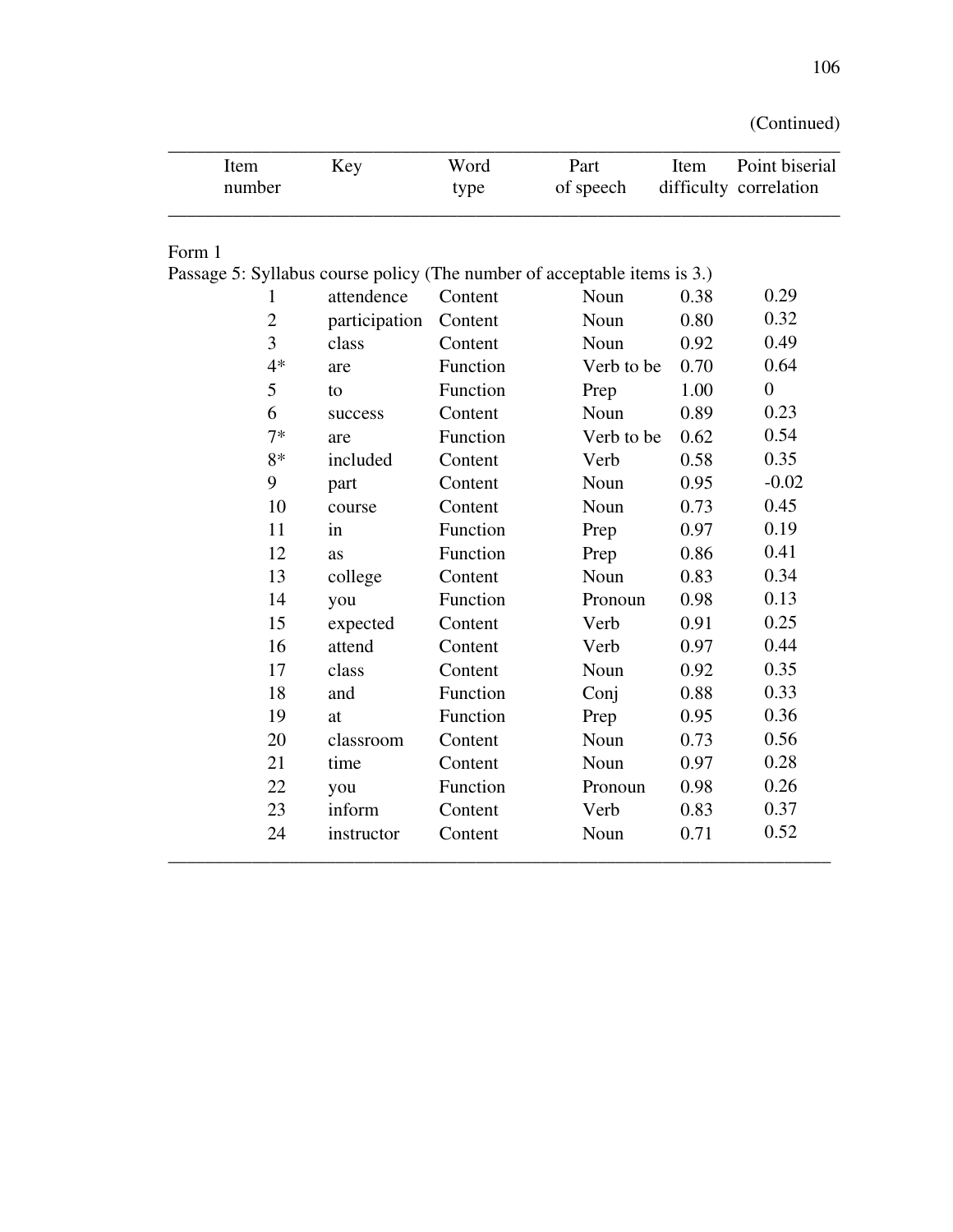(Continued)

| Item number | Key | Word type | Part of speech | Item difficulty | Point biserial correlation |
|---|---|---|---|---|---|
| Form 1 | | | | | |
| Passage 5: Syllabus course policy (The number of acceptable items is 3.) | | | | | |
| 1 | attendence | Content | Noun | 0.38 | 0.29 |
| 2 | participation | Content | Noun | 0.80 | 0.32 |
| 3 | class | Content | Noun | 0.92 | 0.49 |
| 4* | are | Function | Verb to be | 0.70 | 0.64 |
| 5 | to | Function | Prep | 1.00 | 0 |
| 6 | success | Content | Noun | 0.89 | 0.23 |
| 7* | are | Function | Verb to be | 0.62 | 0.54 |
| 8* | included | Content | Verb | 0.58 | 0.35 |
| 9 | part | Content | Noun | 0.95 | -0.02 |
| 10 | course | Content | Noun | 0.73 | 0.45 |
| 11 | in | Function | Prep | 0.97 | 0.19 |
| 12 | as | Function | Prep | 0.86 | 0.41 |
| 13 | college | Content | Noun | 0.83 | 0.34 |
| 14 | you | Function | Pronoun | 0.98 | 0.13 |
| 15 | expected | Content | Verb | 0.91 | 0.25 |
| 16 | attend | Content | Verb | 0.97 | 0.44 |
| 17 | class | Content | Noun | 0.92 | 0.35 |
| 18 | and | Function | Conj | 0.88 | 0.33 |
| 19 | at | Function | Prep | 0.95 | 0.36 |
| 20 | classroom | Content | Noun | 0.73 | 0.56 |
| 21 | time | Content | Noun | 0.97 | 0.28 |
| 22 | you | Function | Pronoun | 0.98 | 0.26 |
| 23 | inform | Content | Verb | 0.83 | 0.37 |
| 24 | instructor | Content | Noun | 0.71 | 0.52 |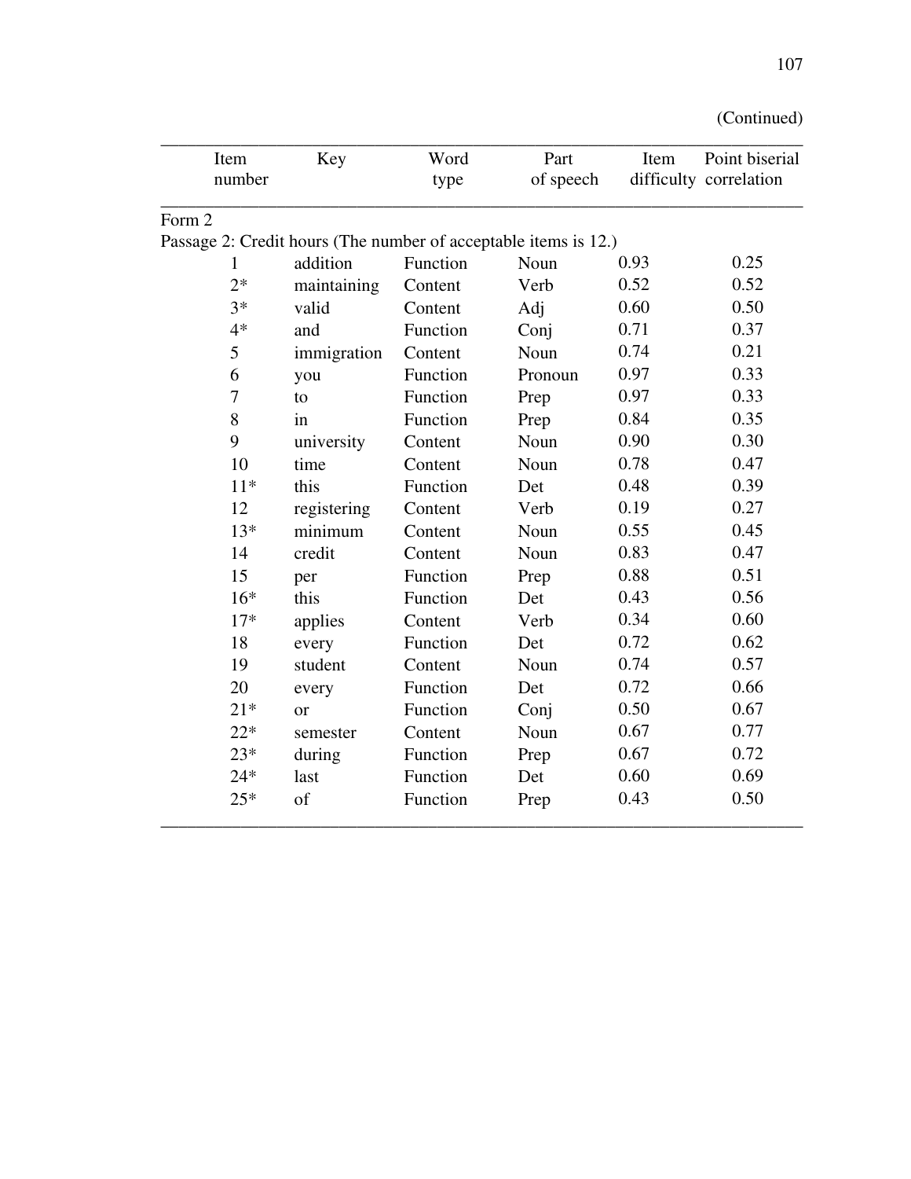(Continued)

| Item number | Key | Word type | Part of speech | Item difficulty | Point biserial correlation |
|---|---|---|---|---|---|
| Form 2 | | | | | |
| Passage 2: Credit hours (The number of acceptable items is 12.) | | | | | |
| 1 | addition | Function | Noun | 0.93 | 0.25 |
| 2* | maintaining | Content | Verb | 0.52 | 0.52 |
| 3* | valid | Content | Adj | 0.60 | 0.50 |
| 4* | and | Function | Conj | 0.71 | 0.37 |
| 5 | immigration | Content | Noun | 0.74 | 0.21 |
| 6 | you | Function | Pronoun | 0.97 | 0.33 |
| 7 | to | Function | Prep | 0.97 | 0.33 |
| 8 | in | Function | Prep | 0.84 | 0.35 |
| 9 | university | Content | Noun | 0.90 | 0.30 |
| 10 | time | Content | Noun | 0.78 | 0.47 |
| 11* | this | Function | Det | 0.48 | 0.39 |
| 12 | registering | Content | Verb | 0.19 | 0.27 |
| 13* | minimum | Content | Noun | 0.55 | 0.45 |
| 14 | credit | Content | Noun | 0.83 | 0.47 |
| 15 | per | Function | Prep | 0.88 | 0.51 |
| 16* | this | Function | Det | 0.43 | 0.56 |
| 17* | applies | Content | Verb | 0.34 | 0.60 |
| 18 | every | Function | Det | 0.72 | 0.62 |
| 19 | student | Content | Noun | 0.74 | 0.57 |
| 20 | every | Function | Det | 0.72 | 0.66 |
| 21* | or | Function | Conj | 0.50 | 0.67 |
| 22* | semester | Content | Noun | 0.67 | 0.77 |
| 23* | during | Function | Prep | 0.67 | 0.72 |
| 24* | last | Function | Det | 0.60 | 0.69 |
| 25* | of | Function | Prep | 0.43 | 0.50 |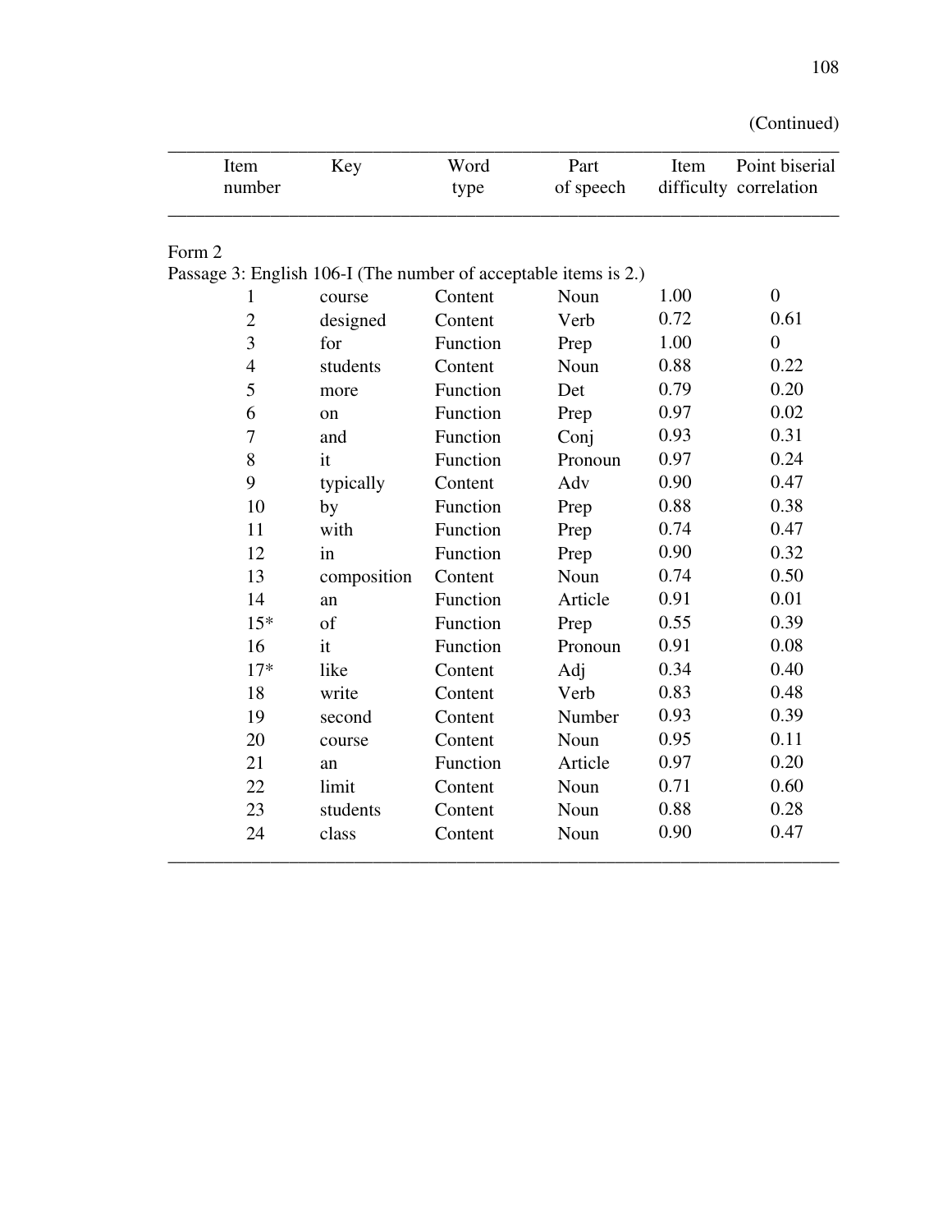(Continued)

| Item number | Key | Word type | Part of speech | Item difficulty | Point biserial correlation |
|---|---|---|---|---|---|
| Form 2 | | | | | |
| Passage 3: English 106-I (The number of acceptable items is 2.) | | | | | |
| 1 | course | Content | Noun | 1.00 | 0 |
| 2 | designed | Content | Verb | 0.72 | 0.61 |
| 3 | for | Function | Prep | 1.00 | 0 |
| 4 | students | Content | Noun | 0.88 | 0.22 |
| 5 | more | Function | Det | 0.79 | 0.20 |
| 6 | on | Function | Prep | 0.97 | 0.02 |
| 7 | and | Function | Conj | 0.93 | 0.31 |
| 8 | it | Function | Pronoun | 0.97 | 0.24 |
| 9 | typically | Content | Adv | 0.90 | 0.47 |
| 10 | by | Function | Prep | 0.88 | 0.38 |
| 11 | with | Function | Prep | 0.74 | 0.47 |
| 12 | in | Function | Prep | 0.90 | 0.32 |
| 13 | composition | Content | Noun | 0.74 | 0.50 |
| 14 | an | Function | Article | 0.91 | 0.01 |
| 15* | of | Function | Prep | 0.55 | 0.39 |
| 16 | it | Function | Pronoun | 0.91 | 0.08 |
| 17* | like | Content | Adj | 0.34 | 0.40 |
| 18 | write | Content | Verb | 0.83 | 0.48 |
| 19 | second | Content | Number | 0.93 | 0.39 |
| 20 | course | Content | Noun | 0.95 | 0.11 |
| 21 | an | Function | Article | 0.97 | 0.20 |
| 22 | limit | Content | Noun | 0.71 | 0.60 |
| 23 | students | Content | Noun | 0.88 | 0.28 |
| 24 | class | Content | Noun | 0.90 | 0.47 |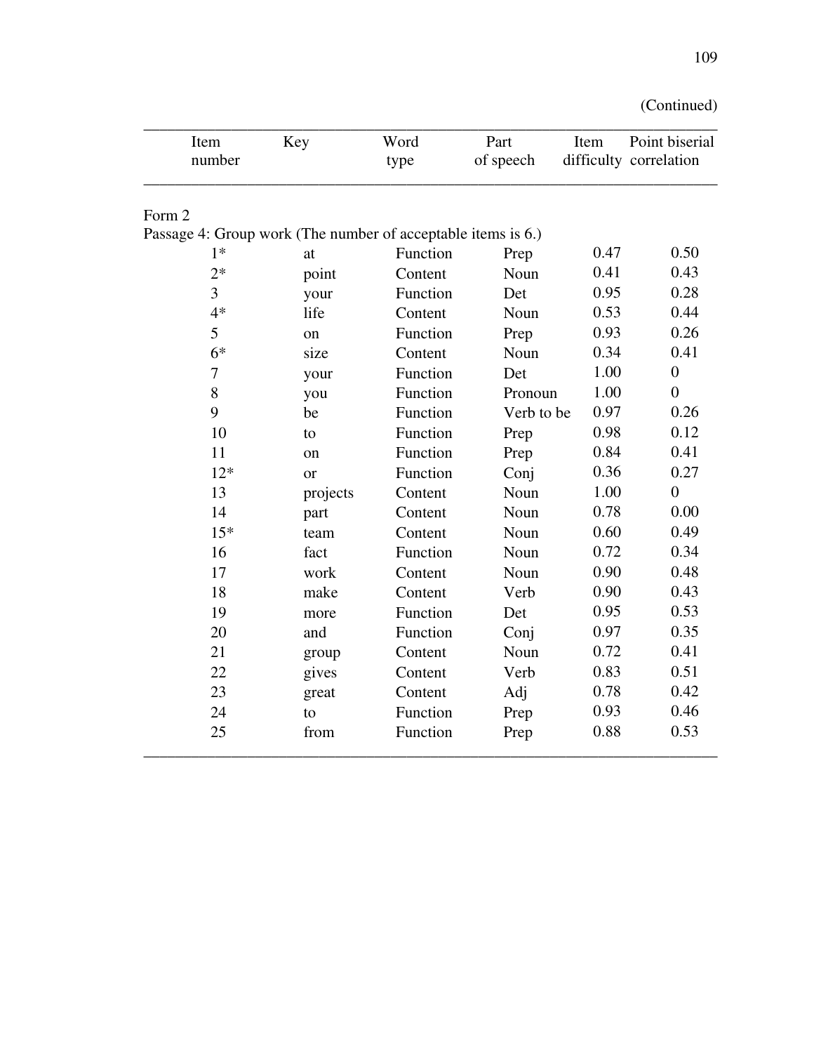(Continued)

| Item number | Key | Word type | Part of speech | Item difficulty | Point biserial correlation |
|---|---|---|---|---|---|
| Form 2 | | | | | |
| Passage 4: Group work (The number of acceptable items is 6.) | | | | | |
| 1* | at | Function | Prep | 0.47 | 0.50 |
| 2* | point | Content | Noun | 0.41 | 0.43 |
| 3 | your | Function | Det | 0.95 | 0.28 |
| 4* | life | Content | Noun | 0.53 | 0.44 |
| 5 | on | Function | Prep | 0.93 | 0.26 |
| 6* | size | Content | Noun | 0.34 | 0.41 |
| 7 | your | Function | Det | 1.00 | 0 |
| 8 | you | Function | Pronoun | 1.00 | 0 |
| 9 | be | Function | Verb to be | 0.97 | 0.26 |
| 10 | to | Function | Prep | 0.98 | 0.12 |
| 11 | on | Function | Prep | 0.84 | 0.41 |
| 12* | or | Function | Conj | 0.36 | 0.27 |
| 13 | projects | Content | Noun | 1.00 | 0 |
| 14 | part | Content | Noun | 0.78 | 0.00 |
| 15* | team | Content | Noun | 0.60 | 0.49 |
| 16 | fact | Function | Noun | 0.72 | 0.34 |
| 17 | work | Content | Noun | 0.90 | 0.48 |
| 18 | make | Content | Verb | 0.90 | 0.43 |
| 19 | more | Function | Det | 0.95 | 0.53 |
| 20 | and | Function | Conj | 0.97 | 0.35 |
| 21 | group | Content | Noun | 0.72 | 0.41 |
| 22 | gives | Content | Verb | 0.83 | 0.51 |
| 23 | great | Content | Adj | 0.78 | 0.42 |
| 24 | to | Function | Prep | 0.93 | 0.46 |
| 25 | from | Function | Prep | 0.88 | 0.53 |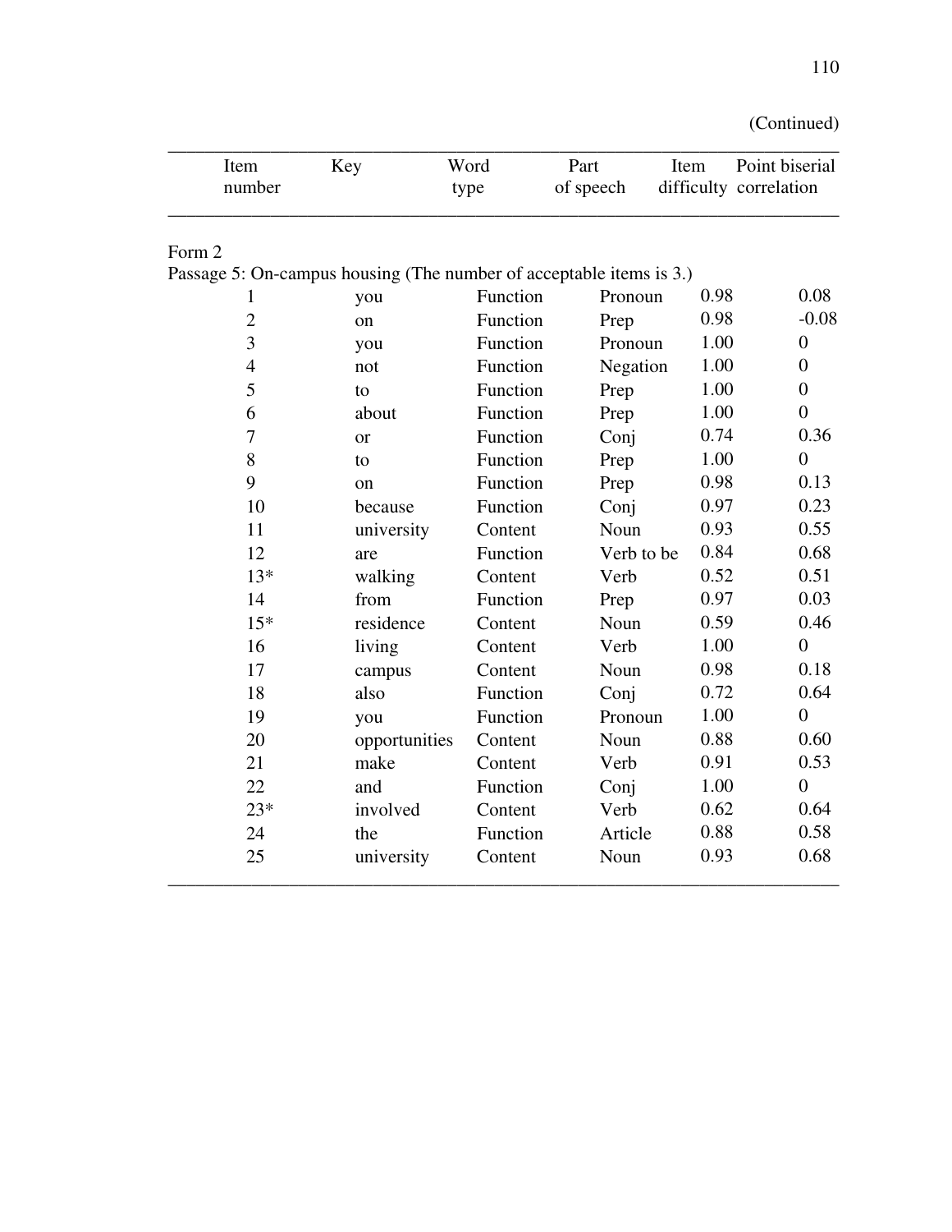(Continued)

| Item number | Key | Word type | Part of speech | Item difficulty | Point biserial correlation |
|---|---|---|---|---|---|
| Form 2 | | | | | |
| Passage 5: On-campus housing (The number of acceptable items is 3.) | | | | | |
| 1 | you | Function | Pronoun | 0.98 | 0.08 |
| 2 | on | Function | Prep | 0.98 | -0.08 |
| 3 | you | Function | Pronoun | 1.00 | 0 |
| 4 | not | Function | Negation | 1.00 | 0 |
| 5 | to | Function | Prep | 1.00 | 0 |
| 6 | about | Function | Prep | 1.00 | 0 |
| 7 | or | Function | Conj | 0.74 | 0.36 |
| 8 | to | Function | Prep | 1.00 | 0 |
| 9 | on | Function | Prep | 0.98 | 0.13 |
| 10 | because | Function | Conj | 0.97 | 0.23 |
| 11 | university | Content | Noun | 0.93 | 0.55 |
| 12 | are | Function | Verb to be | 0.84 | 0.68 |
| 13* | walking | Content | Verb | 0.52 | 0.51 |
| 14 | from | Function | Prep | 0.97 | 0.03 |
| 15* | residence | Content | Noun | 0.59 | 0.46 |
| 16 | living | Content | Verb | 1.00 | 0 |
| 17 | campus | Content | Noun | 0.98 | 0.18 |
| 18 | also | Function | Conj | 0.72 | 0.64 |
| 19 | you | Function | Pronoun | 1.00 | 0 |
| 20 | opportunities | Content | Noun | 0.88 | 0.60 |
| 21 | make | Content | Verb | 0.91 | 0.53 |
| 22 | and | Function | Conj | 1.00 | 0 |
| 23* | involved | Content | Verb | 0.62 | 0.64 |
| 24 | the | Function | Article | 0.88 | 0.58 |
| 25 | university | Content | Noun | 0.93 | 0.68 |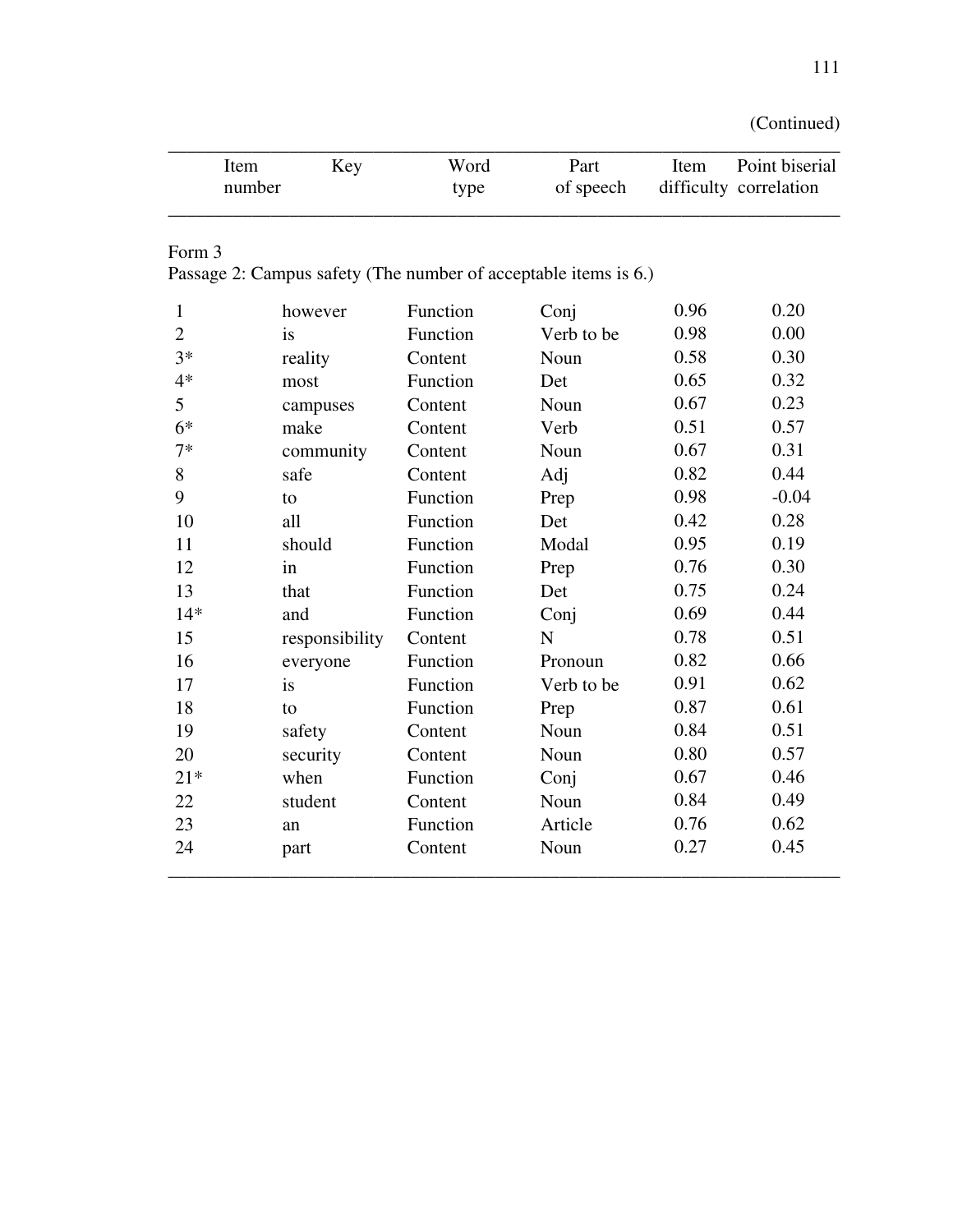(Continued)

| Item number | Key | Word type | Part of speech | Item difficulty | Point biserial correlation |
|---|---|---|---|---|---|
| Form 3 | | | | | |
| Passage 2: Campus safety (The number of acceptable items is 6.) | | | | | |
| 1 | however | Function | Conj | 0.96 | 0.20 |
| 2 | is | Function | Verb to be | 0.98 | 0.00 |
| 3* | reality | Content | Noun | 0.58 | 0.30 |
| 4* | most | Function | Det | 0.65 | 0.32 |
| 5 | campuses | Content | Noun | 0.67 | 0.23 |
| 6* | make | Content | Verb | 0.51 | 0.57 |
| 7* | community | Content | Noun | 0.67 | 0.31 |
| 8 | safe | Content | Adj | 0.82 | 0.44 |
| 9 | to | Function | Prep | 0.98 | -0.04 |
| 10 | all | Function | Det | 0.42 | 0.28 |
| 11 | should | Function | Modal | 0.95 | 0.19 |
| 12 | in | Function | Prep | 0.76 | 0.30 |
| 13 | that | Function | Det | 0.75 | 0.24 |
| 14* | and | Function | Conj | 0.69 | 0.44 |
| 15 | responsibility | Content | N | 0.78 | 0.51 |
| 16 | everyone | Function | Pronoun | 0.82 | 0.66 |
| 17 | is | Function | Verb to be | 0.91 | 0.62 |
| 18 | to | Function | Prep | 0.87 | 0.61 |
| 19 | safety | Content | Noun | 0.84 | 0.51 |
| 20 | security | Content | Noun | 0.80 | 0.57 |
| 21* | when | Function | Conj | 0.67 | 0.46 |
| 22 | student | Content | Noun | 0.84 | 0.49 |
| 23 | an | Function | Article | 0.76 | 0.62 |
| 24 | part | Content | Noun | 0.27 | 0.45 |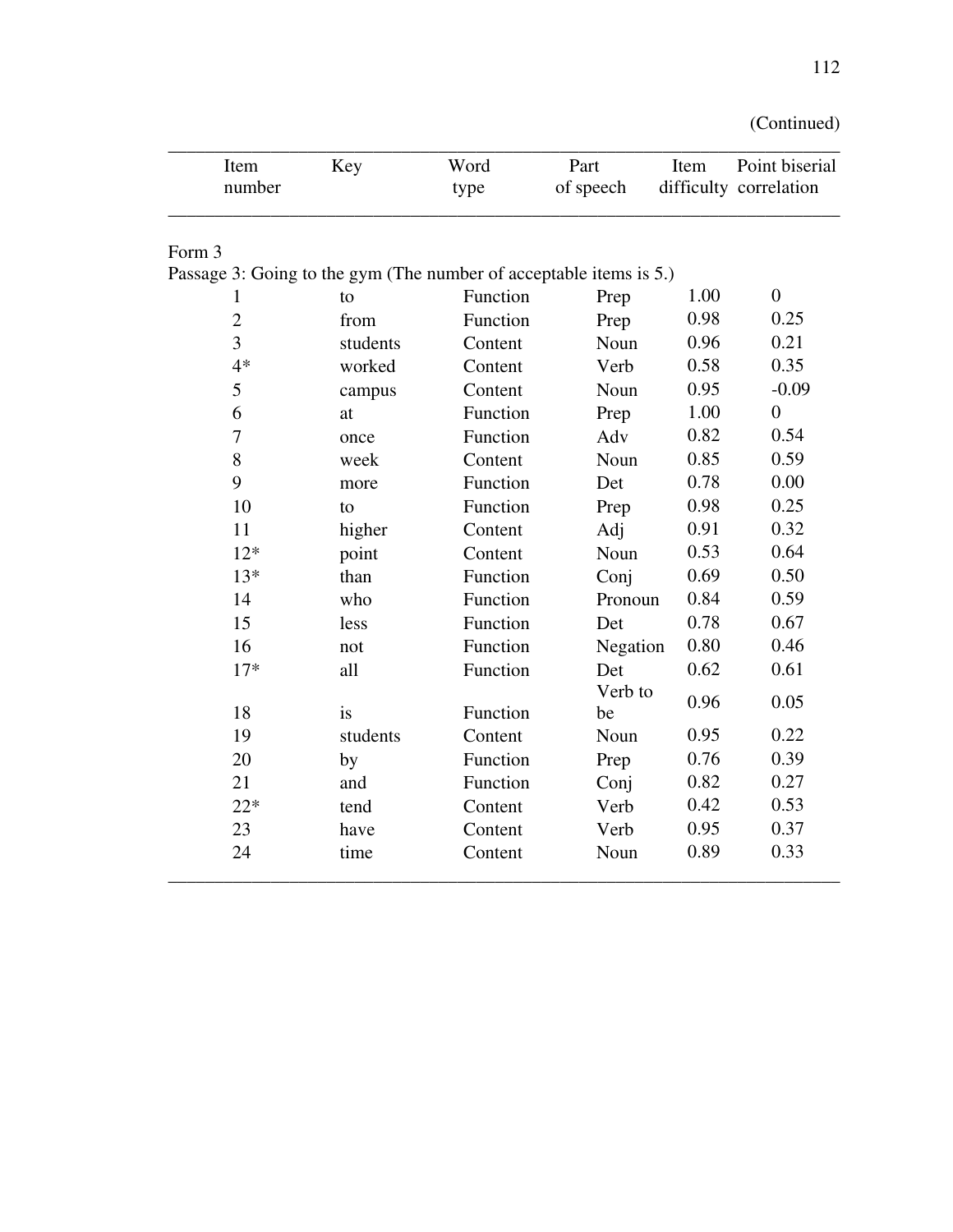(Continued)

| Item number | Key | Word type | Part of speech | Item difficulty | Point biserial correlation |
|---|---|---|---|---|---|
| Form 3 | | | | | |
| Passage 3: Going to the gym (The number of acceptable items is 5.) | | | | | |
| 1 | to | Function | Prep | 1.00 | 0 |
| 2 | from | Function | Prep | 0.98 | 0.25 |
| 3 | students | Content | Noun | 0.96 | 0.21 |
| 4* | worked | Content | Verb | 0.58 | 0.35 |
| 5 | campus | Content | Noun | 0.95 | -0.09 |
| 6 | at | Function | Prep | 1.00 | 0 |
| 7 | once | Function | Adv | 0.82 | 0.54 |
| 8 | week | Content | Noun | 0.85 | 0.59 |
| 9 | more | Function | Det | 0.78 | 0.00 |
| 10 | to | Function | Prep | 0.98 | 0.25 |
| 11 | higher | Content | Adj | 0.91 | 0.32 |
| 12* | point | Content | Noun | 0.53 | 0.64 |
| 13* | than | Function | Conj | 0.69 | 0.50 |
| 14 | who | Function | Pronoun | 0.84 | 0.59 |
| 15 | less | Function | Det | 0.78 | 0.67 |
| 16 | not | Function | Negation | 0.80 | 0.46 |
| 17* | all | Function | Det | 0.62 | 0.61 |
| 18 | is | Function | Verb to be | 0.96 | 0.05 |
| 19 | students | Content | Noun | 0.95 | 0.22 |
| 20 | by | Function | Prep | 0.76 | 0.39 |
| 21 | and | Function | Conj | 0.82 | 0.27 |
| 22* | tend | Content | Verb | 0.42 | 0.53 |
| 23 | have | Content | Verb | 0.95 | 0.37 |
| 24 | time | Content | Noun | 0.89 | 0.33 |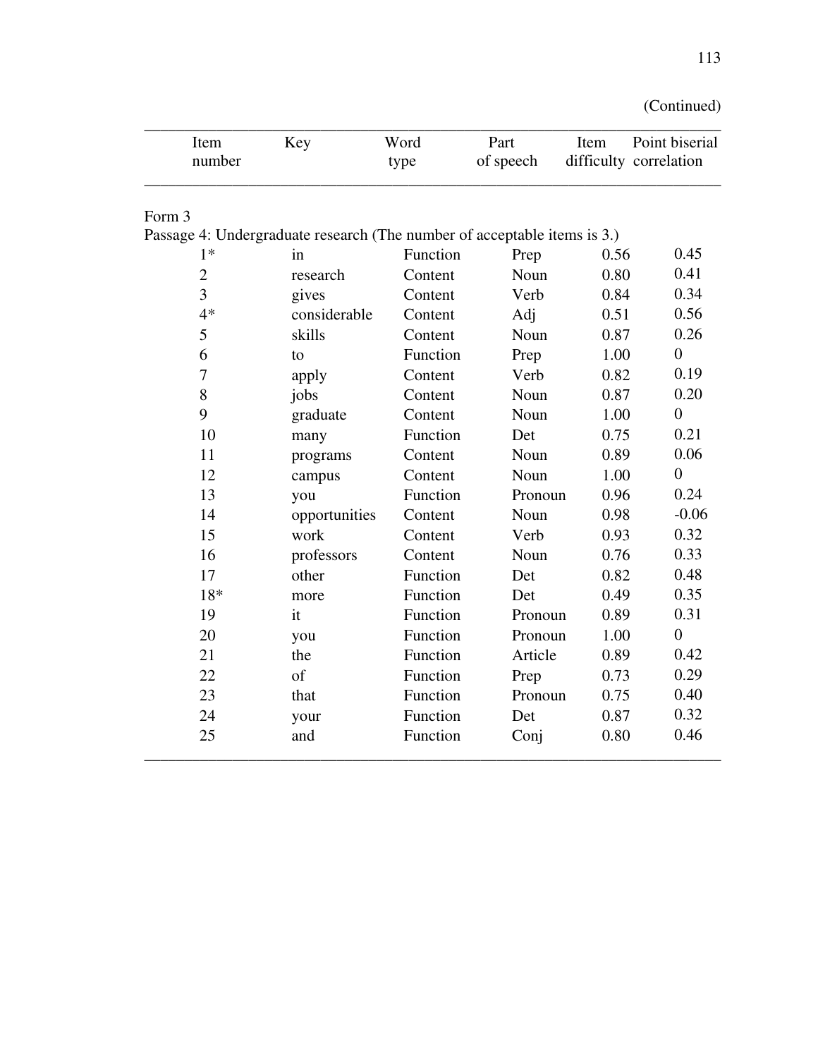(Continued)

| Item number | Key | Word type | Part of speech | Item difficulty | Point biserial correlation |
|---|---|---|---|---|---|
| Form 3 | | | | | |
| Passage 4: Undergraduate research (The number of acceptable items is 3.) | | | | | |
| 1* | in | Function | Prep | 0.56 | 0.45 |
| 2 | research | Content | Noun | 0.80 | 0.41 |
| 3 | gives | Content | Verb | 0.84 | 0.34 |
| 4* | considerable | Content | Adj | 0.51 | 0.56 |
| 5 | skills | Content | Noun | 0.87 | 0.26 |
| 6 | to | Function | Prep | 1.00 | 0 |
| 7 | apply | Content | Verb | 0.82 | 0.19 |
| 8 | jobs | Content | Noun | 0.87 | 0.20 |
| 9 | graduate | Content | Noun | 1.00 | 0 |
| 10 | many | Function | Det | 0.75 | 0.21 |
| 11 | programs | Content | Noun | 0.89 | 0.06 |
| 12 | campus | Content | Noun | 1.00 | 0 |
| 13 | you | Function | Pronoun | 0.96 | 0.24 |
| 14 | opportunities | Content | Noun | 0.98 | -0.06 |
| 15 | work | Content | Verb | 0.93 | 0.32 |
| 16 | professors | Content | Noun | 0.76 | 0.33 |
| 17 | other | Function | Det | 0.82 | 0.48 |
| 18* | more | Function | Det | 0.49 | 0.35 |
| 19 | it | Function | Pronoun | 0.89 | 0.31 |
| 20 | you | Function | Pronoun | 1.00 | 0 |
| 21 | the | Function | Article | 0.89 | 0.42 |
| 22 | of | Function | Prep | 0.73 | 0.29 |
| 23 | that | Function | Pronoun | 0.75 | 0.40 |
| 24 | your | Function | Det | 0.87 | 0.32 |
| 25 | and | Function | Conj | 0.80 | 0.46 |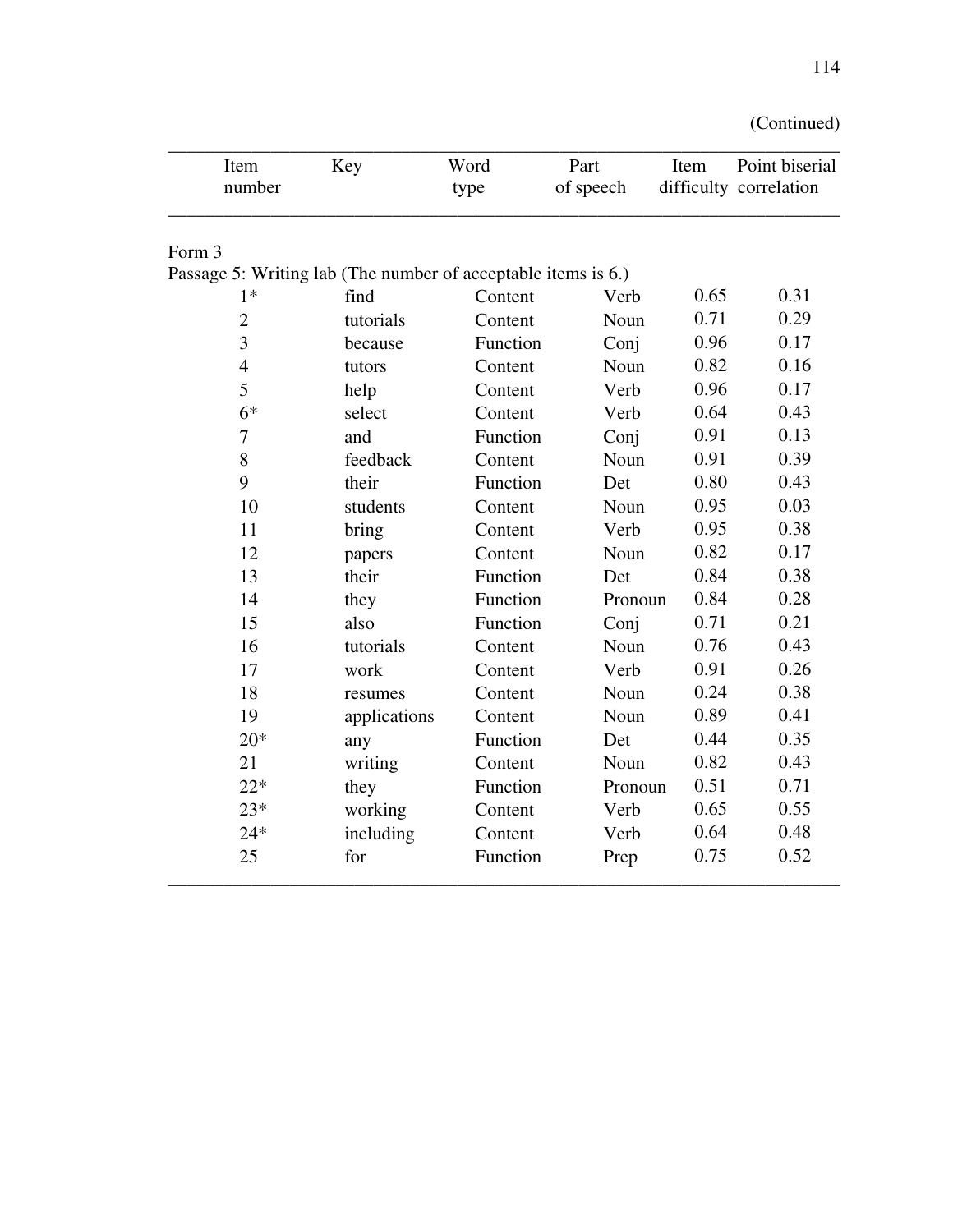(Continued)

| Item number | Key | Word type | Part of speech | Item difficulty | Point biserial correlation |
|---|---|---|---|---|---|
| Form 3 | | | | | |
| Passage 5: Writing lab (The number of acceptable items is 6.) | | | | | |
| 1* | find | Content | Verb | 0.65 | 0.31 |
| 2 | tutorials | Content | Noun | 0.71 | 0.29 |
| 3 | because | Function | Conj | 0.96 | 0.17 |
| 4 | tutors | Content | Noun | 0.82 | 0.16 |
| 5 | help | Content | Verb | 0.96 | 0.17 |
| 6* | select | Content | Verb | 0.64 | 0.43 |
| 7 | and | Function | Conj | 0.91 | 0.13 |
| 8 | feedback | Content | Noun | 0.91 | 0.39 |
| 9 | their | Function | Det | 0.80 | 0.43 |
| 10 | students | Content | Noun | 0.95 | 0.03 |
| 11 | bring | Content | Verb | 0.95 | 0.38 |
| 12 | papers | Content | Noun | 0.82 | 0.17 |
| 13 | their | Function | Det | 0.84 | 0.38 |
| 14 | they | Function | Pronoun | 0.84 | 0.28 |
| 15 | also | Function | Conj | 0.71 | 0.21 |
| 16 | tutorials | Content | Noun | 0.76 | 0.43 |
| 17 | work | Content | Verb | 0.91 | 0.26 |
| 18 | resumes | Content | Noun | 0.24 | 0.38 |
| 19 | applications | Content | Noun | 0.89 | 0.41 |
| 20* | any | Function | Det | 0.44 | 0.35 |
| 21 | writing | Content | Noun | 0.82 | 0.43 |
| 22* | they | Function | Pronoun | 0.51 | 0.71 |
| 23* | working | Content | Verb | 0.65 | 0.55 |
| 24* | including | Content | Verb | 0.64 | 0.48 |
| 25 | for | Function | Prep | 0.75 | 0.52 |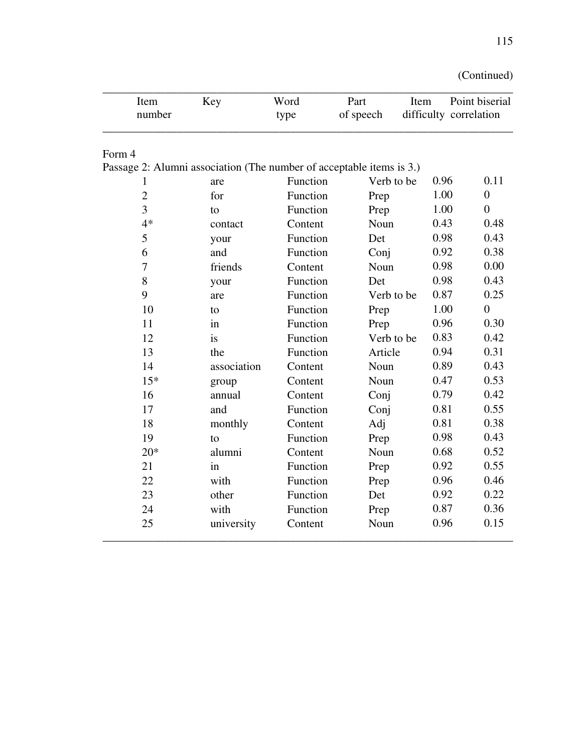(Continued)

| Item number | Key | Word type | Part of speech | Item difficulty | Point biserial correlation |
|---|---|---|---|---|---|
| Form 4 | | | | | |
| Passage 2: Alumni association (The number of acceptable items is 3.) | | | | | |
| 1 | are | Function | Verb to be | 0.96 | 0.11 |
| 2 | for | Function | Prep | 1.00 | 0 |
| 3 | to | Function | Prep | 1.00 | 0 |
| 4* | contact | Content | Noun | 0.43 | 0.48 |
| 5 | your | Function | Det | 0.98 | 0.43 |
| 6 | and | Function | Conj | 0.92 | 0.38 |
| 7 | friends | Content | Noun | 0.98 | 0.00 |
| 8 | your | Function | Det | 0.98 | 0.43 |
| 9 | are | Function | Verb to be | 0.87 | 0.25 |
| 10 | to | Function | Prep | 1.00 | 0 |
| 11 | in | Function | Prep | 0.96 | 0.30 |
| 12 | is | Function | Verb to be | 0.83 | 0.42 |
| 13 | the | Function | Article | 0.94 | 0.31 |
| 14 | association | Content | Noun | 0.89 | 0.43 |
| 15* | group | Content | Noun | 0.47 | 0.53 |
| 16 | annual | Content | Conj | 0.79 | 0.42 |
| 17 | and | Function | Conj | 0.81 | 0.55 |
| 18 | monthly | Content | Adj | 0.81 | 0.38 |
| 19 | to | Function | Prep | 0.98 | 0.43 |
| 20* | alumni | Content | Noun | 0.68 | 0.52 |
| 21 | in | Function | Prep | 0.92 | 0.55 |
| 22 | with | Function | Prep | 0.96 | 0.46 |
| 23 | other | Function | Det | 0.92 | 0.22 |
| 24 | with | Function | Prep | 0.87 | 0.36 |
| 25 | university | Content | Noun | 0.96 | 0.15 |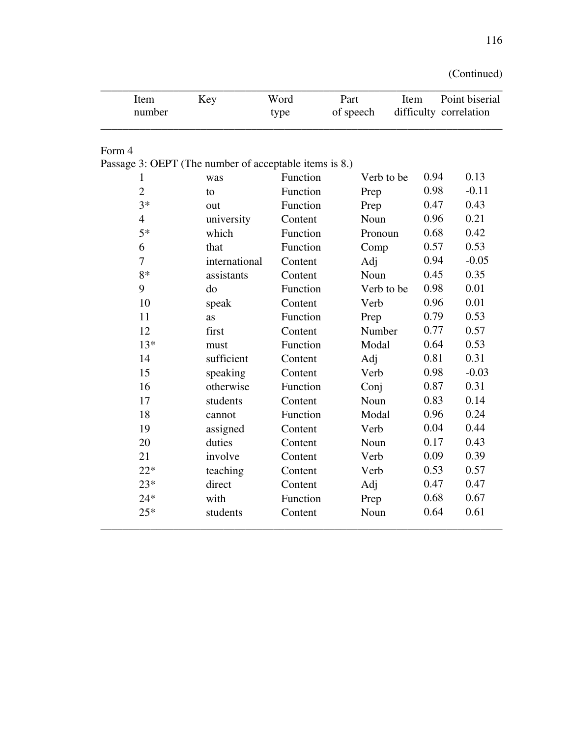(Continued)

| Item number | Key | Word type | Part of speech | Item difficulty | Point biserial correlation |
|---|---|---|---|---|---|
| Form 4 | | | | | |
| Passage 3: OEPT (The number of acceptable items is 8.) | | | | | |
| 1 | was | Function | Verb to be | 0.94 | 0.13 |
| 2 | to | Function | Prep | 0.98 | -0.11 |
| 3* | out | Function | Prep | 0.47 | 0.43 |
| 4 | university | Content | Noun | 0.96 | 0.21 |
| 5* | which | Function | Pronoun | 0.68 | 0.42 |
| 6 | that | Function | Comp | 0.57 | 0.53 |
| 7 | international | Content | Adj | 0.94 | -0.05 |
| 8* | assistants | Content | Noun | 0.45 | 0.35 |
| 9 | do | Function | Verb to be | 0.98 | 0.01 |
| 10 | speak | Content | Verb | 0.96 | 0.01 |
| 11 | as | Function | Prep | 0.79 | 0.53 |
| 12 | first | Content | Number | 0.77 | 0.57 |
| 13* | must | Function | Modal | 0.64 | 0.53 |
| 14 | sufficient | Content | Adj | 0.81 | 0.31 |
| 15 | speaking | Content | Verb | 0.98 | -0.03 |
| 16 | otherwise | Function | Conj | 0.87 | 0.31 |
| 17 | students | Content | Noun | 0.83 | 0.14 |
| 18 | cannot | Function | Modal | 0.96 | 0.24 |
| 19 | assigned | Content | Verb | 0.04 | 0.44 |
| 20 | duties | Content | Noun | 0.17 | 0.43 |
| 21 | involve | Content | Verb | 0.09 | 0.39 |
| 22* | teaching | Content | Verb | 0.53 | 0.57 |
| 23* | direct | Content | Adj | 0.47 | 0.47 |
| 24* | with | Function | Prep | 0.68 | 0.67 |
| 25* | students | Content | Noun | 0.64 | 0.61 |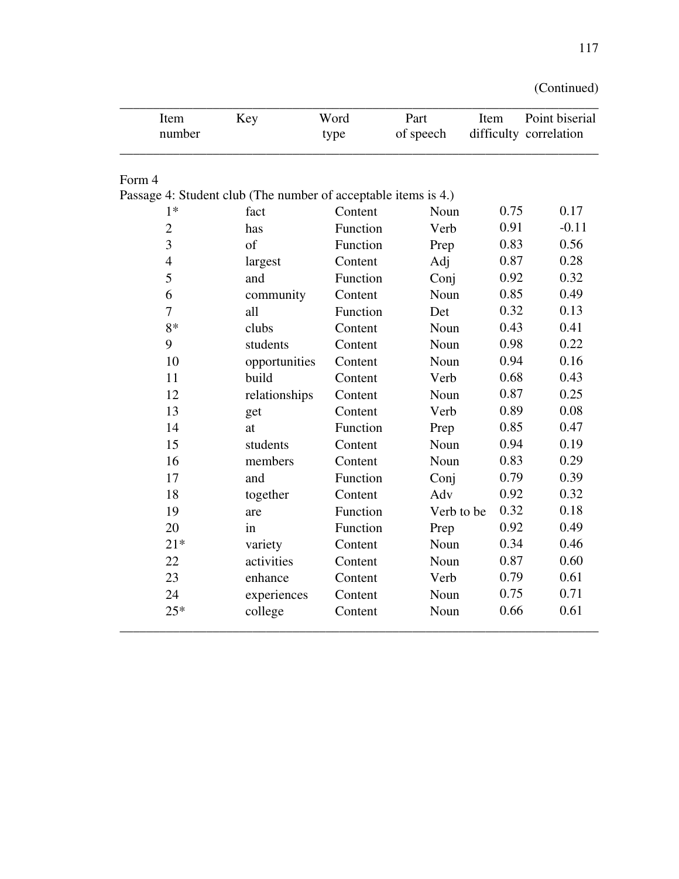(Continued)

| Item number | Key | Word type | Part of speech | Item difficulty | Point biserial correlation |
|---|---|---|---|---|---|
| Form 4 | | | | | |
| Passage 4: Student club (The number of acceptable items is 4.) | | | | | |
| 1* | fact | Content | Noun | 0.75 | 0.17 |
| 2 | has | Function | Verb | 0.91 | -0.11 |
| 3 | of | Function | Prep | 0.83 | 0.56 |
| 4 | largest | Content | Adj | 0.87 | 0.28 |
| 5 | and | Function | Conj | 0.92 | 0.32 |
| 6 | community | Content | Noun | 0.85 | 0.49 |
| 7 | all | Function | Det | 0.32 | 0.13 |
| 8* | clubs | Content | Noun | 0.43 | 0.41 |
| 9 | students | Content | Noun | 0.98 | 0.22 |
| 10 | opportunities | Content | Noun | 0.94 | 0.16 |
| 11 | build | Content | Verb | 0.68 | 0.43 |
| 12 | relationships | Content | Noun | 0.87 | 0.25 |
| 13 | get | Content | Verb | 0.89 | 0.08 |
| 14 | at | Function | Prep | 0.85 | 0.47 |
| 15 | students | Content | Noun | 0.94 | 0.19 |
| 16 | members | Content | Noun | 0.83 | 0.29 |
| 17 | and | Function | Conj | 0.79 | 0.39 |
| 18 | together | Content | Adv | 0.92 | 0.32 |
| 19 | are | Function | Verb to be | 0.32 | 0.18 |
| 20 | in | Function | Prep | 0.92 | 0.49 |
| 21* | variety | Content | Noun | 0.34 | 0.46 |
| 22 | activities | Content | Noun | 0.87 | 0.60 |
| 23 | enhance | Content | Verb | 0.79 | 0.61 |
| 24 | experiences | Content | Noun | 0.75 | 0.71 |
| 25* | college | Content | Noun | 0.66 | 0.61 |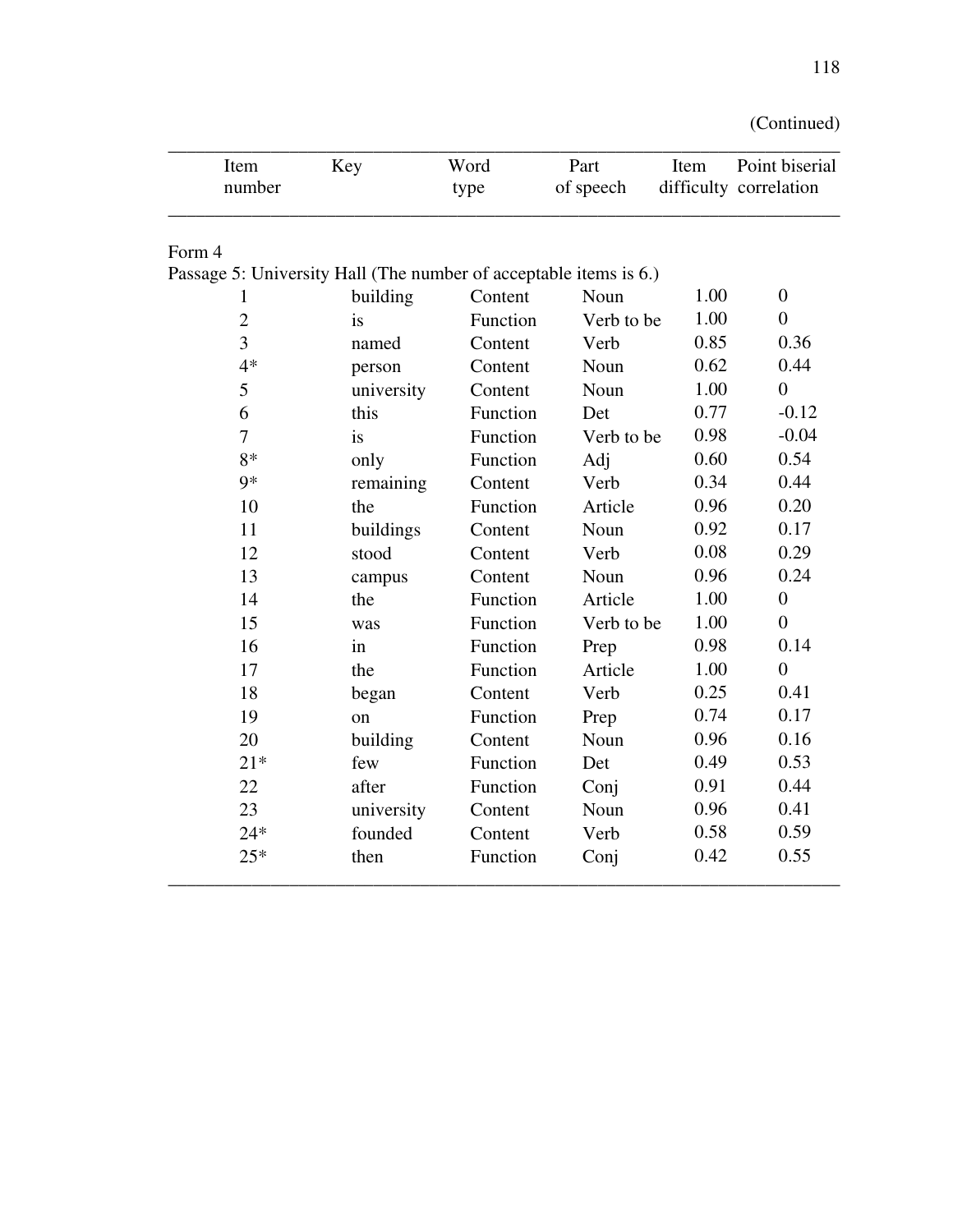(Continued)

| Item number | Key | Word type | Part of speech | Item difficulty | Point biserial correlation |
|---|---|---|---|---|---|
| Form 4 | | | | | |
| Passage 5: University Hall (The number of acceptable items is 6.) | | | | | |
| 1 | building | Content | Noun | 1.00 | 0 |
| 2 | is | Function | Verb to be | 1.00 | 0 |
| 3 | named | Content | Verb | 0.85 | 0.36 |
| 4* | person | Content | Noun | 0.62 | 0.44 |
| 5 | university | Content | Noun | 1.00 | 0 |
| 6 | this | Function | Det | 0.77 | -0.12 |
| 7 | is | Function | Verb to be | 0.98 | -0.04 |
| 8* | only | Function | Adj | 0.60 | 0.54 |
| 9* | remaining | Content | Verb | 0.34 | 0.44 |
| 10 | the | Function | Article | 0.96 | 0.20 |
| 11 | buildings | Content | Noun | 0.92 | 0.17 |
| 12 | stood | Content | Verb | 0.08 | 0.29 |
| 13 | campus | Content | Noun | 0.96 | 0.24 |
| 14 | the | Function | Article | 1.00 | 0 |
| 15 | was | Function | Verb to be | 1.00 | 0 |
| 16 | in | Function | Prep | 0.98 | 0.14 |
| 17 | the | Function | Article | 1.00 | 0 |
| 18 | began | Content | Verb | 0.25 | 0.41 |
| 19 | on | Function | Prep | 0.74 | 0.17 |
| 20 | building | Content | Noun | 0.96 | 0.16 |
| 21* | few | Function | Det | 0.49 | 0.53 |
| 22 | after | Function | Conj | 0.91 | 0.44 |
| 23 | university | Content | Noun | 0.96 | 0.41 |
| 24* | founded | Content | Verb | 0.58 | 0.59 |
| 25* | then | Function | Conj | 0.42 | 0.55 |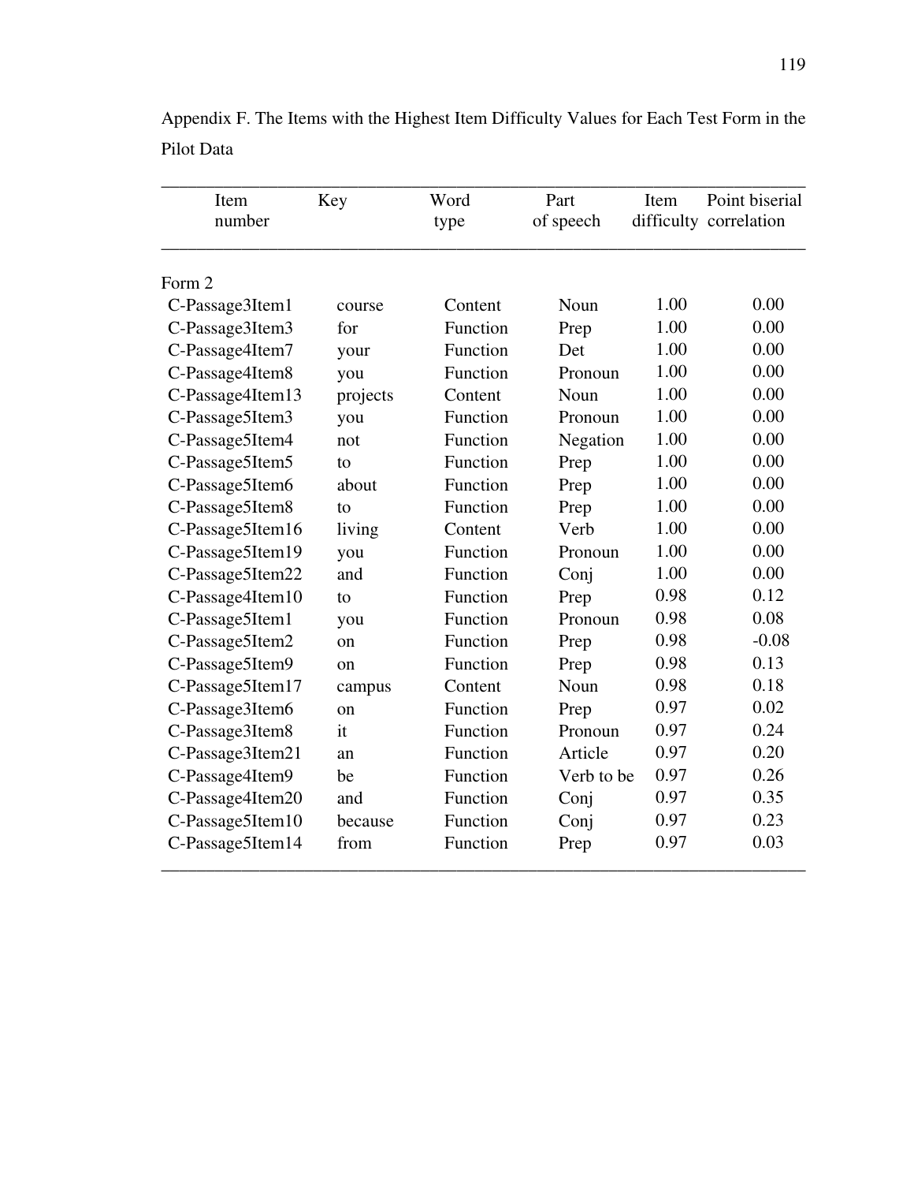Appendix F. The Items with the Highest Item Difficulty Values for Each Test Form in the Pilot Data

| Item number | Key | Word type | Part of speech | Item difficulty | Point biserial correlation |
|---|---|---|---|---|---|
| Form 2 | | | | | |
| C-Passage3Item1 | course | Content | Noun | 1.00 | 0.00 |
| C-Passage3Item3 | for | Function | Prep | 1.00 | 0.00 |
| C-Passage4Item7 | your | Function | Det | 1.00 | 0.00 |
| C-Passage4Item8 | you | Function | Pronoun | 1.00 | 0.00 |
| C-Passage4Item13 | projects | Content | Noun | 1.00 | 0.00 |
| C-Passage5Item3 | you | Function | Pronoun | 1.00 | 0.00 |
| C-Passage5Item4 | not | Function | Negation | 1.00 | 0.00 |
| C-Passage5Item5 | to | Function | Prep | 1.00 | 0.00 |
| C-Passage5Item6 | about | Function | Prep | 1.00 | 0.00 |
| C-Passage5Item8 | to | Function | Prep | 1.00 | 0.00 |
| C-Passage5Item16 | living | Content | Verb | 1.00 | 0.00 |
| C-Passage5Item19 | you | Function | Pronoun | 1.00 | 0.00 |
| C-Passage5Item22 | and | Function | Conj | 1.00 | 0.00 |
| C-Passage4Item10 | to | Function | Prep | 0.98 | 0.12 |
| C-Passage5Item1 | you | Function | Pronoun | 0.98 | 0.08 |
| C-Passage5Item2 | on | Function | Prep | 0.98 | -0.08 |
| C-Passage5Item9 | on | Function | Prep | 0.98 | 0.13 |
| C-Passage5Item17 | campus | Content | Noun | 0.98 | 0.18 |
| C-Passage3Item6 | on | Function | Prep | 0.97 | 0.02 |
| C-Passage3Item8 | it | Function | Pronoun | 0.97 | 0.24 |
| C-Passage3Item21 | an | Function | Article | 0.97 | 0.20 |
| C-Passage4Item9 | be | Function | Verb to be | 0.97 | 0.26 |
| C-Passage4Item20 | and | Function | Conj | 0.97 | 0.35 |
| C-Passage5Item10 | because | Function | Conj | 0.97 | 0.23 |
| C-Passage5Item14 | from | Function | Prep | 0.97 | 0.03 |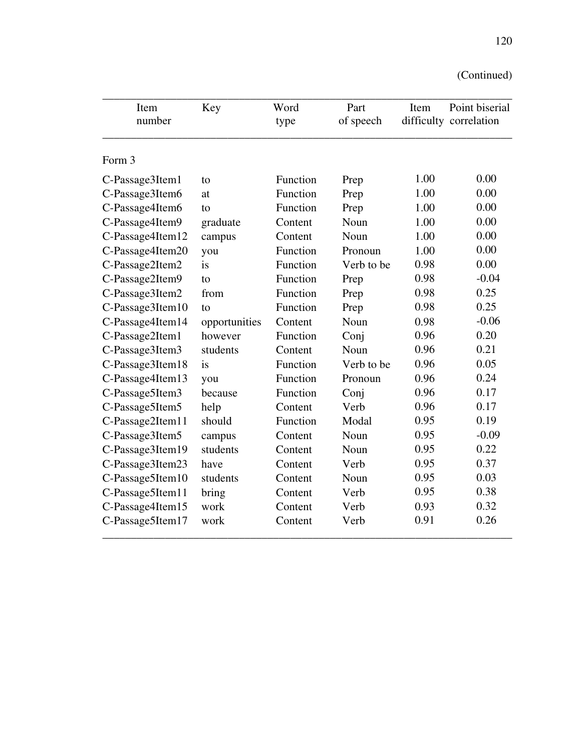(Continued)

| Item number | Key | Word type | Part of speech | Item difficulty | Point biserial correlation |
|---|---|---|---|---|---|
| Form 3 | | | | | |
| C-Passage3Item1 | to | Function | Prep | 1.00 | 0.00 |
| C-Passage3Item6 | at | Function | Prep | 1.00 | 0.00 |
| C-Passage4Item6 | to | Function | Prep | 1.00 | 0.00 |
| C-Passage4Item9 | graduate | Content | Noun | 1.00 | 0.00 |
| C-Passage4Item12 | campus | Content | Noun | 1.00 | 0.00 |
| C-Passage4Item20 | you | Function | Pronoun | 1.00 | 0.00 |
| C-Passage2Item2 | is | Function | Verb to be | 0.98 | 0.00 |
| C-Passage2Item9 | to | Function | Prep | 0.98 | -0.04 |
| C-Passage3Item2 | from | Function | Prep | 0.98 | 0.25 |
| C-Passage3Item10 | to | Function | Prep | 0.98 | 0.25 |
| C-Passage4Item14 | opportunities | Content | Noun | 0.98 | -0.06 |
| C-Passage2Item1 | however | Function | Conj | 0.96 | 0.20 |
| C-Passage3Item3 | students | Content | Noun | 0.96 | 0.21 |
| C-Passage3Item18 | is | Function | Verb to be | 0.96 | 0.05 |
| C-Passage4Item13 | you | Function | Pronoun | 0.96 | 0.24 |
| C-Passage5Item3 | because | Function | Conj | 0.96 | 0.17 |
| C-Passage5Item5 | help | Content | Verb | 0.96 | 0.17 |
| C-Passage2Item11 | should | Function | Modal | 0.95 | 0.19 |
| C-Passage3Item5 | campus | Content | Noun | 0.95 | -0.09 |
| C-Passage3Item19 | students | Content | Noun | 0.95 | 0.22 |
| C-Passage3Item23 | have | Content | Verb | 0.95 | 0.37 |
| C-Passage5Item10 | students | Content | Noun | 0.95 | 0.03 |
| C-Passage5Item11 | bring | Content | Verb | 0.95 | 0.38 |
| C-Passage4Item15 | work | Content | Verb | 0.93 | 0.32 |
| C-Passage5Item17 | work | Content | Verb | 0.91 | 0.26 |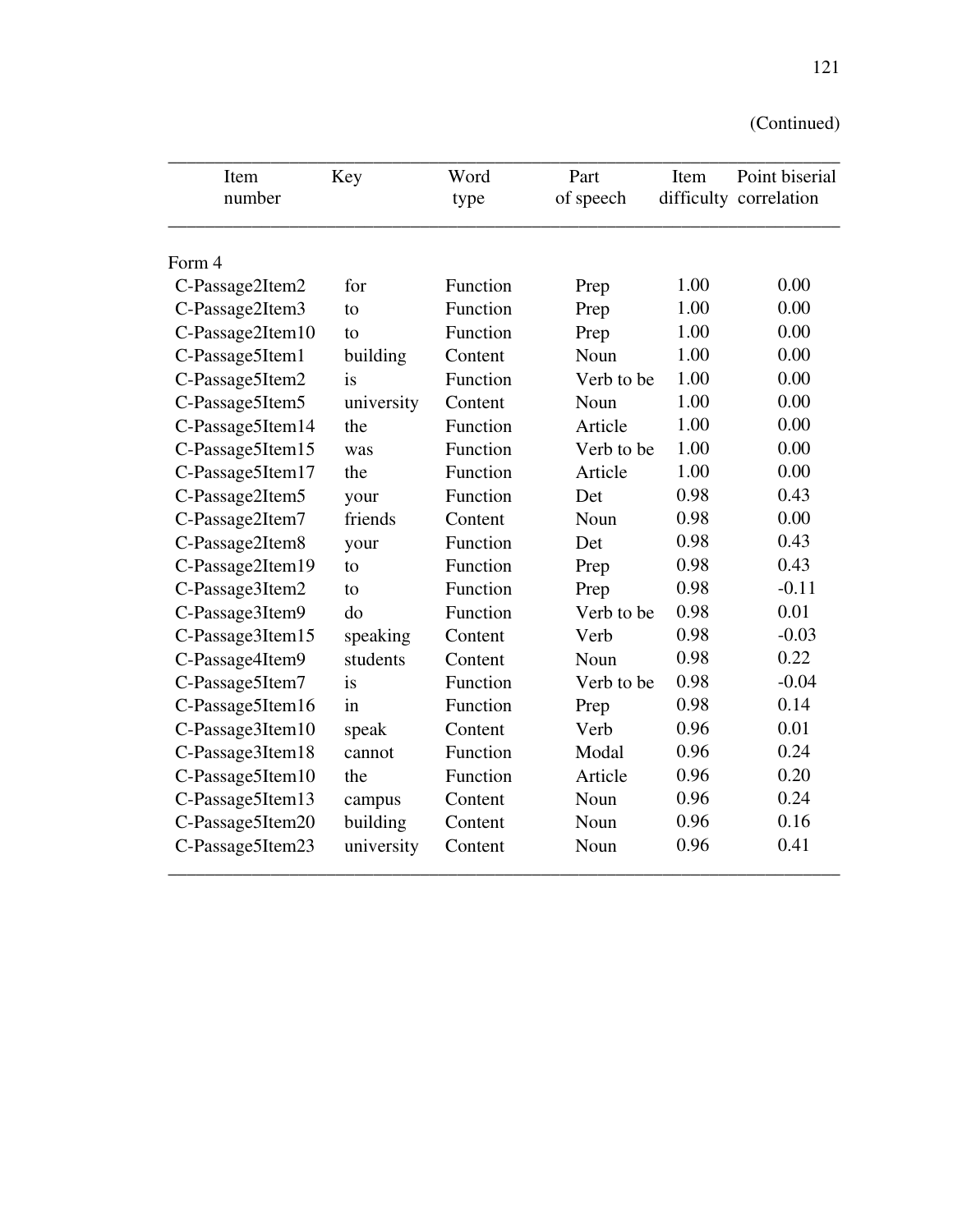(Continued)

| Item number | Key | Word type | Part of speech | Item difficulty | Point biserial correlation |
|---|---|---|---|---|---|
| Form 4 | | | | | |
| C-Passage2Item2 | for | Function | Prep | 1.00 | 0.00 |
| C-Passage2Item3 | to | Function | Prep | 1.00 | 0.00 |
| C-Passage2Item10 | to | Function | Prep | 1.00 | 0.00 |
| C-Passage5Item1 | building | Content | Noun | 1.00 | 0.00 |
| C-Passage5Item2 | is | Function | Verb to be | 1.00 | 0.00 |
| C-Passage5Item5 | university | Content | Noun | 1.00 | 0.00 |
| C-Passage5Item14 | the | Function | Article | 1.00 | 0.00 |
| C-Passage5Item15 | was | Function | Verb to be | 1.00 | 0.00 |
| C-Passage5Item17 | the | Function | Article | 1.00 | 0.00 |
| C-Passage2Item5 | your | Function | Det | 0.98 | 0.43 |
| C-Passage2Item7 | friends | Content | Noun | 0.98 | 0.00 |
| C-Passage2Item8 | your | Function | Det | 0.98 | 0.43 |
| C-Passage2Item19 | to | Function | Prep | 0.98 | 0.43 |
| C-Passage3Item2 | to | Function | Prep | 0.98 | -0.11 |
| C-Passage3Item9 | do | Function | Verb to be | 0.98 | 0.01 |
| C-Passage3Item15 | speaking | Content | Verb | 0.98 | -0.03 |
| C-Passage4Item9 | students | Content | Noun | 0.98 | 0.22 |
| C-Passage5Item7 | is | Function | Verb to be | 0.98 | -0.04 |
| C-Passage5Item16 | in | Function | Prep | 0.98 | 0.14 |
| C-Passage3Item10 | speak | Content | Verb | 0.96 | 0.01 |
| C-Passage3Item18 | cannot | Function | Modal | 0.96 | 0.24 |
| C-Passage5Item10 | the | Function | Article | 0.96 | 0.20 |
| C-Passage5Item13 | campus | Content | Noun | 0.96 | 0.24 |
| C-Passage5Item20 | building | Content | Noun | 0.96 | 0.16 |
| C-Passage5Item23 | university | Content | Noun | 0.96 | 0.41 |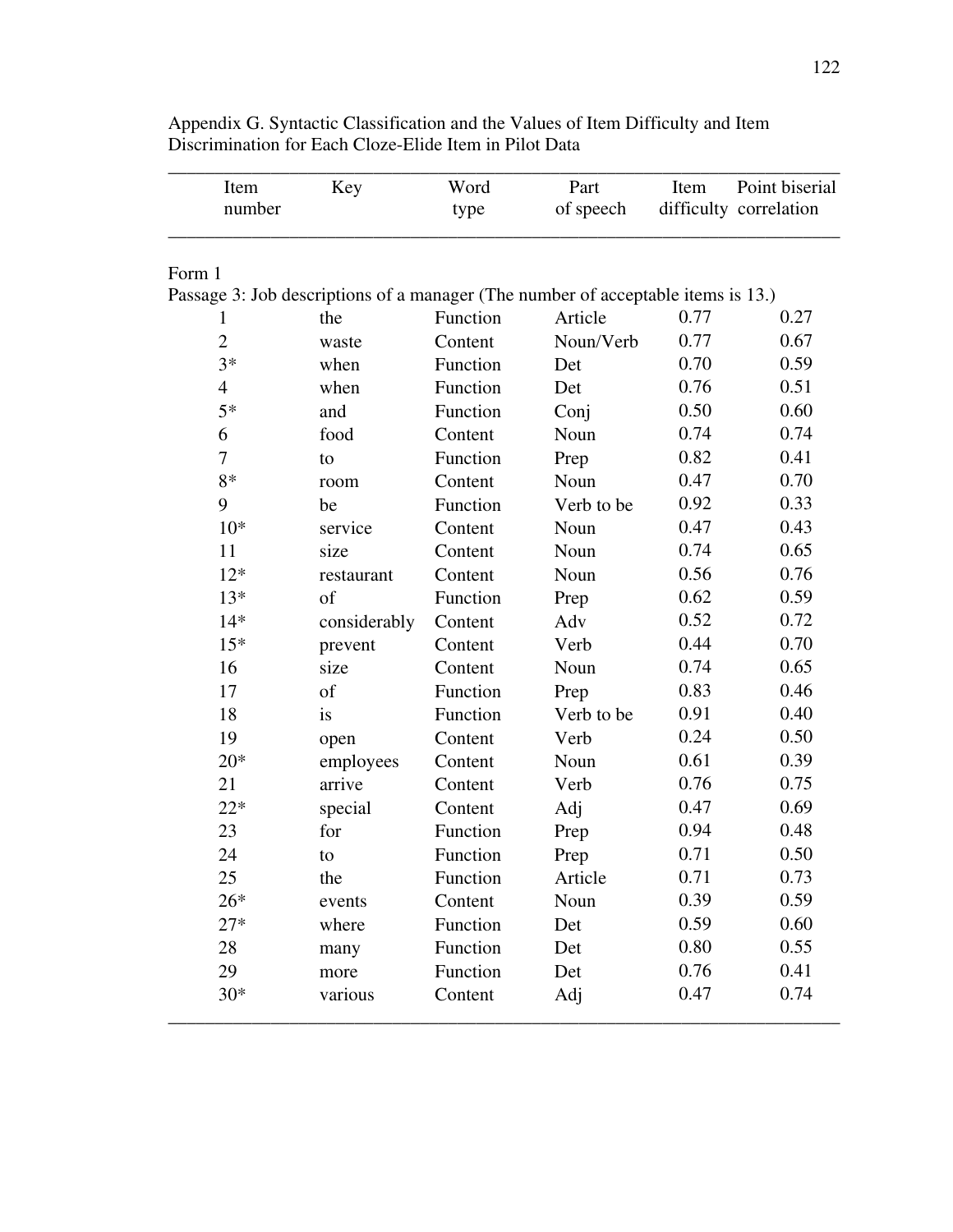Appendix G. Syntactic Classification and the Values of Item Difficulty and Item Discrimination for Each Cloze-Elide Item in Pilot Data

| Item number | Key | Word type | Part of speech | Item difficulty | Point biserial correlation |
|---|---|---|---|---|---|
| Form 1 | | | | | |
| Passage 3: Job descriptions of a manager (The number of acceptable items is 13.) | | | | | |
| 1 | the | Function | Article | 0.77 | 0.27 |
| 2 | waste | Content | Noun/Verb | 0.77 | 0.67 |
| 3* | when | Function | Det | 0.70 | 0.59 |
| 4 | when | Function | Det | 0.76 | 0.51 |
| 5* | and | Function | Conj | 0.50 | 0.60 |
| 6 | food | Content | Noun | 0.74 | 0.74 |
| 7 | to | Function | Prep | 0.82 | 0.41 |
| 8* | room | Content | Noun | 0.47 | 0.70 |
| 9 | be | Function | Verb to be | 0.92 | 0.33 |
| 10* | service | Content | Noun | 0.47 | 0.43 |
| 11 | size | Content | Noun | 0.74 | 0.65 |
| 12* | restaurant | Content | Noun | 0.56 | 0.76 |
| 13* | of | Function | Prep | 0.62 | 0.59 |
| 14* | considerably | Content | Adv | 0.52 | 0.72 |
| 15* | prevent | Content | Verb | 0.44 | 0.70 |
| 16 | size | Content | Noun | 0.74 | 0.65 |
| 17 | of | Function | Prep | 0.83 | 0.46 |
| 18 | is | Function | Verb to be | 0.91 | 0.40 |
| 19 | open | Content | Verb | 0.24 | 0.50 |
| 20* | employees | Content | Noun | 0.61 | 0.39 |
| 21 | arrive | Content | Verb | 0.76 | 0.75 |
| 22* | special | Content | Adj | 0.47 | 0.69 |
| 23 | for | Function | Prep | 0.94 | 0.48 |
| 24 | to | Function | Prep | 0.71 | 0.50 |
| 25 | the | Function | Article | 0.71 | 0.73 |
| 26* | events | Content | Noun | 0.39 | 0.59 |
| 27* | where | Function | Det | 0.59 | 0.60 |
| 28 | many | Function | Det | 0.80 | 0.55 |
| 29 | more | Function | Det | 0.76 | 0.41 |
| 30* | various | Content | Adj | 0.47 | 0.74 |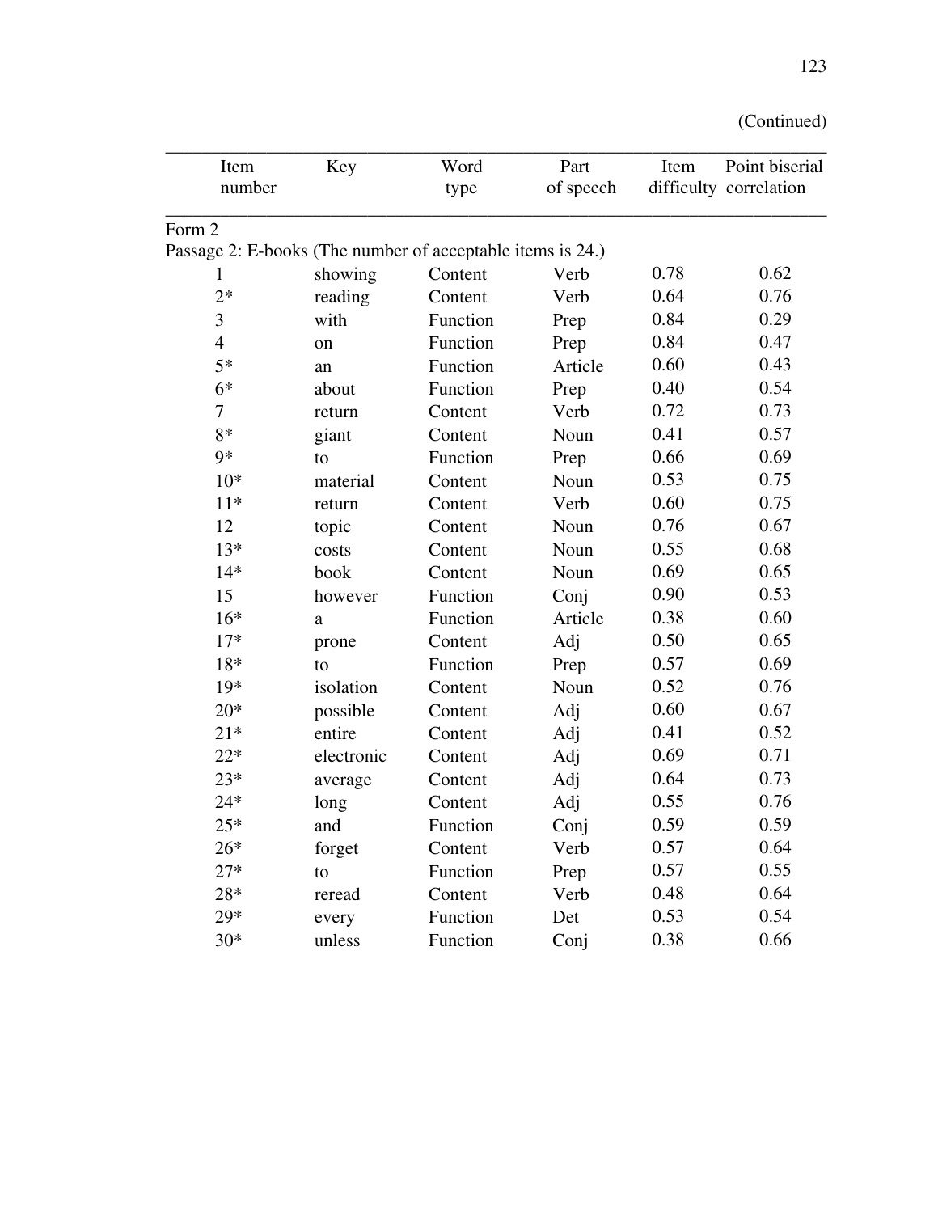(Continued)

| Item number | Key | Word type | Part of speech | Item difficulty | Point biserial correlation |
|---|---|---|---|---|---|
| Form 2 | | | | | |
| Passage 2: E-books (The number of acceptable items is 24.) | | | | | |
| 1 | showing | Content | Verb | 0.78 | 0.62 |
| 2* | reading | Content | Verb | 0.64 | 0.76 |
| 3 | with | Function | Prep | 0.84 | 0.29 |
| 4 | on | Function | Prep | 0.84 | 0.47 |
| 5* | an | Function | Article | 0.60 | 0.43 |
| 6* | about | Function | Prep | 0.40 | 0.54 |
| 7 | return | Content | Verb | 0.72 | 0.73 |
| 8* | giant | Content | Noun | 0.41 | 0.57 |
| 9* | to | Function | Prep | 0.66 | 0.69 |
| 10* | material | Content | Noun | 0.53 | 0.75 |
| 11* | return | Content | Verb | 0.60 | 0.75 |
| 12 | topic | Content | Noun | 0.76 | 0.67 |
| 13* | costs | Content | Noun | 0.55 | 0.68 |
| 14* | book | Content | Noun | 0.69 | 0.65 |
| 15 | however | Function | Conj | 0.90 | 0.53 |
| 16* | a | Function | Article | 0.38 | 0.60 |
| 17* | prone | Content | Adj | 0.50 | 0.65 |
| 18* | to | Function | Prep | 0.57 | 0.69 |
| 19* | isolation | Content | Noun | 0.52 | 0.76 |
| 20* | possible | Content | Adj | 0.60 | 0.67 |
| 21* | entire | Content | Adj | 0.41 | 0.52 |
| 22* | electronic | Content | Adj | 0.69 | 0.71 |
| 23* | average | Content | Adj | 0.64 | 0.73 |
| 24* | long | Content | Adj | 0.55 | 0.76 |
| 25* | and | Function | Conj | 0.59 | 0.59 |
| 26* | forget | Content | Verb | 0.57 | 0.64 |
| 27* | to | Function | Prep | 0.57 | 0.55 |
| 28* | reread | Content | Verb | 0.48 | 0.64 |
| 29* | every | Function | Det | 0.53 | 0.54 |
| 30* | unless | Function | Conj | 0.38 | 0.66 |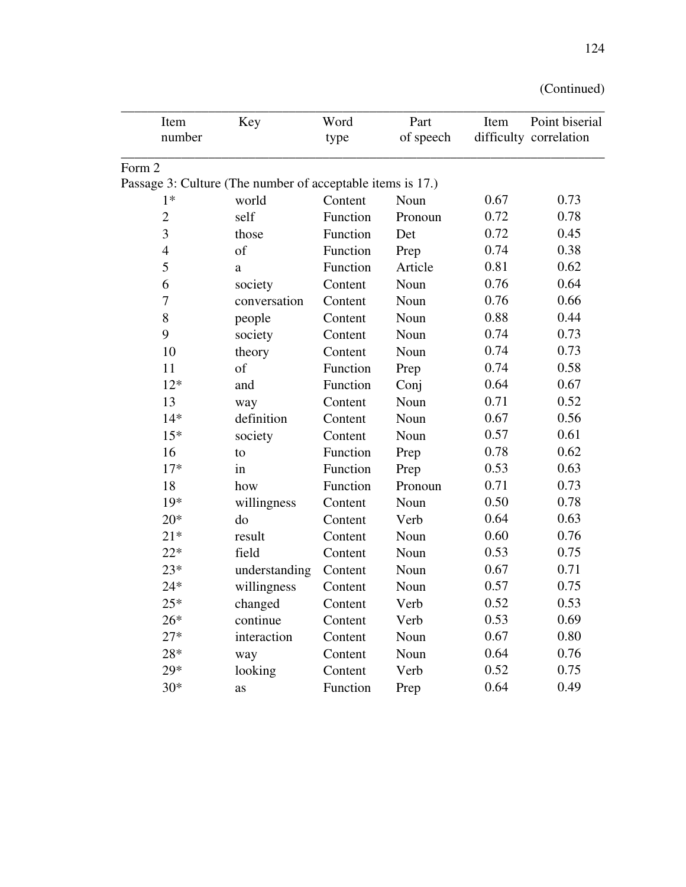(Continued)

| Item number | Key | Word type | Part of speech | Item difficulty | Point biserial correlation |
|---|---|---|---|---|---|
| Form 2 | | | | | |
| Passage 3: Culture (The number of acceptable items is 17.) | | | | | |
| 1* | world | Content | Noun | 0.67 | 0.73 |
| 2 | self | Function | Pronoun | 0.72 | 0.78 |
| 3 | those | Function | Det | 0.72 | 0.45 |
| 4 | of | Function | Prep | 0.74 | 0.38 |
| 5 | a | Function | Article | 0.81 | 0.62 |
| 6 | society | Content | Noun | 0.76 | 0.64 |
| 7 | conversation | Content | Noun | 0.76 | 0.66 |
| 8 | people | Content | Noun | 0.88 | 0.44 |
| 9 | society | Content | Noun | 0.74 | 0.73 |
| 10 | theory | Content | Noun | 0.74 | 0.73 |
| 11 | of | Function | Prep | 0.74 | 0.58 |
| 12* | and | Function | Conj | 0.64 | 0.67 |
| 13 | way | Content | Noun | 0.71 | 0.52 |
| 14* | definition | Content | Noun | 0.67 | 0.56 |
| 15* | society | Content | Noun | 0.57 | 0.61 |
| 16 | to | Function | Prep | 0.78 | 0.62 |
| 17* | in | Function | Prep | 0.53 | 0.63 |
| 18 | how | Function | Pronoun | 0.71 | 0.73 |
| 19* | willingness | Content | Noun | 0.50 | 0.78 |
| 20* | do | Content | Verb | 0.64 | 0.63 |
| 21* | result | Content | Noun | 0.60 | 0.76 |
| 22* | field | Content | Noun | 0.53 | 0.75 |
| 23* | understanding | Content | Noun | 0.67 | 0.71 |
| 24* | willingness | Content | Noun | 0.57 | 0.75 |
| 25* | changed | Content | Verb | 0.52 | 0.53 |
| 26* | continue | Content | Verb | 0.53 | 0.69 |
| 27* | interaction | Content | Noun | 0.67 | 0.80 |
| 28* | way | Content | Noun | 0.64 | 0.76 |
| 29* | looking | Content | Verb | 0.52 | 0.75 |
| 30* | as | Function | Prep | 0.64 | 0.49 |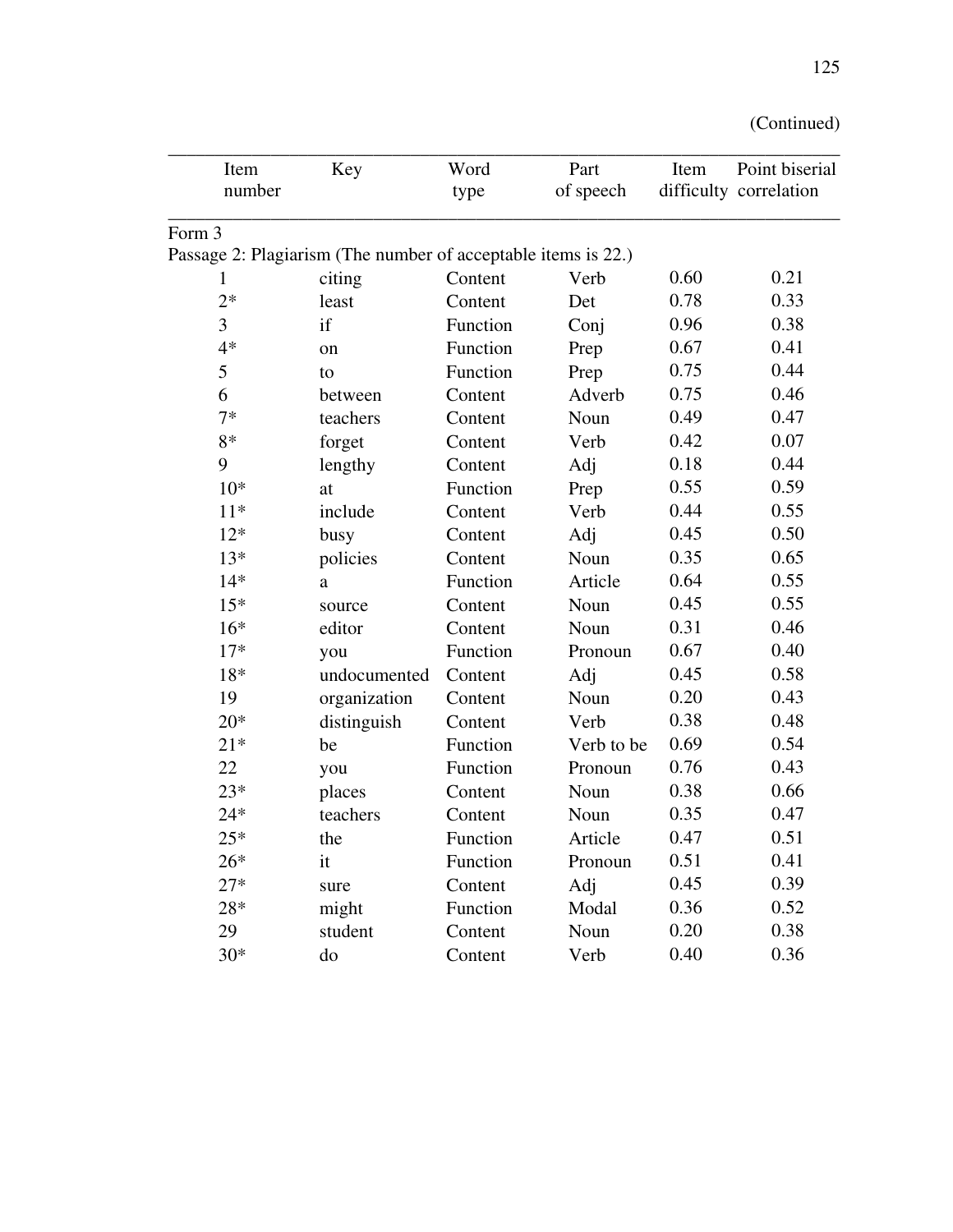(Continued)

| Item number | Key | Word type | Part of speech | Item difficulty | Point biserial correlation |
|---|---|---|---|---|---|
| Form 3 | | | | | |
| Passage 2: Plagiarism (The number of acceptable items is 22.) | | | | | |
| 1 | citing | Content | Verb | 0.60 | 0.21 |
| 2* | least | Content | Det | 0.78 | 0.33 |
| 3 | if | Function | Conj | 0.96 | 0.38 |
| 4* | on | Function | Prep | 0.67 | 0.41 |
| 5 | to | Function | Prep | 0.75 | 0.44 |
| 6 | between | Content | Adverb | 0.75 | 0.46 |
| 7* | teachers | Content | Noun | 0.49 | 0.47 |
| 8* | forget | Content | Verb | 0.42 | 0.07 |
| 9 | lengthy | Content | Adj | 0.18 | 0.44 |
| 10* | at | Function | Prep | 0.55 | 0.59 |
| 11* | include | Content | Verb | 0.44 | 0.55 |
| 12* | busy | Content | Adj | 0.45 | 0.50 |
| 13* | policies | Content | Noun | 0.35 | 0.65 |
| 14* | a | Function | Article | 0.64 | 0.55 |
| 15* | source | Content | Noun | 0.45 | 0.55 |
| 16* | editor | Content | Noun | 0.31 | 0.46 |
| 17* | you | Function | Pronoun | 0.67 | 0.40 |
| 18* | undocumented | Content | Adj | 0.45 | 0.58 |
| 19 | organization | Content | Noun | 0.20 | 0.43 |
| 20* | distinguish | Content | Verb | 0.38 | 0.48 |
| 21* | be | Function | Verb to be | 0.69 | 0.54 |
| 22 | you | Function | Pronoun | 0.76 | 0.43 |
| 23* | places | Content | Noun | 0.38 | 0.66 |
| 24* | teachers | Content | Noun | 0.35 | 0.47 |
| 25* | the | Function | Article | 0.47 | 0.51 |
| 26* | it | Function | Pronoun | 0.51 | 0.41 |
| 27* | sure | Content | Adj | 0.45 | 0.39 |
| 28* | might | Function | Modal | 0.36 | 0.52 |
| 29 | student | Content | Noun | 0.20 | 0.38 |
| 30* | do | Content | Verb | 0.40 | 0.36 |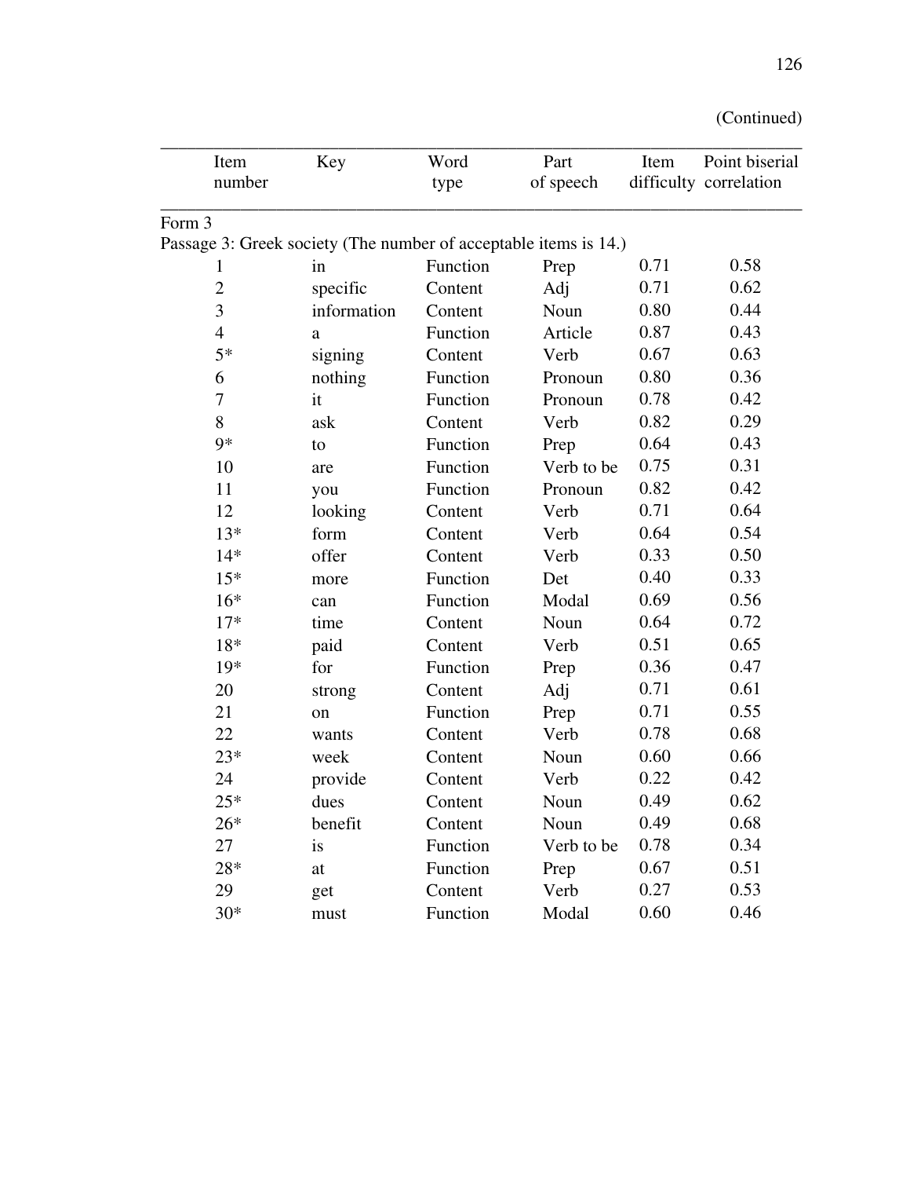(Continued)

| Item number | Key | Word type | Part of speech | Item difficulty | Point biserial correlation |
|---|---|---|---|---|---|
| Form 3 | | | | | |
| Passage 3: Greek society (The number of acceptable items is 14.) | | | | | |
| 1 | in | Function | Prep | 0.71 | 0.58 |
| 2 | specific | Content | Adj | 0.71 | 0.62 |
| 3 | information | Content | Noun | 0.80 | 0.44 |
| 4 | a | Function | Article | 0.87 | 0.43 |
| 5* | signing | Content | Verb | 0.67 | 0.63 |
| 6 | nothing | Function | Pronoun | 0.80 | 0.36 |
| 7 | it | Function | Pronoun | 0.78 | 0.42 |
| 8 | ask | Content | Verb | 0.82 | 0.29 |
| 9* | to | Function | Prep | 0.64 | 0.43 |
| 10 | are | Function | Verb to be | 0.75 | 0.31 |
| 11 | you | Function | Pronoun | 0.82 | 0.42 |
| 12 | looking | Content | Verb | 0.71 | 0.64 |
| 13* | form | Content | Verb | 0.64 | 0.54 |
| 14* | offer | Content | Verb | 0.33 | 0.50 |
| 15* | more | Function | Det | 0.40 | 0.33 |
| 16* | can | Function | Modal | 0.69 | 0.56 |
| 17* | time | Content | Noun | 0.64 | 0.72 |
| 18* | paid | Content | Verb | 0.51 | 0.65 |
| 19* | for | Function | Prep | 0.36 | 0.47 |
| 20 | strong | Content | Adj | 0.71 | 0.61 |
| 21 | on | Function | Prep | 0.71 | 0.55 |
| 22 | wants | Content | Verb | 0.78 | 0.68 |
| 23* | week | Content | Noun | 0.60 | 0.66 |
| 24 | provide | Content | Verb | 0.22 | 0.42 |
| 25* | dues | Content | Noun | 0.49 | 0.62 |
| 26* | benefit | Content | Noun | 0.49 | 0.68 |
| 27 | is | Function | Verb to be | 0.78 | 0.34 |
| 28* | at | Function | Prep | 0.67 | 0.51 |
| 29 | get | Content | Verb | 0.27 | 0.53 |
| 30* | must | Function | Modal | 0.60 | 0.46 |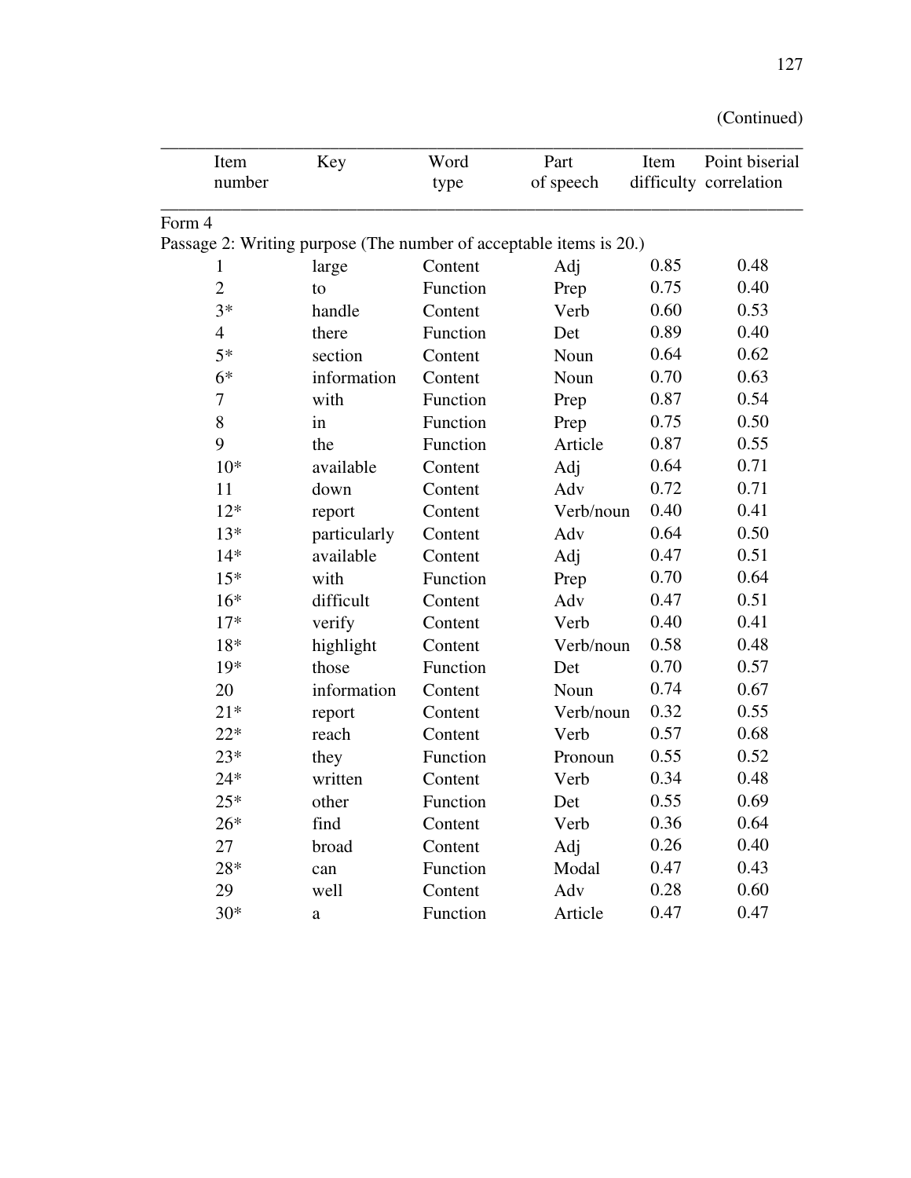(Continued)

| Item number | Key | Word type | Part of speech | Item difficulty | Point biserial correlation |
|---|---|---|---|---|---|
| Form 4 | | | | | |
| Passage 2: Writing purpose (The number of acceptable items is 20.) | | | | | |
| 1 | large | Content | Adj | 0.85 | 0.48 |
| 2 | to | Function | Prep | 0.75 | 0.40 |
| 3* | handle | Content | Verb | 0.60 | 0.53 |
| 4 | there | Function | Det | 0.89 | 0.40 |
| 5* | section | Content | Noun | 0.64 | 0.62 |
| 6* | information | Content | Noun | 0.70 | 0.63 |
| 7 | with | Function | Prep | 0.87 | 0.54 |
| 8 | in | Function | Prep | 0.75 | 0.50 |
| 9 | the | Function | Article | 0.87 | 0.55 |
| 10* | available | Content | Adj | 0.64 | 0.71 |
| 11 | down | Content | Adv | 0.72 | 0.71 |
| 12* | report | Content | Verb/noun | 0.40 | 0.41 |
| 13* | particularly | Content | Adv | 0.64 | 0.50 |
| 14* | available | Content | Adj | 0.47 | 0.51 |
| 15* | with | Function | Prep | 0.70 | 0.64 |
| 16* | difficult | Content | Adv | 0.47 | 0.51 |
| 17* | verify | Content | Verb | 0.40 | 0.41 |
| 18* | highlight | Content | Verb/noun | 0.58 | 0.48 |
| 19* | those | Function | Det | 0.70 | 0.57 |
| 20 | information | Content | Noun | 0.74 | 0.67 |
| 21* | report | Content | Verb/noun | 0.32 | 0.55 |
| 22* | reach | Content | Verb | 0.57 | 0.68 |
| 23* | they | Function | Pronoun | 0.55 | 0.52 |
| 24* | written | Content | Verb | 0.34 | 0.48 |
| 25* | other | Function | Det | 0.55 | 0.69 |
| 26* | find | Content | Verb | 0.36 | 0.64 |
| 27 | broad | Content | Adj | 0.26 | 0.40 |
| 28* | can | Function | Modal | 0.47 | 0.43 |
| 29 | well | Content | Adv | 0.28 | 0.60 |
| 30* | a | Function | Article | 0.47 | 0.47 |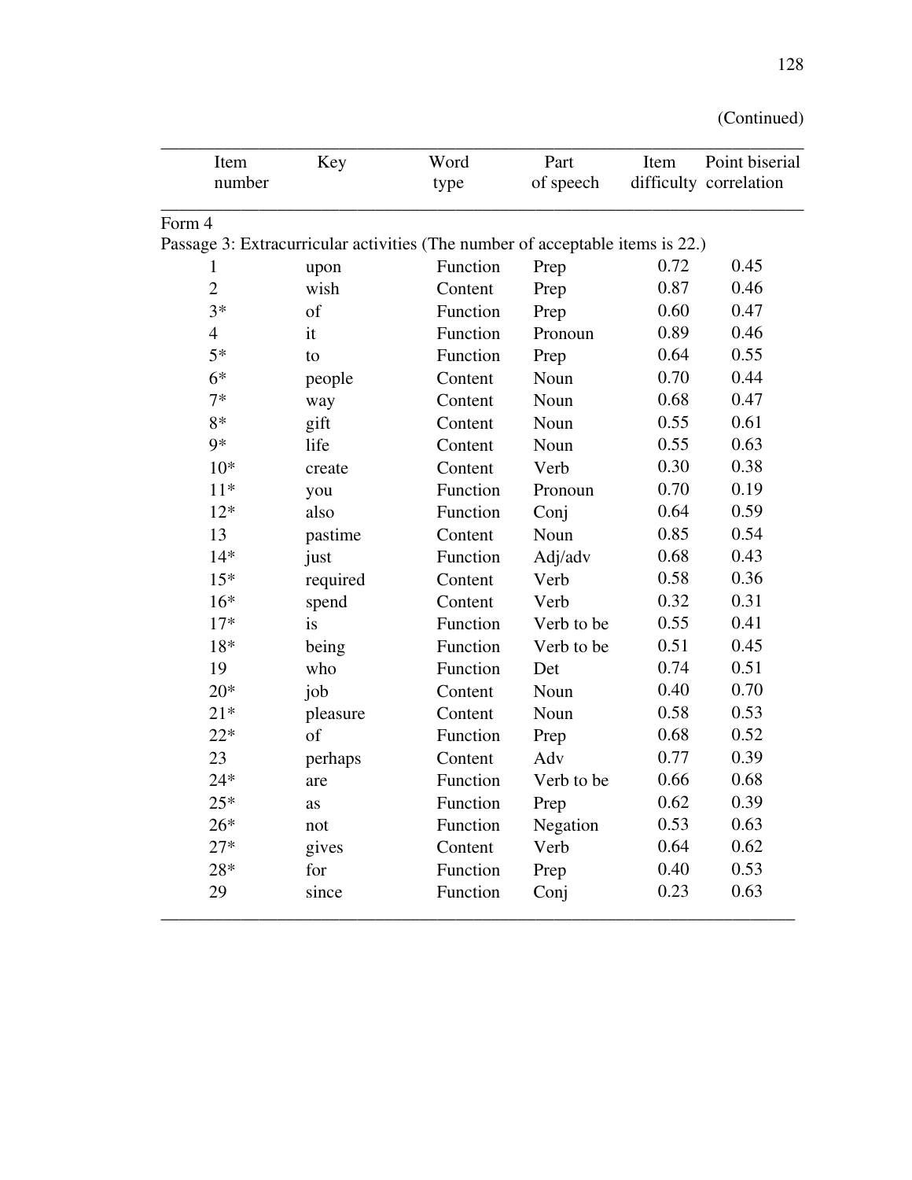(Continued)

| Item number | Key | Word type | Part of speech | Item difficulty | Point biserial correlation |
|---|---|---|---|---|---|
| Form 4 | | | | | |
| Passage 3: Extracurricular activities (The number of acceptable items is 22.) | | | | | |
| 1 | upon | Function | Prep | 0.72 | 0.45 |
| 2 | wish | Content | Prep | 0.87 | 0.46 |
| 3* | of | Function | Prep | 0.60 | 0.47 |
| 4 | it | Function | Pronoun | 0.89 | 0.46 |
| 5* | to | Function | Prep | 0.64 | 0.55 |
| 6* | people | Content | Noun | 0.70 | 0.44 |
| 7* | way | Content | Noun | 0.68 | 0.47 |
| 8* | gift | Content | Noun | 0.55 | 0.61 |
| 9* | life | Content | Noun | 0.55 | 0.63 |
| 10* | create | Content | Verb | 0.30 | 0.38 |
| 11* | you | Function | Pronoun | 0.70 | 0.19 |
| 12* | also | Function | Conj | 0.64 | 0.59 |
| 13 | pastime | Content | Noun | 0.85 | 0.54 |
| 14* | just | Function | Adj/adv | 0.68 | 0.43 |
| 15* | required | Content | Verb | 0.58 | 0.36 |
| 16* | spend | Content | Verb | 0.32 | 0.31 |
| 17* | is | Function | Verb to be | 0.55 | 0.41 |
| 18* | being | Function | Verb to be | 0.51 | 0.45 |
| 19 | who | Function | Det | 0.74 | 0.51 |
| 20* | job | Content | Noun | 0.40 | 0.70 |
| 21* | pleasure | Content | Noun | 0.58 | 0.53 |
| 22* | of | Function | Prep | 0.68 | 0.52 |
| 23 | perhaps | Content | Adv | 0.77 | 0.39 |
| 24* | are | Function | Verb to be | 0.66 | 0.68 |
| 25* | as | Function | Prep | 0.62 | 0.39 |
| 26* | not | Function | Negation | 0.53 | 0.63 |
| 27* | gives | Content | Verb | 0.64 | 0.62 |
| 28* | for | Function | Prep | 0.40 | 0.53 |
| 29 | since | Function | Conj | 0.23 | 0.63 |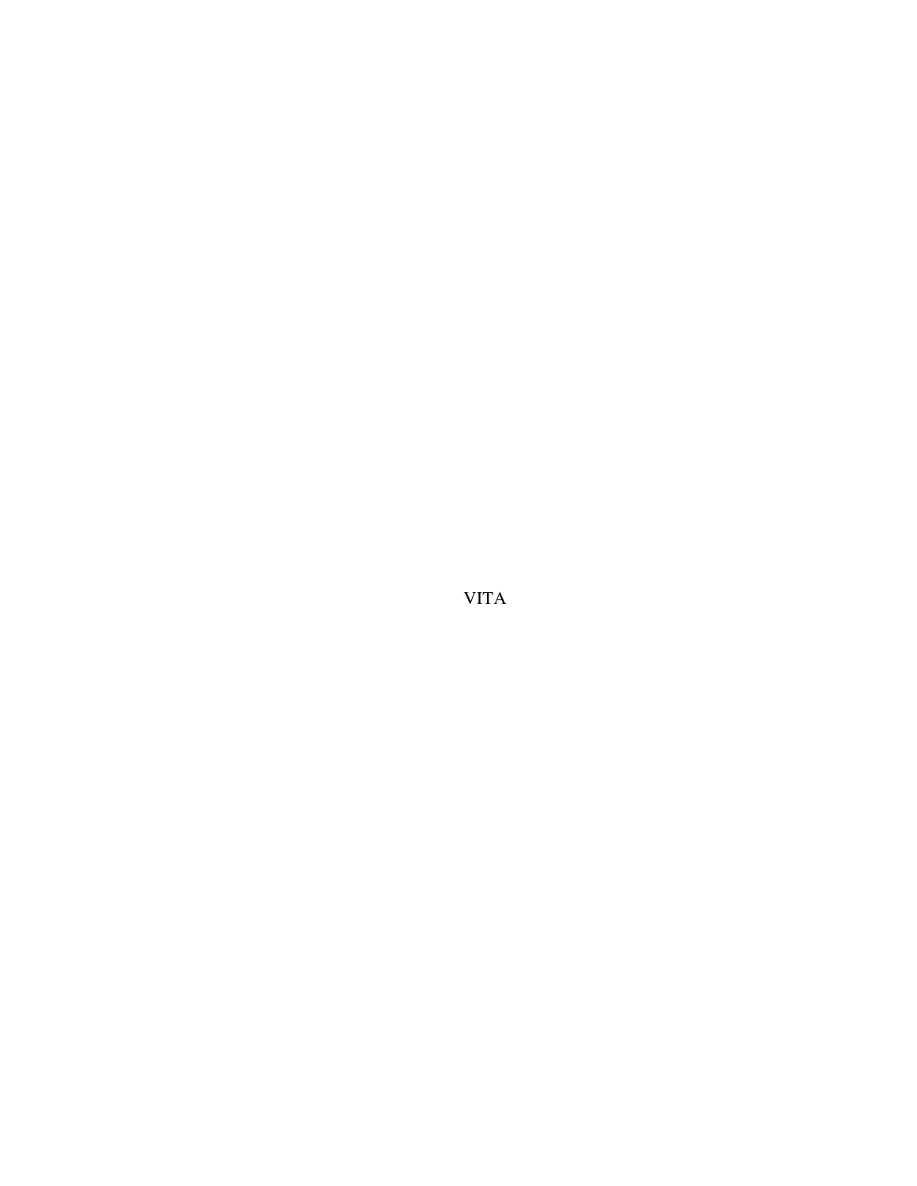# VITA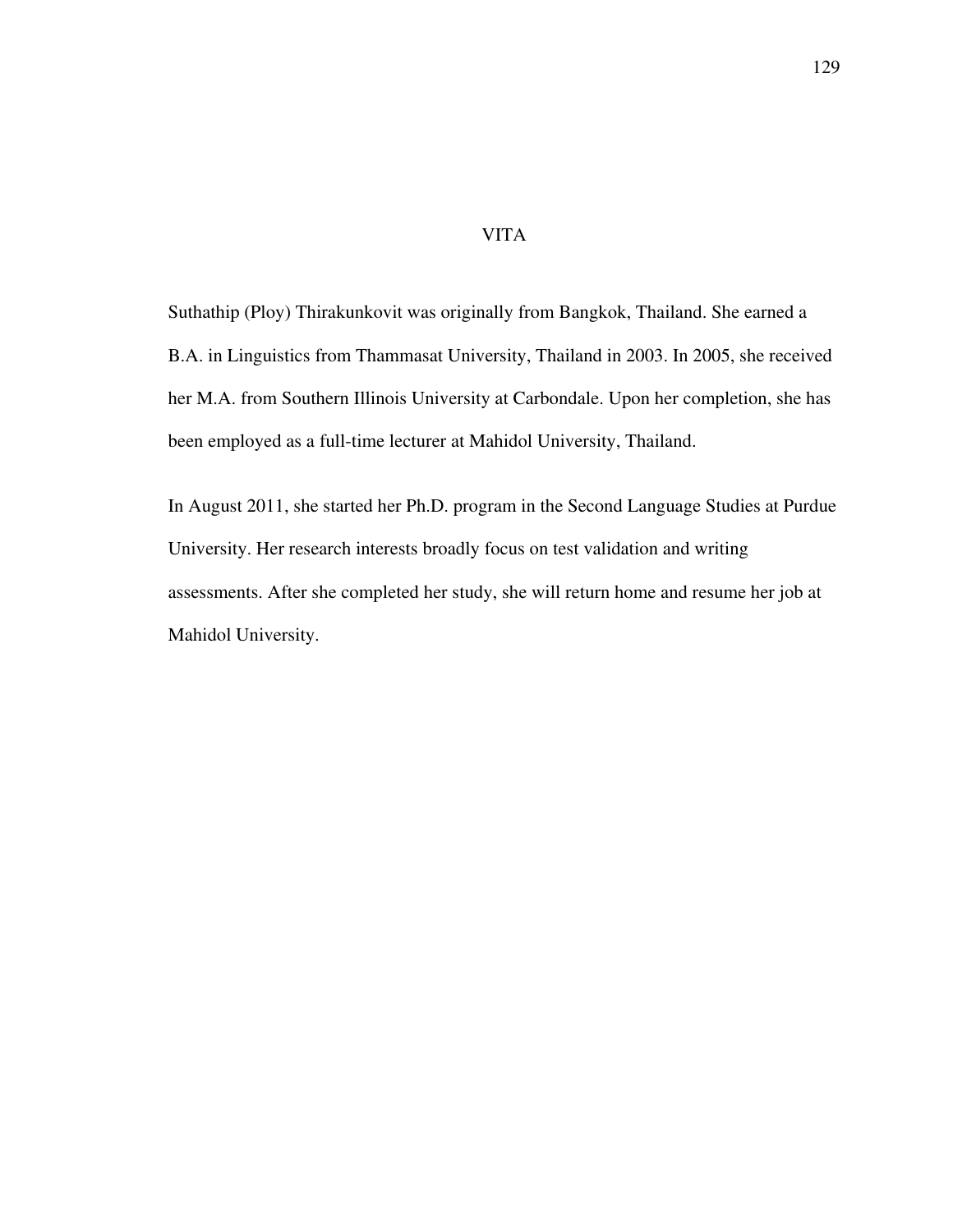# VITA

Suthathip (Ploy) Thirakunkovit was originally from Bangkok, Thailand. She earned a B.A. in Linguistics from Thammasat University, Thailand in 2003. In 2005, she received her M.A. from Southern Illinois University at Carbondale. Upon her completion, she has been employed as a full-time lecturer at Mahidol University, Thailand.

In August 2011, she started her Ph.D. program in the Second Language Studies at Purdue University. Her research interests broadly focus on test validation and writing assessments. After she completed her study, she will return home and resume her job at Mahidol University.